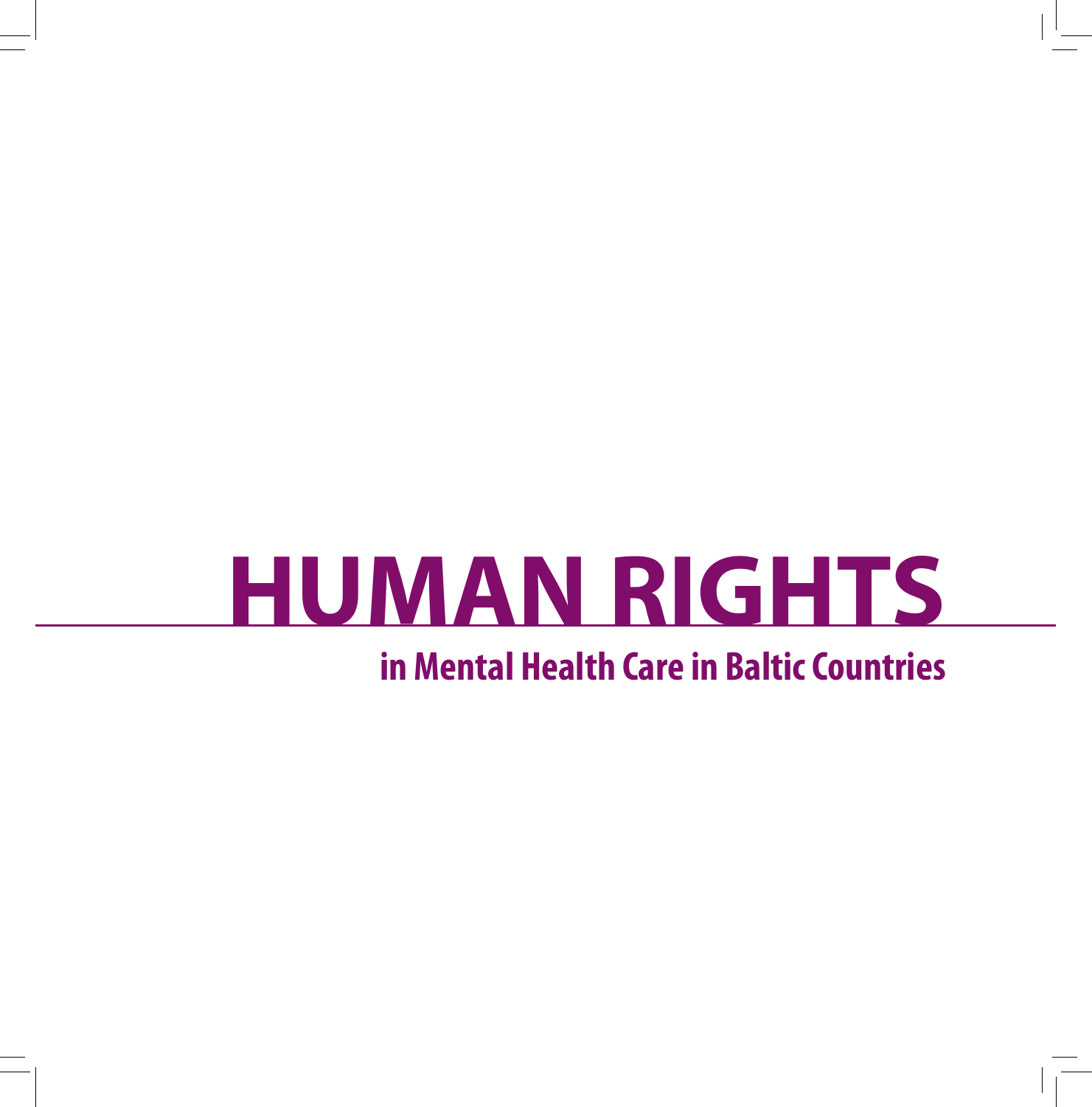# HUMAN RIGHTS

## in Mental Health Care in Baltic Countries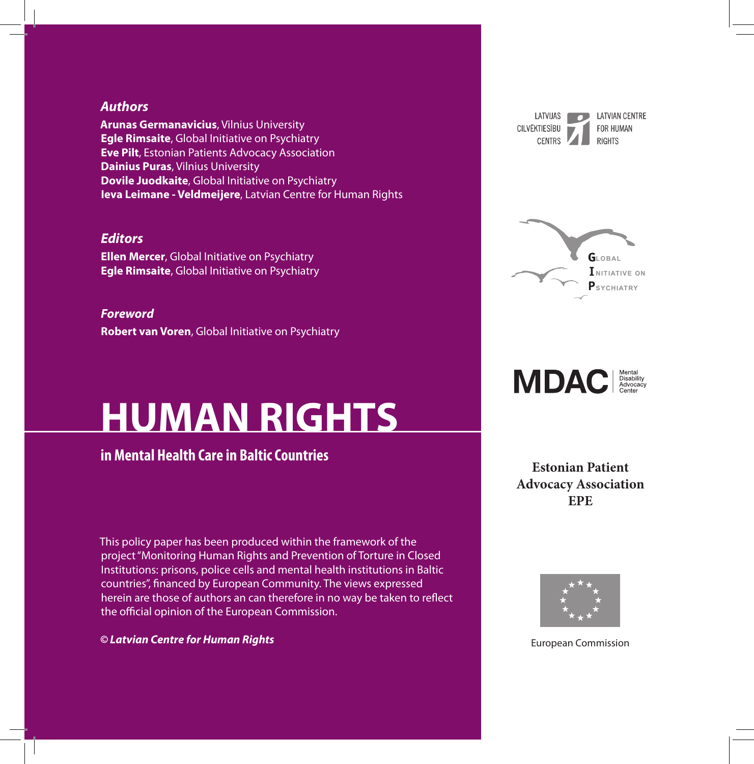### *Authors*

**Arunas Germanavicius**, Vilnius University
**Egle Rimsaite**, Global Initiative on Psychiatry
**Eve Pilt**, Estonian Patients Advocacy Association
**Dainius Puras**, Vilnius University
**Dovile Juodkaite**, Global Initiative on Psychiatry
**Ieva Leimane - Veldmeijere**, Latvian Centre for Human Rights

### *Editors*

**Ellen Mercer**, Global Initiative on Psychiatry
**Egle Rimsaite**, Global Initiative on Psychiatry

### *Foreword*

**Robert van Voren**, Global Initiative on Psychiatry

# HUMAN RIGHTS

## in Mental Health Care in Baltic Countries

This policy paper has been produced within the framework of the project "Monitoring Human Rights and Prevention of Torture in Closed Institutions: prisons, police cells and mental health institutions in Baltic countries", financed by European Community. The views expressed herein are those of authors an can therefore in no way be taken to reflect the official opinion of the European Commission.

© ***Latvian Centre for Human Rights***

LATVIJAS CILVĒKTIESĪBU CENTRS – LATVIAN CENTRE FOR HUMAN RIGHTS

GLOBAL INITIATIVE ON PSYCHIATRY

MDAC Mental Disability Advocacy Center

**Estonian Patient Advocacy Association EPE**

European Commission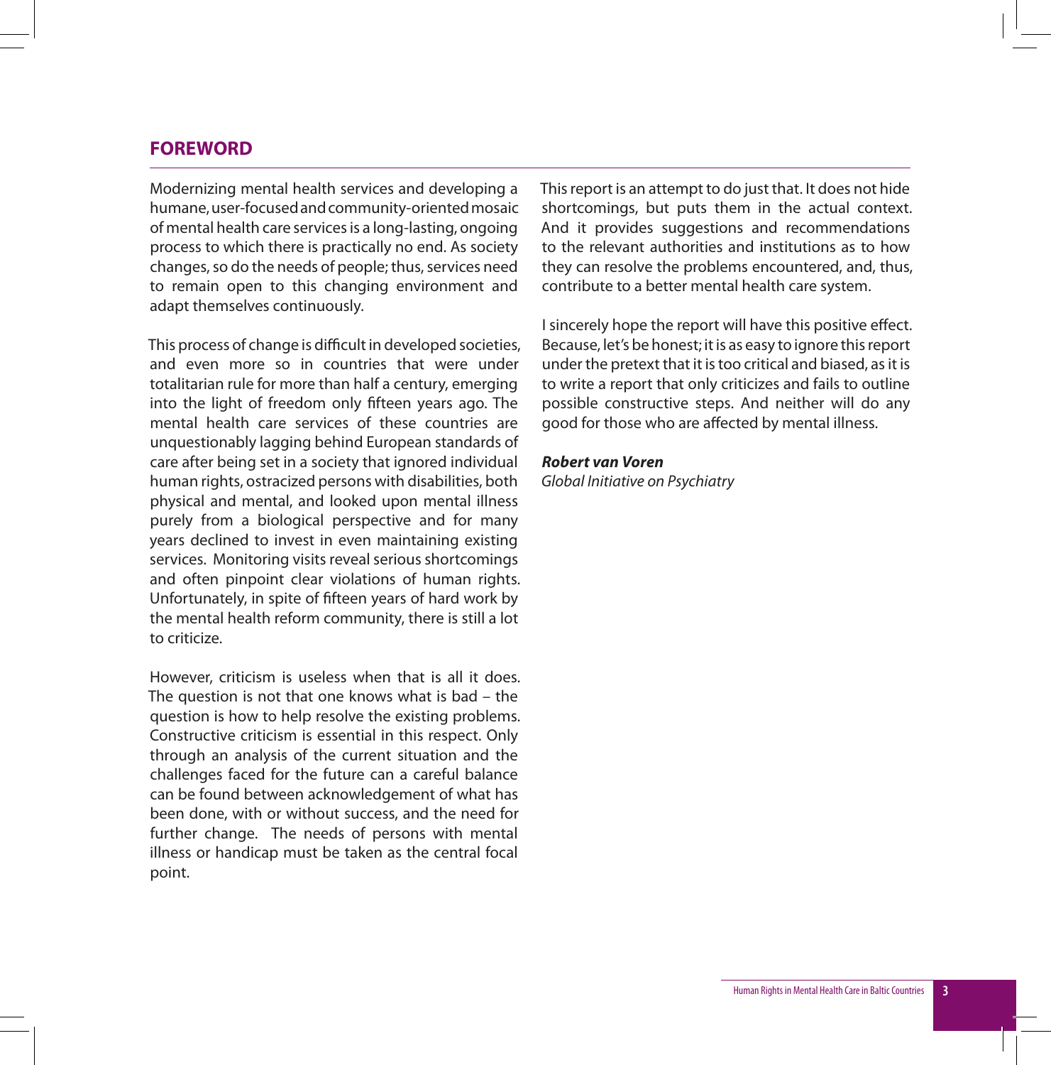## FOREWORD

Modernizing mental health services and developing a humane, user-focused and community-oriented mosaic of mental health care services is a long-lasting, ongoing process to which there is practically no end. As society changes, so do the needs of people; thus, services need to remain open to this changing environment and adapt themselves continuously.

This process of change is difficult in developed societies, and even more so in countries that were under totalitarian rule for more than half a century, emerging into the light of freedom only fifteen years ago. The mental health care services of these countries are unquestionably lagging behind European standards of care after being set in a society that ignored individual human rights, ostracized persons with disabilities, both physical and mental, and looked upon mental illness purely from a biological perspective and for many years declined to invest in even maintaining existing services. Monitoring visits reveal serious shortcomings and often pinpoint clear violations of human rights. Unfortunately, in spite of fifteen years of hard work by the mental health reform community, there is still a lot to criticize.

However, criticism is useless when that is all it does. The question is not that one knows what is bad – the question is how to help resolve the existing problems. Constructive criticism is essential in this respect. Only through an analysis of the current situation and the challenges faced for the future can a careful balance can be found between acknowledgement of what has been done, with or without success, and the need for further change. The needs of persons with mental illness or handicap must be taken as the central focal point.

This report is an attempt to do just that. It does not hide shortcomings, but puts them in the actual context. And it provides suggestions and recommendations to the relevant authorities and institutions as to how they can resolve the problems encountered, and, thus, contribute to a better mental health care system.

I sincerely hope the report will have this positive effect. Because, let's be honest; it is as easy to ignore this report under the pretext that it is too critical and biased, as it is to write a report that only criticizes and fails to outline possible constructive steps. And neither will do any good for those who are affected by mental illness.

***Robert van Voren***
*Global Initiative on Psychiatry*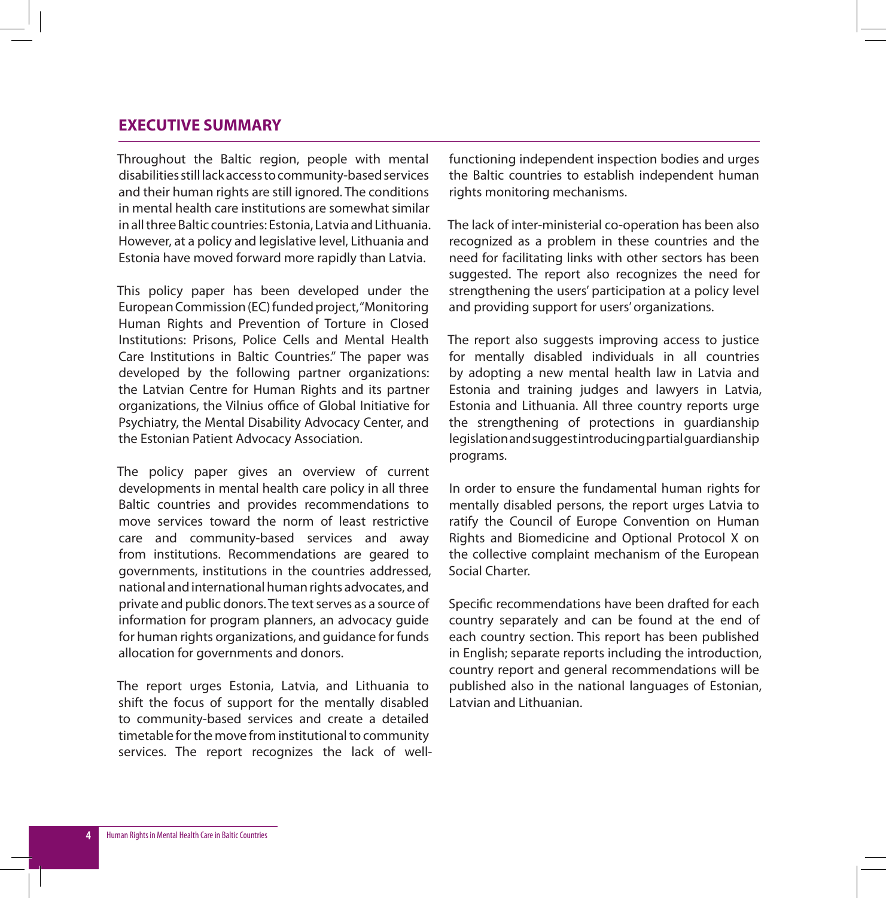## EXECUTIVE SUMMARY

Throughout the Baltic region, people with mental disabilities still lack access to community-based services and their human rights are still ignored. The conditions in mental health care institutions are somewhat similar in all three Baltic countries: Estonia, Latvia and Lithuania. However, at a policy and legislative level, Lithuania and Estonia have moved forward more rapidly than Latvia.

This policy paper has been developed under the European Commission (EC) funded project, "Monitoring Human Rights and Prevention of Torture in Closed Institutions: Prisons, Police Cells and Mental Health Care Institutions in Baltic Countries." The paper was developed by the following partner organizations: the Latvian Centre for Human Rights and its partner organizations, the Vilnius office of Global Initiative for Psychiatry, the Mental Disability Advocacy Center, and the Estonian Patient Advocacy Association.

The policy paper gives an overview of current developments in mental health care policy in all three Baltic countries and provides recommendations to move services toward the norm of least restrictive care and community-based services and away from institutions. Recommendations are geared to governments, institutions in the countries addressed, national and international human rights advocates, and private and public donors. The text serves as a source of information for program planners, an advocacy guide for human rights organizations, and guidance for funds allocation for governments and donors.

The report urges Estonia, Latvia, and Lithuania to shift the focus of support for the mentally disabled to community-based services and create a detailed timetable for the move from institutional to community services. The report recognizes the lack of well-functioning independent inspection bodies and urges the Baltic countries to establish independent human rights monitoring mechanisms.

The lack of inter-ministerial co-operation has been also recognized as a problem in these countries and the need for facilitating links with other sectors has been suggested. The report also recognizes the need for strengthening the users' participation at a policy level and providing support for users' organizations.

The report also suggests improving access to justice for mentally disabled individuals in all countries by adopting a new mental health law in Latvia and Estonia and training judges and lawyers in Latvia, Estonia and Lithuania. All three country reports urge the strengthening of protections in guardianship legislation and suggest introducing partial guardianship programs.

In order to ensure the fundamental human rights for mentally disabled persons, the report urges Latvia to ratify the Council of Europe Convention on Human Rights and Biomedicine and Optional Protocol X on the collective complaint mechanism of the European Social Charter.

Specific recommendations have been drafted for each country separately and can be found at the end of each country section. This report has been published in English; separate reports including the introduction, country report and general recommendations will be published also in the national languages of Estonian, Latvian and Lithuanian.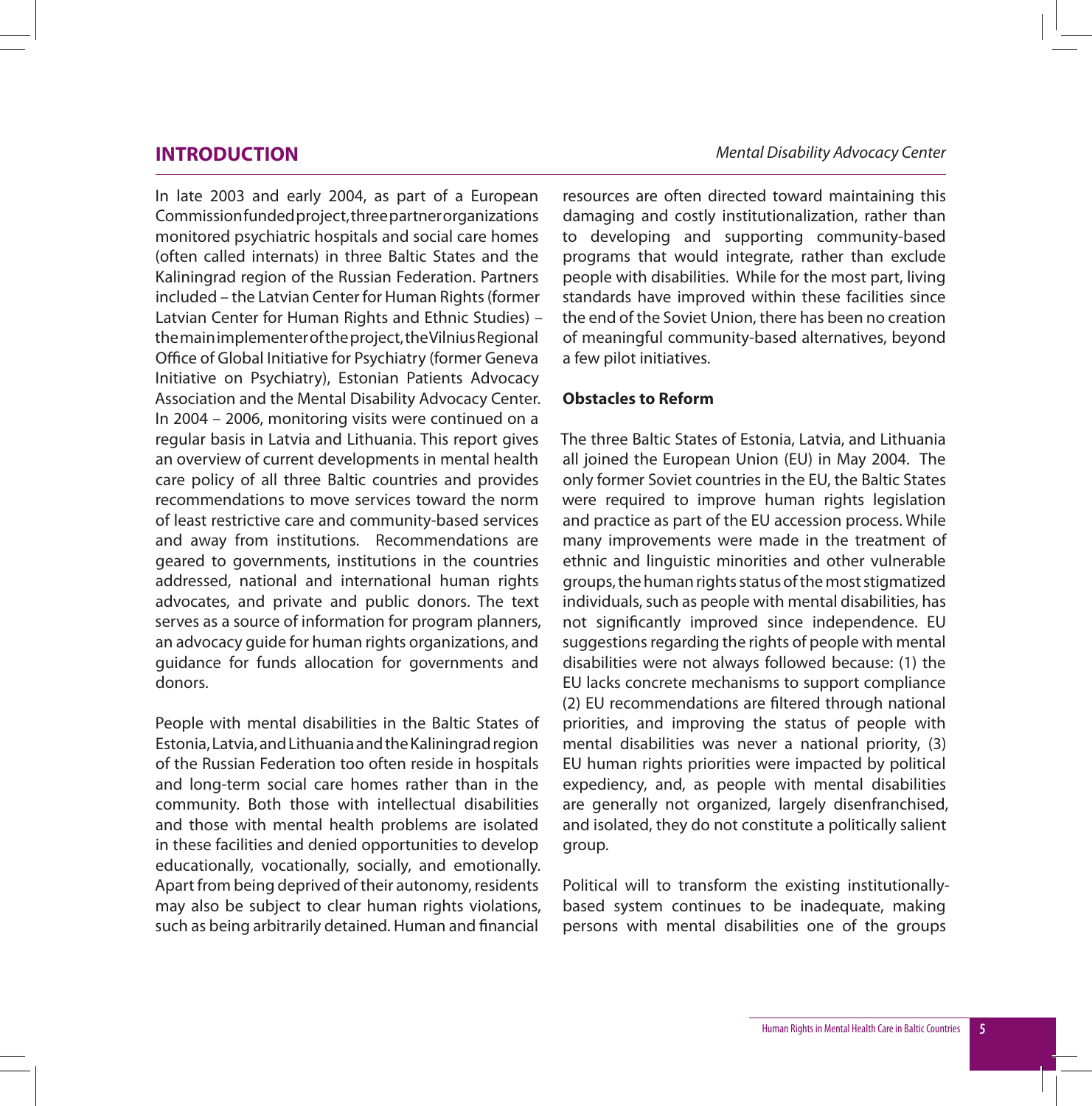# INTRODUCTION

In late 2003 and early 2004, as part of a European Commission funded project, three partner organizations monitored psychiatric hospitals and social care homes (often called internats) in three Baltic States and the Kaliningrad region of the Russian Federation. Partners included – the Latvian Center for Human Rights (former Latvian Center for Human Rights and Ethnic Studies) – the main implementer of the project, the Vilnius Regional Office of Global Initiative for Psychiatry (former Geneva Initiative on Psychiatry), Estonian Patients Advocacy Association and the Mental Disability Advocacy Center. In 2004 – 2006, monitoring visits were continued on a regular basis in Latvia and Lithuania. This report gives an overview of current developments in mental health care policy of all three Baltic countries and provides recommendations to move services toward the norm of least restrictive care and community-based services and away from institutions. Recommendations are geared to governments, institutions in the countries addressed, national and international human rights advocates, and private and public donors. The text serves as a source of information for program planners, an advocacy guide for human rights organizations, and guidance for funds allocation for governments and donors.

People with mental disabilities in the Baltic States of Estonia, Latvia, and Lithuania and the Kaliningrad region of the Russian Federation too often reside in hospitals and long-term social care homes rather than in the community. Both those with intellectual disabilities and those with mental health problems are isolated in these facilities and denied opportunities to develop educationally, vocationally, socially, and emotionally. Apart from being deprived of their autonomy, residents may also be subject to clear human rights violations, such as being arbitrarily detained. Human and financial resources are often directed toward maintaining this damaging and costly institutionalization, rather than to developing and supporting community-based programs that would integrate, rather than exclude people with disabilities. While for the most part, living standards have improved within these facilities since the end of the Soviet Union, there has been no creation of meaningful community-based alternatives, beyond a few pilot initiatives.

**Obstacles to Reform**

The three Baltic States of Estonia, Latvia, and Lithuania all joined the European Union (EU) in May 2004. The only former Soviet countries in the EU, the Baltic States were required to improve human rights legislation and practice as part of the EU accession process. While many improvements were made in the treatment of ethnic and linguistic minorities and other vulnerable groups, the human rights status of the most stigmatized individuals, such as people with mental disabilities, has not significantly improved since independence. EU suggestions regarding the rights of people with mental disabilities were not always followed because: (1) the EU lacks concrete mechanisms to support compliance (2) EU recommendations are filtered through national priorities, and improving the status of people with mental disabilities was never a national priority, (3) EU human rights priorities were impacted by political expediency, and, as people with mental disabilities are generally not organized, largely disenfranchised, and isolated, they do not constitute a politically salient group.

Political will to transform the existing institutionally-based system continues to be inadequate, making persons with mental disabilities one of the groups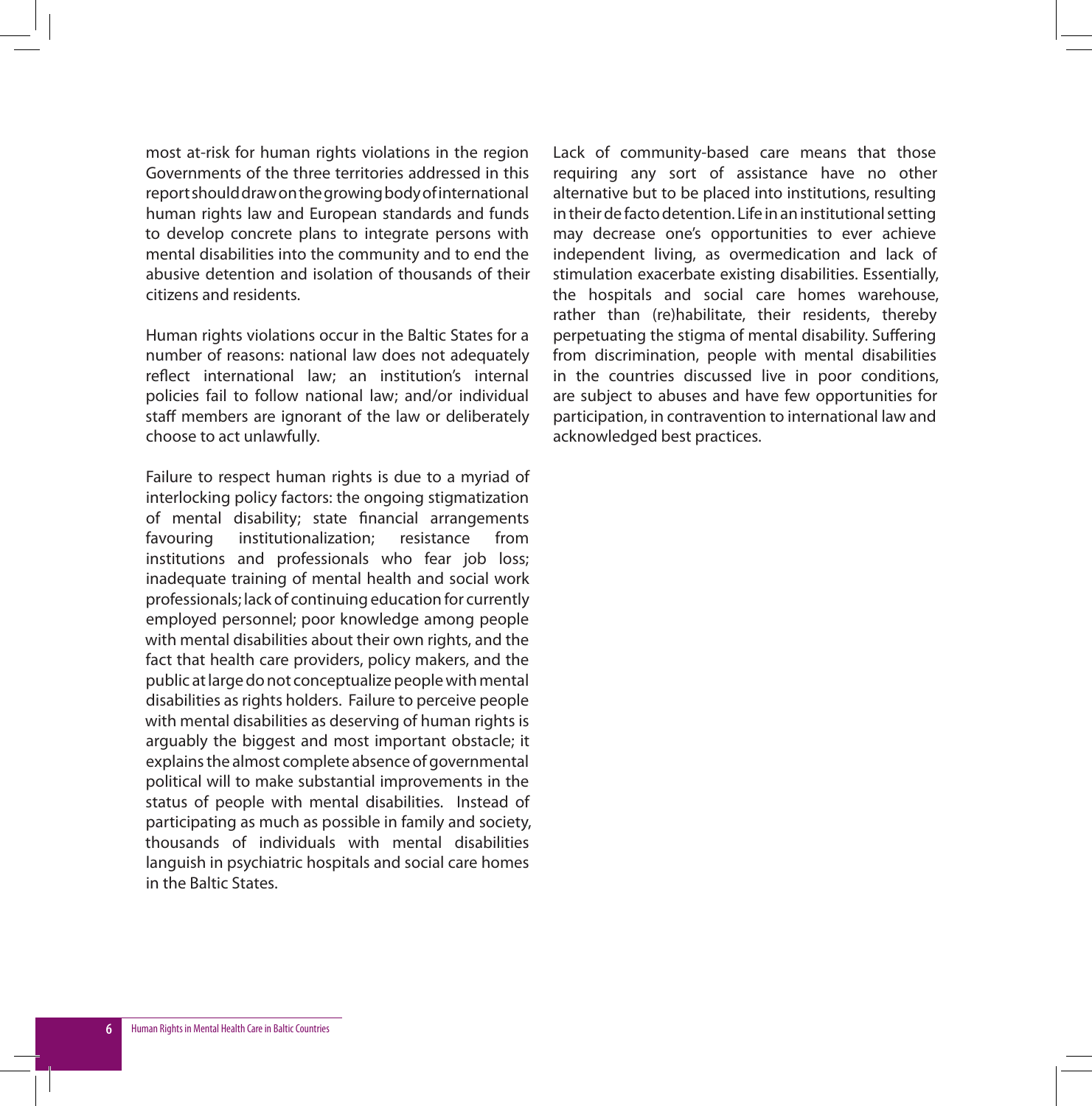most at-risk for human rights violations in the region Governments of the three territories addressed in this report should draw on the growing body of international human rights law and European standards and funds to develop concrete plans to integrate persons with mental disabilities into the community and to end the abusive detention and isolation of thousands of their citizens and residents.

Human rights violations occur in the Baltic States for a number of reasons: national law does not adequately reflect international law; an institution's internal policies fail to follow national law; and/or individual staff members are ignorant of the law or deliberately choose to act unlawfully.

Failure to respect human rights is due to a myriad of interlocking policy factors: the ongoing stigmatization of mental disability; state financial arrangements favouring institutionalization; resistance from institutions and professionals who fear job loss; inadequate training of mental health and social work professionals; lack of continuing education for currently employed personnel; poor knowledge among people with mental disabilities about their own rights, and the fact that health care providers, policy makers, and the public at large do not conceptualize people with mental disabilities as rights holders. Failure to perceive people with mental disabilities as deserving of human rights is arguably the biggest and most important obstacle; it explains the almost complete absence of governmental political will to make substantial improvements in the status of people with mental disabilities. Instead of participating as much as possible in family and society, thousands of individuals with mental disabilities languish in psychiatric hospitals and social care homes in the Baltic States.

Lack of community-based care means that those requiring any sort of assistance have no other alternative but to be placed into institutions, resulting in their de facto detention. Life in an institutional setting may decrease one's opportunities to ever achieve independent living, as overmedication and lack of stimulation exacerbate existing disabilities. Essentially, the hospitals and social care homes warehouse, rather than (re)habilitate, their residents, thereby perpetuating the stigma of mental disability. Suffering from discrimination, people with mental disabilities in the countries discussed live in poor conditions, are subject to abuses and have few opportunities for participation, in contravention to international law and acknowledged best practices.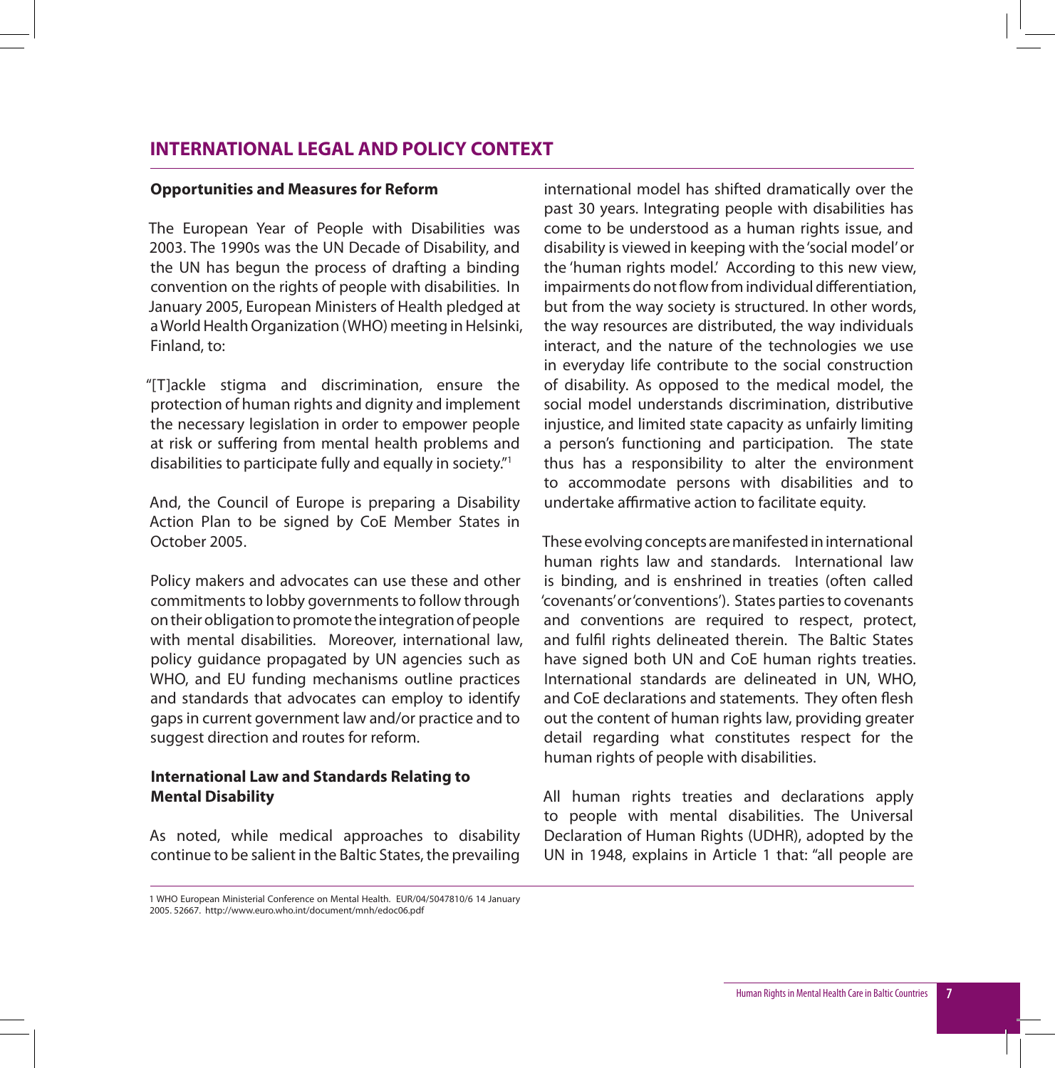## INTERNATIONAL LEGAL AND POLICY CONTEXT

### Opportunities and Measures for Reform

The European Year of People with Disabilities was 2003. The 1990s was the UN Decade of Disability, and the UN has begun the process of drafting a binding convention on the rights of people with disabilities. In January 2005, European Ministers of Health pledged at a World Health Organization (WHO) meeting in Helsinki, Finland, to:

"[T]ackle stigma and discrimination, ensure the protection of human rights and dignity and implement the necessary legislation in order to empower people at risk or suffering from mental health problems and disabilities to participate fully and equally in society."[1]

And, the Council of Europe is preparing a Disability Action Plan to be signed by CoE Member States in October 2005.

Policy makers and advocates can use these and other commitments to lobby governments to follow through on their obligation to promote the integration of people with mental disabilities. Moreover, international law, policy guidance propagated by UN agencies such as WHO, and EU funding mechanisms outline practices and standards that advocates can employ to identify gaps in current government law and/or practice and to suggest direction and routes for reform.

### International Law and Standards Relating to Mental Disability

As noted, while medical approaches to disability continue to be salient in the Baltic States, the prevailing international model has shifted dramatically over the past 30 years. Integrating people with disabilities has come to be understood as a human rights issue, and disability is viewed in keeping with the 'social model' or the 'human rights model.' According to this new view, impairments do not flow from individual differentiation, but from the way society is structured. In other words, the way resources are distributed, the way individuals interact, and the nature of the technologies we use in everyday life contribute to the social construction of disability. As opposed to the medical model, the social model understands discrimination, distributive injustice, and limited state capacity as unfairly limiting a person's functioning and participation. The state thus has a responsibility to alter the environment to accommodate persons with disabilities and to undertake affirmative action to facilitate equity.

These evolving concepts are manifested in international human rights law and standards. International law is binding, and is enshrined in treaties (often called 'covenants' or 'conventions'). States parties to covenants and conventions are required to respect, protect, and fulfil rights delineated therein. The Baltic States have signed both UN and CoE human rights treaties. International standards are delineated in UN, WHO, and CoE declarations and statements. They often flesh out the content of human rights law, providing greater detail regarding what constitutes respect for the human rights of people with disabilities.

All human rights treaties and declarations apply to people with mental disabilities. The Universal Declaration of Human Rights (UDHR), adopted by the UN in 1948, explains in Article 1 that: "all people are

---

1 WHO European Ministerial Conference on Mental Health. EUR/04/5047810/6 14 January 2005. 52667. http://www.euro.who.int/document/mnh/edoc06.pdf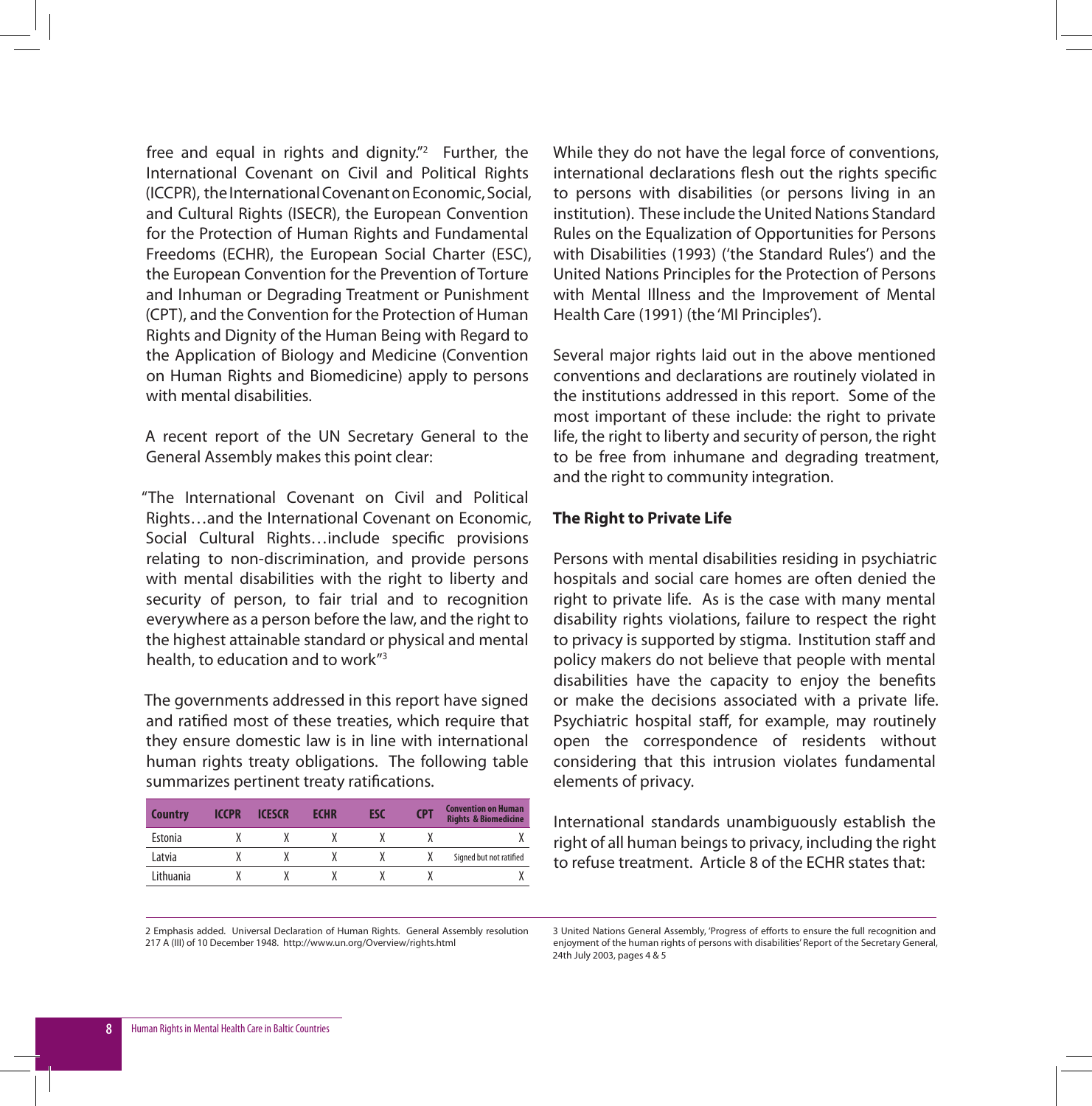free and equal in rights and dignity."[2] Further, the International Covenant on Civil and Political Rights (ICCPR), the International Covenant on Economic, Social, and Cultural Rights (ISECR), the European Convention for the Protection of Human Rights and Fundamental Freedoms (ECHR), the European Social Charter (ESC), the European Convention for the Prevention of Torture and Inhuman or Degrading Treatment or Punishment (CPT), and the Convention for the Protection of Human Rights and Dignity of the Human Being with Regard to the Application of Biology and Medicine (Convention on Human Rights and Biomedicine) apply to persons with mental disabilities.

A recent report of the UN Secretary General to the General Assembly makes this point clear:

"The International Covenant on Civil and Political Rights…and the International Covenant on Economic, Social Cultural Rights…include specific provisions relating to non-discrimination, and provide persons with mental disabilities with the right to liberty and security of person, to fair trial and to recognition everywhere as a person before the law, and the right to the highest attainable standard or physical and mental health, to education and to work"[3]

The governments addressed in this report have signed and ratified most of these treaties, which require that they ensure domestic law is in line with international human rights treaty obligations. The following table summarizes pertinent treaty ratifications.

| Country | ICCPR | ICESCR | ECHR | ESC | CPT | Convention on Human Rights & Biomedicine |
|---|---|---|---|---|---|---|
| Estonia | X | X | X | X | X | X |
| Latvia | X | X | X | X | X | Signed but not ratified |
| Lithuania | X | X | X | X | X | X |

While they do not have the legal force of conventions, international declarations flesh out the rights specific to persons with disabilities (or persons living in an institution). These include the United Nations Standard Rules on the Equalization of Opportunities for Persons with Disabilities (1993) ('the Standard Rules') and the United Nations Principles for the Protection of Persons with Mental Illness and the Improvement of Mental Health Care (1991) (the 'MI Principles').

Several major rights laid out in the above mentioned conventions and declarations are routinely violated in the institutions addressed in this report. Some of the most important of these include: the right to private life, the right to liberty and security of person, the right to be free from inhumane and degrading treatment, and the right to community integration.

### The Right to Private Life

Persons with mental disabilities residing in psychiatric hospitals and social care homes are often denied the right to private life. As is the case with many mental disability rights violations, failure to respect the right to privacy is supported by stigma. Institution staff and policy makers do not believe that people with mental disabilities have the capacity to enjoy the benefits or make the decisions associated with a private life. Psychiatric hospital staff, for example, may routinely open the correspondence of residents without considering that this intrusion violates fundamental elements of privacy.

International standards unambiguously establish the right of all human beings to privacy, including the right to refuse treatment. Article 8 of the ECHR states that:

---

2 Emphasis added. Universal Declaration of Human Rights. General Assembly resolution 217 A (III) of 10 December 1948. http://www.un.org/Overview/rights.html

3 United Nations General Assembly, 'Progress of efforts to ensure the full recognition and enjoyment of the human rights of persons with disabilities' Report of the Secretary General, 24th July 2003, pages 4 & 5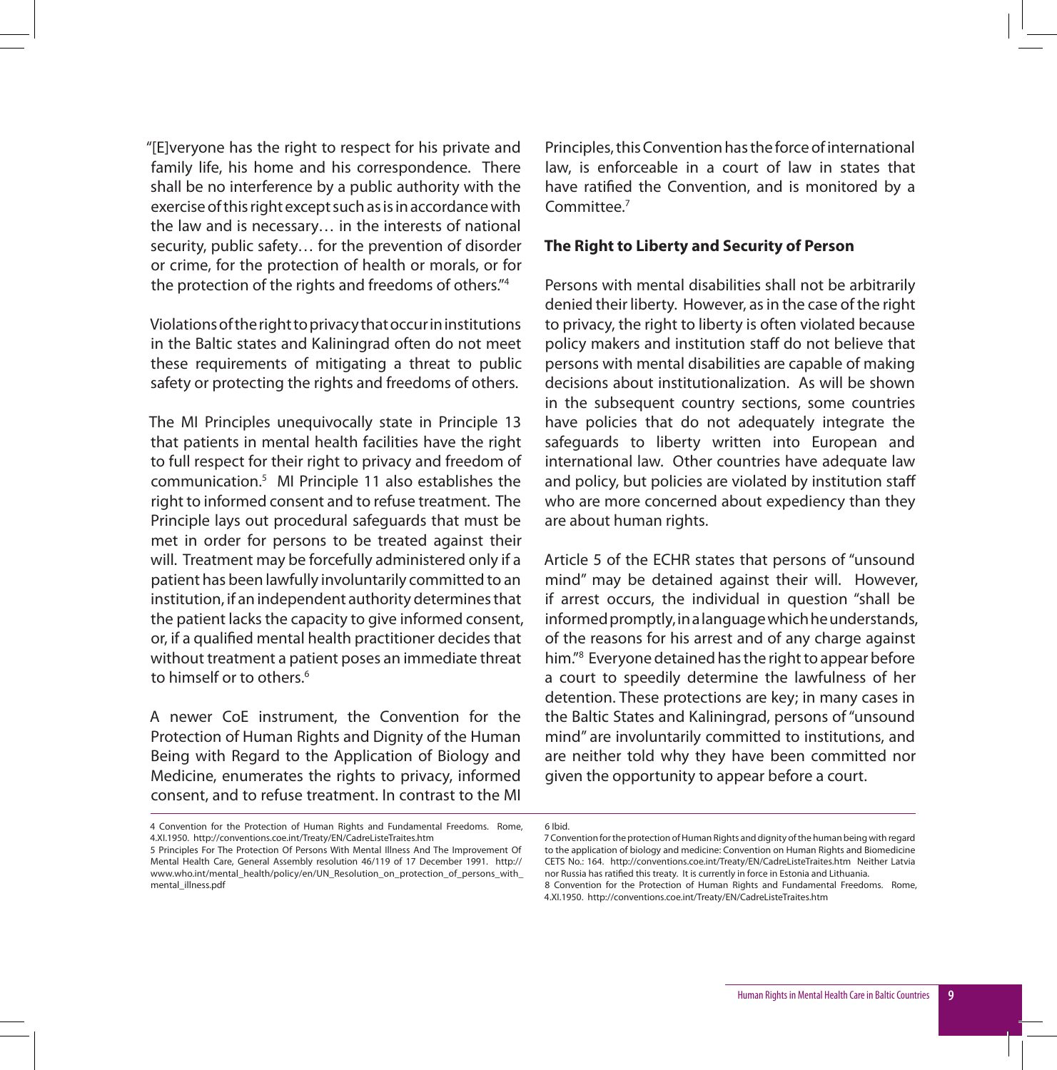"[E]veryone has the right to respect for his private and family life, his home and his correspondence. There shall be no interference by a public authority with the exercise of this right except such as is in accordance with the law and is necessary… in the interests of national security, public safety… for the prevention of disorder or crime, for the protection of health or morals, or for the protection of the rights and freedoms of others."[4]

Violations of the right to privacy that occur in institutions in the Baltic states and Kaliningrad often do not meet these requirements of mitigating a threat to public safety or protecting the rights and freedoms of others.

The MI Principles unequivocally state in Principle 13 that patients in mental health facilities have the right to full respect for their right to privacy and freedom of communication.[5] MI Principle 11 also establishes the right to informed consent and to refuse treatment. The Principle lays out procedural safeguards that must be met in order for persons to be treated against their will. Treatment may be forcefully administered only if a patient has been lawfully involuntarily committed to an institution, if an independent authority determines that the patient lacks the capacity to give informed consent, or, if a qualified mental health practitioner decides that without treatment a patient poses an immediate threat to himself or to others.[6]

A newer CoE instrument, the Convention for the Protection of Human Rights and Dignity of the Human Being with Regard to the Application of Biology and Medicine, enumerates the rights to privacy, informed consent, and to refuse treatment. In contrast to the MI Principles, this Convention has the force of international law, is enforceable in a court of law in states that have ratified the Convention, and is monitored by a Committee.[7]

**The Right to Liberty and Security of Person**

Persons with mental disabilities shall not be arbitrarily denied their liberty. However, as in the case of the right to privacy, the right to liberty is often violated because policy makers and institution staff do not believe that persons with mental disabilities are capable of making decisions about institutionalization. As will be shown in the subsequent country sections, some countries have policies that do not adequately integrate the safeguards to liberty written into European and international law. Other countries have adequate law and policy, but policies are violated by institution staff who are more concerned about expediency than they are about human rights.

Article 5 of the ECHR states that persons of "unsound mind" may be detained against their will. However, if arrest occurs, the individual in question "shall be informed promptly, in a language which he understands, of the reasons for his arrest and of any charge against him."[8] Everyone detained has the right to appear before a court to speedily determine the lawfulness of her detention. These protections are key; in many cases in the Baltic States and Kaliningrad, persons of "unsound mind" are involuntarily committed to institutions, and are neither told why they have been committed nor given the opportunity to appear before a court.

---

4 Convention for the Protection of Human Rights and Fundamental Freedoms. Rome, 4.XI.1950. http://conventions.coe.int/Treaty/EN/CadreListeTraites.htm

5 Principles For The Protection Of Persons With Mental Illness And The Improvement Of Mental Health Care, General Assembly resolution 46/119 of 17 December 1991. http://www.who.int/mental_health/policy/en/UN_Resolution_on_protection_of_persons_with_mental_illness.pdf

6 Ibid.

7 Convention for the protection of Human Rights and dignity of the human being with regard to the application of biology and medicine: Convention on Human Rights and Biomedicine CETS No.: 164. http://conventions.coe.int/Treaty/EN/CadreListeTraites.htm Neither Latvia nor Russia has ratified this treaty. It is currently in force in Estonia and Lithuania.

8 Convention for the Protection of Human Rights and Fundamental Freedoms. Rome, 4.XI.1950. http://conventions.coe.int/Treaty/EN/CadreListeTraites.htm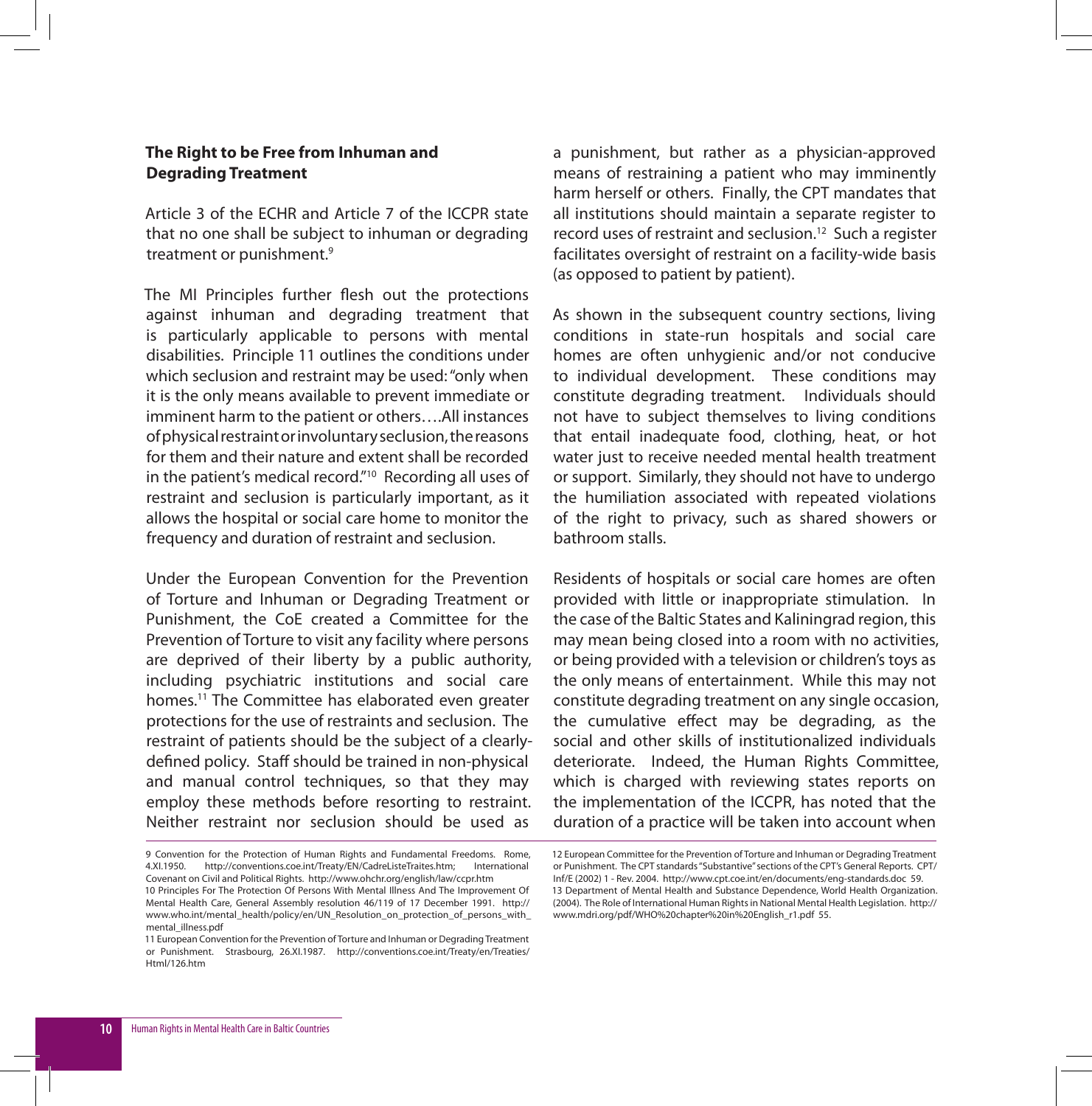### The Right to be Free from Inhuman and Degrading Treatment

Article 3 of the ECHR and Article 7 of the ICCPR state that no one shall be subject to inhuman or degrading treatment or punishment.[9]

The MI Principles further flesh out the protections against inhuman and degrading treatment that is particularly applicable to persons with mental disabilities. Principle 11 outlines the conditions under which seclusion and restraint may be used: "only when it is the only means available to prevent immediate or imminent harm to the patient or others….All instances of physical restraint or involuntary seclusion, the reasons for them and their nature and extent shall be recorded in the patient's medical record."[10] Recording all uses of restraint and seclusion is particularly important, as it allows the hospital or social care home to monitor the frequency and duration of restraint and seclusion.

Under the European Convention for the Prevention of Torture and Inhuman or Degrading Treatment or Punishment, the CoE created a Committee for the Prevention of Torture to visit any facility where persons are deprived of their liberty by a public authority, including psychiatric institutions and social care homes.[11] The Committee has elaborated even greater protections for the use of restraints and seclusion. The restraint of patients should be the subject of a clearly-defined policy. Staff should be trained in non-physical and manual control techniques, so that they may employ these methods before resorting to restraint. Neither restraint nor seclusion should be used as a punishment, but rather as a physician-approved means of restraining a patient who may imminently harm herself or others. Finally, the CPT mandates that all institutions should maintain a separate register to record uses of restraint and seclusion.[12] Such a register facilitates oversight of restraint on a facility-wide basis (as opposed to patient by patient).

As shown in the subsequent country sections, living conditions in state-run hospitals and social care homes are often unhygienic and/or not conducive to individual development. These conditions may constitute degrading treatment. Individuals should not have to subject themselves to living conditions that entail inadequate food, clothing, heat, or hot water just to receive needed mental health treatment or support. Similarly, they should not have to undergo the humiliation associated with repeated violations of the right to privacy, such as shared showers or bathroom stalls.

Residents of hospitals or social care homes are often provided with little or inappropriate stimulation. In the case of the Baltic States and Kaliningrad region, this may mean being closed into a room with no activities, or being provided with a television or children's toys as the only means of entertainment. While this may not constitute degrading treatment on any single occasion, the cumulative effect may be degrading, as the social and other skills of institutionalized individuals deteriorate. Indeed, the Human Rights Committee, which is charged with reviewing states reports on the implementation of the ICCPR, has noted that the duration of a practice will be taken into account when

---

9 Convention for the Protection of Human Rights and Fundamental Freedoms. Rome, 4.XI.1950. http://conventions.coe.int/Treaty/EN/CadreListeTraites.htm; International Covenant on Civil and Political Rights. http://www.ohchr.org/english/law/ccpr.htm

10 Principles For The Protection Of Persons With Mental Illness And The Improvement Of Mental Health Care, General Assembly resolution 46/119 of 17 December 1991. http://www.who.int/mental_health/policy/en/UN_Resolution_on_protection_of_persons_with_mental_illness.pdf

11 European Convention for the Prevention of Torture and Inhuman or Degrading Treatment or Punishment. Strasbourg, 26.XI.1987. http://conventions.coe.int/Treaty/en/Treaties/Html/126.htm

12 European Committee for the Prevention of Torture and Inhuman or Degrading Treatment or Punishment. The CPT standards "Substantive" sections of the CPT's General Reports. CPT/Inf/E (2002) 1 - Rev. 2004. http://www.cpt.coe.int/en/documents/eng-standards.doc 59.

13 Department of Mental Health and Substance Dependence, World Health Organization. (2004). The Role of International Human Rights in National Mental Health Legislation. http://www.mdri.org/pdf/WHO%20chapter%20in%20English_r1.pdf 55.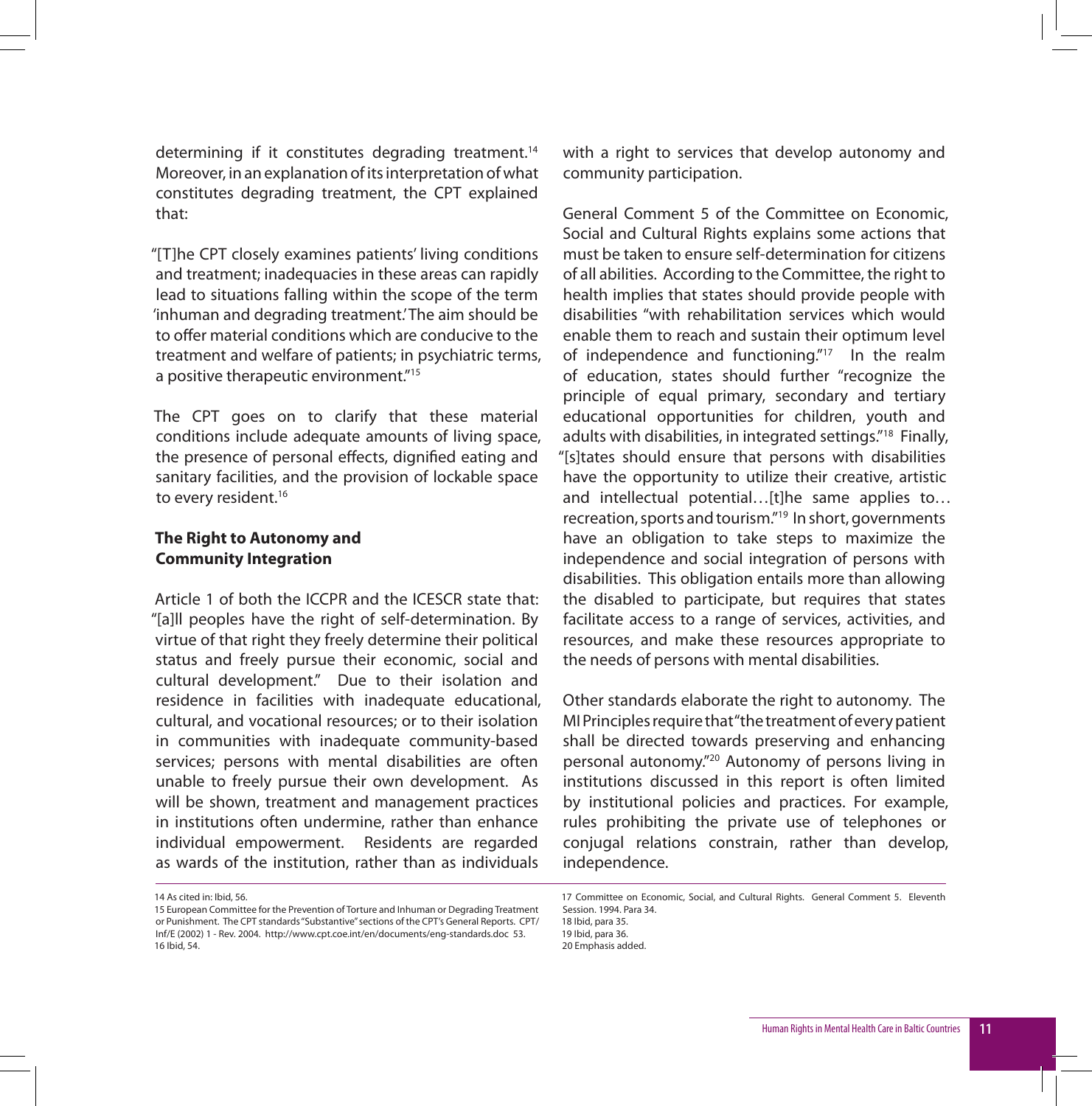determining if it constitutes degrading treatment.[14] Moreover, in an explanation of its interpretation of what constitutes degrading treatment, the CPT explained that:

"[T]he CPT closely examines patients' living conditions and treatment; inadequacies in these areas can rapidly lead to situations falling within the scope of the term 'inhuman and degrading treatment.' The aim should be to offer material conditions which are conducive to the treatment and welfare of patients; in psychiatric terms, a positive therapeutic environment."[15]

The CPT goes on to clarify that these material conditions include adequate amounts of living space, the presence of personal effects, dignified eating and sanitary facilities, and the provision of lockable space to every resident.[16]

### The Right to Autonomy and Community Integration

Article 1 of both the ICCPR and the ICESCR state that: "[a]ll peoples have the right of self-determination. By virtue of that right they freely determine their political status and freely pursue their economic, social and cultural development." Due to their isolation and residence in facilities with inadequate educational, cultural, and vocational resources; or to their isolation in communities with inadequate community-based services; persons with mental disabilities are often unable to freely pursue their own development. As will be shown, treatment and management practices in institutions often undermine, rather than enhance individual empowerment. Residents are regarded as wards of the institution, rather than as individuals with a right to services that develop autonomy and community participation.

General Comment 5 of the Committee on Economic, Social and Cultural Rights explains some actions that must be taken to ensure self-determination for citizens of all abilities. According to the Committee, the right to health implies that states should provide people with disabilities "with rehabilitation services which would enable them to reach and sustain their optimum level of independence and functioning."[17] In the realm of education, states should further "recognize the principle of equal primary, secondary and tertiary educational opportunities for children, youth and adults with disabilities, in integrated settings."[18] Finally, "[s]tates should ensure that persons with disabilities have the opportunity to utilize their creative, artistic and intellectual potential…[t]he same applies to…recreation, sports and tourism."[19] In short, governments have an obligation to take steps to maximize the independence and social integration of persons with disabilities. This obligation entails more than allowing the disabled to participate, but requires that states facilitate access to a range of services, activities, and resources, and make these resources appropriate to the needs of persons with mental disabilities.

Other standards elaborate the right to autonomy. The MI Principles require that "the treatment of every patient shall be directed towards preserving and enhancing personal autonomy."[20] Autonomy of persons living in institutions discussed in this report is often limited by institutional policies and practices. For example, rules prohibiting the private use of telephones or conjugal relations constrain, rather than develop, independence.

---

14 As cited in: Ibid, 56.

15 European Committee for the Prevention of Torture and Inhuman or Degrading Treatment or Punishment. The CPT standards "Substantive" sections of the CPT's General Reports. CPT/Inf/E (2002) 1 - Rev. 2004. http://www.cpt.coe.int/en/documents/eng-standards.doc 53.

16 Ibid, 54.

17 Committee on Economic, Social, and Cultural Rights. General Comment 5. Eleventh Session. 1994. Para 34.

18 Ibid, para 35.

19 Ibid, para 36.

20 Emphasis added.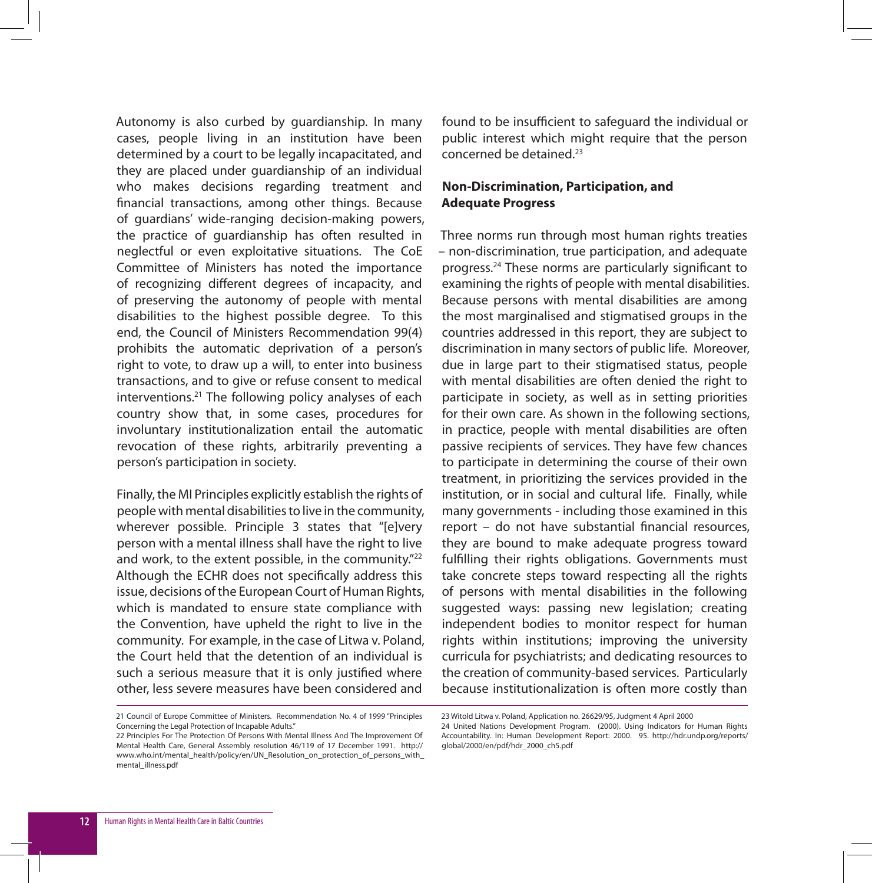Autonomy is also curbed by guardianship. In many cases, people living in an institution have been determined by a court to be legally incapacitated, and they are placed under guardianship of an individual who makes decisions regarding treatment and financial transactions, among other things. Because of guardians' wide-ranging decision-making powers, the practice of guardianship has often resulted in neglectful or even exploitative situations. The CoE Committee of Ministers has noted the importance of recognizing different degrees of incapacity, and of preserving the autonomy of people with mental disabilities to the highest possible degree. To this end, the Council of Ministers Recommendation 99(4) prohibits the automatic deprivation of a person's right to vote, to draw up a will, to enter into business transactions, and to give or refuse consent to medical interventions.[21] The following policy analyses of each country show that, in some cases, procedures for involuntary institutionalization entail the automatic revocation of these rights, arbitrarily preventing a person's participation in society.

Finally, the MI Principles explicitly establish the rights of people with mental disabilities to live in the community, wherever possible. Principle 3 states that "[e]very person with a mental illness shall have the right to live and work, to the extent possible, in the community."[22] Although the ECHR does not specifically address this issue, decisions of the European Court of Human Rights, which is mandated to ensure state compliance with the Convention, have upheld the right to live in the community. For example, in the case of Litwa v. Poland, the Court held that the detention of an individual is such a serious measure that it is only justified where other, less severe measures have been considered and found to be insufficient to safeguard the individual or public interest which might require that the person concerned be detained.[23]

**Non-Discrimination, Participation, and Adequate Progress**

Three norms run through most human rights treaties – non-discrimination, true participation, and adequate progress.[24] These norms are particularly significant to examining the rights of people with mental disabilities. Because persons with mental disabilities are among the most marginalised and stigmatised groups in the countries addressed in this report, they are subject to discrimination in many sectors of public life. Moreover, due in large part to their stigmatised status, people with mental disabilities are often denied the right to participate in society, as well as in setting priorities for their own care. As shown in the following sections, in practice, people with mental disabilities are often passive recipients of services. They have few chances to participate in determining the course of their own treatment, in prioritizing the services provided in the institution, or in social and cultural life. Finally, while many governments - including those examined in this report – do not have substantial financial resources, they are bound to make adequate progress toward fulfilling their rights obligations. Governments must take concrete steps toward respecting all the rights of persons with mental disabilities in the following suggested ways: passing new legislation; creating independent bodies to monitor respect for human rights within institutions; improving the university curricula for psychiatrists; and dedicating resources to the creation of community-based services. Particularly because institutionalization is often more costly than

21 Council of Europe Committee of Ministers. Recommendation No. 4 of 1999 "Principles Concerning the Legal Protection of Incapable Adults."

22 Principles For The Protection Of Persons With Mental Illness And The Improvement Of Mental Health Care, General Assembly resolution 46/119 of 17 December 1991. http://www.who.int/mental_health/policy/en/UN_Resolution_on_protection_of_persons_with_mental_illness.pdf

23 Witold Litwa v. Poland, Application no. 26629/95, Judgment 4 April 2000

24 United Nations Development Program. (2000). Using Indicators for Human Rights Accountability. In: Human Development Report: 2000. 95. http://hdr.undp.org/reports/global/2000/en/pdf/hdr_2000_ch5.pdf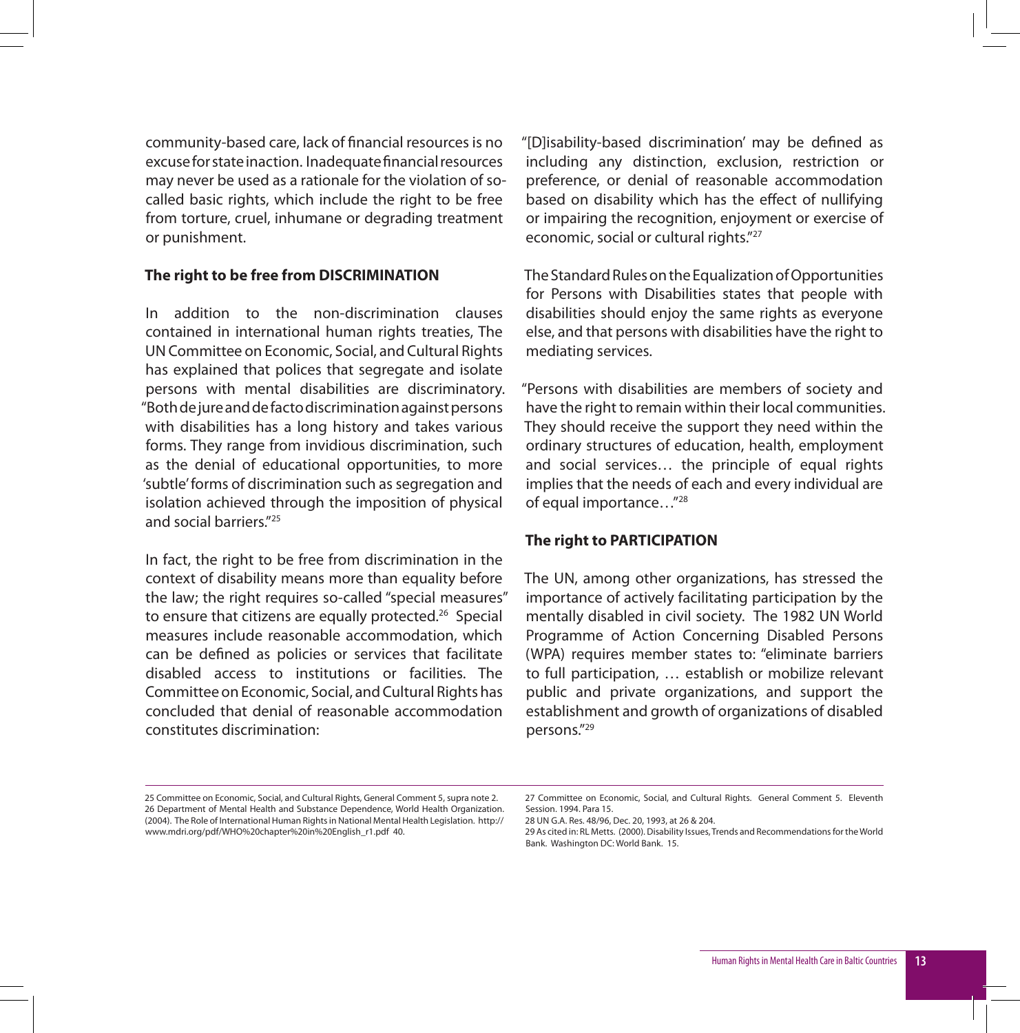community-based care, lack of financial resources is no excuse for state inaction. Inadequate financial resources may never be used as a rationale for the violation of so-called basic rights, which include the right to be free from torture, cruel, inhumane or degrading treatment or punishment.

**The right to be free from DISCRIMINATION**

In addition to the non-discrimination clauses contained in international human rights treaties, The UN Committee on Economic, Social, and Cultural Rights has explained that polices that segregate and isolate persons with mental disabilities are discriminatory. "Both de jure and de facto discrimination against persons with disabilities has a long history and takes various forms. They range from invidious discrimination, such as the denial of educational opportunities, to more 'subtle' forms of discrimination such as segregation and isolation achieved through the imposition of physical and social barriers."[25]

In fact, the right to be free from discrimination in the context of disability means more than equality before the law; the right requires so-called "special measures" to ensure that citizens are equally protected.[26] Special measures include reasonable accommodation, which can be defined as policies or services that facilitate disabled access to institutions or facilities. The Committee on Economic, Social, and Cultural Rights has concluded that denial of reasonable accommodation constitutes discrimination:

"[D]isability-based discrimination' may be defined as including any distinction, exclusion, restriction or preference, or denial of reasonable accommodation based on disability which has the effect of nullifying or impairing the recognition, enjoyment or exercise of economic, social or cultural rights."[27]

The Standard Rules on the Equalization of Opportunities for Persons with Disabilities states that people with disabilities should enjoy the same rights as everyone else, and that persons with disabilities have the right to mediating services.

"Persons with disabilities are members of society and have the right to remain within their local communities. They should receive the support they need within the ordinary structures of education, health, employment and social services… the principle of equal rights implies that the needs of each and every individual are of equal importance…"[28]

**The right to PARTICIPATION**

The UN, among other organizations, has stressed the importance of actively facilitating participation by the mentally disabled in civil society. The 1982 UN World Programme of Action Concerning Disabled Persons (WPA) requires member states to: "eliminate barriers to full participation, … establish or mobilize relevant public and private organizations, and support the establishment and growth of organizations of disabled persons."[29]

---

25 Committee on Economic, Social, and Cultural Rights, General Comment 5, supra note 2.
26 Department of Mental Health and Substance Dependence, World Health Organization. (2004). The Role of International Human Rights in National Mental Health Legislation. http://www.mdri.org/pdf/WHO%20chapter%20in%20English_r1.pdf 40.
27 Committee on Economic, Social, and Cultural Rights. General Comment 5. Eleventh Session. 1994. Para 15.
28 UN G.A. Res. 48/96, Dec. 20, 1993, at 26 & 204.
29 As cited in: RL Metts. (2000). Disability Issues, Trends and Recommendations for the World Bank. Washington DC: World Bank. 15.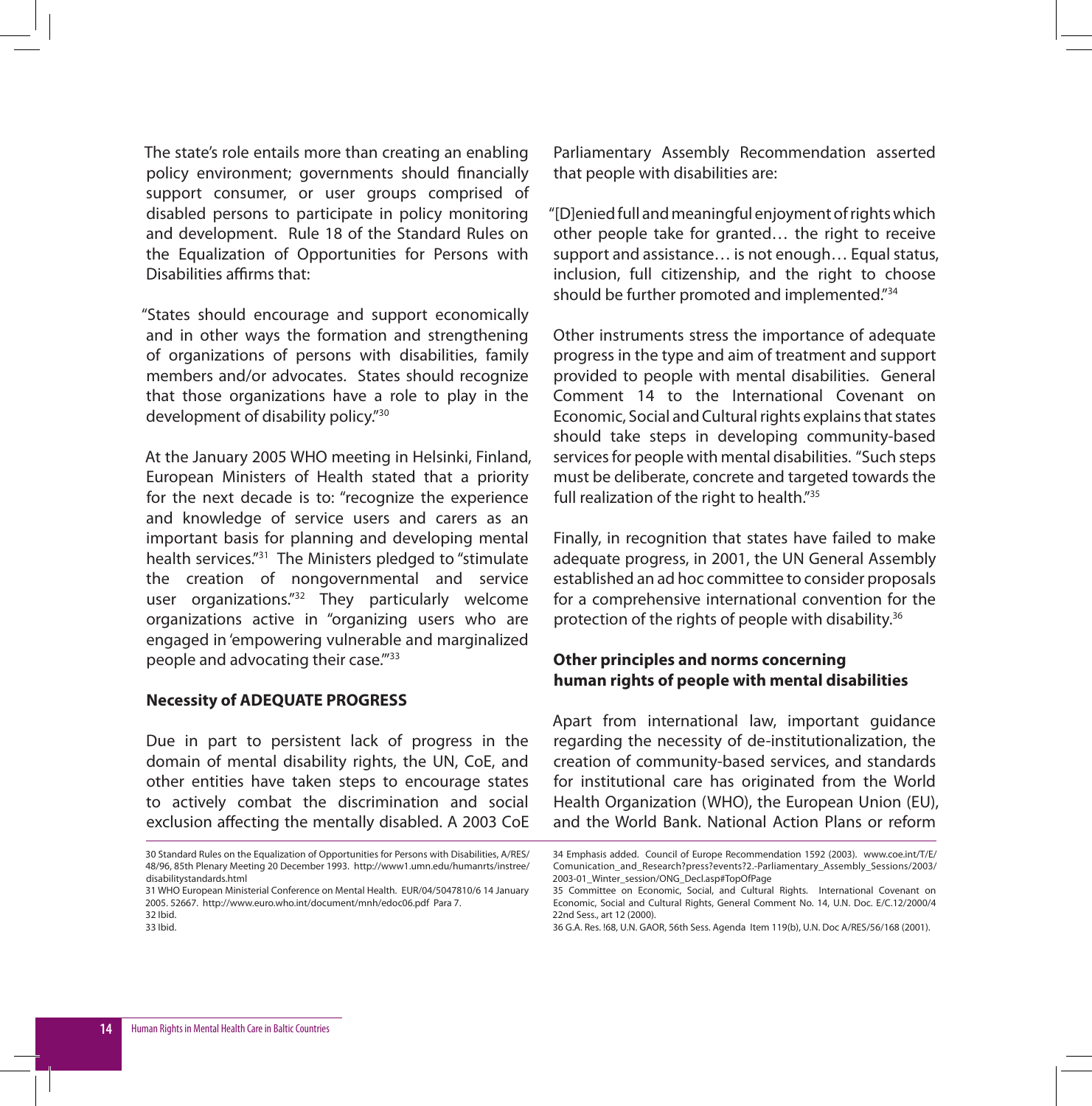The state's role entails more than creating an enabling policy environment; governments should financially support consumer, or user groups comprised of disabled persons to participate in policy monitoring and development. Rule 18 of the Standard Rules on the Equalization of Opportunities for Persons with Disabilities affirms that:

"States should encourage and support economically and in other ways the formation and strengthening of organizations of persons with disabilities, family members and/or advocates. States should recognize that those organizations have a role to play in the development of disability policy."[30]

At the January 2005 WHO meeting in Helsinki, Finland, European Ministers of Health stated that a priority for the next decade is to: "recognize the experience and knowledge of service users and carers as an important basis for planning and developing mental health services."[31] The Ministers pledged to "stimulate the creation of nongovernmental and service user organizations."[32] They particularly welcome organizations active in "organizing users who are engaged in 'empowering vulnerable and marginalized people and advocating their case.'"[33]

### Necessity of ADEQUATE PROGRESS

Due in part to persistent lack of progress in the domain of mental disability rights, the UN, CoE, and other entities have taken steps to encourage states to actively combat the discrimination and social exclusion affecting the mentally disabled. A 2003 CoE Parliamentary Assembly Recommendation asserted that people with disabilities are:

"[D]enied full and meaningful enjoyment of rights which other people take for granted… the right to receive support and assistance… is not enough… Equal status, inclusion, full citizenship, and the right to choose should be further promoted and implemented."[34]

Other instruments stress the importance of adequate progress in the type and aim of treatment and support provided to people with mental disabilities. General Comment 14 to the International Covenant on Economic, Social and Cultural rights explains that states should take steps in developing community-based services for people with mental disabilities. "Such steps must be deliberate, concrete and targeted towards the full realization of the right to health."[35]

Finally, in recognition that states have failed to make adequate progress, in 2001, the UN General Assembly established an ad hoc committee to consider proposals for a comprehensive international convention for the protection of the rights of people with disability.[36]

### Other principles and norms concerning human rights of people with mental disabilities

Apart from international law, important guidance regarding the necessity of de-institutionalization, the creation of community-based services, and standards for institutional care has originated from the World Health Organization (WHO), the European Union (EU), and the World Bank. National Action Plans or reform

---

30 Standard Rules on the Equalization of Opportunities for Persons with Disabilities, A/RES/48/96, 85th Plenary Meeting 20 December 1993. http://www1.umn.edu/humanrts/instree/disabilitystandards.html

31 WHO European Ministerial Conference on Mental Health. EUR/04/5047810/6 14 January 2005. 52667. http://www.euro.who.int/document/mnh/edoc06.pdf Para 7.

32 Ibid.

33 Ibid.

34 Emphasis added. Council of Europe Recommendation 1592 (2003). www.coe.int/T/E/Comunication_and_Research?press?events?2.-Parliamentary_Assembly_Sessions/2003/2003-01_Winter_session/ONG_Decl.asp#TopOfPage

35 Committee on Economic, Social, and Cultural Rights. International Covenant on Economic, Social and Cultural Rights, General Comment No. 14, U.N. Doc. E/C.12/2000/4 22nd Sess., art 12 (2000).

36 G.A. Res. !68, U.N. GAOR, 56th Sess. Agenda Item 119(b), U.N. Doc A/RES/56/168 (2001).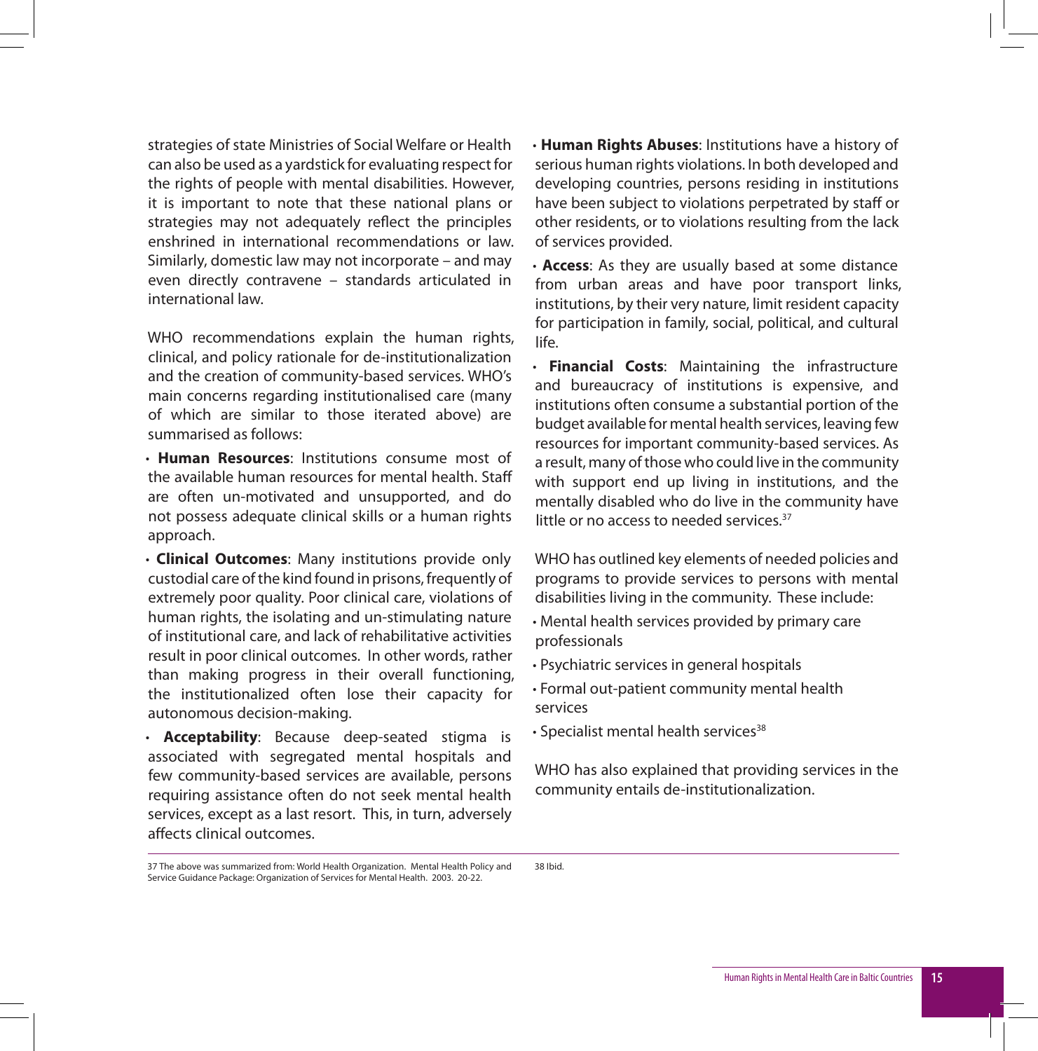strategies of state Ministries of Social Welfare or Health can also be used as a yardstick for evaluating respect for the rights of people with mental disabilities. However, it is important to note that these national plans or strategies may not adequately reflect the principles enshrined in international recommendations or law. Similarly, domestic law may not incorporate – and may even directly contravene – standards articulated in international law.

WHO recommendations explain the human rights, clinical, and policy rationale for de-institutionalization and the creation of community-based services. WHO's main concerns regarding institutionalised care (many of which are similar to those iterated above) are summarised as follows:

- **Human Resources**: Institutions consume most of the available human resources for mental health. Staff are often un-motivated and unsupported, and do not possess adequate clinical skills or a human rights approach.
- **Clinical Outcomes**: Many institutions provide only custodial care of the kind found in prisons, frequently of extremely poor quality. Poor clinical care, violations of human rights, the isolating and un-stimulating nature of institutional care, and lack of rehabilitative activities result in poor clinical outcomes. In other words, rather than making progress in their overall functioning, the institutionalized often lose their capacity for autonomous decision-making.
- **Acceptability**: Because deep-seated stigma is associated with segregated mental hospitals and few community-based services are available, persons requiring assistance often do not seek mental health services, except as a last resort. This, in turn, adversely affects clinical outcomes.
- **Human Rights Abuses**: Institutions have a history of serious human rights violations. In both developed and developing countries, persons residing in institutions have been subject to violations perpetrated by staff or other residents, or to violations resulting from the lack of services provided.
- **Access**: As they are usually based at some distance from urban areas and have poor transport links, institutions, by their very nature, limit resident capacity for participation in family, social, political, and cultural life.
- **Financial Costs**: Maintaining the infrastructure and bureaucracy of institutions is expensive, and institutions often consume a substantial portion of the budget available for mental health services, leaving few resources for important community-based services. As a result, many of those who could live in the community with support end up living in institutions, and the mentally disabled who do live in the community have little or no access to needed services.[37]

WHO has outlined key elements of needed policies and programs to provide services to persons with mental disabilities living in the community. These include:

- Mental health services provided by primary care professionals
- Psychiatric services in general hospitals
- Formal out-patient community mental health services
- Specialist mental health services[38]

WHO has also explained that providing services in the community entails de-institutionalization.

37 The above was summarized from: World Health Organization. Mental Health Policy and Service Guidance Package: Organization of Services for Mental Health. 2003. 20-22.

38 Ibid.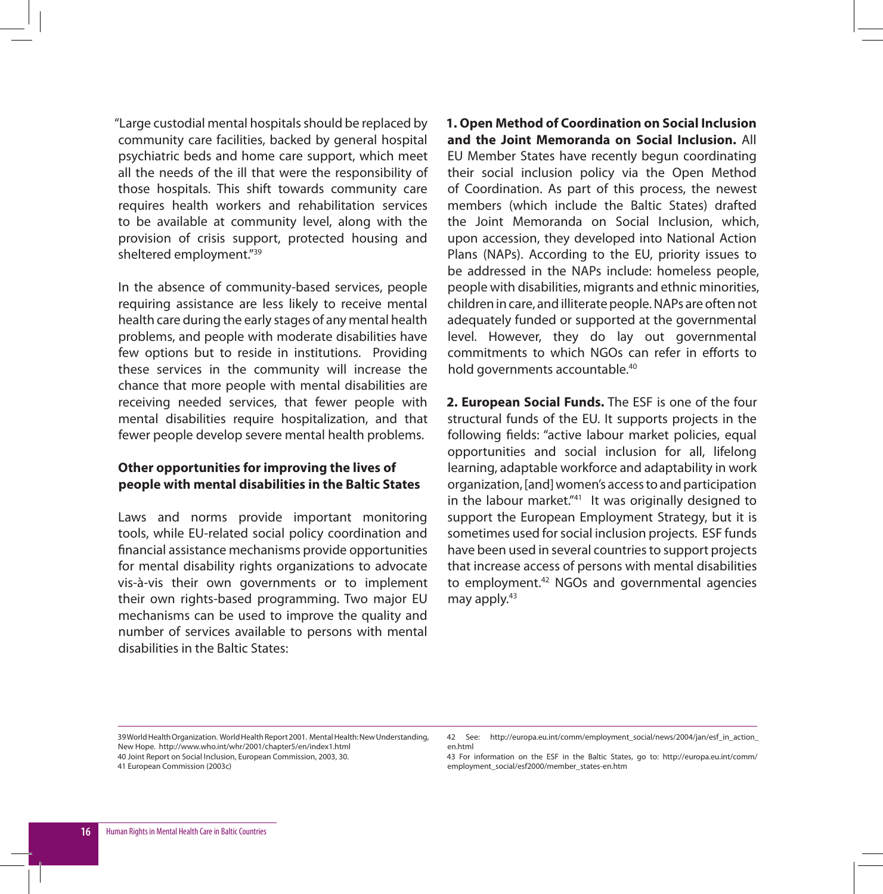"Large custodial mental hospitals should be replaced by community care facilities, backed by general hospital psychiatric beds and home care support, which meet all the needs of the ill that were the responsibility of those hospitals. This shift towards community care requires health workers and rehabilitation services to be available at community level, along with the provision of crisis support, protected housing and sheltered employment."[39]

In the absence of community-based services, people requiring assistance are less likely to receive mental health care during the early stages of any mental health problems, and people with moderate disabilities have few options but to reside in institutions. Providing these services in the community will increase the chance that more people with mental disabilities are receiving needed services, that fewer people with mental disabilities require hospitalization, and that fewer people develop severe mental health problems.

### Other opportunities for improving the lives of people with mental disabilities in the Baltic States

Laws and norms provide important monitoring tools, while EU-related social policy coordination and financial assistance mechanisms provide opportunities for mental disability rights organizations to advocate vis-à-vis their own governments or to implement their own rights-based programming. Two major EU mechanisms can be used to improve the quality and number of services available to persons with mental disabilities in the Baltic States:

**1. Open Method of Coordination on Social Inclusion and the Joint Memoranda on Social Inclusion.** All EU Member States have recently begun coordinating their social inclusion policy via the Open Method of Coordination. As part of this process, the newest members (which include the Baltic States) drafted the Joint Memoranda on Social Inclusion, which, upon accession, they developed into National Action Plans (NAPs). According to the EU, priority issues to be addressed in the NAPs include: homeless people, people with disabilities, migrants and ethnic minorities, children in care, and illiterate people. NAPs are often not adequately funded or supported at the governmental level. However, they do lay out governmental commitments to which NGOs can refer in efforts to hold governments accountable.[40]

**2. European Social Funds.** The ESF is one of the four structural funds of the EU. It supports projects in the following fields: "active labour market policies, equal opportunities and social inclusion for all, lifelong learning, adaptable workforce and adaptability in work organization, [and] women's access to and participation in the labour market."[41] It was originally designed to support the European Employment Strategy, but it is sometimes used for social inclusion projects. ESF funds have been used in several countries to support projects that increase access of persons with mental disabilities to employment.[42] NGOs and governmental agencies may apply.[43]

---

39 World Health Organization. World Health Report 2001. Mental Health: New Understanding, New Hope. http://www.who.int/whr/2001/chapter5/en/index1.html

40 Joint Report on Social Inclusion, European Commission, 2003, 30.

41 European Commission (2003c)

42 See: http://europa.eu.int/comm/employment_social/news/2004/jan/esf_in_action_en.html

43 For information on the ESF in the Baltic States, go to: http://europa.eu.int/comm/employment_social/esf2000/member_states-en.htm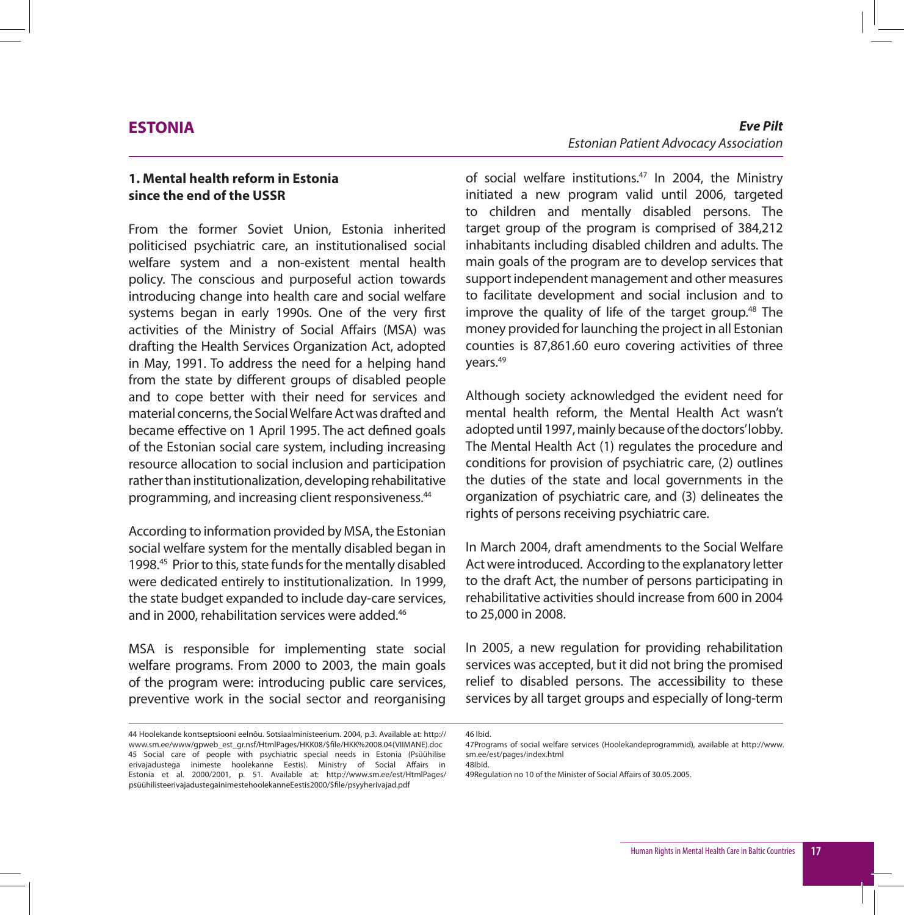# ESTONIA

***Eve Pilt***
*Estonian Patient Advocacy Association*

## 1. Mental health reform in Estonia since the end of the USSR

From the former Soviet Union, Estonia inherited politicised psychiatric care, an institutionalised social welfare system and a non-existent mental health policy. The conscious and purposeful action towards introducing change into health care and social welfare systems began in early 1990s. One of the very first activities of the Ministry of Social Affairs (MSA) was drafting the Health Services Organization Act, adopted in May, 1991. To address the need for a helping hand from the state by different groups of disabled people and to cope better with their need for services and material concerns, the Social Welfare Act was drafted and became effective on 1 April 1995. The act defined goals of the Estonian social care system, including increasing resource allocation to social inclusion and participation rather than institutionalization, developing rehabilitative programming, and increasing client responsiveness.[44]

According to information provided by MSA, the Estonian social welfare system for the mentally disabled began in 1998.[45] Prior to this, state funds for the mentally disabled were dedicated entirely to institutionalization. In 1999, the state budget expanded to include day-care services, and in 2000, rehabilitation services were added.[46]

MSA is responsible for implementing state social welfare programs. From 2000 to 2003, the main goals of the program were: introducing public care services, preventive work in the social sector and reorganising of social welfare institutions.[47] In 2004, the Ministry initiated a new program valid until 2006, targeted to children and mentally disabled persons. The target group of the program is comprised of 384,212 inhabitants including disabled children and adults. The main goals of the program are to develop services that support independent management and other measures to facilitate development and social inclusion and to improve the quality of life of the target group.[48] The money provided for launching the project in all Estonian counties is 87,861.60 euro covering activities of three years.[49]

Although society acknowledged the evident need for mental health reform, the Mental Health Act wasn't adopted until 1997, mainly because of the doctors' lobby. The Mental Health Act (1) regulates the procedure and conditions for provision of psychiatric care, (2) outlines the duties of the state and local governments in the organization of psychiatric care, and (3) delineates the rights of persons receiving psychiatric care.

In March 2004, draft amendments to the Social Welfare Act were introduced. According to the explanatory letter to the draft Act, the number of persons participating in rehabilitative activities should increase from 600 in 2004 to 25,000 in 2008.

In 2005, a new regulation for providing rehabilitation services was accepted, but it did not bring the promised relief to disabled persons. The accessibility to these services by all target groups and especially of long-term

---

44 Hoolekande kontseptsiooni eelnõu. Sotsiaalministeerium. 2004, p.3. Available at: http://www.sm.ee/www/gpweb_est_gr.nsf/HtmlPages/HKK08/$file/HKK%2008.04(VIIMANE).doc

45 Social care of people with psychiatric special needs in Estonia (Psüühilise erivajadustega inimeste hoolekanne Eestis). Ministry of Social Affairs in Estonia et al. 2000/2001, p. 51. Available at: http://www.sm.ee/est/HtmlPages/psüühilisteerivajadustegainimestehoolekanneEestis2000/$file/psyyherivajad.pdf

46 Ibid.

47 Programs of social welfare services (Hoolekandeprogrammid), available at http://www.sm.ee/est/pages/index.html

48 Ibid.

49 Regulation no 10 of the Minister of Social Affairs of 30.05.2005.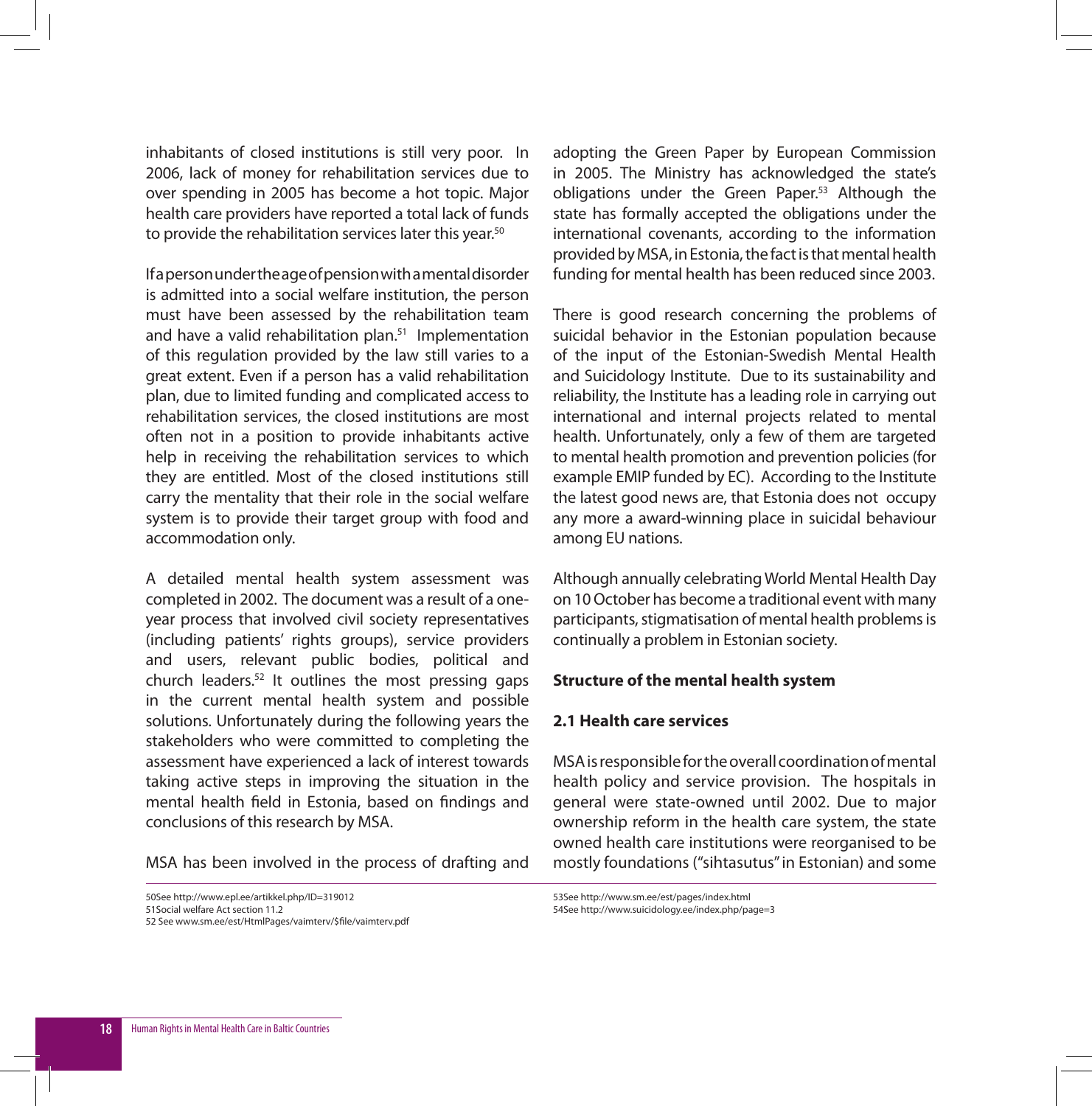inhabitants of closed institutions is still very poor. In 2006, lack of money for rehabilitation services due to over spending in 2005 has become a hot topic. Major health care providers have reported a total lack of funds to provide the rehabilitation services later this year.[50]

If a person under the age of pension with a mental disorder is admitted into a social welfare institution, the person must have been assessed by the rehabilitation team and have a valid rehabilitation plan.[51] Implementation of this regulation provided by the law still varies to a great extent. Even if a person has a valid rehabilitation plan, due to limited funding and complicated access to rehabilitation services, the closed institutions are most often not in a position to provide inhabitants active help in receiving the rehabilitation services to which they are entitled. Most of the closed institutions still carry the mentality that their role in the social welfare system is to provide their target group with food and accommodation only.

A detailed mental health system assessment was completed in 2002. The document was a result of a one-year process that involved civil society representatives (including patients' rights groups), service providers and users, relevant public bodies, political and church leaders.[52] It outlines the most pressing gaps in the current mental health system and possible solutions. Unfortunately during the following years the stakeholders who were committed to completing the assessment have experienced a lack of interest towards taking active steps in improving the situation in the mental health field in Estonia, based on findings and conclusions of this research by MSA.

MSA has been involved in the process of drafting and adopting the Green Paper by European Commission in 2005. The Ministry has acknowledged the state's obligations under the Green Paper.[53] Although the state has formally accepted the obligations under the international covenants, according to the information provided by MSA, in Estonia, the fact is that mental health funding for mental health has been reduced since 2003.

There is good research concerning the problems of suicidal behavior in the Estonian population because of the input of the Estonian-Swedish Mental Health and Suicidology Institute. Due to its sustainability and reliability, the Institute has a leading role in carrying out international and internal projects related to mental health. Unfortunately, only a few of them are targeted to mental health promotion and prevention policies (for example EMIP funded by EC). According to the Institute the latest good news are, that Estonia does not occupy any more a award-winning place in suicidal behaviour among EU nations.

Although annually celebrating World Mental Health Day on 10 October has become a traditional event with many participants, stigmatisation of mental health problems is continually a problem in Estonian society.

**Structure of the mental health system**

**2.1 Health care services**

MSA is responsible for the overall coordination of mental health policy and service provision. The hospitals in general were state-owned until 2002. Due to major ownership reform in the health care system, the state owned health care institutions were reorganised to be mostly foundations ("sihtasutus" in Estonian) and some

---

50See http://www.epl.ee/artikkel.php/ID=319012
51Social welfare Act section 11.2
52 See www.sm.ee/est/HtmlPages/vaimterv/$file/vaimterv.pdf
53See http://www.sm.ee/est/pages/index.html
54See http://www.suicidology.ee/index.php/page=3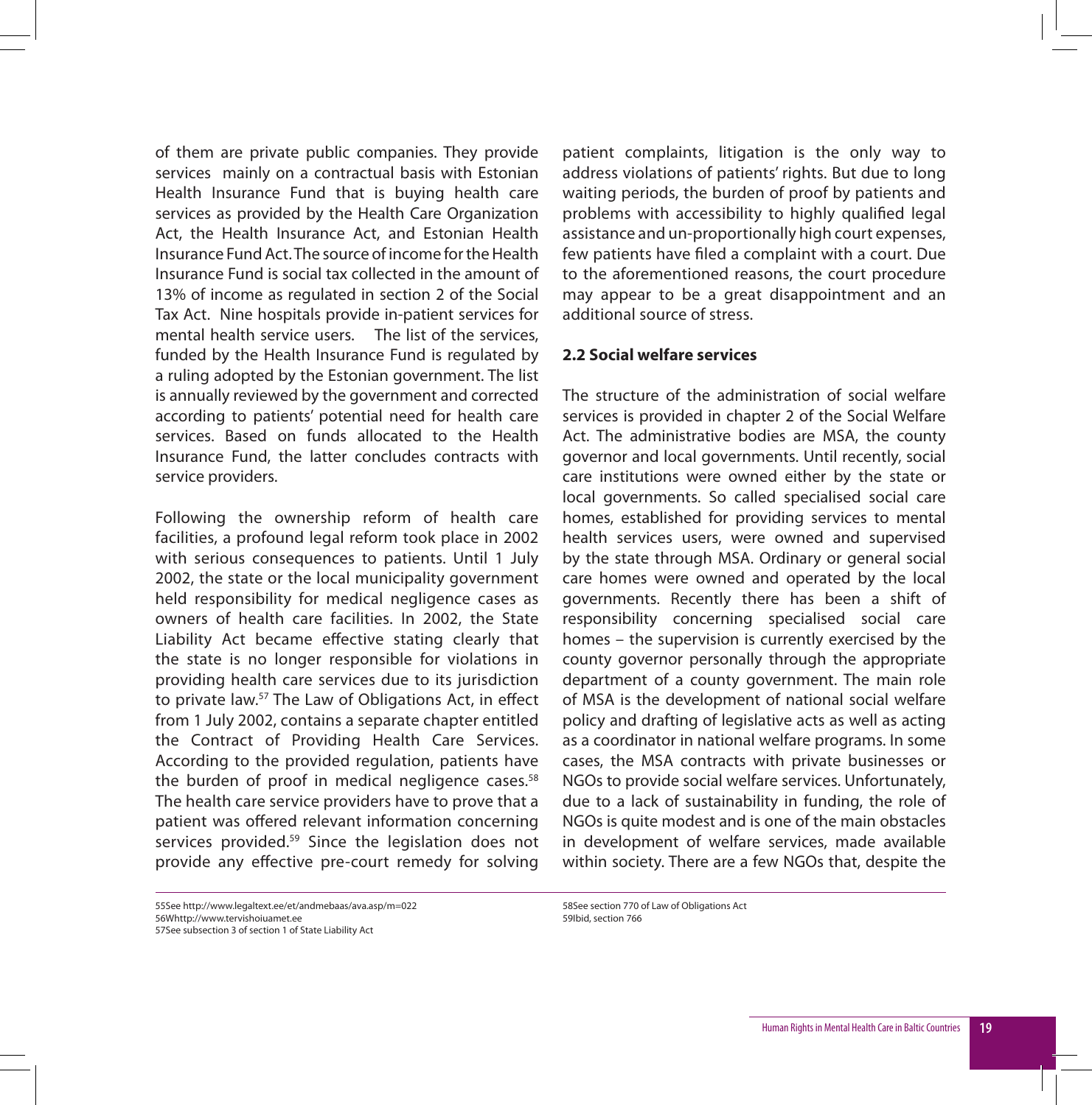of them are private public companies. They provide services mainly on a contractual basis with Estonian Health Insurance Fund that is buying health care services as provided by the Health Care Organization Act, the Health Insurance Act, and Estonian Health Insurance Fund Act. The source of income for the Health Insurance Fund is social tax collected in the amount of 13% of income as regulated in section 2 of the Social Tax Act. Nine hospitals provide in-patient services for mental health service users. The list of the services, funded by the Health Insurance Fund is regulated by a ruling adopted by the Estonian government. The list is annually reviewed by the government and corrected according to patients' potential need for health care services. Based on funds allocated to the Health Insurance Fund, the latter concludes contracts with service providers.

Following the ownership reform of health care facilities, a profound legal reform took place in 2002 with serious consequences to patients. Until 1 July 2002, the state or the local municipality government held responsibility for medical negligence cases as owners of health care facilities. In 2002, the State Liability Act became effective stating clearly that the state is no longer responsible for violations in providing health care services due to its jurisdiction to private law.[57] The Law of Obligations Act, in effect from 1 July 2002, contains a separate chapter entitled the Contract of Providing Health Care Services. According to the provided regulation, patients have the burden of proof in medical negligence cases.[58] The health care service providers have to prove that a patient was offered relevant information concerning services provided.[59] Since the legislation does not provide any effective pre-court remedy for solving patient complaints, litigation is the only way to address violations of patients' rights. But due to long waiting periods, the burden of proof by patients and problems with accessibility to highly qualified legal assistance and un-proportionally high court expenses, few patients have filed a complaint with a court. Due to the aforementioned reasons, the court procedure may appear to be a great disappointment and an additional source of stress.

### 2.2 Social welfare services

The structure of the administration of social welfare services is provided in chapter 2 of the Social Welfare Act. The administrative bodies are MSA, the county governor and local governments. Until recently, social care institutions were owned either by the state or local governments. So called specialised social care homes, established for providing services to mental health services users, were owned and supervised by the state through MSA. Ordinary or general social care homes were owned and operated by the local governments. Recently there has been a shift of responsibility concerning specialised social care homes – the supervision is currently exercised by the county governor personally through the appropriate department of a county government. The main role of MSA is the development of national social welfare policy and drafting of legislative acts as well as acting as a coordinator in national welfare programs. In some cases, the MSA contracts with private businesses or NGOs to provide social welfare services. Unfortunately, due to a lack of sustainability in funding, the role of NGOs is quite modest and is one of the main obstacles in development of welfare services, made available within society. There are a few NGOs that, despite the

---

55See http://www.legaltext.ee/et/andmebaas/ava.asp/m=022
56Whttp://www.tervishoiuamet.ee
57See subsection 3 of section 1 of State Liability Act
58See section 770 of Law of Obligations Act
59Ibid, section 766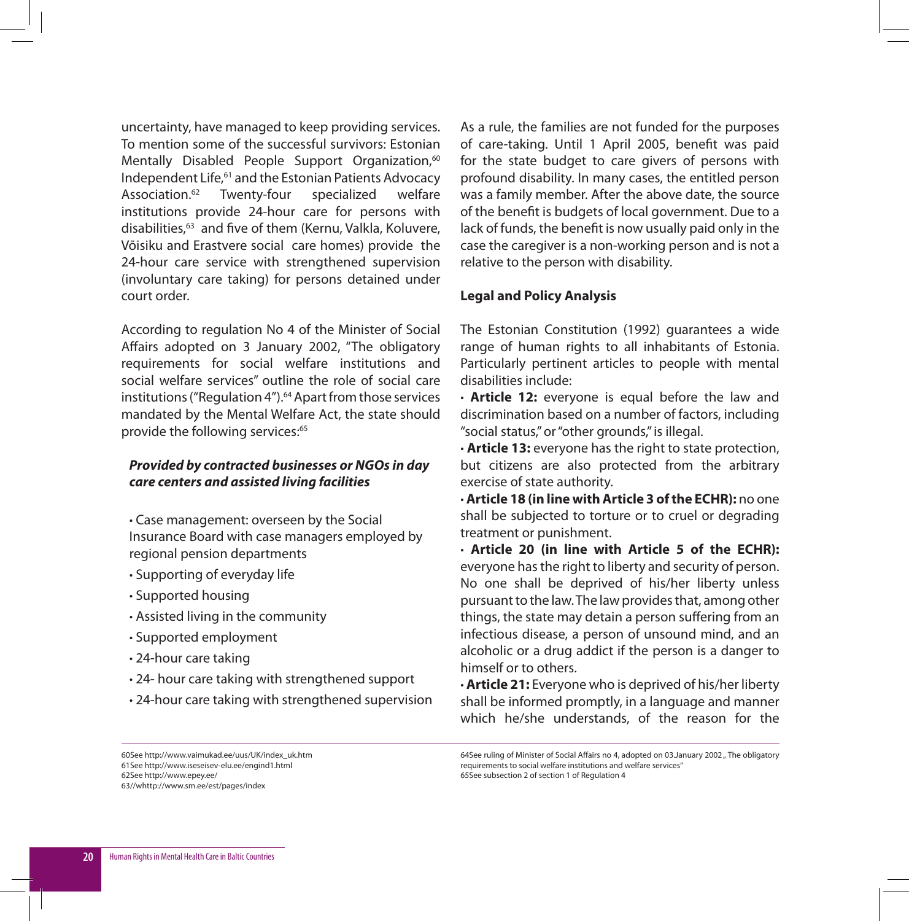uncertainty, have managed to keep providing services. To mention some of the successful survivors: Estonian Mentally Disabled People Support Organization,[60] Independent Life,[61] and the Estonian Patients Advocacy Association.[62] Twenty-four specialized welfare institutions provide 24-hour care for persons with disabilities,[63] and five of them (Kernu, Valkla, Koluvere, Võisiku and Erastvere social care homes) provide the 24-hour care service with strengthened supervision (involuntary care taking) for persons detained under court order.

According to regulation No 4 of the Minister of Social Affairs adopted on 3 January 2002, "The obligatory requirements for social welfare institutions and social welfare services" outline the role of social care institutions ("Regulation 4").[64] Apart from those services mandated by the Mental Welfare Act, the state should provide the following services:[65]

***Provided by contracted businesses or NGOs in day care centers and assisted living facilities***

- Case management: overseen by the Social Insurance Board with case managers employed by regional pension departments
- Supporting of everyday life
- Supported housing
- Assisted living in the community
- Supported employment
- 24-hour care taking
- 24- hour care taking with strengthened support
- 24-hour care taking with strengthened supervision

As a rule, the families are not funded for the purposes of care-taking. Until 1 April 2005, benefit was paid for the state budget to care givers of persons with profound disability. In many cases, the entitled person was a family member. After the above date, the source of the benefit is budgets of local government. Due to a lack of funds, the benefit is now usually paid only in the case the caregiver is a non-working person and is not a relative to the person with disability.

**Legal and Policy Analysis**

The Estonian Constitution (1992) guarantees a wide range of human rights to all inhabitants of Estonia. Particularly pertinent articles to people with mental disabilities include:

- **Article 12:** everyone is equal before the law and discrimination based on a number of factors, including "social status," or "other grounds," is illegal.
- **Article 13:** everyone has the right to state protection, but citizens are also protected from the arbitrary exercise of state authority.
- **Article 18 (in line with Article 3 of the ECHR):** no one shall be subjected to torture or to cruel or degrading treatment or punishment.
- **Article 20 (in line with Article 5 of the ECHR):** everyone has the right to liberty and security of person. No one shall be deprived of his/her liberty unless pursuant to the law. The law provides that, among other things, the state may detain a person suffering from an infectious disease, a person of unsound mind, and an alcoholic or a drug addict if the person is a danger to himself or to others.
- **Article 21:** Everyone who is deprived of his/her liberty shall be informed promptly, in a language and manner which he/she understands, of the reason for the

---

60 See http://www.vaimukad.ee/uus/UK/index_uk.htm
61 See http://www.iseseisev-elu.ee/engind1.html
62 See http://www.epey.ee/
63 //whttp://www.sm.ee/est/pages/index
64 See ruling of Minister of Social Affairs no 4, adopted on 03.January 2002 „ The obligatory requirements to social welfare institutions and welfare services"
65 See subsection 2 of section 1 of Regulation 4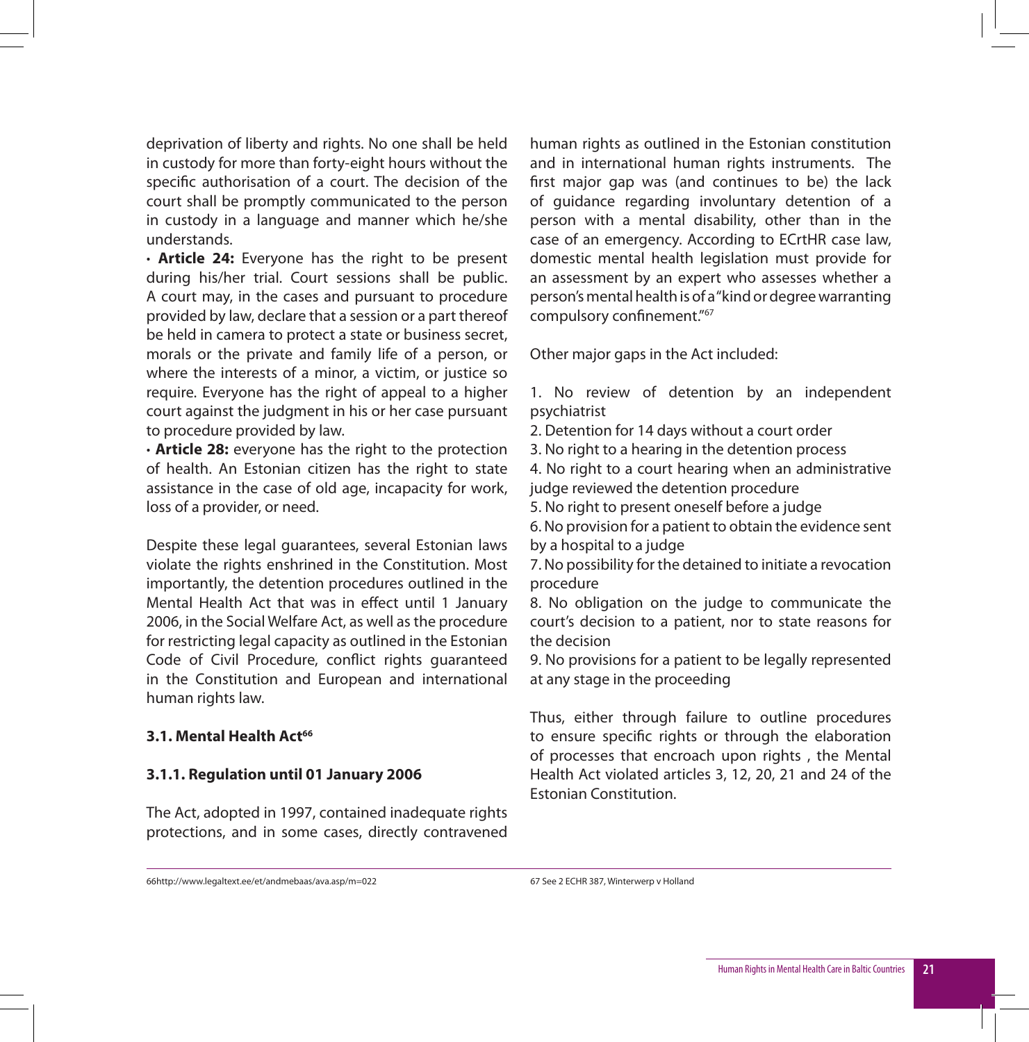deprivation of liberty and rights. No one shall be held in custody for more than forty-eight hours without the specific authorisation of a court. The decision of the court shall be promptly communicated to the person in custody in a language and manner which he/she understands.

- **Article 24:** Everyone has the right to be present during his/her trial. Court sessions shall be public. A court may, in the cases and pursuant to procedure provided by law, declare that a session or a part thereof be held in camera to protect a state or business secret, morals or the private and family life of a person, or where the interests of a minor, a victim, or justice so require. Everyone has the right of appeal to a higher court against the judgment in his or her case pursuant to procedure provided by law.
- **Article 28:** everyone has the right to the protection of health. An Estonian citizen has the right to state assistance in the case of old age, incapacity for work, loss of a provider, or need.

Despite these legal guarantees, several Estonian laws violate the rights enshrined in the Constitution. Most importantly, the detention procedures outlined in the Mental Health Act that was in effect until 1 January 2006, in the Social Welfare Act, as well as the procedure for restricting legal capacity as outlined in the Estonian Code of Civil Procedure, conflict rights guaranteed in the Constitution and European and international human rights law.

### 3.1. Mental Health Act[66]

#### 3.1.1. Regulation until 01 January 2006

The Act, adopted in 1997, contained inadequate rights protections, and in some cases, directly contravened human rights as outlined in the Estonian constitution and in international human rights instruments. The first major gap was (and continues to be) the lack of guidance regarding involuntary detention of a person with a mental disability, other than in the case of an emergency. According to ECrtHR case law, domestic mental health legislation must provide for an assessment by an expert who assesses whether a person's mental health is of a "kind or degree warranting compulsory confinement."[67]

Other major gaps in the Act included:

1. No review of detention by an independent psychiatrist
2. Detention for 14 days without a court order
3. No right to a hearing in the detention process
4. No right to a court hearing when an administrative judge reviewed the detention procedure
5. No right to present oneself before a judge
6. No provision for a patient to obtain the evidence sent by a hospital to a judge
7. No possibility for the detained to initiate a revocation procedure
8. No obligation on the judge to communicate the court's decision to a patient, nor to state reasons for the decision
9. No provisions for a patient to be legally represented at any stage in the proceeding

Thus, either through failure to outline procedures to ensure specific rights or through the elaboration of processes that encroach upon rights , the Mental Health Act violated articles 3, 12, 20, 21 and 24 of the Estonian Constitution.

66http://www.legaltext.ee/et/andmebaas/ava.asp/m=022

67 See 2 ECHR 387, Winterwerp v Holland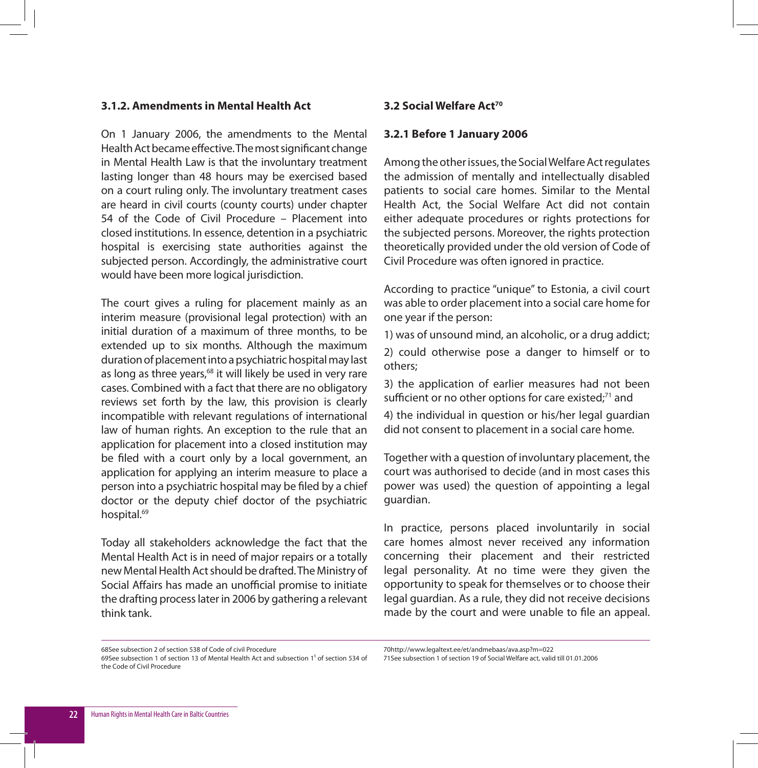### 3.1.2. Amendments in Mental Health Act

On 1 January 2006, the amendments to the Mental Health Act became effective. The most significant change in Mental Health Law is that the involuntary treatment lasting longer than 48 hours may be exercised based on a court ruling only. The involuntary treatment cases are heard in civil courts (county courts) under chapter 54 of the Code of Civil Procedure – Placement into closed institutions. In essence, detention in a psychiatric hospital is exercising state authorities against the subjected person. Accordingly, the administrative court would have been more logical jurisdiction.

The court gives a ruling for placement mainly as an interim measure (provisional legal protection) with an initial duration of a maximum of three months, to be extended up to six months. Although the maximum duration of placement into a psychiatric hospital may last as long as three years,[68] it will likely be used in very rare cases. Combined with a fact that there are no obligatory reviews set forth by the law, this provision is clearly incompatible with relevant regulations of international law of human rights. An exception to the rule that an application for placement into a closed institution may be filed with a court only by a local government, an application for applying an interim measure to place a person into a psychiatric hospital may be filed by a chief doctor or the deputy chief doctor of the psychiatric hospital.[69]

Today all stakeholders acknowledge the fact that the Mental Health Act is in need of major repairs or a totally new Mental Health Act should be drafted. The Ministry of Social Affairs has made an unofficial promise to initiate the drafting process later in 2006 by gathering a relevant think tank.

### 3.2 Social Welfare Act[70]

### 3.2.1 Before 1 January 2006

Among the other issues, the Social Welfare Act regulates the admission of mentally and intellectually disabled patients to social care homes. Similar to the Mental Health Act, the Social Welfare Act did not contain either adequate procedures or rights protections for the subjected persons. Moreover, the rights protection theoretically provided under the old version of Code of Civil Procedure was often ignored in practice.

According to practice "unique" to Estonia, a civil court was able to order placement into a social care home for one year if the person:

1) was of unsound mind, an alcoholic, or a drug addict;

2) could otherwise pose a danger to himself or to others;

3) the application of earlier measures had not been sufficient or no other options for care existed;[71] and

4) the individual in question or his/her legal guardian did not consent to placement in a social care home.

Together with a question of involuntary placement, the court was authorised to decide (and in most cases this power was used) the question of appointing a legal guardian.

In practice, persons placed involuntarily in social care homes almost never received any information concerning their placement and their restricted legal personality. At no time were they given the opportunity to speak for themselves or to choose their legal guardian. As a rule, they did not receive decisions made by the court and were unable to file an appeal.

---

68See subsection 2 of section 538 of Code of civil Procedure

69See subsection 1 of section 13 of Mental Health Act and subsection 1[1] of section 534 of the Code of Civil Procedure

70http://www.legaltext.ee/et/andmebaas/ava.asp?m=022

71See subsection 1 of section 19 of Social Welfare act, valid till 01.01.2006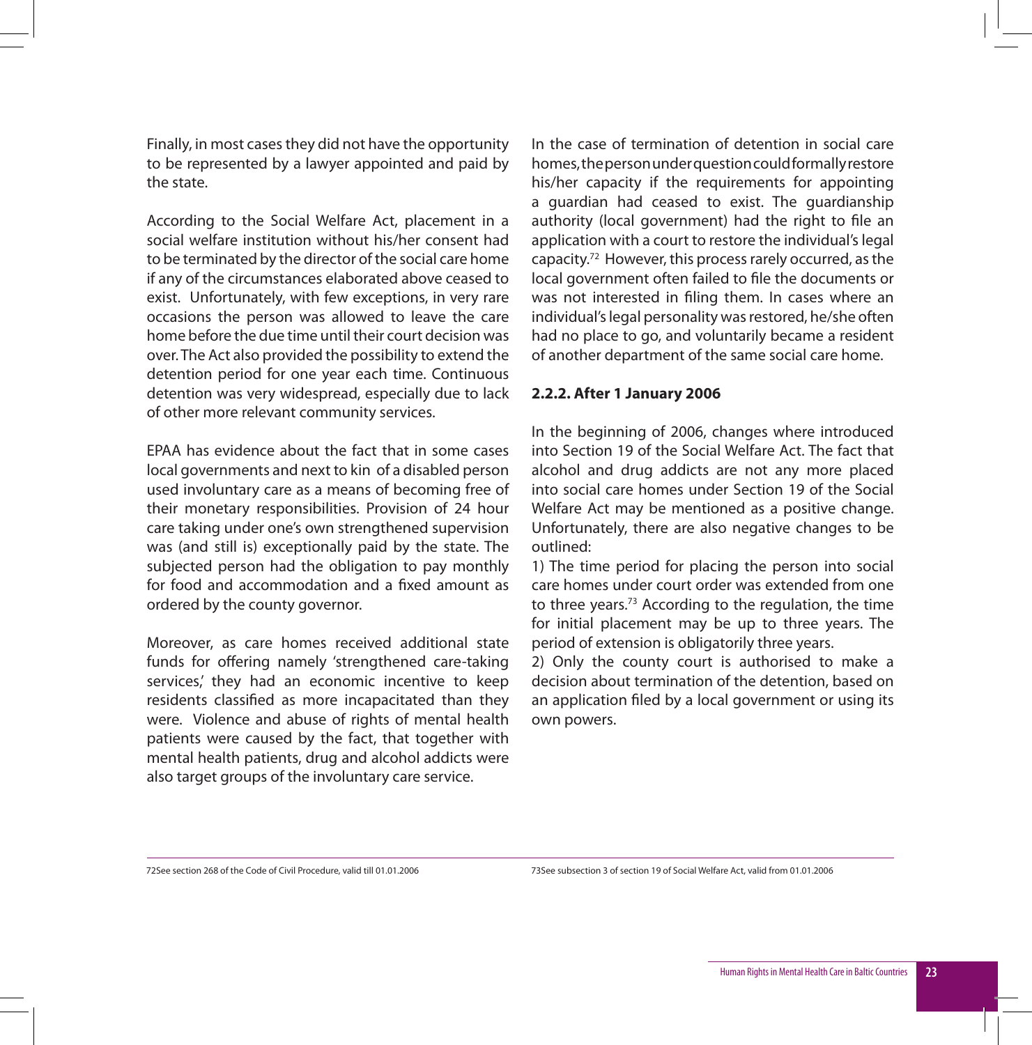Finally, in most cases they did not have the opportunity to be represented by a lawyer appointed and paid by the state.

According to the Social Welfare Act, placement in a social welfare institution without his/her consent had to be terminated by the director of the social care home if any of the circumstances elaborated above ceased to exist. Unfortunately, with few exceptions, in very rare occasions the person was allowed to leave the care home before the due time until their court decision was over. The Act also provided the possibility to extend the detention period for one year each time. Continuous detention was very widespread, especially due to lack of other more relevant community services.

EPAA has evidence about the fact that in some cases local governments and next to kin of a disabled person used involuntary care as a means of becoming free of their monetary responsibilities. Provision of 24 hour care taking under one's own strengthened supervision was (and still is) exceptionally paid by the state. The subjected person had the obligation to pay monthly for food and accommodation and a fixed amount as ordered by the county governor.

Moreover, as care homes received additional state funds for offering namely 'strengthened care-taking services,' they had an economic incentive to keep residents classified as more incapacitated than they were. Violence and abuse of rights of mental health patients were caused by the fact, that together with mental health patients, drug and alcohol addicts were also target groups of the involuntary care service.

In the case of termination of detention in social care homes, the person under question could formally restore his/her capacity if the requirements for appointing a guardian had ceased to exist. The guardianship authority (local government) had the right to file an application with a court to restore the individual's legal capacity.[72] However, this process rarely occurred, as the local government often failed to file the documents or was not interested in filing them. In cases where an individual's legal personality was restored, he/she often had no place to go, and voluntarily became a resident of another department of the same social care home.

### 2.2.2. After 1 January 2006

In the beginning of 2006, changes where introduced into Section 19 of the Social Welfare Act. The fact that alcohol and drug addicts are not any more placed into social care homes under Section 19 of the Social Welfare Act may be mentioned as a positive change. Unfortunately, there are also negative changes to be outlined:

1) The time period for placing the person into social care homes under court order was extended from one to three years.[73] According to the regulation, the time for initial placement may be up to three years. The period of extension is obligatorily three years.

2) Only the county court is authorised to make a decision about termination of the detention, based on an application filed by a local government or using its own powers.

---

72See section 268 of the Code of Civil Procedure, valid till 01.01.2006

73See subsection 3 of section 19 of Social Welfare Act, valid from 01.01.2006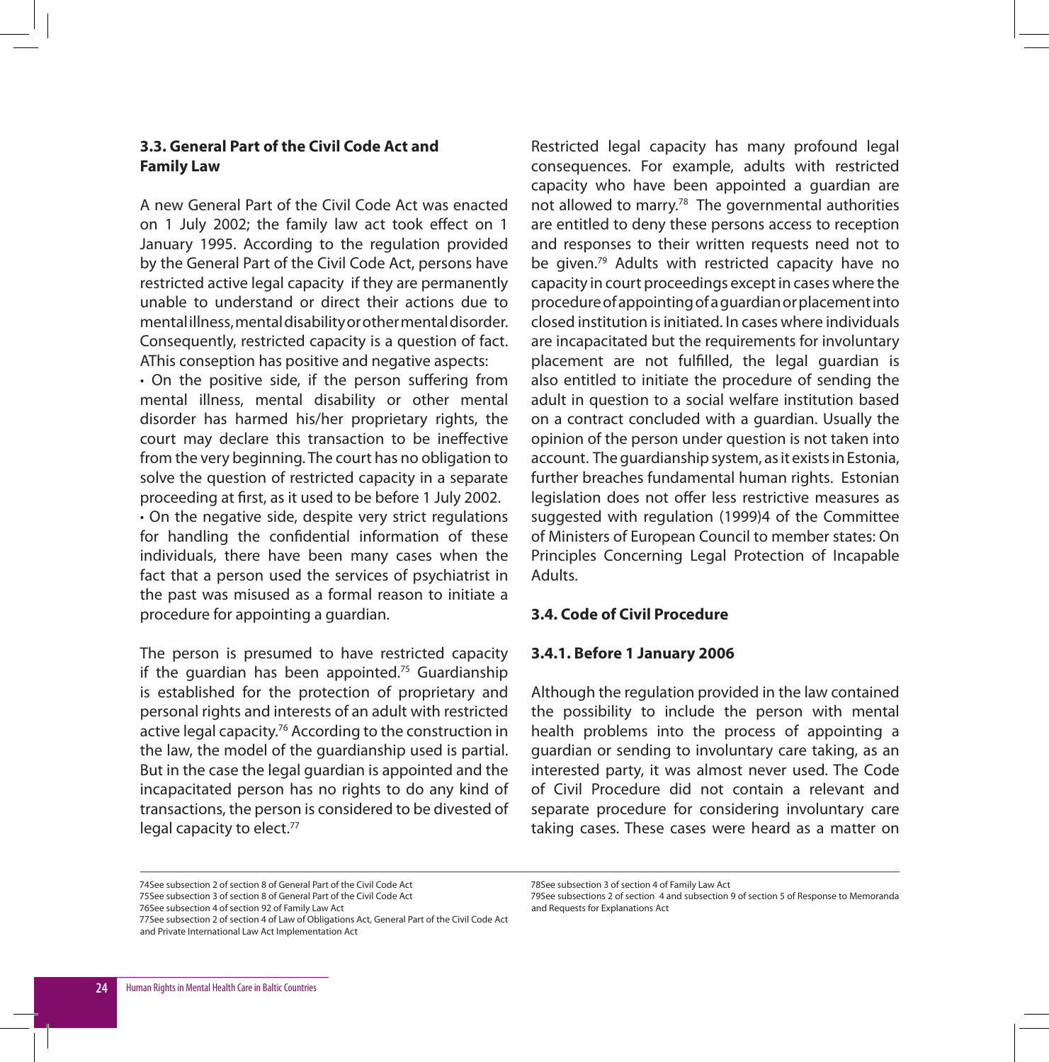## 3.3. General Part of the Civil Code Act and Family Law

A new General Part of the Civil Code Act was enacted on 1 July 2002; the family law act took effect on 1 January 1995. According to the regulation provided by the General Part of the Civil Code Act, persons have restricted active legal capacity if they are permanently unable to understand or direct their actions due to mental illness, mental disability or other mental disorder. Consequently, restricted capacity is a question of fact. AThis conseption has positive and negative aspects:

- On the positive side, if the person suffering from mental illness, mental disability or other mental disorder has harmed his/her proprietary rights, the court may declare this transaction to be ineffective from the very beginning. The court has no obligation to solve the question of restricted capacity in a separate proceeding at first, as it used to be before 1 July 2002.
- On the negative side, despite very strict regulations for handling the confidential information of these individuals, there have been many cases when the fact that a person used the services of psychiatrist in the past was misused as a formal reason to initiate a procedure for appointing a guardian.

The person is presumed to have restricted capacity if the guardian has been appointed.[75] Guardianship is established for the protection of proprietary and personal rights and interests of an adult with restricted active legal capacity.[76] According to the construction in the law, the model of the guardianship used is partial. But in the case the legal guardian is appointed and the incapacitated person has no rights to do any kind of transactions, the person is considered to be divested of legal capacity to elect.[77]

Restricted legal capacity has many profound legal consequences. For example, adults with restricted capacity who have been appointed a guardian are not allowed to marry.[78] The governmental authorities are entitled to deny these persons access to reception and responses to their written requests need not to be given.[79] Adults with restricted capacity have no capacity in court proceedings except in cases where the procedure of appointing of a guardian or placement into closed institution is initiated. In cases where individuals are incapacitated but the requirements for involuntary placement are not fulfilled, the legal guardian is also entitled to initiate the procedure of sending the adult in question to a social welfare institution based on a contract concluded with a guardian. Usually the opinion of the person under question is not taken into account. The guardianship system, as it exists in Estonia, further breaches fundamental human rights. Estonian legislation does not offer less restrictive measures as suggested with regulation (1999)4 of the Committee of Ministers of European Council to member states: On Principles Concerning Legal Protection of Incapable Adults.

## 3.4. Code of Civil Procedure

### 3.4.1. Before 1 January 2006

Although the regulation provided in the law contained the possibility to include the person with mental health problems into the process of appointing a guardian or sending to involuntary care taking, as an interested party, it was almost never used. The Code of Civil Procedure did not contain a relevant and separate procedure for considering involuntary care taking cases. These cases were heard as a matter on

---

74See subsection 2 of section 8 of General Part of the Civil Code Act

75See subsection 3 of section 8 of General Part of the Civil Code Act

76See subsection 4 of section 92 of Family Law Act

77See subsection 2 of section 4 of Law of Obligations Act, General Part of the Civil Code Act and Private International Law Act Implementation Act

78See subsection 3 of section 4 of Family Law Act

79See subsections 2 of section 4 and subsection 9 of section 5 of Response to Memoranda and Requests for Explanations Act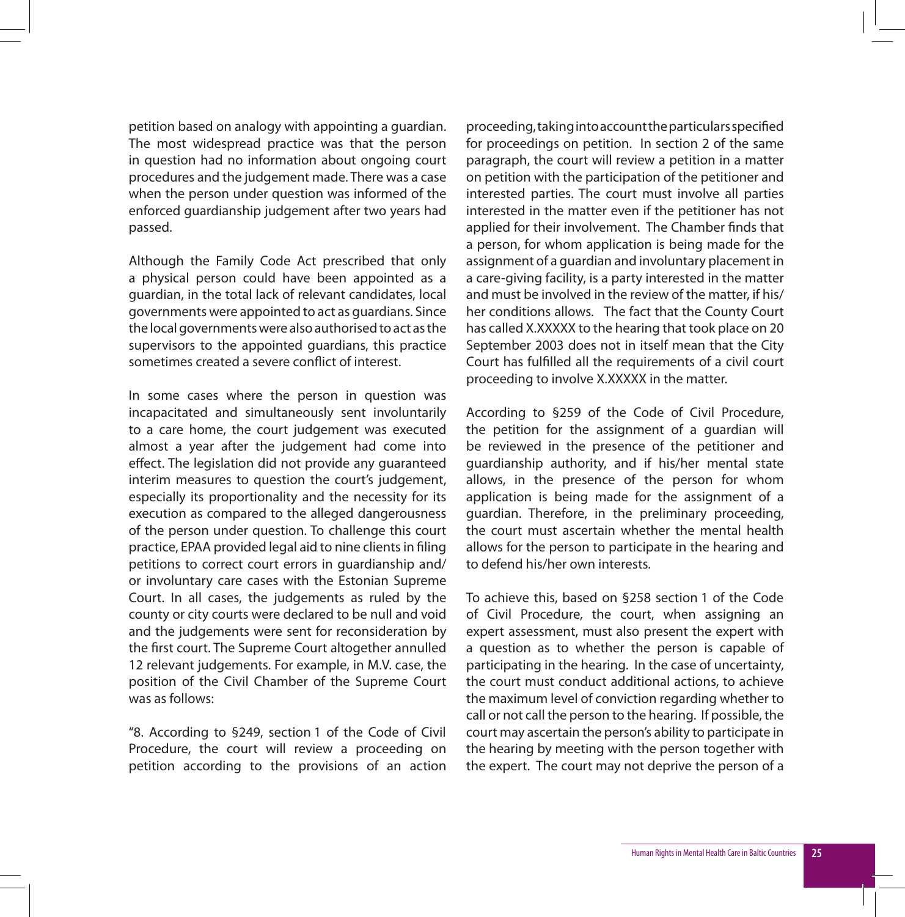petition based on analogy with appointing a guardian. The most widespread practice was that the person in question had no information about ongoing court procedures and the judgement made. There was a case when the person under question was informed of the enforced guardianship judgement after two years had passed.

Although the Family Code Act prescribed that only a physical person could have been appointed as a guardian, in the total lack of relevant candidates, local governments were appointed to act as guardians. Since the local governments were also authorised to act as the supervisors to the appointed guardians, this practice sometimes created a severe conflict of interest.

In some cases where the person in question was incapacitated and simultaneously sent involuntarily to a care home, the court judgement was executed almost a year after the judgement had come into effect. The legislation did not provide any guaranteed interim measures to question the court's judgement, especially its proportionality and the necessity for its execution as compared to the alleged dangerousness of the person under question. To challenge this court practice, EPAA provided legal aid to nine clients in filing petitions to correct court errors in guardianship and/or involuntary care cases with the Estonian Supreme Court. In all cases, the judgements as ruled by the county or city courts were declared to be null and void and the judgements were sent for reconsideration by the first court. The Supreme Court altogether annulled 12 relevant judgements. For example, in M.V. case, the position of the Civil Chamber of the Supreme Court was as follows:

"8. According to §249, section 1 of the Code of Civil Procedure, the court will review a proceeding on petition according to the provisions of an action proceeding, taking into account the particulars specified for proceedings on petition. In section 2 of the same paragraph, the court will review a petition in a matter on petition with the participation of the petitioner and interested parties. The court must involve all parties interested in the matter even if the petitioner has not applied for their involvement. The Chamber finds that a person, for whom application is being made for the assignment of a guardian and involuntary placement in a care-giving facility, is a party interested in the matter and must be involved in the review of the matter, if his/her conditions allows. The fact that the County Court has called X.XXXXX to the hearing that took place on 20 September 2003 does not in itself mean that the City Court has fulfilled all the requirements of a civil court proceeding to involve X.XXXXX in the matter.

According to §259 of the Code of Civil Procedure, the petition for the assignment of a guardian will be reviewed in the presence of the petitioner and guardianship authority, and if his/her mental state allows, in the presence of the person for whom application is being made for the assignment of a guardian. Therefore, in the preliminary proceeding, the court must ascertain whether the mental health allows for the person to participate in the hearing and to defend his/her own interests.

To achieve this, based on §258 section 1 of the Code of Civil Procedure, the court, when assigning an expert assessment, must also present the expert with a question as to whether the person is capable of participating in the hearing. In the case of uncertainty, the court must conduct additional actions, to achieve the maximum level of conviction regarding whether to call or not call the person to the hearing. If possible, the court may ascertain the person's ability to participate in the hearing by meeting with the person together with the expert. The court may not deprive the person of a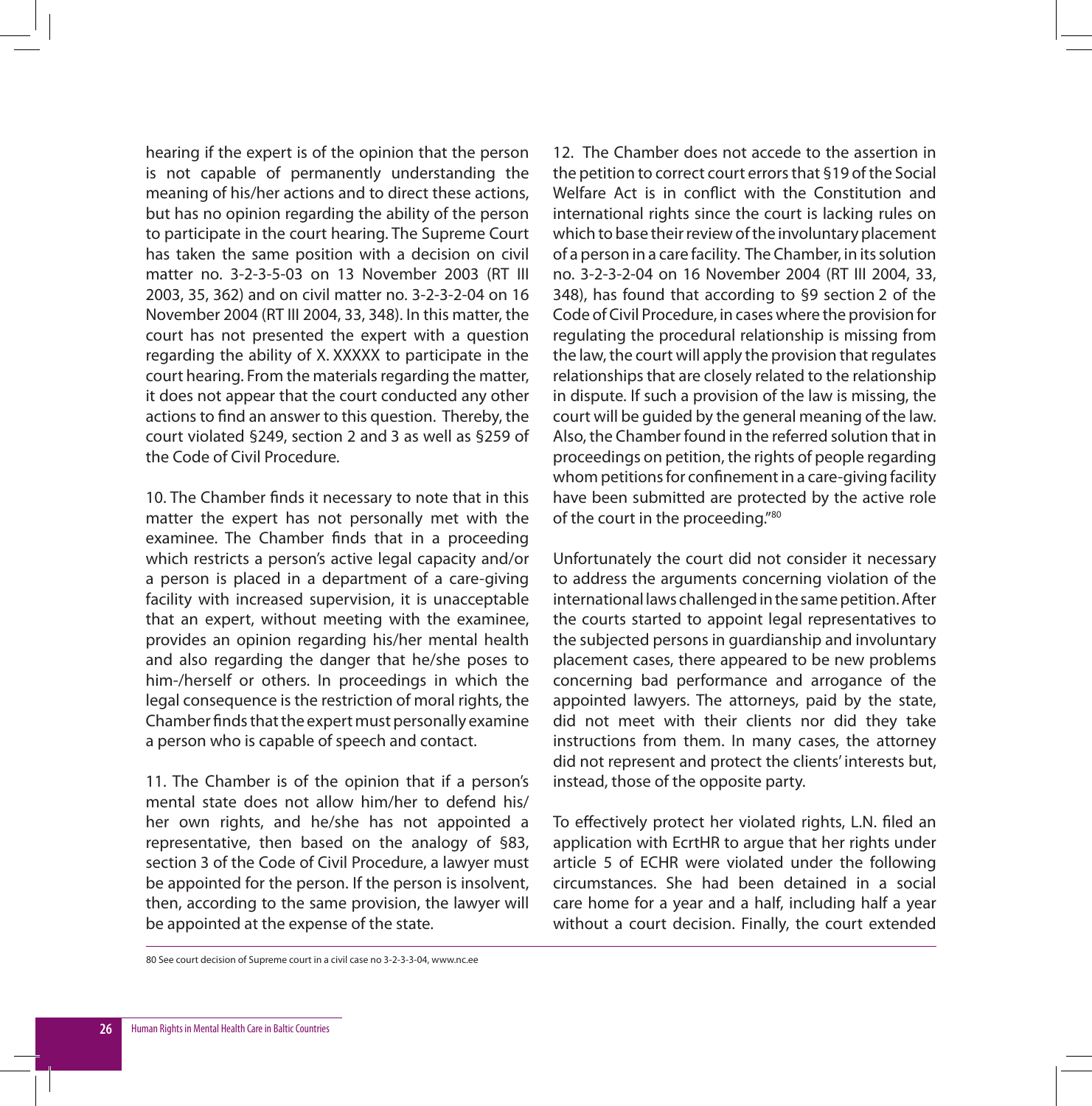hearing if the expert is of the opinion that the person is not capable of permanently understanding the meaning of his/her actions and to direct these actions, but has no opinion regarding the ability of the person to participate in the court hearing. The Supreme Court has taken the same position with a decision on civil matter no. 3-2-3-5-03 on 13 November 2003 (RT III 2003, 35, 362) and on civil matter no. 3-2-3-2-04 on 16 November 2004 (RT III 2004, 33, 348). In this matter, the court has not presented the expert with a question regarding the ability of X. XXXXX to participate in the court hearing. From the materials regarding the matter, it does not appear that the court conducted any other actions to find an answer to this question. Thereby, the court violated §249, section 2 and 3 as well as §259 of the Code of Civil Procedure.

10. The Chamber finds it necessary to note that in this matter the expert has not personally met with the examinee. The Chamber finds that in a proceeding which restricts a person's active legal capacity and/or a person is placed in a department of a care-giving facility with increased supervision, it is unacceptable that an expert, without meeting with the examinee, provides an opinion regarding his/her mental health and also regarding the danger that he/she poses to him-/herself or others. In proceedings in which the legal consequence is the restriction of moral rights, the Chamber finds that the expert must personally examine a person who is capable of speech and contact.

11. The Chamber is of the opinion that if a person's mental state does not allow him/her to defend his/her own rights, and he/she has not appointed a representative, then based on the analogy of §83, section 3 of the Code of Civil Procedure, a lawyer must be appointed for the person. If the person is insolvent, then, according to the same provision, the lawyer will be appointed at the expense of the state.

12. The Chamber does not accede to the assertion in the petition to correct court errors that §19 of the Social Welfare Act is in conflict with the Constitution and international rights since the court is lacking rules on which to base their review of the involuntary placement of a person in a care facility. The Chamber, in its solution no. 3-2-3-2-04 on 16 November 2004 (RT III 2004, 33, 348), has found that according to §9 section 2 of the Code of Civil Procedure, in cases where the provision for regulating the procedural relationship is missing from the law, the court will apply the provision that regulates relationships that are closely related to the relationship in dispute. If such a provision of the law is missing, the court will be guided by the general meaning of the law. Also, the Chamber found in the referred solution that in proceedings on petition, the rights of people regarding whom petitions for confinement in a care-giving facility have been submitted are protected by the active role of the court in the proceeding."[80]

Unfortunately the court did not consider it necessary to address the arguments concerning violation of the international laws challenged in the same petition. After the courts started to appoint legal representatives to the subjected persons in guardianship and involuntary placement cases, there appeared to be new problems concerning bad performance and arrogance of the appointed lawyers. The attorneys, paid by the state, did not meet with their clients nor did they take instructions from them. In many cases, the attorney did not represent and protect the clients' interests but, instead, those of the opposite party.

To effectively protect her violated rights, L.N. filed an application with EcrtHR to argue that her rights under article 5 of ECHR were violated under the following circumstances. She had been detained in a social care home for a year and a half, including half a year without a court decision. Finally, the court extended

80 See court decision of Supreme court in a civil case no 3-2-3-3-04, www.nc.ee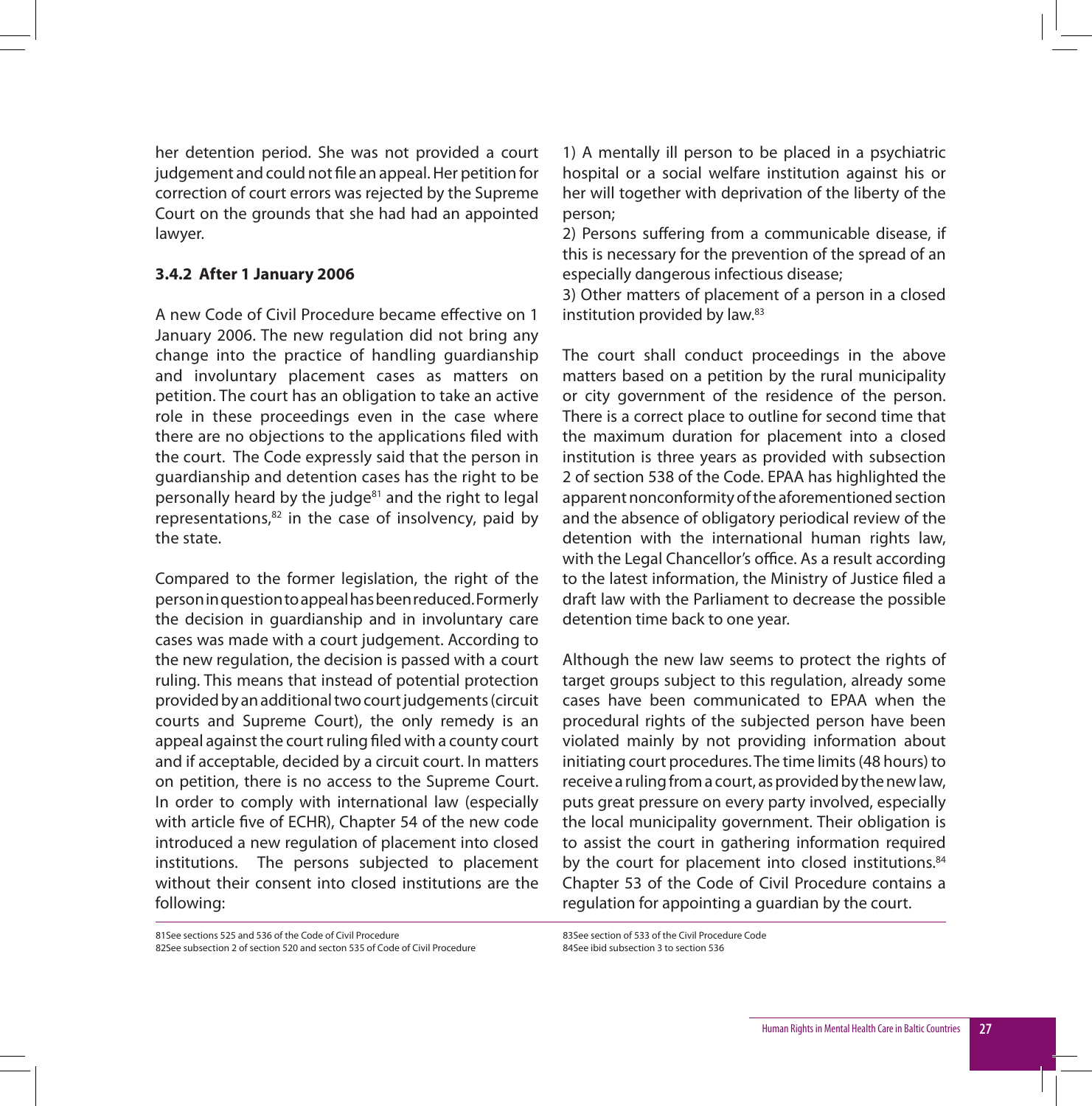her detention period. She was not provided a court judgement and could not file an appeal. Her petition for correction of court errors was rejected by the Supreme Court on the grounds that she had had an appointed lawyer.

### 3.4.2 After 1 January 2006

A new Code of Civil Procedure became effective on 1 January 2006. The new regulation did not bring any change into the practice of handling guardianship and involuntary placement cases as matters on petition. The court has an obligation to take an active role in these proceedings even in the case where there are no objections to the applications filed with the court. The Code expressly said that the person in guardianship and detention cases has the right to be personally heard by the judge[81] and the right to legal representations,[82] in the case of insolvency, paid by the state.

Compared to the former legislation, the right of the person in question to appeal has been reduced. Formerly the decision in guardianship and in involuntary care cases was made with a court judgement. According to the new regulation, the decision is passed with a court ruling. This means that instead of potential protection provided by an additional two court judgements (circuit courts and Supreme Court), the only remedy is an appeal against the court ruling filed with a county court and if acceptable, decided by a circuit court. In matters on petition, there is no access to the Supreme Court. In order to comply with international law (especially with article five of ECHR), Chapter 54 of the new code introduced a new regulation of placement into closed institutions. The persons subjected to placement without their consent into closed institutions are the following:

1) A mentally ill person to be placed in a psychiatric hospital or a social welfare institution against his or her will together with deprivation of the liberty of the person;
2) Persons suffering from a communicable disease, if this is necessary for the prevention of the spread of an especially dangerous infectious disease;
3) Other matters of placement of a person in a closed institution provided by law.[83]

The court shall conduct proceedings in the above matters based on a petition by the rural municipality or city government of the residence of the person. There is a correct place to outline for second time that the maximum duration for placement into a closed institution is three years as provided with subsection 2 of section 538 of the Code. EPAA has highlighted the apparent nonconformity of the aforementioned section and the absence of obligatory periodical review of the detention with the international human rights law, with the Legal Chancellor's office. As a result according to the latest information, the Ministry of Justice filed a draft law with the Parliament to decrease the possible detention time back to one year.

Although the new law seems to protect the rights of target groups subject to this regulation, already some cases have been communicated to EPAA when the procedural rights of the subjected person have been violated mainly by not providing information about initiating court procedures. The time limits (48 hours) to receive a ruling from a court, as provided by the new law, puts great pressure on every party involved, especially the local municipality government. Their obligation is to assist the court in gathering information required by the court for placement into closed institutions.[84] Chapter 53 of the Code of Civil Procedure contains a regulation for appointing a guardian by the court.

81See sections 525 and 536 of the Code of Civil Procedure
82See subsection 2 of section 520 and secton 535 of Code of Civil Procedure
83See section of 533 of the Civil Procedure Code
84See ibid subsection 3 to section 536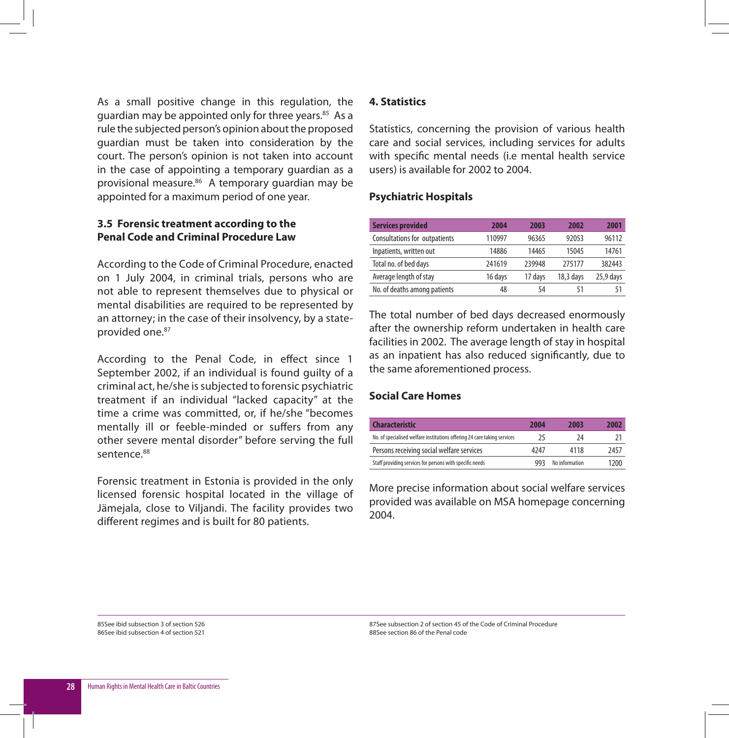As a small positive change in this regulation, the guardian may be appointed only for three years.[85] As a rule the subjected person's opinion about the proposed guardian must be taken into consideration by the court. The person's opinion is not taken into account in the case of appointing a temporary guardian as a provisional measure.[86] A temporary guardian may be appointed for a maximum period of one year.

### 3.5 Forensic treatment according to the Penal Code and Criminal Procedure Law

According to the Code of Criminal Procedure, enacted on 1 July 2004, in criminal trials, persons who are not able to represent themselves due to physical or mental disabilities are required to be represented by an attorney; in the case of their insolvency, by a state-provided one.[87]

According to the Penal Code, in effect since 1 September 2002, if an individual is found guilty of a criminal act, he/she is subjected to forensic psychiatric treatment if an individual "lacked capacity" at the time a crime was committed, or, if he/she "becomes mentally ill or feeble-minded or suffers from any other severe mental disorder" before serving the full sentence.[88]

Forensic treatment in Estonia is provided in the only licensed forensic hospital located in the village of Jämejala, close to Viljandi. The facility provides two different regimes and is built for 80 patients.

## 4. Statistics

Statistics, concerning the provision of various health care and social services, including services for adults with specific mental needs (i.e mental health service users) is available for 2002 to 2004.

### Psychiatric Hospitals

| Services provided | 2004 | 2003 | 2002 | 2001 |
|---|---|---|---|---|
| Consultations for outpatients | 110997 | 96365 | 92053 | 96112 |
| Inpatients, written out | 14886 | 14465 | 15045 | 14761 |
| Total no. of bed days | 241619 | 239948 | 275177 | 382443 |
| Average length of stay | 16 days | 17 days | 18,3 days | 25,9 days |
| No. of deaths among patients | 48 | 54 | 51 | 51 |

The total number of bed days decreased enormously after the ownership reform undertaken in health care facilities in 2002. The average length of stay in hospital as an inpatient has also reduced significantly, due to the same aforementioned process.

### Social Care Homes

| Characteristic | 2004 | 2003 | 2002 |
|---|---|---|---|
| No. of specialised welfare institutions offering 24 care taking services | 25 | 24 | 21 |
| Persons receiving social welfare services | 4247 | 4118 | 2457 |
| Staff providing services for persons with specific needs | 993 | No information | 1200 |

More precise information about social welfare services provided was available on MSA homepage concerning 2004.

85See ibid subsection 3 of section 526
86See ibid subsection 4 of section 521
87See subsection 2 of section 45 of the Code of Criminal Procedure
88See section 86 of the Penal code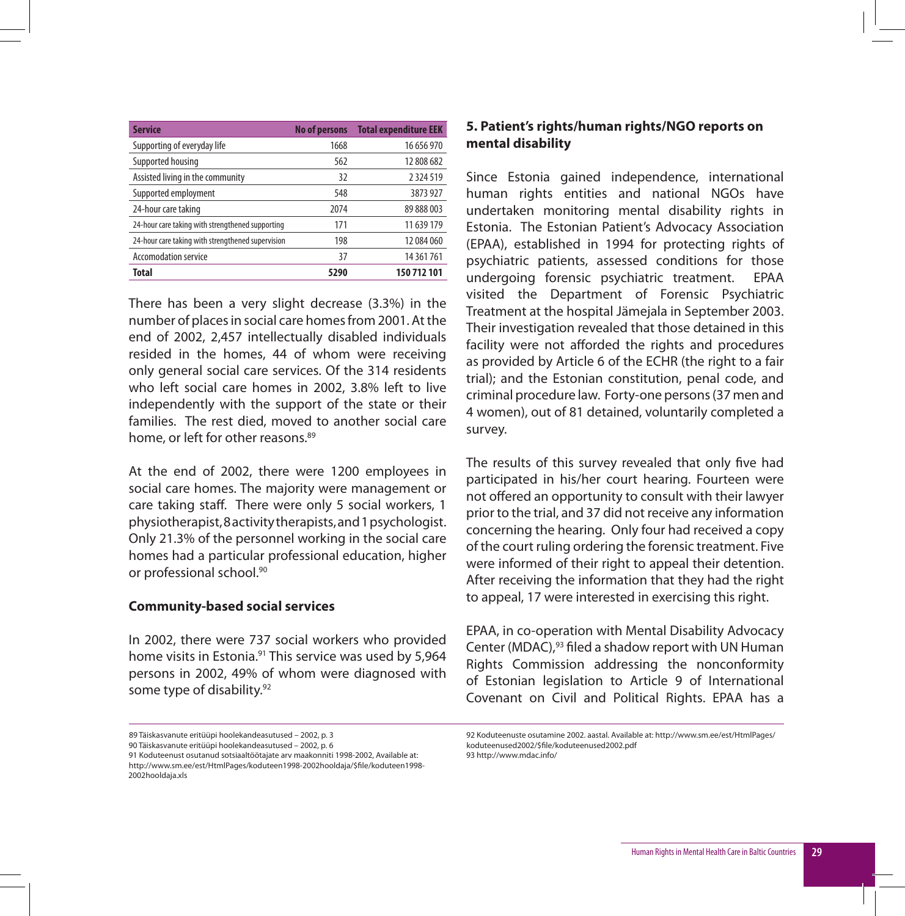| Service | No of persons | Total expenditure EEK |
|---|---|---|
| Supporting of everyday life | 1668 | 16 656 970 |
| Supported housing | 562 | 12 808 682 |
| Assisted living in the community | 32 | 2 324 519 |
| Supported employment | 548 | 3873 927 |
| 24-hour care taking | 2074 | 89 888 003 |
| 24-hour care taking with strengthened supporting | 171 | 11 639 179 |
| 24-hour care taking with strengthened supervision | 198 | 12 084 060 |
| Accomodation service | 37 | 14 361 761 |
| **Total** | **5290** | **150 712 101** |

There has been a very slight decrease (3.3%) in the number of places in social care homes from 2001. At the end of 2002, 2,457 intellectually disabled individuals resided in the homes, 44 of whom were receiving only general social care services. Of the 314 residents who left social care homes in 2002, 3.8% left to live independently with the support of the state or their families. The rest died, moved to another social care home, or left for other reasons.[89]

At the end of 2002, there were 1200 employees in social care homes. The majority were management or care taking staff. There were only 5 social workers, 1 physiotherapist, 8 activity therapists, and 1 psychologist. Only 21.3% of the personnel working in the social care homes had a particular professional education, higher or professional school.[90]

### Community-based social services

In 2002, there were 737 social workers who provided home visits in Estonia.[91] This service was used by 5,964 persons in 2002, 49% of whom were diagnosed with some type of disability.[92]

## 5. Patient's rights/human rights/NGO reports on mental disability

Since Estonia gained independence, international human rights entities and national NGOs have undertaken monitoring mental disability rights in Estonia. The Estonian Patient's Advocacy Association (EPAA), established in 1994 for protecting rights of psychiatric patients, assessed conditions for those undergoing forensic psychiatric treatment. EPAA visited the Department of Forensic Psychiatric Treatment at the hospital Jämejala in September 2003. Their investigation revealed that those detained in this facility were not afforded the rights and procedures as provided by Article 6 of the ECHR (the right to a fair trial); and the Estonian constitution, penal code, and criminal procedure law. Forty-one persons (37 men and 4 women), out of 81 detained, voluntarily completed a survey.

The results of this survey revealed that only five had participated in his/her court hearing. Fourteen were not offered an opportunity to consult with their lawyer prior to the trial, and 37 did not receive any information concerning the hearing. Only four had received a copy of the court ruling ordering the forensic treatment. Five were informed of their right to appeal their detention. After receiving the information that they had the right to appeal, 17 were interested in exercising this right.

EPAA, in co-operation with Mental Disability Advocacy Center (MDAC),[93] filed a shadow report with UN Human Rights Commission addressing the nonconformity of Estonian legislation to Article 9 of International Covenant on Civil and Political Rights. EPAA has a

---

89 Täiskasvanute eritüüpi hoolekandeasutused – 2002, p. 3

90 Täiskasvanute eritüüpi hoolekandeasutused – 2002, p. 6

91 Koduteenust osutanud sotsiaaltöötajate arv maakonniti 1998-2002, Available at: http://www.sm.ee/est/HtmlPages/koduteen1998-2002hooldaja/$file/koduteen1998-2002hooldaja.xls

92 Koduteenuste osutamine 2002. aastal. Available at: http://www.sm.ee/est/HtmlPages/koduteenused2002/$file/koduteenused2002.pdf

93 http://www.mdac.info/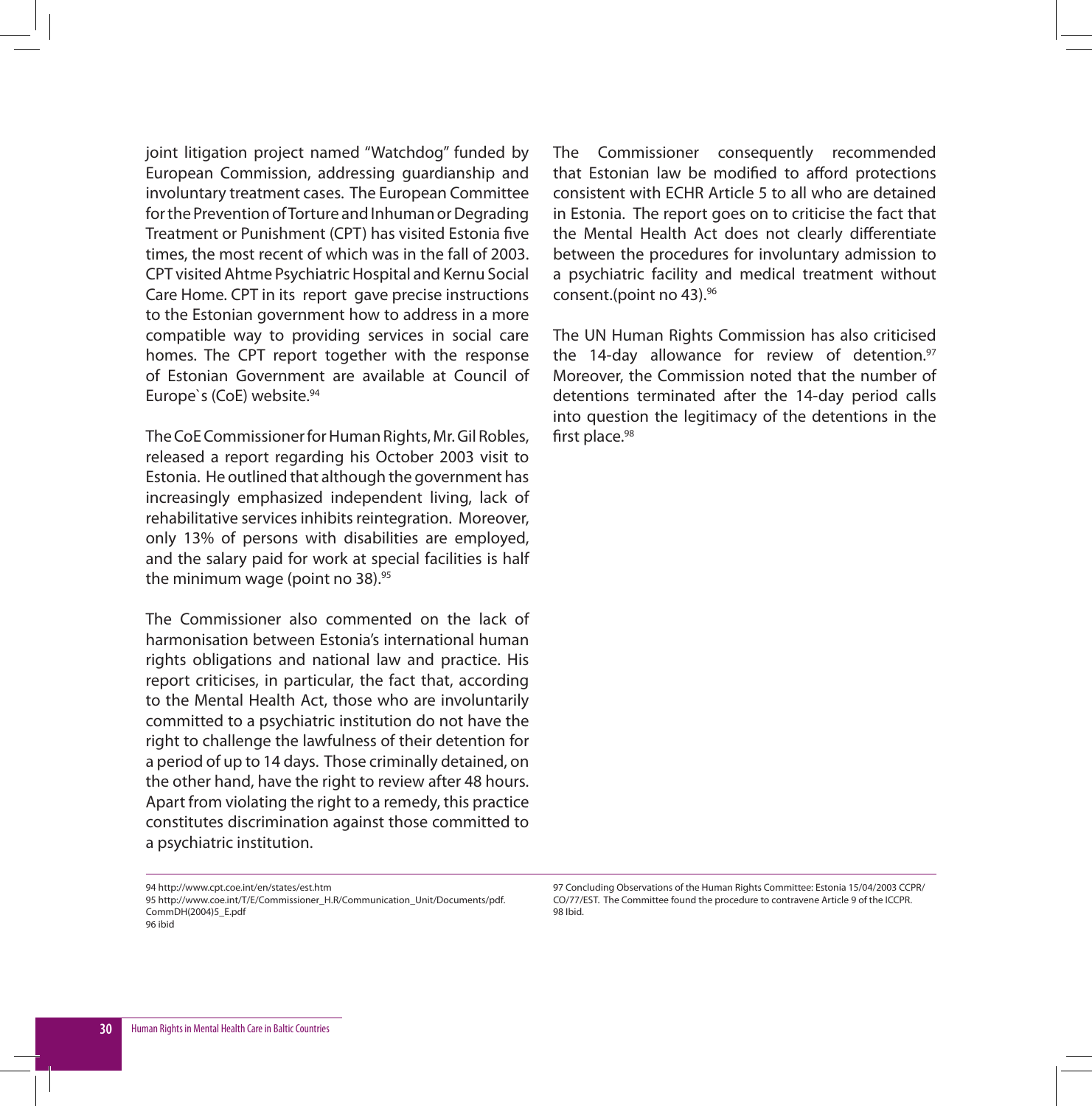joint litigation project named "Watchdog" funded by European Commission, addressing guardianship and involuntary treatment cases. The European Committee for the Prevention of Torture and Inhuman or Degrading Treatment or Punishment (CPT) has visited Estonia five times, the most recent of which was in the fall of 2003. CPT visited Ahtme Psychiatric Hospital and Kernu Social Care Home. CPT in its report gave precise instructions to the Estonian government how to address in a more compatible way to providing services in social care homes. The CPT report together with the response of Estonian Government are available at Council of Europe`s (CoE) website.[94]

The CoE Commissioner for Human Rights, Mr. Gil Robles, released a report regarding his October 2003 visit to Estonia. He outlined that although the government has increasingly emphasized independent living, lack of rehabilitative services inhibits reintegration. Moreover, only 13% of persons with disabilities are employed, and the salary paid for work at special facilities is half the minimum wage (point no 38).[95]

The Commissioner also commented on the lack of harmonisation between Estonia's international human rights obligations and national law and practice. His report criticises, in particular, the fact that, according to the Mental Health Act, those who are involuntarily committed to a psychiatric institution do not have the right to challenge the lawfulness of their detention for a period of up to 14 days. Those criminally detained, on the other hand, have the right to review after 48 hours. Apart from violating the right to a remedy, this practice constitutes discrimination against those committed to a psychiatric institution.

The Commissioner consequently recommended that Estonian law be modified to afford protections consistent with ECHR Article 5 to all who are detained in Estonia. The report goes on to criticise the fact that the Mental Health Act does not clearly differentiate between the procedures for involuntary admission to a psychiatric facility and medical treatment without consent.(point no 43).[96]

The UN Human Rights Commission has also criticised the 14-day allowance for review of detention.[97] Moreover, the Commission noted that the number of detentions terminated after the 14-day period calls into question the legitimacy of the detentions in the first place.[98]

---

94 http://www.cpt.coe.int/en/states/est.htm

95 http://www.coe.int/T/E/Commissioner_H.R/Communication_Unit/Documents/pdf.CommDH(2004)5_E.pdf

96 ibid

97 Concluding Observations of the Human Rights Committee: Estonia 15/04/2003 CCPR/CO/77/EST. The Committee found the procedure to contravene Article 9 of the ICCPR.

98 Ibid.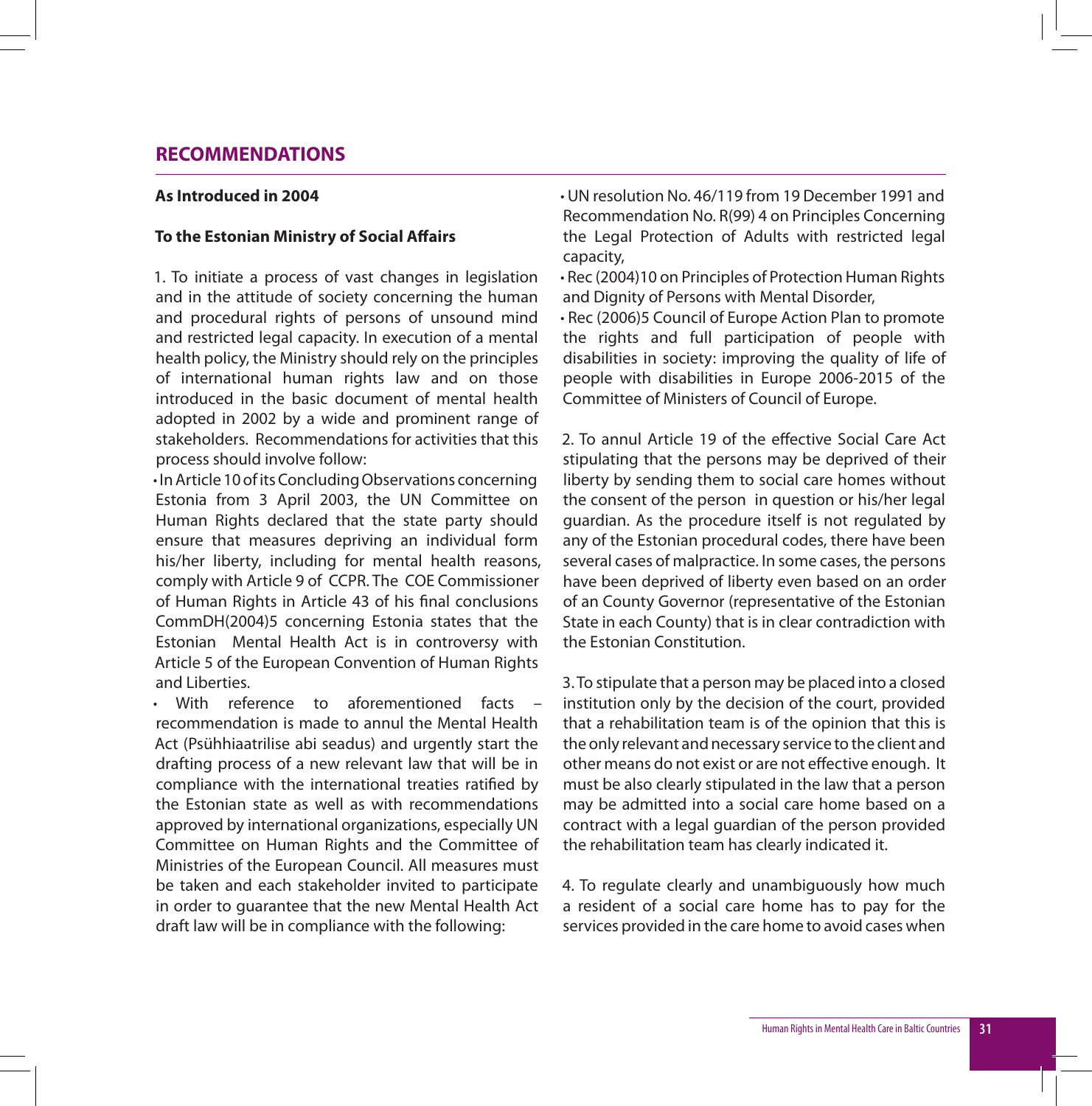## RECOMMENDATIONS

**As Introduced in 2004**

**To the Estonian Ministry of Social Affairs**

1. To initiate a process of vast changes in legislation and in the attitude of society concerning the human and procedural rights of persons of unsound mind and restricted legal capacity. In execution of a mental health policy, the Ministry should rely on the principles of international human rights law and on those introduced in the basic document of mental health adopted in 2002 by a wide and prominent range of stakeholders. Recommendations for activities that this process should involve follow:

- In Article 10 of its Concluding Observations concerning Estonia from 3 April 2003, the UN Committee on Human Rights declared that the state party should ensure that measures depriving an individual form his/her liberty, including for mental health reasons, comply with Article 9 of CCPR. The COE Commissioner of Human Rights in Article 43 of his final conclusions CommDH(2004)5 concerning Estonia states that the Estonian Mental Health Act is in controversy with Article 5 of the European Convention of Human Rights and Liberties.
- With reference to aforementioned facts – recommendation is made to annul the Mental Health Act (Psühhiaatrilise abi seadus) and urgently start the drafting process of a new relevant law that will be in compliance with the international treaties ratified by the Estonian state as well as with recommendations approved by international organizations, especially UN Committee on Human Rights and the Committee of Ministries of the European Council. All measures must be taken and each stakeholder invited to participate in order to guarantee that the new Mental Health Act draft law will be in compliance with the following:
- UN resolution No. 46/119 from 19 December 1991 and Recommendation No. R(99) 4 on Principles Concerning the Legal Protection of Adults with restricted legal capacity,
- Rec (2004)10 on Principles of Protection Human Rights and Dignity of Persons with Mental Disorder,
- Rec (2006)5 Council of Europe Action Plan to promote the rights and full participation of people with disabilities in society: improving the quality of life of people with disabilities in Europe 2006-2015 of the Committee of Ministers of Council of Europe.

2. To annul Article 19 of the effective Social Care Act stipulating that the persons may be deprived of their liberty by sending them to social care homes without the consent of the person in question or his/her legal guardian. As the procedure itself is not regulated by any of the Estonian procedural codes, there have been several cases of malpractice. In some cases, the persons have been deprived of liberty even based on an order of an County Governor (representative of the Estonian State in each County) that is in clear contradiction with the Estonian Constitution.

3. To stipulate that a person may be placed into a closed institution only by the decision of the court, provided that a rehabilitation team is of the opinion that this is the only relevant and necessary service to the client and other means do not exist or are not effective enough. It must be also clearly stipulated in the law that a person may be admitted into a social care home based on a contract with a legal guardian of the person provided the rehabilitation team has clearly indicated it.

4. To regulate clearly and unambiguously how much a resident of a social care home has to pay for the services provided in the care home to avoid cases when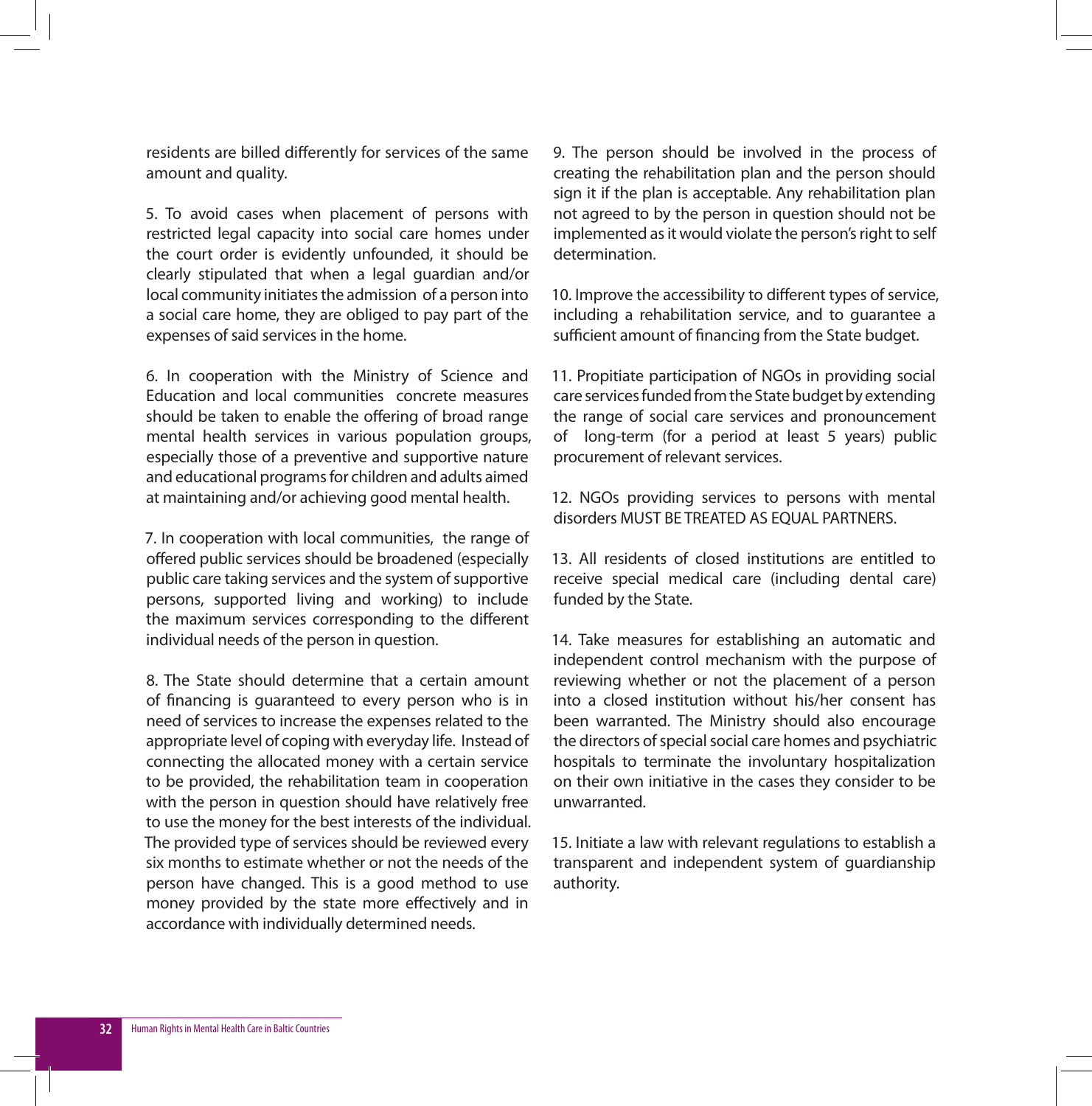residents are billed differently for services of the same amount and quality.

5. To avoid cases when placement of persons with restricted legal capacity into social care homes under the court order is evidently unfounded, it should be clearly stipulated that when a legal guardian and/or local community initiates the admission of a person into a social care home, they are obliged to pay part of the expenses of said services in the home.

6. In cooperation with the Ministry of Science and Education and local communities concrete measures should be taken to enable the offering of broad range mental health services in various population groups, especially those of a preventive and supportive nature and educational programs for children and adults aimed at maintaining and/or achieving good mental health.

7. In cooperation with local communities, the range of offered public services should be broadened (especially public care taking services and the system of supportive persons, supported living and working) to include the maximum services corresponding to the different individual needs of the person in question.

8. The State should determine that a certain amount of financing is guaranteed to every person who is in need of services to increase the expenses related to the appropriate level of coping with everyday life. Instead of connecting the allocated money with a certain service to be provided, the rehabilitation team in cooperation with the person in question should have relatively free to use the money for the best interests of the individual. The provided type of services should be reviewed every six months to estimate whether or not the needs of the person have changed. This is a good method to use money provided by the state more effectively and in accordance with individually determined needs.

9. The person should be involved in the process of creating the rehabilitation plan and the person should sign it if the plan is acceptable. Any rehabilitation plan not agreed to by the person in question should not be implemented as it would violate the person's right to self determination.

10. Improve the accessibility to different types of service, including a rehabilitation service, and to guarantee a sufficient amount of financing from the State budget.

11. Propitiate participation of NGOs in providing social care services funded from the State budget by extending the range of social care services and pronouncement of long-term (for a period at least 5 years) public procurement of relevant services.

12. NGOs providing services to persons with mental disorders MUST BE TREATED AS EQUAL PARTNERS.

13. All residents of closed institutions are entitled to receive special medical care (including dental care) funded by the State.

14. Take measures for establishing an automatic and independent control mechanism with the purpose of reviewing whether or not the placement of a person into a closed institution without his/her consent has been warranted. The Ministry should also encourage the directors of special social care homes and psychiatric hospitals to terminate the involuntary hospitalization on their own initiative in the cases they consider to be unwarranted.

15. Initiate a law with relevant regulations to establish a transparent and independent system of guardianship authority.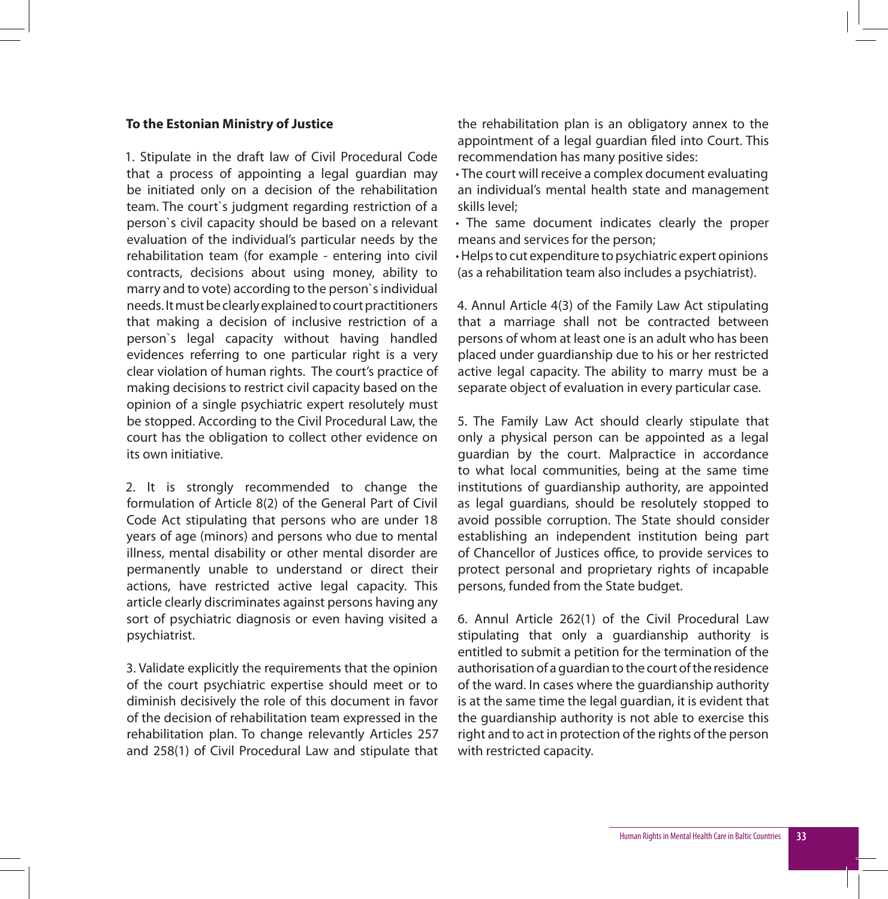**To the Estonian Ministry of Justice**

1. Stipulate in the draft law of Civil Procedural Code that a process of appointing a legal guardian may be initiated only on a decision of the rehabilitation team. The court`s judgment regarding restriction of a person`s civil capacity should be based on a relevant evaluation of the individual's particular needs by the rehabilitation team (for example - entering into civil contracts, decisions about using money, ability to marry and to vote) according to the person`s individual needs. It must be clearly explained to court practitioners that making a decision of inclusive restriction of a person`s legal capacity without having handled evidences referring to one particular right is a very clear violation of human rights. The court's practice of making decisions to restrict civil capacity based on the opinion of a single psychiatric expert resolutely must be stopped. According to the Civil Procedural Law, the court has the obligation to collect other evidence on its own initiative.

2. It is strongly recommended to change the formulation of Article 8(2) of the General Part of Civil Code Act stipulating that persons who are under 18 years of age (minors) and persons who due to mental illness, mental disability or other mental disorder are permanently unable to understand or direct their actions, have restricted active legal capacity. This article clearly discriminates against persons having any sort of psychiatric diagnosis or even having visited a psychiatrist.

3. Validate explicitly the requirements that the opinion of the court psychiatric expertise should meet or to diminish decisively the role of this document in favor of the decision of rehabilitation team expressed in the rehabilitation plan. To change relevantly Articles 257 and 258(1) of Civil Procedural Law and stipulate that the rehabilitation plan is an obligatory annex to the appointment of a legal guardian filed into Court. This recommendation has many positive sides:

- The court will receive a complex document evaluating an individual's mental health state and management skills level;
- The same document indicates clearly the proper means and services for the person;
- Helps to cut expenditure to psychiatric expert opinions (as a rehabilitation team also includes a psychiatrist).

4. Annul Article 4(3) of the Family Law Act stipulating that a marriage shall not be contracted between persons of whom at least one is an adult who has been placed under guardianship due to his or her restricted active legal capacity. The ability to marry must be a separate object of evaluation in every particular case.

5. The Family Law Act should clearly stipulate that only a physical person can be appointed as a legal guardian by the court. Malpractice in accordance to what local communities, being at the same time institutions of guardianship authority, are appointed as legal guardians, should be resolutely stopped to avoid possible corruption. The State should consider establishing an independent institution being part of Chancellor of Justices office, to provide services to protect personal and proprietary rights of incapable persons, funded from the State budget.

6. Annul Article 262(1) of the Civil Procedural Law stipulating that only a guardianship authority is entitled to submit a petition for the termination of the authorisation of a guardian to the court of the residence of the ward. In cases where the guardianship authority is at the same time the legal guardian, it is evident that the guardianship authority is not able to exercise this right and to act in protection of the rights of the person with restricted capacity.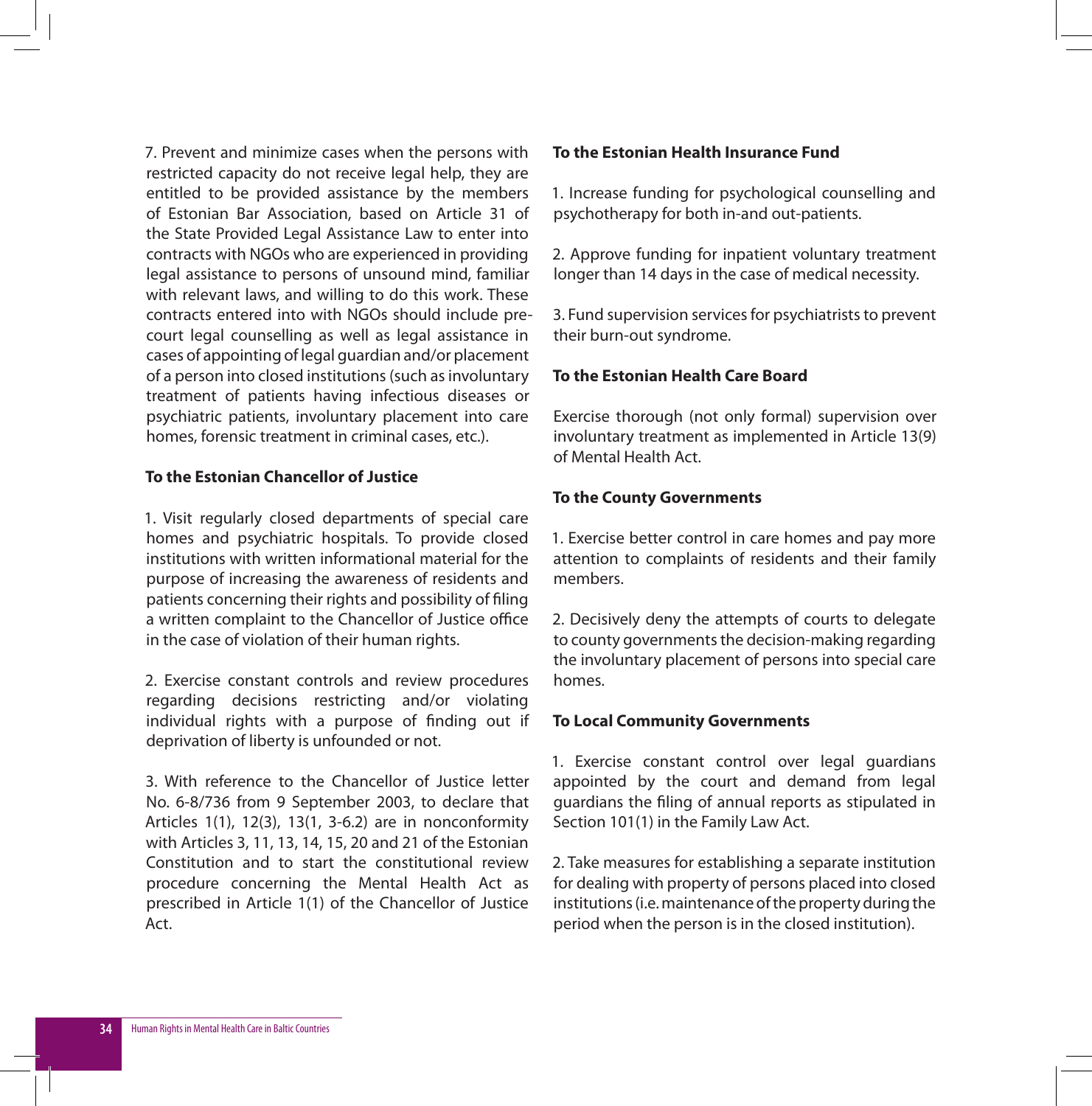7. Prevent and minimize cases when the persons with restricted capacity do not receive legal help, they are entitled to be provided assistance by the members of Estonian Bar Association, based on Article 31 of the State Provided Legal Assistance Law to enter into contracts with NGOs who are experienced in providing legal assistance to persons of unsound mind, familiar with relevant laws, and willing to do this work. These contracts entered into with NGOs should include pre-court legal counselling as well as legal assistance in cases of appointing of legal guardian and/or placement of a person into closed institutions (such as involuntary treatment of patients having infectious diseases or psychiatric patients, involuntary placement into care homes, forensic treatment in criminal cases, etc.).

**To the Estonian Chancellor of Justice**

1. Visit regularly closed departments of special care homes and psychiatric hospitals. To provide closed institutions with written informational material for the purpose of increasing the awareness of residents and patients concerning their rights and possibility of filing a written complaint to the Chancellor of Justice office in the case of violation of their human rights.

2. Exercise constant controls and review procedures regarding decisions restricting and/or violating individual rights with a purpose of finding out if deprivation of liberty is unfounded or not.

3. With reference to the Chancellor of Justice letter No. 6-8/736 from 9 September 2003, to declare that Articles 1(1), 12(3), 13(1, 3-6.2) are in nonconformity with Articles 3, 11, 13, 14, 15, 20 and 21 of the Estonian Constitution and to start the constitutional review procedure concerning the Mental Health Act as prescribed in Article 1(1) of the Chancellor of Justice Act.

**To the Estonian Health Insurance Fund**

1. Increase funding for psychological counselling and psychotherapy for both in-and out-patients.

2. Approve funding for inpatient voluntary treatment longer than 14 days in the case of medical necessity.

3. Fund supervision services for psychiatrists to prevent their burn-out syndrome.

**To the Estonian Health Care Board**

Exercise thorough (not only formal) supervision over involuntary treatment as implemented in Article 13(9) of Mental Health Act.

**To the County Governments**

1. Exercise better control in care homes and pay more attention to complaints of residents and their family members.

2. Decisively deny the attempts of courts to delegate to county governments the decision-making regarding the involuntary placement of persons into special care homes.

**To Local Community Governments**

1. Exercise constant control over legal guardians appointed by the court and demand from legal guardians the filing of annual reports as stipulated in Section 101(1) in the Family Law Act.

2. Take measures for establishing a separate institution for dealing with property of persons placed into closed institutions (i.e. maintenance of the property during the period when the person is in the closed institution).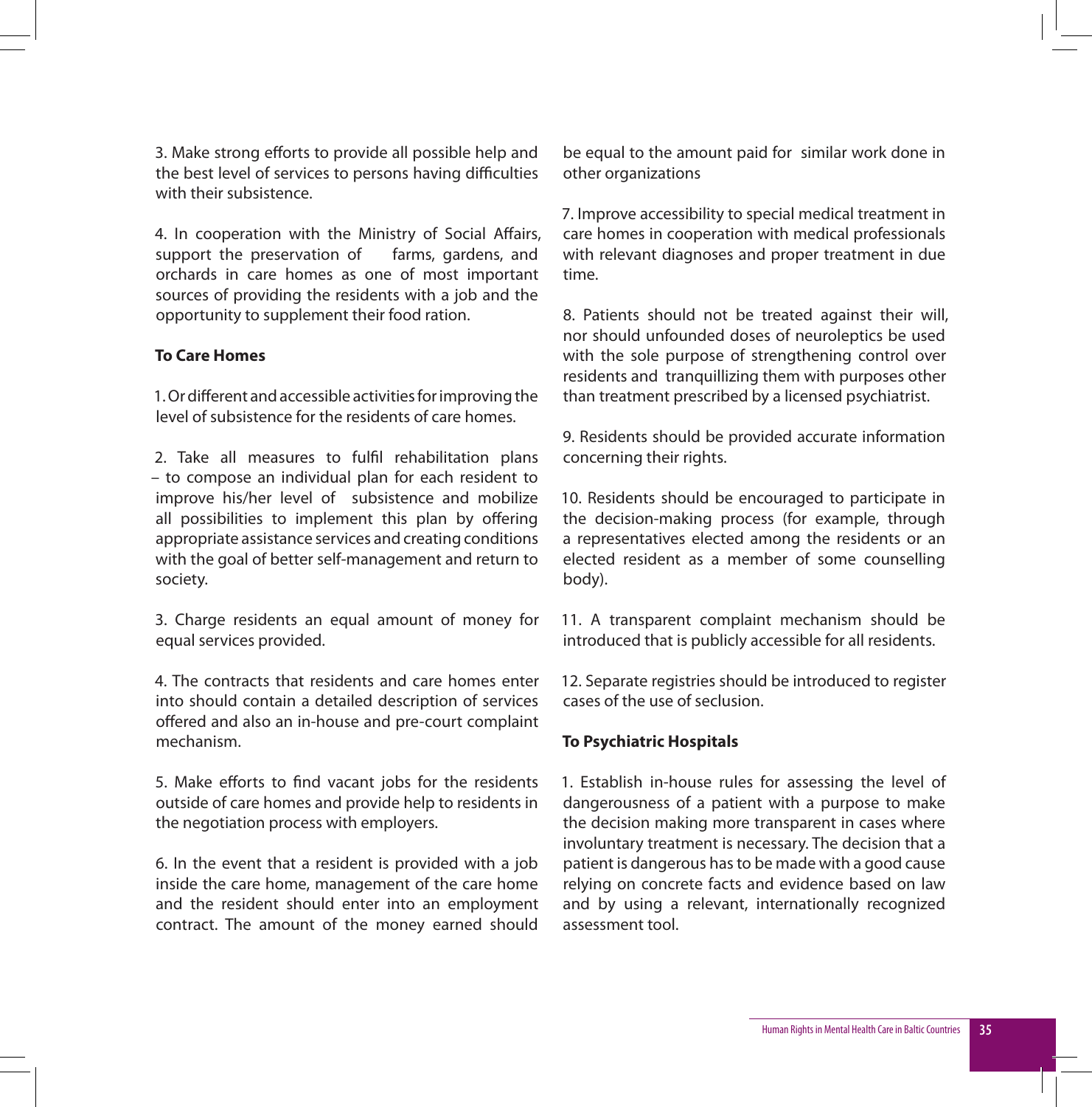3. Make strong efforts to provide all possible help and the best level of services to persons having difficulties with their subsistence.

4. In cooperation with the Ministry of Social Affairs, support the preservation of farms, gardens, and orchards in care homes as one of most important sources of providing the residents with a job and the opportunity to supplement their food ration.

**To Care Homes**

1. Or different and accessible activities for improving the level of subsistence for the residents of care homes.

2. Take all measures to fulfil rehabilitation plans – to compose an individual plan for each resident to improve his/her level of subsistence and mobilize all possibilities to implement this plan by offering appropriate assistance services and creating conditions with the goal of better self-management and return to society.

3. Charge residents an equal amount of money for equal services provided.

4. The contracts that residents and care homes enter into should contain a detailed description of services offered and also an in-house and pre-court complaint mechanism.

5. Make efforts to find vacant jobs for the residents outside of care homes and provide help to residents in the negotiation process with employers.

6. In the event that a resident is provided with a job inside the care home, management of the care home and the resident should enter into an employment contract. The amount of the money earned should be equal to the amount paid for similar work done in other organizations

7. Improve accessibility to special medical treatment in care homes in cooperation with medical professionals with relevant diagnoses and proper treatment in due time.

8. Patients should not be treated against their will, nor should unfounded doses of neuroleptics be used with the sole purpose of strengthening control over residents and tranquillizing them with purposes other than treatment prescribed by a licensed psychiatrist.

9. Residents should be provided accurate information concerning their rights.

10. Residents should be encouraged to participate in the decision-making process (for example, through a representatives elected among the residents or an elected resident as a member of some counselling body).

11. A transparent complaint mechanism should be introduced that is publicly accessible for all residents.

12. Separate registries should be introduced to register cases of the use of seclusion.

**To Psychiatric Hospitals**

1. Establish in-house rules for assessing the level of dangerousness of a patient with a purpose to make the decision making more transparent in cases where involuntary treatment is necessary. The decision that a patient is dangerous has to be made with a good cause relying on concrete facts and evidence based on law and by using a relevant, internationally recognized assessment tool.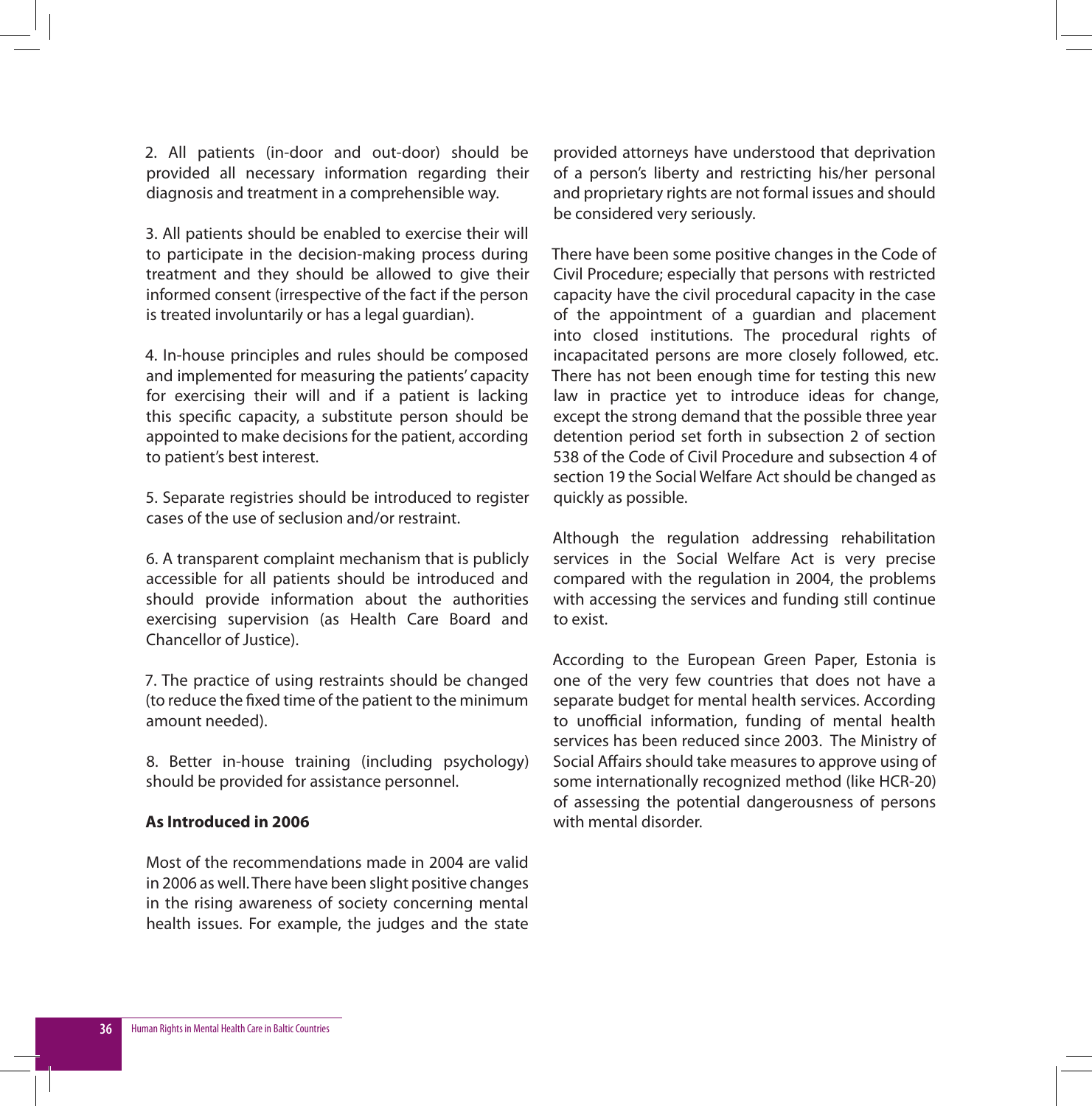2. All patients (in-door and out-door) should be provided all necessary information regarding their diagnosis and treatment in a comprehensible way.

3. All patients should be enabled to exercise their will to participate in the decision-making process during treatment and they should be allowed to give their informed consent (irrespective of the fact if the person is treated involuntarily or has a legal guardian).

4. In-house principles and rules should be composed and implemented for measuring the patients' capacity for exercising their will and if a patient is lacking this specific capacity, a substitute person should be appointed to make decisions for the patient, according to patient's best interest.

5. Separate registries should be introduced to register cases of the use of seclusion and/or restraint.

6. A transparent complaint mechanism that is publicly accessible for all patients should be introduced and should provide information about the authorities exercising supervision (as Health Care Board and Chancellor of Justice).

7. The practice of using restraints should be changed (to reduce the fixed time of the patient to the minimum amount needed).

8. Better in-house training (including psychology) should be provided for assistance personnel.

**As Introduced in 2006**

Most of the recommendations made in 2004 are valid in 2006 as well. There have been slight positive changes in the rising awareness of society concerning mental health issues. For example, the judges and the state provided attorneys have understood that deprivation of a person's liberty and restricting his/her personal and proprietary rights are not formal issues and should be considered very seriously.

There have been some positive changes in the Code of Civil Procedure; especially that persons with restricted capacity have the civil procedural capacity in the case of the appointment of a guardian and placement into closed institutions. The procedural rights of incapacitated persons are more closely followed, etc. There has not been enough time for testing this new law in practice yet to introduce ideas for change, except the strong demand that the possible three year detention period set forth in subsection 2 of section 538 of the Code of Civil Procedure and subsection 4 of section 19 the Social Welfare Act should be changed as quickly as possible.

Although the regulation addressing rehabilitation services in the Social Welfare Act is very precise compared with the regulation in 2004, the problems with accessing the services and funding still continue to exist.

According to the European Green Paper, Estonia is one of the very few countries that does not have a separate budget for mental health services. According to unofficial information, funding of mental health services has been reduced since 2003. The Ministry of Social Affairs should take measures to approve using of some internationally recognized method (like HCR-20) of assessing the potential dangerousness of persons with mental disorder.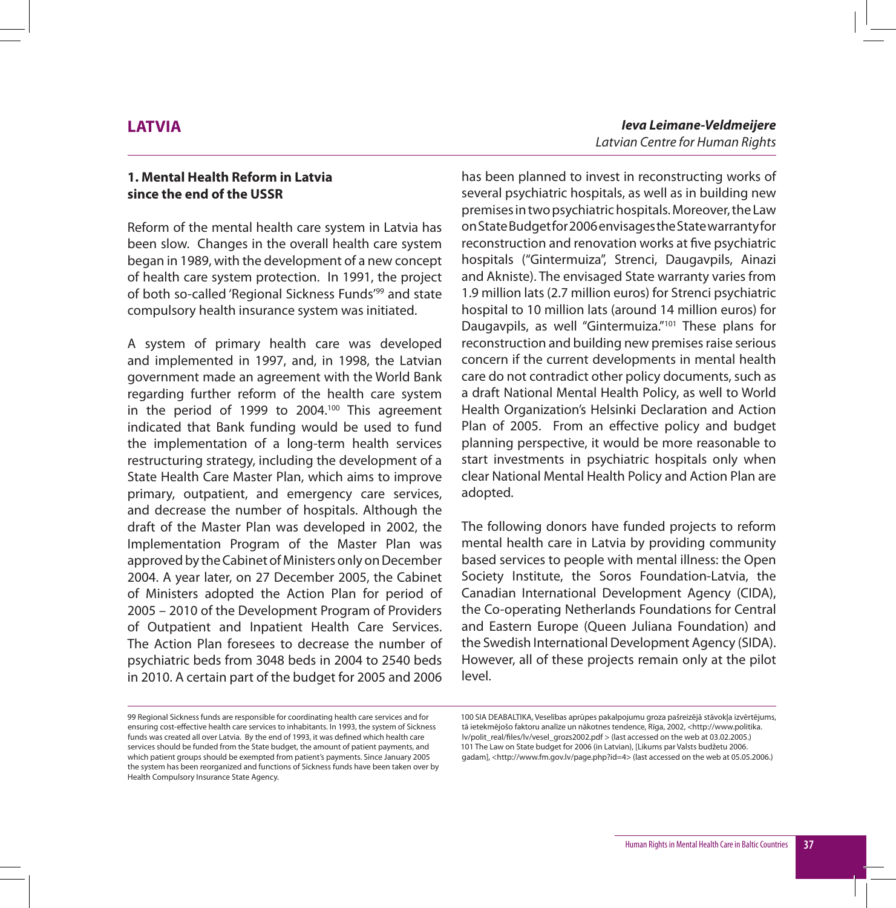# LATVIA

***Ieva Leimane-Veldmeijere***
*Latvian Centre for Human Rights*

## 1. Mental Health Reform in Latvia since the end of the USSR

Reform of the mental health care system in Latvia has been slow. Changes in the overall health care system began in 1989, with the development of a new concept of health care system protection. In 1991, the project of both so-called 'Regional Sickness Funds'[99] and state compulsory health insurance system was initiated.

A system of primary health care was developed and implemented in 1997, and, in 1998, the Latvian government made an agreement with the World Bank regarding further reform of the health care system in the period of 1999 to 2004.[100] This agreement indicated that Bank funding would be used to fund the implementation of a long-term health services restructuring strategy, including the development of a State Health Care Master Plan, which aims to improve primary, outpatient, and emergency care services, and decrease the number of hospitals. Although the draft of the Master Plan was developed in 2002, the Implementation Program of the Master Plan was approved by the Cabinet of Ministers only on December 2004. A year later, on 27 December 2005, the Cabinet of Ministers adopted the Action Plan for period of 2005 – 2010 of the Development Program of Providers of Outpatient and Inpatient Health Care Services. The Action Plan foresees to decrease the number of psychiatric beds from 3048 beds in 2004 to 2540 beds in 2010. A certain part of the budget for 2005 and 2006 has been planned to invest in reconstructing works of several psychiatric hospitals, as well as in building new premises in two psychiatric hospitals. Moreover, the Law on State Budget for 2006 envisages the State warranty for reconstruction and renovation works at five psychiatric hospitals ("Gintermuiza", Strenci, Daugavpils, Ainazi and Akniste). The envisaged State warranty varies from 1.9 million lats (2.7 million euros) for Strenci psychiatric hospital to 10 million lats (around 14 million euros) for Daugavpils, as well "Gintermuiza."[101] These plans for reconstruction and building new premises raise serious concern if the current developments in mental health care do not contradict other policy documents, such as a draft National Mental Health Policy, as well to World Health Organization's Helsinki Declaration and Action Plan of 2005. From an effective policy and budget planning perspective, it would be more reasonable to start investments in psychiatric hospitals only when clear National Mental Health Policy and Action Plan are adopted.

The following donors have funded projects to reform mental health care in Latvia by providing community based services to people with mental illness: the Open Society Institute, the Soros Foundation-Latvia, the Canadian International Development Agency (CIDA), the Co-operating Netherlands Foundations for Central and Eastern Europe (Queen Juliana Foundation) and the Swedish International Development Agency (SIDA). However, all of these projects remain only at the pilot level.

---

99 Regional Sickness funds are responsible for coordinating health care services and for ensuring cost-effective health care services to inhabitants. In 1993, the system of Sickness funds was created all over Latvia. By the end of 1993, it was defined which health care services should be funded from the State budget, the amount of patient payments, and which patient groups should be exempted from patient's payments. Since January 2005 the system has been reorganized and functions of Sickness funds have been taken over by Health Compulsory Insurance State Agency.

100 SIA DEABALTIKA, Veselības aprūpes pakalpojumu groza pašreizējā stāvokļa izvērtējums, tā ietekmējošo faktoru analīze un nākotnes tendence, Rīga, 2002, <http://www.politika.lv/polit_real/files/lv/vesel_grozs2002.pdf > (last accessed on the web at 03.02.2005.)

101 The Law on State budget for 2006 (in Latvian), [Likums par Valsts budžetu 2006. gadam], <http://www.fm.gov.lv/page.php?id=4> (last accessed on the web at 05.05.2006.)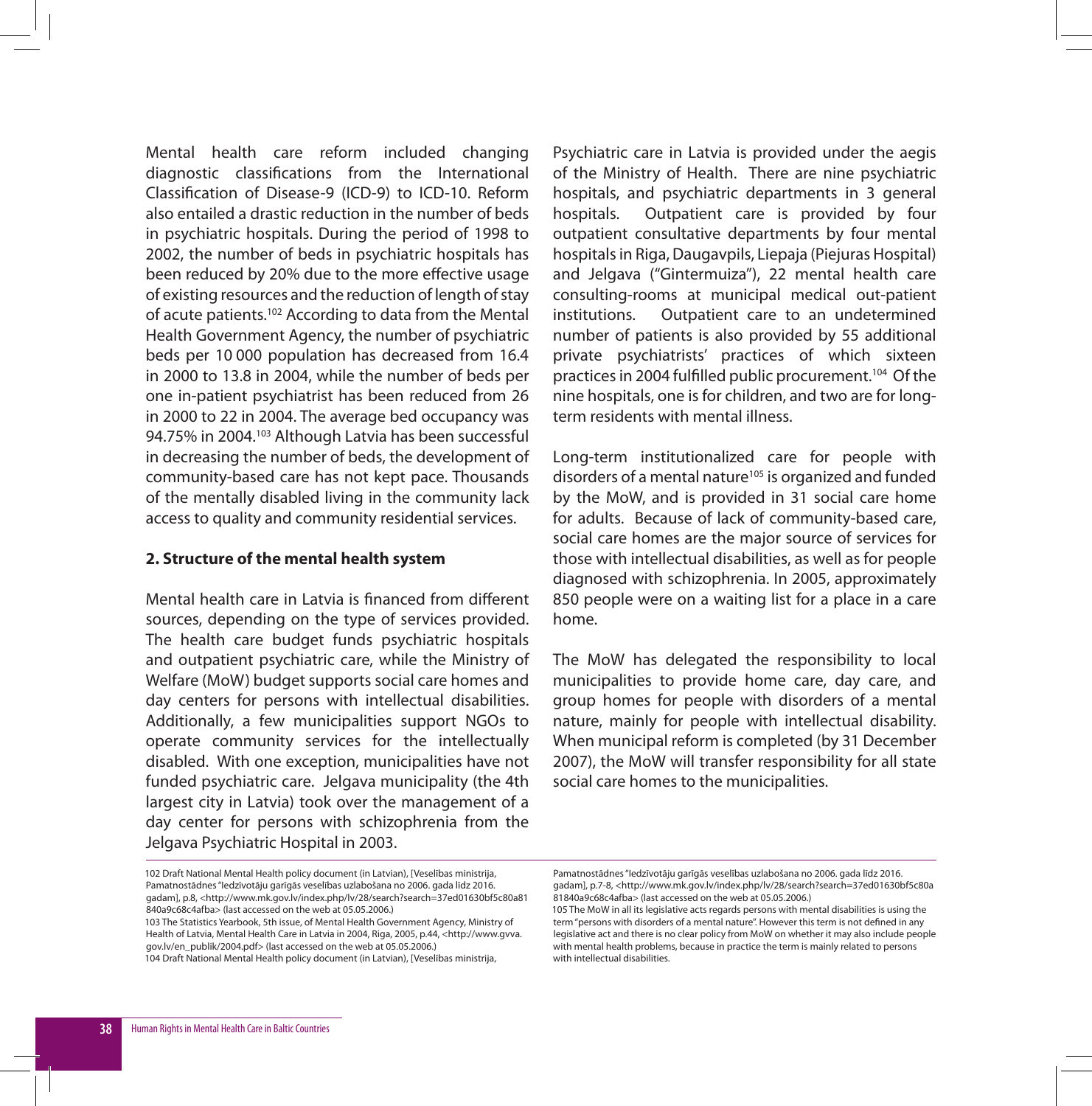Mental health care reform included changing diagnostic classifications from the International Classification of Disease-9 (ICD-9) to ICD-10. Reform also entailed a drastic reduction in the number of beds in psychiatric hospitals. During the period of 1998 to 2002, the number of beds in psychiatric hospitals has been reduced by 20% due to the more effective usage of existing resources and the reduction of length of stay of acute patients.[102] According to data from the Mental Health Government Agency, the number of psychiatric beds per 10 000 population has decreased from 16.4 in 2000 to 13.8 in 2004, while the number of beds per one in-patient psychiatrist has been reduced from 26 in 2000 to 22 in 2004. The average bed occupancy was 94.75% in 2004.[103] Although Latvia has been successful in decreasing the number of beds, the development of community-based care has not kept pace. Thousands of the mentally disabled living in the community lack access to quality and community residential services.

**2. Structure of the mental health system**

Mental health care in Latvia is financed from different sources, depending on the type of services provided. The health care budget funds psychiatric hospitals and outpatient psychiatric care, while the Ministry of Welfare (MoW) budget supports social care homes and day centers for persons with intellectual disabilities. Additionally, a few municipalities support NGOs to operate community services for the intellectually disabled. With one exception, municipalities have not funded psychiatric care. Jelgava municipality (the 4th largest city in Latvia) took over the management of a day center for persons with schizophrenia from the Jelgava Psychiatric Hospital in 2003.

Psychiatric care in Latvia is provided under the aegis of the Ministry of Health. There are nine psychiatric hospitals, and psychiatric departments in 3 general hospitals. Outpatient care is provided by four outpatient consultative departments by four mental hospitals in Riga, Daugavpils, Liepaja (Piejuras Hospital) and Jelgava ("Gintermuiza"), 22 mental health care consulting-rooms at municipal medical out-patient institutions. Outpatient care to an undetermined number of patients is also provided by 55 additional private psychiatrists' practices of which sixteen practices in 2004 fulfilled public procurement.[104] Of the nine hospitals, one is for children, and two are for long-term residents with mental illness.

Long-term institutionalized care for people with disorders of a mental nature[105] is organized and funded by the MoW, and is provided in 31 social care home for adults. Because of lack of community-based care, social care homes are the major source of services for those with intellectual disabilities, as well as for people diagnosed with schizophrenia. In 2005, approximately 850 people were on a waiting list for a place in a care home.

The MoW has delegated the responsibility to local municipalities to provide home care, day care, and group homes for people with disorders of a mental nature, mainly for people with intellectual disability. When municipal reform is completed (by 31 December 2007), the MoW will transfer responsibility for all state social care homes to the municipalities.

---

102 Draft National Mental Health policy document (in Latvian), [Veselības ministrija, Pamatnostādnes "Iedzīvotāju garīgās veselības uzlabošana no 2006. gada līdz 2016. gadam], p.8, <http://www.mk.gov.lv/index.php/lv/28/search?search=37ed01630bf5c80a81840a9c68c4afba> (last accessed on the web at 05.05.2006.)

103 The Statistics Yearbook, 5th issue, of Mental Health Government Agency, Ministry of Health of Latvia, Mental Health Care in Latvia in 2004, Riga, 2005, p.44, <http://www.gvva.gov.lv/en_publik/2004.pdf> (last accessed on the web at 05.05.2006.)

104 Draft National Mental Health policy document (in Latvian), [Veselības ministrija, Pamatnostādnes "Iedzīvotāju garīgās veselības uzlabošana no 2006. gada līdz 2016. gadam], p.7-8, <http://www.mk.gov.lv/index.php/lv/28/search?search=37ed01630bf5c80a81840a9c68c4afba> (last accessed on the web at 05.05.2006.)

105 The MoW in all its legislative acts regards persons with mental disabilities is using the term "persons with disorders of a mental nature". However this term is not defined in any legislative act and there is no clear policy from MoW on whether it may also include people with mental health problems, because in practice the term is mainly related to persons with intellectual disabilities.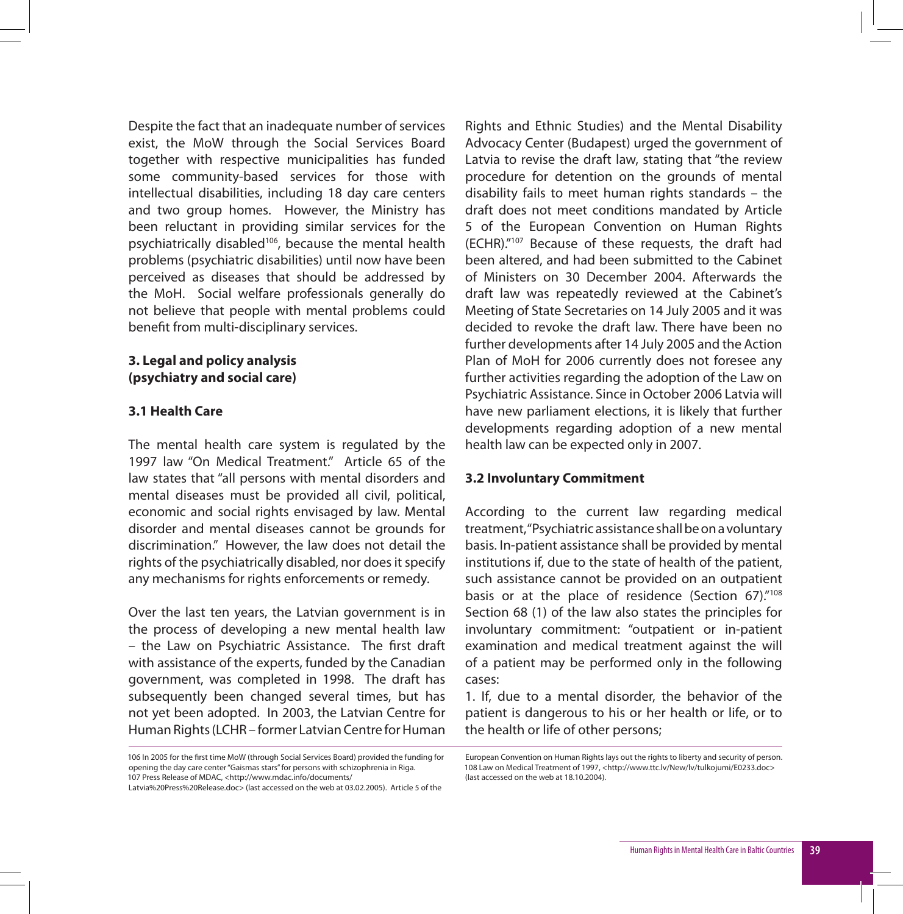Despite the fact that an inadequate number of services exist, the MoW through the Social Services Board together with respective municipalities has funded some community-based services for those with intellectual disabilities, including 18 day care centers and two group homes. However, the Ministry has been reluctant in providing similar services for the psychiatrically disabled[106], because the mental health problems (psychiatric disabilities) until now have been perceived as diseases that should be addressed by the MoH. Social welfare professionals generally do not believe that people with mental problems could benefit from multi-disciplinary services.

## 3. Legal and policy analysis (psychiatry and social care)

### 3.1 Health Care

The mental health care system is regulated by the 1997 law "On Medical Treatment." Article 65 of the law states that "all persons with mental disorders and mental diseases must be provided all civil, political, economic and social rights envisaged by law. Mental disorder and mental diseases cannot be grounds for discrimination." However, the law does not detail the rights of the psychiatrically disabled, nor does it specify any mechanisms for rights enforcements or remedy.

Over the last ten years, the Latvian government is in the process of developing a new mental health law – the Law on Psychiatric Assistance. The first draft with assistance of the experts, funded by the Canadian government, was completed in 1998. The draft has subsequently been changed several times, but has not yet been adopted. In 2003, the Latvian Centre for Human Rights (LCHR – former Latvian Centre for Human Rights and Ethnic Studies) and the Mental Disability Advocacy Center (Budapest) urged the government of Latvia to revise the draft law, stating that "the review procedure for detention on the grounds of mental disability fails to meet human rights standards – the draft does not meet conditions mandated by Article 5 of the European Convention on Human Rights (ECHR)."[107] Because of these requests, the draft had been altered, and had been submitted to the Cabinet of Ministers on 30 December 2004. Afterwards the draft law was repeatedly reviewed at the Cabinet's Meeting of State Secretaries on 14 July 2005 and it was decided to revoke the draft law. There have been no further developments after 14 July 2005 and the Action Plan of MoH for 2006 currently does not foresee any further activities regarding the adoption of the Law on Psychiatric Assistance. Since in October 2006 Latvia will have new parliament elections, it is likely that further developments regarding adoption of a new mental health law can be expected only in 2007.

### 3.2 Involuntary Commitment

According to the current law regarding medical treatment, "Psychiatric assistance shall be on a voluntary basis. In-patient assistance shall be provided by mental institutions if, due to the state of health of the patient, such assistance cannot be provided on an outpatient basis or at the place of residence (Section 67)."[108] Section 68 (1) of the law also states the principles for involuntary commitment: "outpatient or in-patient examination and medical treatment against the will of a patient may be performed only in the following cases:

1. If, due to a mental disorder, the behavior of the patient is dangerous to his or her health or life, or to the health or life of other persons;

---

106 In 2005 for the first time MoW (through Social Services Board) provided the funding for opening the day care center "Gaismas stars" for persons with schizophrenia in Riga.

107 Press Release of MDAC, <http://www.mdac.info/documents/Latvia%20Press%20Release.doc> (last accessed on the web at 03.02.2005). Article 5 of the European Convention on Human Rights lays out the rights to liberty and security of person.

108 Law on Medical Treatment of 1997, <http://www.ttc.lv/New/lv/tulkojumi/E0233.doc> (last accessed on the web at 18.10.2004).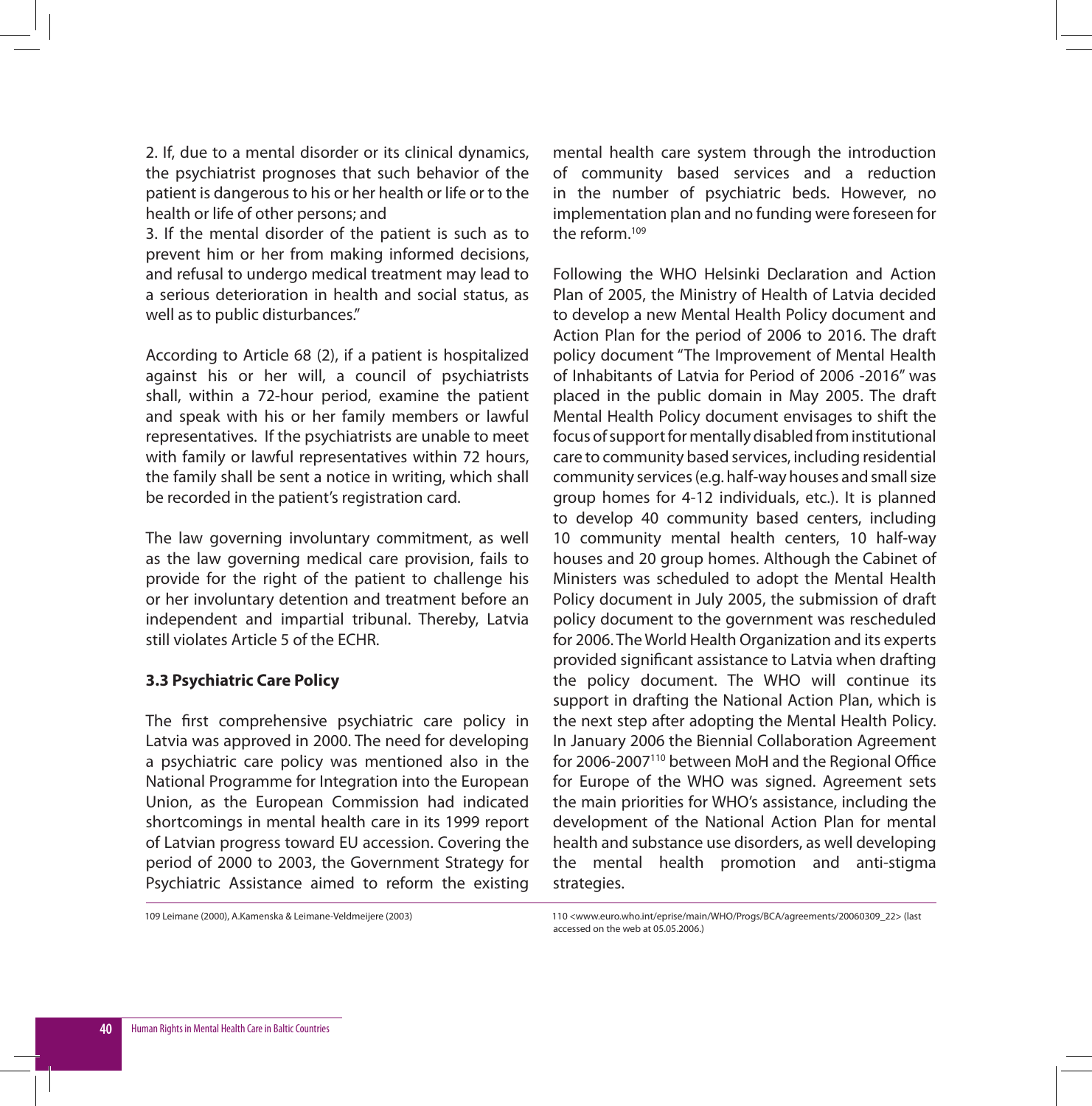2. If, due to a mental disorder or its clinical dynamics, the psychiatrist prognoses that such behavior of the patient is dangerous to his or her health or life or to the health or life of other persons; and

3. If the mental disorder of the patient is such as to prevent him or her from making informed decisions, and refusal to undergo medical treatment may lead to a serious deterioration in health and social status, as well as to public disturbances."

According to Article 68 (2), if a patient is hospitalized against his or her will, a council of psychiatrists shall, within a 72-hour period, examine the patient and speak with his or her family members or lawful representatives. If the psychiatrists are unable to meet with family or lawful representatives within 72 hours, the family shall be sent a notice in writing, which shall be recorded in the patient's registration card.

The law governing involuntary commitment, as well as the law governing medical care provision, fails to provide for the right of the patient to challenge his or her involuntary detention and treatment before an independent and impartial tribunal. Thereby, Latvia still violates Article 5 of the ECHR.

### 3.3 Psychiatric Care Policy

The first comprehensive psychiatric care policy in Latvia was approved in 2000. The need for developing a psychiatric care policy was mentioned also in the National Programme for Integration into the European Union, as the European Commission had indicated shortcomings in mental health care in its 1999 report of Latvian progress toward EU accession. Covering the period of 2000 to 2003, the Government Strategy for Psychiatric Assistance aimed to reform the existing mental health care system through the introduction of community based services and a reduction in the number of psychiatric beds. However, no implementation plan and no funding were foreseen for the reform.[109]

Following the WHO Helsinki Declaration and Action Plan of 2005, the Ministry of Health of Latvia decided to develop a new Mental Health Policy document and Action Plan for the period of 2006 to 2016. The draft policy document "The Improvement of Mental Health of Inhabitants of Latvia for Period of 2006 -2016" was placed in the public domain in May 2005. The draft Mental Health Policy document envisages to shift the focus of support for mentally disabled from institutional care to community based services, including residential community services (e.g. half-way houses and small size group homes for 4-12 individuals, etc.). It is planned to develop 40 community based centers, including 10 community mental health centers, 10 half-way houses and 20 group homes. Although the Cabinet of Ministers was scheduled to adopt the Mental Health Policy document in July 2005, the submission of draft policy document to the government was rescheduled for 2006. The World Health Organization and its experts provided significant assistance to Latvia when drafting the policy document. The WHO will continue its support in drafting the National Action Plan, which is the next step after adopting the Mental Health Policy. In January 2006 the Biennial Collaboration Agreement for 2006-2007[110] between MoH and the Regional Office for Europe of the WHO was signed. Agreement sets the main priorities for WHO's assistance, including the development of the National Action Plan for mental health and substance use disorders, as well developing the mental health promotion and anti-stigma strategies.

109 Leimane (2000), A.Kamenska & Leimane-Veldmeijere (2003)

110 <www.euro.who.int/eprise/main/WHO/Progs/BCA/agreements/20060309_22> (last accessed on the web at 05.05.2006.)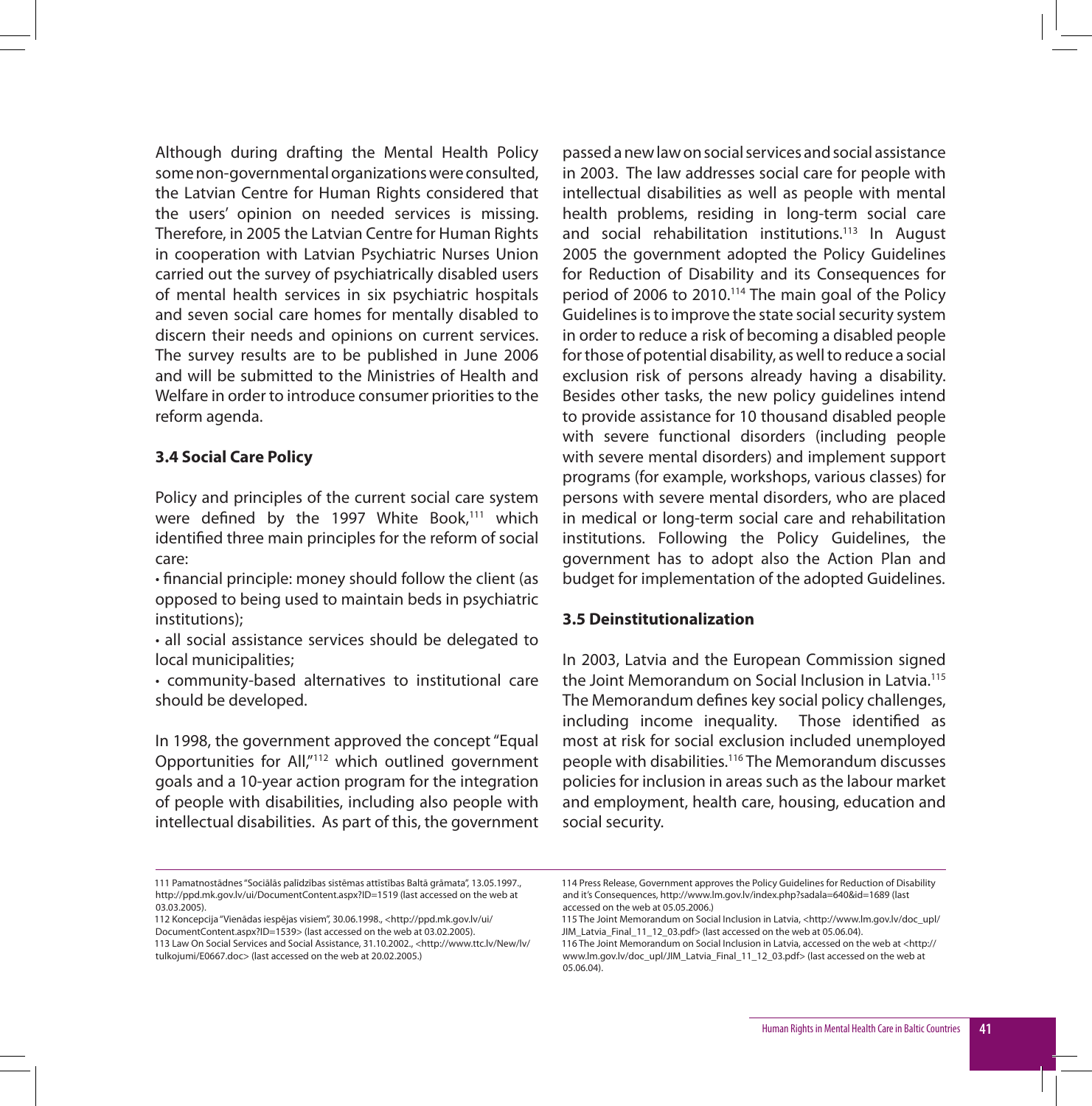Although during drafting the Mental Health Policy some non-governmental organizations were consulted, the Latvian Centre for Human Rights considered that the users' opinion on needed services is missing. Therefore, in 2005 the Latvian Centre for Human Rights in cooperation with Latvian Psychiatric Nurses Union carried out the survey of psychiatrically disabled users of mental health services in six psychiatric hospitals and seven social care homes for mentally disabled to discern their needs and opinions on current services. The survey results are to be published in June 2006 and will be submitted to the Ministries of Health and Welfare in order to introduce consumer priorities to the reform agenda.

### 3.4 Social Care Policy

Policy and principles of the current social care system were defined by the 1997 White Book,[111] which identified three main principles for the reform of social care:

- financial principle: money should follow the client (as opposed to being used to maintain beds in psychiatric institutions);
- all social assistance services should be delegated to local municipalities;
- community-based alternatives to institutional care should be developed.

In 1998, the government approved the concept "Equal Opportunities for All,"[112] which outlined government goals and a 10-year action program for the integration of people with disabilities, including also people with intellectual disabilities. As part of this, the government passed a new law on social services and social assistance in 2003. The law addresses social care for people with intellectual disabilities as well as people with mental health problems, residing in long-term social care and social rehabilitation institutions.[113] In August 2005 the government adopted the Policy Guidelines for Reduction of Disability and its Consequences for period of 2006 to 2010.[114] The main goal of the Policy Guidelines is to improve the state social security system in order to reduce a risk of becoming a disabled people for those of potential disability, as well to reduce a social exclusion risk of persons already having a disability. Besides other tasks, the new policy guidelines intend to provide assistance for 10 thousand disabled people with severe functional disorders (including people with severe mental disorders) and implement support programs (for example, workshops, various classes) for persons with severe mental disorders, who are placed in medical or long-term social care and rehabilitation institutions. Following the Policy Guidelines, the government has to adopt also the Action Plan and budget for implementation of the adopted Guidelines.

### 3.5 Deinstitutionalization

In 2003, Latvia and the European Commission signed the Joint Memorandum on Social Inclusion in Latvia.[115] The Memorandum defines key social policy challenges, including income inequality. Those identified as most at risk for social exclusion included unemployed people with disabilities.[116] The Memorandum discusses policies for inclusion in areas such as the labour market and employment, health care, housing, education and social security.

---

111 Pamatnostādnes "Sociālās palīdzības sistēmas attīstības Baltā grāmata", 13.05.1997., http://ppd.mk.gov.lv/ui/DocumentContent.aspx?ID=1519 (last accessed on the web at 03.03.2005).

112 Koncepcija "Vienādas iespējas visiem", 30.06.1998., <http://ppd.mk.gov.lv/ui/DocumentContent.aspx?ID=1539> (last accessed on the web at 03.02.2005).

113 Law On Social Services and Social Assistance, 31.10.2002., <http://www.ttc.lv/New/lv/tulkojumi/E0667.doc> (last accessed on the web at 20.02.2005.)

114 Press Release, Government approves the Policy Guidelines for Reduction of Disability and it's Consequences, http://www.lm.gov.lv/index.php?sadala=640&id=1689 (last accessed on the web at 05.05.2006.)

115 The Joint Memorandum on Social Inclusion in Latvia, <http://www.lm.gov.lv/doc_upl/JIM_Latvia_Final_11_12_03.pdf> (last accessed on the web at 05.06.04).

116 The Joint Memorandum on Social Inclusion in Latvia, accessed on the web at <http://www.lm.gov.lv/doc_upl/JIM_Latvia_Final_11_12_03.pdf> (last accessed on the web at 05.06.04).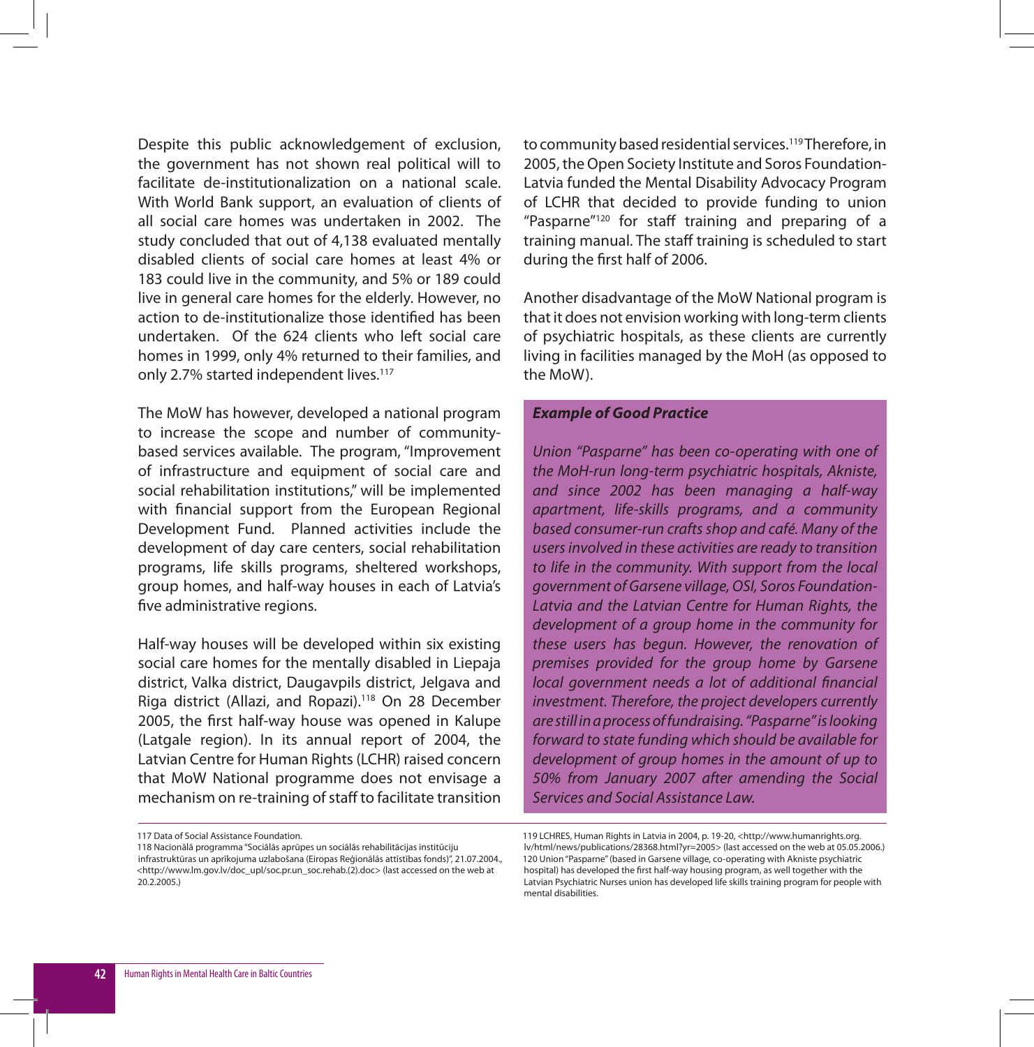Despite this public acknowledgement of exclusion, the government has not shown real political will to facilitate de-institutionalization on a national scale. With World Bank support, an evaluation of clients of all social care homes was undertaken in 2002. The study concluded that out of 4,138 evaluated mentally disabled clients of social care homes at least 4% or 183 could live in the community, and 5% or 189 could live in general care homes for the elderly. However, no action to de-institutionalize those identified has been undertaken. Of the 624 clients who left social care homes in 1999, only 4% returned to their families, and only 2.7% started independent lives.[117]

The MoW has however, developed a national program to increase the scope and number of community-based services available. The program, "Improvement of infrastructure and equipment of social care and social rehabilitation institutions," will be implemented with financial support from the European Regional Development Fund. Planned activities include the development of day care centers, social rehabilitation programs, life skills programs, sheltered workshops, group homes, and half-way houses in each of Latvia's five administrative regions.

Half-way houses will be developed within six existing social care homes for the mentally disabled in Liepaja district, Valka district, Daugavpils district, Jelgava and Riga district (Allazi, and Ropazi).[118] On 28 December 2005, the first half-way house was opened in Kalupe (Latgale region). In its annual report of 2004, the Latvian Centre for Human Rights (LCHR) raised concern that MoW National programme does not envisage a mechanism on re-training of staff to facilitate transition to community based residential services.[119] Therefore, in 2005, the Open Society Institute and Soros Foundation-Latvia funded the Mental Disability Advocacy Program of LCHR that decided to provide funding to union "Pasparne"[120] for staff training and preparing of a training manual. The staff training is scheduled to start during the first half of 2006.

Another disadvantage of the MoW National program is that it does not envision working with long-term clients of psychiatric hospitals, as these clients are currently living in facilities managed by the MoH (as opposed to the MoW).

***Example of Good Practice***

*Union "Pasparne" has been co-operating with one of the MoH-run long-term psychiatric hospitals, Akniste, and since 2002 has been managing a half-way apartment, life-skills programs, and a community based consumer-run crafts shop and café. Many of the users involved in these activities are ready to transition to life in the community. With support from the local government of Garsene village, OSI, Soros Foundation-Latvia and the Latvian Centre for Human Rights, the development of a group home in the community for these users has begun. However, the renovation of premises provided for the group home by Garsene local government needs a lot of additional financial investment. Therefore, the project developers currently are still in a process of fundraising. "Pasparne" is looking forward to state funding which should be available for development of group homes in the amount of up to 50% from January 2007 after amending the Social Services and Social Assistance Law.*

---

117 Data of Social Assistance Foundation.

118 Nacionālā programma "Sociālās aprūpes un sociālās rehabilitācijas institūciju infrastruktūras un aprīkojuma uzlabošana (Eiropas Reģionālās attīstības fonds)", 21.07.2004., <http://www.lm.gov.lv/doc_upl/soc.pr.un_soc.rehab.(2).doc> (last accessed on the web at 20.2.2005.)

119 LCHRES, Human Rights in Latvia in 2004, p. 19-20, <http://www.humanrights.org.lv/html/news/publications/28368.html?yr=2005> (last accessed on the web at 05.05.2006.)

120 Union "Pasparne" (based in Garsene village, co-operating with Akniste psychiatric hospital) has developed the first half-way housing program, as well together with the Latvian Psychiatric Nurses union has developed life skills training program for people with mental disabilities.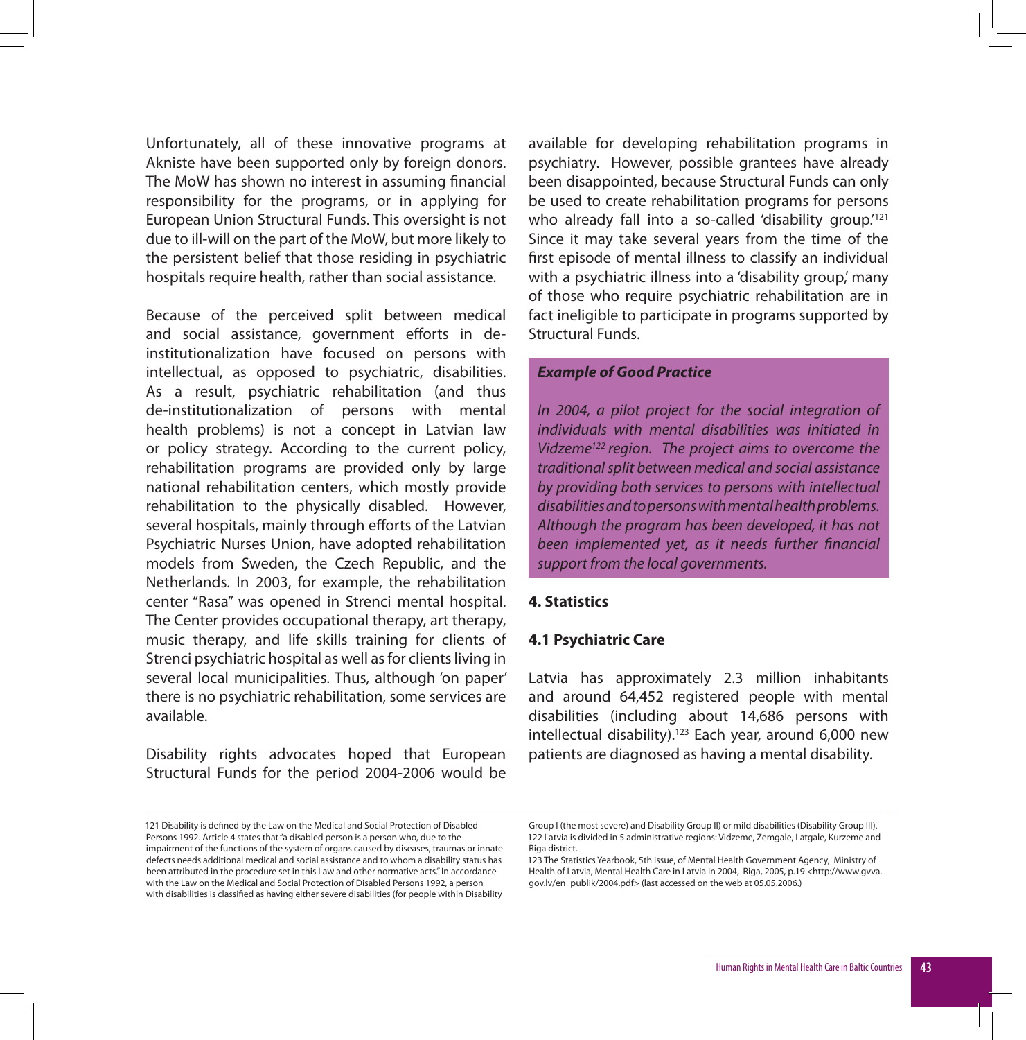Unfortunately, all of these innovative programs at Akniste have been supported only by foreign donors. The MoW has shown no interest in assuming financial responsibility for the programs, or in applying for European Union Structural Funds. This oversight is not due to ill-will on the part of the MoW, but more likely to the persistent belief that those residing in psychiatric hospitals require health, rather than social assistance.

Because of the perceived split between medical and social assistance, government efforts in de-institutionalization have focused on persons with intellectual, as opposed to psychiatric, disabilities. As a result, psychiatric rehabilitation (and thus de-institutionalization of persons with mental health problems) is not a concept in Latvian law or policy strategy. According to the current policy, rehabilitation programs are provided only by large national rehabilitation centers, which mostly provide rehabilitation to the physically disabled. However, several hospitals, mainly through efforts of the Latvian Psychiatric Nurses Union, have adopted rehabilitation models from Sweden, the Czech Republic, and the Netherlands. In 2003, for example, the rehabilitation center "Rasa" was opened in Strenci mental hospital. The Center provides occupational therapy, art therapy, music therapy, and life skills training for clients of Strenci psychiatric hospital as well as for clients living in several local municipalities. Thus, although 'on paper' there is no psychiatric rehabilitation, some services are available.

Disability rights advocates hoped that European Structural Funds for the period 2004-2006 would be available for developing rehabilitation programs in psychiatry. However, possible grantees have already been disappointed, because Structural Funds can only be used to create rehabilitation programs for persons who already fall into a so-called 'disability group.'[121] Since it may take several years from the time of the first episode of mental illness to classify an individual with a psychiatric illness into a 'disability group,' many of those who require psychiatric rehabilitation are in fact ineligible to participate in programs supported by Structural Funds.

***Example of Good Practice***

*In 2004, a pilot project for the social integration of individuals with mental disabilities was initiated in Vidzeme[122] region. The project aims to overcome the traditional split between medical and social assistance by providing both services to persons with intellectual disabilities and to persons with mental health problems. Although the program has been developed, it has not been implemented yet, as it needs further financial support from the local governments.*

## 4. Statistics

### 4.1 Psychiatric Care

Latvia has approximately 2.3 million inhabitants and around 64,452 registered people with mental disabilities (including about 14,686 persons with intellectual disability).[123] Each year, around 6,000 new patients are diagnosed as having a mental disability.

---

121 Disability is defined by the Law on the Medical and Social Protection of Disabled Persons 1992. Article 4 states that "a disabled person is a person who, due to the impairment of the functions of the system of organs caused by diseases, traumas or innate defects needs additional medical and social assistance and to whom a disability status has been attributed in the procedure set in this Law and other normative acts." In accordance with the Law on the Medical and Social Protection of Disabled Persons 1992, a person with disabilities is classified as having either severe disabilities (for people within Disability Group I (the most severe) and Disability Group II) or mild disabilities (Disability Group III).

122 Latvia is divided in 5 administrative regions: Vidzeme, Zemgale, Latgale, Kurzeme and Riga district.

123 The Statistics Yearbook, 5th issue, of Mental Health Government Agency, Ministry of Health of Latvia, Mental Health Care in Latvia in 2004, Riga, 2005, p.19 <http://www.gvva.gov.lv/en_publik/2004.pdf> (last accessed on the web at 05.05.2006.)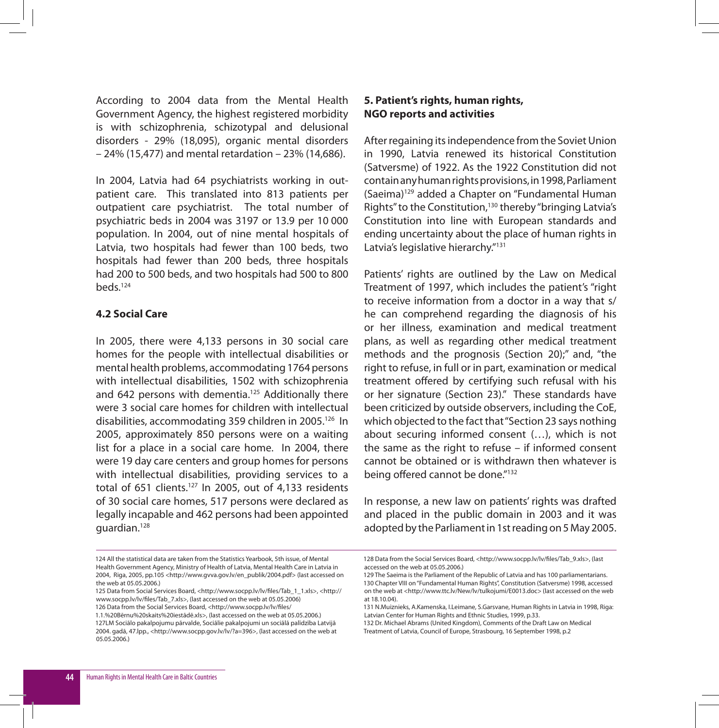According to 2004 data from the Mental Health Government Agency, the highest registered morbidity is with schizophrenia, schizotypal and delusional disorders - 29% (18,095), organic mental disorders – 24% (15,477) and mental retardation – 23% (14,686).

In 2004, Latvia had 64 psychiatrists working in outpatient care. This translated into 813 patients per outpatient care psychiatrist. The total number of psychiatric beds in 2004 was 3197 or 13.9 per 10 000 population. In 2004, out of nine mental hospitals of Latvia, two hospitals had fewer than 100 beds, two hospitals had fewer than 200 beds, three hospitals had 200 to 500 beds, and two hospitals had 500 to 800 beds.[124]

### 4.2 Social Care

In 2005, there were 4,133 persons in 30 social care homes for the people with intellectual disabilities or mental health problems, accommodating 1764 persons with intellectual disabilities, 1502 with schizophrenia and 642 persons with dementia.[125] Additionally there were 3 social care homes for children with intellectual disabilities, accommodating 359 children in 2005.[126] In 2005, approximately 850 persons were on a waiting list for a place in a social care home. In 2004, there were 19 day care centers and group homes for persons with intellectual disabilities, providing services to a total of 651 clients.[127] In 2005, out of 4,133 residents of 30 social care homes, 517 persons were declared as legally incapable and 462 persons had been appointed guardian.[128]

## 5. Patient's rights, human rights, NGO reports and activities

After regaining its independence from the Soviet Union in 1990, Latvia renewed its historical Constitution (Satversme) of 1922. As the 1922 Constitution did not contain any human rights provisions, in 1998, Parliament (Saeima)[129] added a Chapter on "Fundamental Human Rights" to the Constitution,[130] thereby "bringing Latvia's Constitution into line with European standards and ending uncertainty about the place of human rights in Latvia's legislative hierarchy."[131]

Patients' rights are outlined by the Law on Medical Treatment of 1997, which includes the patient's "right to receive information from a doctor in a way that s/he can comprehend regarding the diagnosis of his or her illness, examination and medical treatment plans, as well as regarding other medical treatment methods and the prognosis (Section 20);" and, "the right to refuse, in full or in part, examination or medical treatment offered by certifying such refusal with his or her signature (Section 23)." These standards have been criticized by outside observers, including the CoE, which objected to the fact that "Section 23 says nothing about securing informed consent (…), which is not the same as the right to refuse – if informed consent cannot be obtained or is withdrawn then whatever is being offered cannot be done."[132]

In response, a new law on patients' rights was drafted and placed in the public domain in 2003 and it was adopted by the Parliament in 1st reading on 5 May 2005.

---

124 All the statistical data are taken from the Statistics Yearbook, 5th issue, of Mental Health Government Agency, Ministry of Health of Latvia, Mental Health Care in Latvia in 2004, Riga, 2005, pp.105 <http://www.gvva.gov.lv/en_publik/2004.pdf> (last accessed on the web at 05.05.2006.)

125 Data from Social Services Board, <http://www.socpp.lv/lv/files/Tab_1_1.xls>, <http://www.socpp.lv/lv/files/Tab_7.xls>, (last accessed on the web at 05.05.2006)

126 Data from the Social Services Board, <http://www.socpp.lv/lv/files/1.1.%20Bērnu%20skaits%20iestādē.xls>, (last accessed on the web at 05.05.2006.)

127LM Sociālo pakalpojumu pārvalde, Sociālie pakalpojumi un sociālā palīdzība Latvijā 2004. gadā, 47.lpp., <http://www.socpp.gov.lv/lv/?a=396>, (last accessed on the web at 05.05.2006.)

128 Data from the Social Services Board, <http://www.socpp.lv/lv/files/Tab_9.xls>, (last accessed on the web at 05.05.2006.)

129 The Saeima is the Parliament of the Republic of Latvia and has 100 parliamentarians.

130 Chapter VIII on "Fundamental Human Rights", Constitution (Satversme) 1998, accessed on the web at <http://www.ttc.lv/New/lv/tulkojumi/E0013.doc> (last accessed on the web at 18.10.04).

131 N.Muiznieks, A.Kamenska, I.Leimane, S.Garsvane, Human Rights in Latvia in 1998, Riga: Latvian Center for Human Rights and Ethnic Studies, 1999, p.33.

132 Dr. Michael Abrams (United Kingdom), Comments of the Draft Law on Medical Treatment of Latvia, Council of Europe, Strasbourg, 16 September 1998, p.2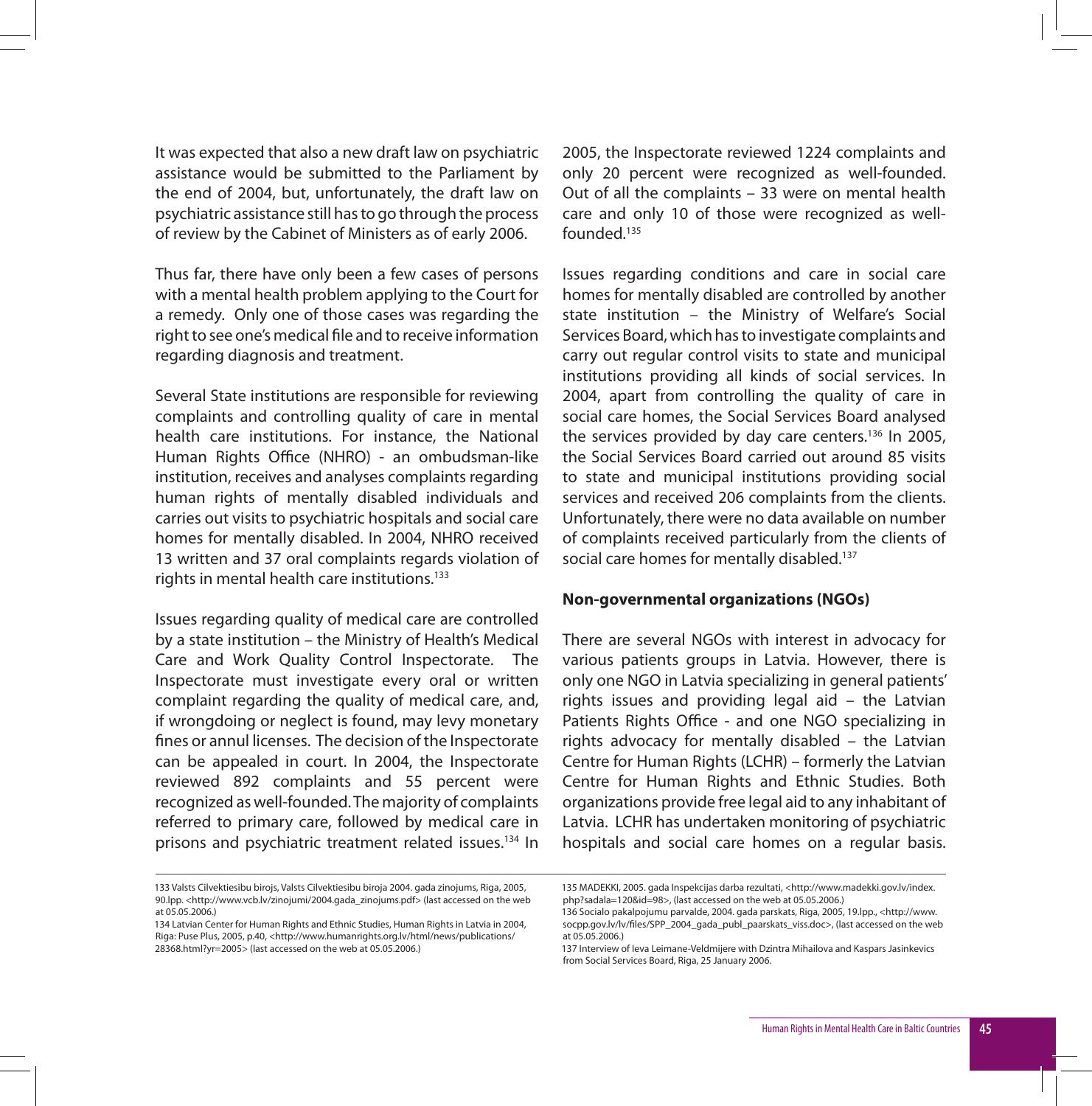It was expected that also a new draft law on psychiatric assistance would be submitted to the Parliament by the end of 2004, but, unfortunately, the draft law on psychiatric assistance still has to go through the process of review by the Cabinet of Ministers as of early 2006.

Thus far, there have only been a few cases of persons with a mental health problem applying to the Court for a remedy. Only one of those cases was regarding the right to see one's medical file and to receive information regarding diagnosis and treatment.

Several State institutions are responsible for reviewing complaints and controlling quality of care in mental health care institutions. For instance, the National Human Rights Office (NHRO) - an ombudsman-like institution, receives and analyses complaints regarding human rights of mentally disabled individuals and carries out visits to psychiatric hospitals and social care homes for mentally disabled. In 2004, NHRO received 13 written and 37 oral complaints regards violation of rights in mental health care institutions.[133]

Issues regarding quality of medical care are controlled by a state institution – the Ministry of Health's Medical Care and Work Quality Control Inspectorate. The Inspectorate must investigate every oral or written complaint regarding the quality of medical care, and, if wrongdoing or neglect is found, may levy monetary fines or annul licenses. The decision of the Inspectorate can be appealed in court. In 2004, the Inspectorate reviewed 892 complaints and 55 percent were recognized as well-founded. The majority of complaints referred to primary care, followed by medical care in prisons and psychiatric treatment related issues.[134] In 2005, the Inspectorate reviewed 1224 complaints and only 20 percent were recognized as well-founded. Out of all the complaints – 33 were on mental health care and only 10 of those were recognized as well-founded.[135]

Issues regarding conditions and care in social care homes for mentally disabled are controlled by another state institution – the Ministry of Welfare's Social Services Board, which has to investigate complaints and carry out regular control visits to state and municipal institutions providing all kinds of social services. In 2004, apart from controlling the quality of care in social care homes, the Social Services Board analysed the services provided by day care centers.[136] In 2005, the Social Services Board carried out around 85 visits to state and municipal institutions providing social services and received 206 complaints from the clients. Unfortunately, there were no data available on number of complaints received particularly from the clients of social care homes for mentally disabled.[137]

**Non-governmental organizations (NGOs)**

There are several NGOs with interest in advocacy for various patients groups in Latvia. However, there is only one NGO in Latvia specializing in general patients' rights issues and providing legal aid – the Latvian Patients Rights Office - and one NGO specializing in rights advocacy for mentally disabled – the Latvian Centre for Human Rights (LCHR) – formerly the Latvian Centre for Human Rights and Ethnic Studies. Both organizations provide free legal aid to any inhabitant of Latvia. LCHR has undertaken monitoring of psychiatric hospitals and social care homes on a regular basis.

---

133 Valsts Cilvektiesibu birojs, Valsts Cilvektiesibu biroja 2004. gada zinojums, Riga, 2005, 90.lpp. <http://www.vcb.lv/zinojumi/2004.gada_zinojums.pdf> (last accessed on the web at 05.05.2006.)

134 Latvian Center for Human Rights and Ethnic Studies, Human Rights in Latvia in 2004, Riga: Puse Plus, 2005, p.40, <http://www.humanrights.org.lv/html/news/publications/28368.html?yr=2005> (last accessed on the web at 05.05.2006.)

135 MADEKKI, 2005. gada Inspekcijas darba rezultati, <http://www.madekki.gov.lv/index.php?sadala=120&id=98>, (last accessed on the web at 05.05.2006.)

136 Socialo pakalpojumu parvalde, 2004. gada parskats, Riga, 2005, 19.lpp., <http://www.socpp.gov.lv/lv/files/SPP_2004_gada_publ_paarskats_viss.doc>, (last accessed on the web at 05.05.2006.)

137 Interview of Ieva Leimane-Veldmijere with Dzintra Mihailova and Kaspars Jasinkevics from Social Services Board, Riga, 25 January 2006.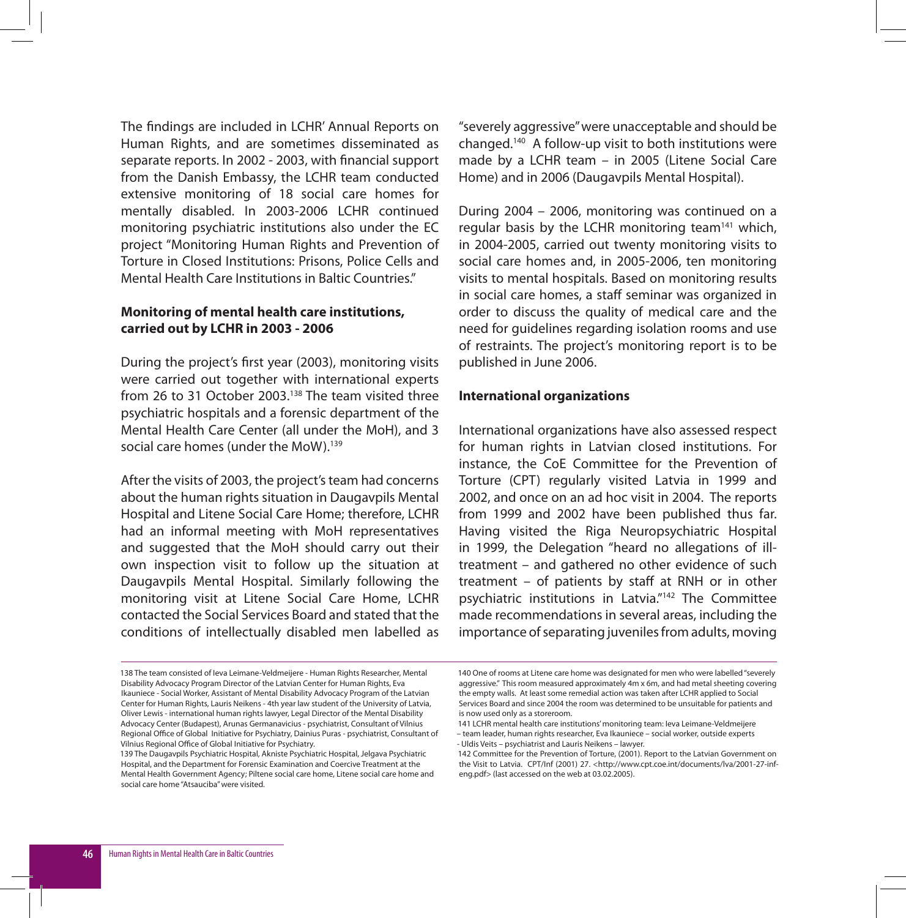The findings are included in LCHR' Annual Reports on Human Rights, and are sometimes disseminated as separate reports. In 2002 - 2003, with financial support from the Danish Embassy, the LCHR team conducted extensive monitoring of 18 social care homes for mentally disabled. In 2003-2006 LCHR continued monitoring psychiatric institutions also under the EC project "Monitoring Human Rights and Prevention of Torture in Closed Institutions: Prisons, Police Cells and Mental Health Care Institutions in Baltic Countries."

**Monitoring of mental health care institutions, carried out by LCHR in 2003 - 2006**

During the project's first year (2003), monitoring visits were carried out together with international experts from 26 to 31 October 2003.[138] The team visited three psychiatric hospitals and a forensic department of the Mental Health Care Center (all under the MoH), and 3 social care homes (under the MoW).[139]

After the visits of 2003, the project's team had concerns about the human rights situation in Daugavpils Mental Hospital and Litene Social Care Home; therefore, LCHR had an informal meeting with MoH representatives and suggested that the MoH should carry out their own inspection visit to follow up the situation at Daugavpils Mental Hospital. Similarly following the monitoring visit at Litene Social Care Home, LCHR contacted the Social Services Board and stated that the conditions of intellectually disabled men labelled as "severely aggressive" were unacceptable and should be changed.[140] A follow-up visit to both institutions were made by a LCHR team – in 2005 (Litene Social Care Home) and in 2006 (Daugavpils Mental Hospital).

During 2004 – 2006, monitoring was continued on a regular basis by the LCHR monitoring team[141] which, in 2004-2005, carried out twenty monitoring visits to social care homes and, in 2005-2006, ten monitoring visits to mental hospitals. Based on monitoring results in social care homes, a staff seminar was organized in order to discuss the quality of medical care and the need for guidelines regarding isolation rooms and use of restraints. The project's monitoring report is to be published in June 2006.

**International organizations**

International organizations have also assessed respect for human rights in Latvian closed institutions. For instance, the CoE Committee for the Prevention of Torture (CPT) regularly visited Latvia in 1999 and 2002, and once on an ad hoc visit in 2004. The reports from 1999 and 2002 have been published thus far. Having visited the Riga Neuropsychiatric Hospital in 1999, the Delegation "heard no allegations of ill-treatment – and gathered no other evidence of such treatment – of patients by staff at RNH or in other psychiatric institutions in Latvia."[142] The Committee made recommendations in several areas, including the importance of separating juveniles from adults, moving

---

138 The team consisted of Ieva Leimane-Veldmeijere - Human Rights Researcher, Mental Disability Advocacy Program Director of the Latvian Center for Human Rights, Eva Ikauniece - Social Worker, Assistant of Mental Disability Advocacy Program of the Latvian Center for Human Rights, Lauris Neikens - 4th year law student of the University of Latvia, Oliver Lewis - international human rights lawyer, Legal Director of the Mental Disability Advocacy Center (Budapest), Arunas Germanavicius - psychiatrist, Consultant of Vilnius Regional Office of Global Initiative for Psychiatry, Dainius Puras - psychiatrist, Consultant of Vilnius Regional Office of Global Initiative for Psychiatry.

139 The Daugavpils Psychiatric Hospital, Akniste Psychiatric Hospital, Jelgava Psychiatric Hospital, and the Department for Forensic Examination and Coercive Treatment at the Mental Health Government Agency; Piltene social care home, Litene social care home and social care home "Atsauciba" were visited.

140 One of rooms at Litene care home was designated for men who were labelled "severely aggressive." This room measured approximately 4m x 6m, and had metal sheeting covering the empty walls. At least some remedial action was taken after LCHR applied to Social Services Board and since 2004 the room was determined to be unsuitable for patients and is now used only as a storeroom.

141 LCHR mental health care institutions' monitoring team: Ieva Leimane-Veldmeijere – team leader, human rights researcher, Eva Ikauniece – social worker, outside experts - Uldis Veits – psychiatrist and Lauris Neikens – lawyer.

142 Committee for the Prevention of Torture, (2001). Report to the Latvian Government on the Visit to Latvia. CPT/Inf (2001) 27. <http://www.cpt.coe.int/documents/lva/2001-27-inf-eng.pdf> (last accessed on the web at 03.02.2005).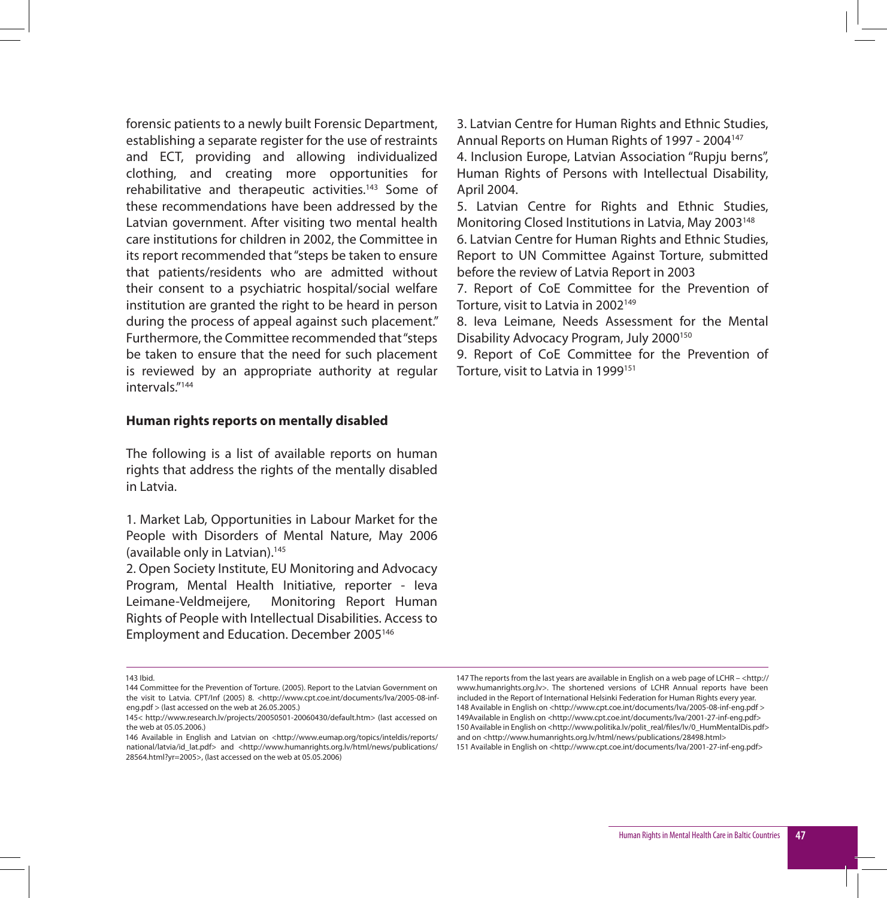forensic patients to a newly built Forensic Department, establishing a separate register for the use of restraints and ECT, providing and allowing individualized clothing, and creating more opportunities for rehabilitative and therapeutic activities.[143] Some of these recommendations have been addressed by the Latvian government. After visiting two mental health care institutions for children in 2002, the Committee in its report recommended that "steps be taken to ensure that patients/residents who are admitted without their consent to a psychiatric hospital/social welfare institution are granted the right to be heard in person during the process of appeal against such placement." Furthermore, the Committee recommended that "steps be taken to ensure that the need for such placement is reviewed by an appropriate authority at regular intervals."[144]

**Human rights reports on mentally disabled**

The following is a list of available reports on human rights that address the rights of the mentally disabled in Latvia.

1. Market Lab, Opportunities in Labour Market for the People with Disorders of Mental Nature, May 2006 (available only in Latvian).[145]
2. Open Society Institute, EU Monitoring and Advocacy Program, Mental Health Initiative, reporter - Ieva Leimane-Veldmeijere, Monitoring Report Human Rights of People with Intellectual Disabilities. Access to Employment and Education. December 2005[146]
3. Latvian Centre for Human Rights and Ethnic Studies, Annual Reports on Human Rights of 1997 - 2004[147]
4. Inclusion Europe, Latvian Association "Rupju berns", Human Rights of Persons with Intellectual Disability, April 2004.
5. Latvian Centre for Rights and Ethnic Studies, Monitoring Closed Institutions in Latvia, May 2003[148]
6. Latvian Centre for Human Rights and Ethnic Studies, Report to UN Committee Against Torture, submitted before the review of Latvia Report in 2003
7. Report of CoE Committee for the Prevention of Torture, visit to Latvia in 2002[149]
8. Ieva Leimane, Needs Assessment for the Mental Disability Advocacy Program, July 2000[150]
9. Report of CoE Committee for the Prevention of Torture, visit to Latvia in 1999[151]

---

143 Ibid.

144 Committee for the Prevention of Torture. (2005). Report to the Latvian Government on the visit to Latvia. CPT/Inf (2005) 8. <http://www.cpt.coe.int/documents/lva/2005-08-inf-eng.pdf > (last accessed on the web at 26.05.2005.)

145< http://www.research.lv/projects/20050501-20060430/default.htm> (last accessed on the web at 05.05.2006.)

146 Available in English and Latvian on <http://www.eumap.org/topics/inteldis/reports/national/latvia/id_lat.pdf> and <http://www.humanrights.org.lv/html/news/publications/28564.html?yr=2005>, (last accessed on the web at 05.05.2006)

147 The reports from the last years are available in English on a web page of LCHR – <http://www.humanrights.org.lv>. The shortened versions of LCHR Annual reports have been included in the Report of International Helsinki Federation for Human Rights every year.

148 Available in English on <http://www.cpt.coe.int/documents/lva/2005-08-inf-eng.pdf >

149Available in English on <http://www.cpt.coe.int/documents/lva/2001-27-inf-eng.pdf>

150 Available in English on <http://www.politika.lv/polit_real/files/lv/0_HumMentalDis.pdf> and on <http://www.humanrights.org.lv/html/news/publications/28498.html>

151 Available in English on <http://www.cpt.coe.int/documents/lva/2001-27-inf-eng.pdf>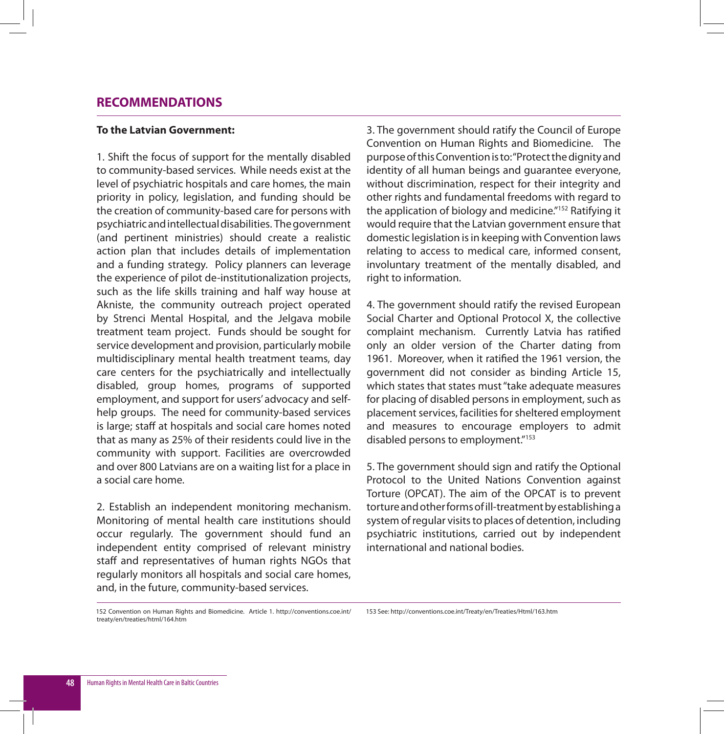## RECOMMENDATIONS

**To the Latvian Government:**

1. Shift the focus of support for the mentally disabled to community-based services. While needs exist at the level of psychiatric hospitals and care homes, the main priority in policy, legislation, and funding should be the creation of community-based care for persons with psychiatric and intellectual disabilities. The government (and pertinent ministries) should create a realistic action plan that includes details of implementation and a funding strategy. Policy planners can leverage the experience of pilot de-institutionalization projects, such as the life skills training and half way house at Akniste, the community outreach project operated by Strenci Mental Hospital, and the Jelgava mobile treatment team project. Funds should be sought for service development and provision, particularly mobile multidisciplinary mental health treatment teams, day care centers for the psychiatrically and intellectually disabled, group homes, programs of supported employment, and support for users' advocacy and self-help groups. The need for community-based services is large; staff at hospitals and social care homes noted that as many as 25% of their residents could live in the community with support. Facilities are overcrowded and over 800 Latvians are on a waiting list for a place in a social care home.

2. Establish an independent monitoring mechanism. Monitoring of mental health care institutions should occur regularly. The government should fund an independent entity comprised of relevant ministry staff and representatives of human rights NGOs that regularly monitors all hospitals and social care homes, and, in the future, community-based services.

3. The government should ratify the Council of Europe Convention on Human Rights and Biomedicine. The purpose of this Convention is to: "Protect the dignity and identity of all human beings and guarantee everyone, without discrimination, respect for their integrity and other rights and fundamental freedoms with regard to the application of biology and medicine."[152] Ratifying it would require that the Latvian government ensure that domestic legislation is in keeping with Convention laws relating to access to medical care, informed consent, involuntary treatment of the mentally disabled, and right to information.

4. The government should ratify the revised European Social Charter and Optional Protocol X, the collective complaint mechanism. Currently Latvia has ratified only an older version of the Charter dating from 1961. Moreover, when it ratified the 1961 version, the government did not consider as binding Article 15, which states that states must "take adequate measures for placing of disabled persons in employment, such as placement services, facilities for sheltered employment and measures to encourage employers to admit disabled persons to employment."[153]

5. The government should sign and ratify the Optional Protocol to the United Nations Convention against Torture (OPCAT). The aim of the OPCAT is to prevent torture and other forms of ill-treatment by establishing a system of regular visits to places of detention, including psychiatric institutions, carried out by independent international and national bodies.

---

152 Convention on Human Rights and Biomedicine. Article 1. http://conventions.coe.int/treaty/en/treaties/html/164.htm

153 See: http://conventions.coe.int/Treaty/en/Treaties/Html/163.htm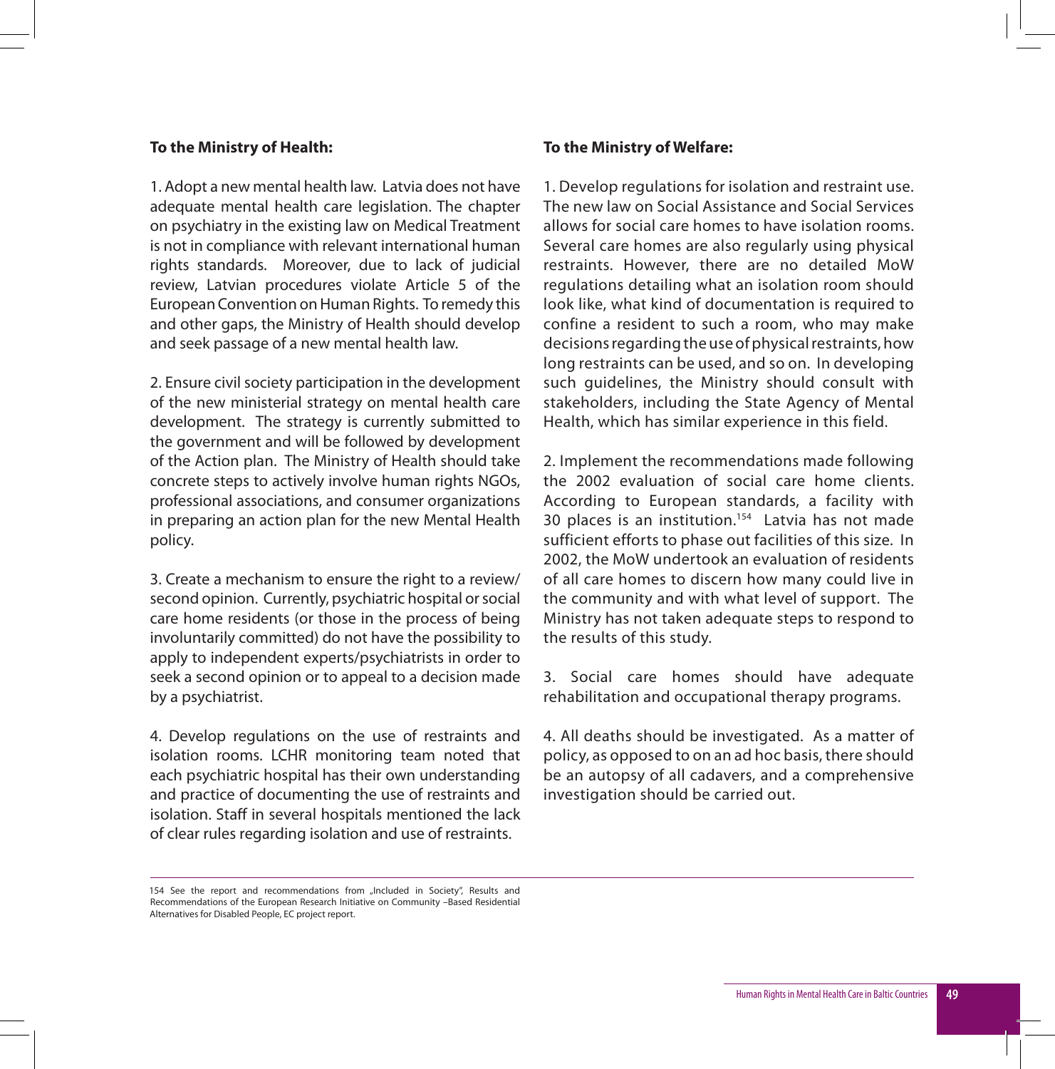**To the Ministry of Health:**

1. Adopt a new mental health law. Latvia does not have adequate mental health care legislation. The chapter on psychiatry in the existing law on Medical Treatment is not in compliance with relevant international human rights standards. Moreover, due to lack of judicial review, Latvian procedures violate Article 5 of the European Convention on Human Rights. To remedy this and other gaps, the Ministry of Health should develop and seek passage of a new mental health law.

2. Ensure civil society participation in the development of the new ministerial strategy on mental health care development. The strategy is currently submitted to the government and will be followed by development of the Action plan. The Ministry of Health should take concrete steps to actively involve human rights NGOs, professional associations, and consumer organizations in preparing an action plan for the new Mental Health policy.

3. Create a mechanism to ensure the right to a review/ second opinion. Currently, psychiatric hospital or social care home residents (or those in the process of being involuntarily committed) do not have the possibility to apply to independent experts/psychiatrists in order to seek a second opinion or to appeal to a decision made by a psychiatrist.

4. Develop regulations on the use of restraints and isolation rooms. LCHR monitoring team noted that each psychiatric hospital has their own understanding and practice of documenting the use of restraints and isolation. Staff in several hospitals mentioned the lack of clear rules regarding isolation and use of restraints.

**To the Ministry of Welfare:**

1. Develop regulations for isolation and restraint use. The new law on Social Assistance and Social Services allows for social care homes to have isolation rooms. Several care homes are also regularly using physical restraints. However, there are no detailed MoW regulations detailing what an isolation room should look like, what kind of documentation is required to confine a resident to such a room, who may make decisions regarding the use of physical restraints, how long restraints can be used, and so on. In developing such guidelines, the Ministry should consult with stakeholders, including the State Agency of Mental Health, which has similar experience in this field.

2. Implement the recommendations made following the 2002 evaluation of social care home clients. According to European standards, a facility with 30 places is an institution.[154] Latvia has not made sufficient efforts to phase out facilities of this size. In 2002, the MoW undertook an evaluation of residents of all care homes to discern how many could live in the community and with what level of support. The Ministry has not taken adequate steps to respond to the results of this study.

3. Social care homes should have adequate rehabilitation and occupational therapy programs.

4. All deaths should be investigated. As a matter of policy, as opposed to on an ad hoc basis, there should be an autopsy of all cadavers, and a comprehensive investigation should be carried out.

---

154 See the report and recommendations from „Included in Society", Results and Recommendations of the European Research Initiative on Community –Based Residential Alternatives for Disabled People, EC project report.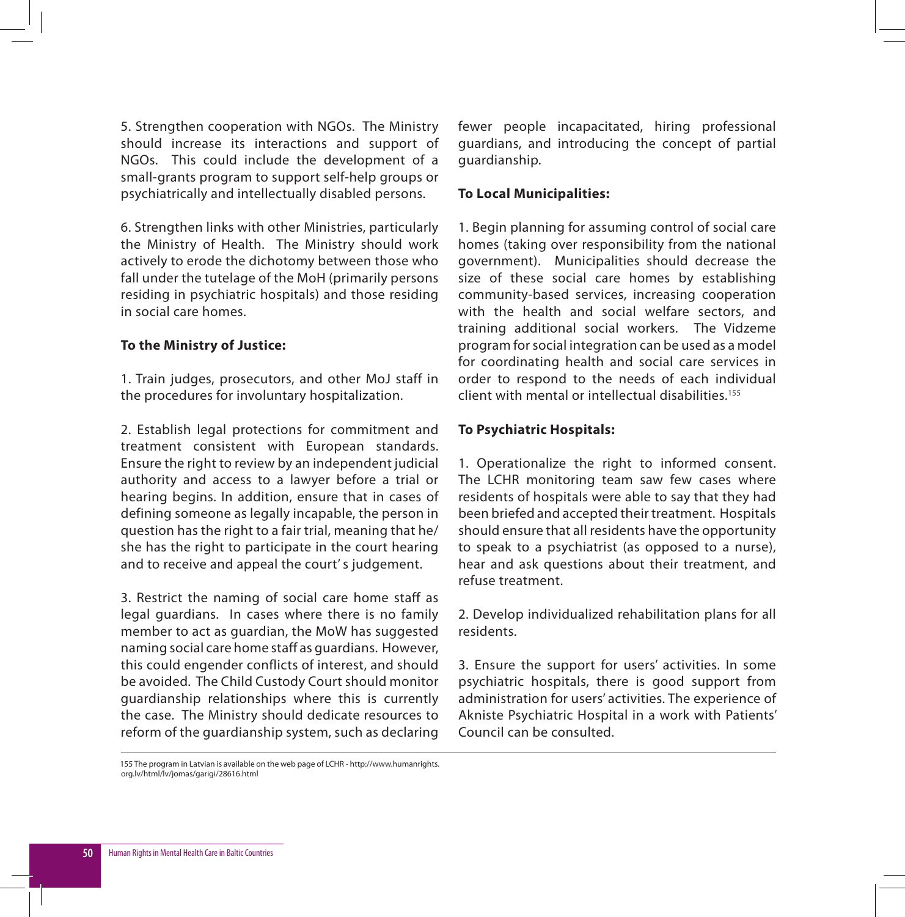5. Strengthen cooperation with NGOs. The Ministry should increase its interactions and support of NGOs. This could include the development of a small-grants program to support self-help groups or psychiatrically and intellectually disabled persons.

6. Strengthen links with other Ministries, particularly the Ministry of Health. The Ministry should work actively to erode the dichotomy between those who fall under the tutelage of the MoH (primarily persons residing in psychiatric hospitals) and those residing in social care homes.

**To the Ministry of Justice:**

1. Train judges, prosecutors, and other MoJ staff in the procedures for involuntary hospitalization.

2. Establish legal protections for commitment and treatment consistent with European standards. Ensure the right to review by an independent judicial authority and access to a lawyer before a trial or hearing begins. In addition, ensure that in cases of defining someone as legally incapable, the person in question has the right to a fair trial, meaning that he/she has the right to participate in the court hearing and to receive and appeal the court' s judgement.

3. Restrict the naming of social care home staff as legal guardians. In cases where there is no family member to act as guardian, the MoW has suggested naming social care home staff as guardians. However, this could engender conflicts of interest, and should be avoided. The Child Custody Court should monitor guardianship relationships where this is currently the case. The Ministry should dedicate resources to reform of the guardianship system, such as declaring fewer people incapacitated, hiring professional guardians, and introducing the concept of partial guardianship.

**To Local Municipalities:**

1. Begin planning for assuming control of social care homes (taking over responsibility from the national government). Municipalities should decrease the size of these social care homes by establishing community-based services, increasing cooperation with the health and social welfare sectors, and training additional social workers. The Vidzeme program for social integration can be used as a model for coordinating health and social care services in order to respond to the needs of each individual client with mental or intellectual disabilities.[155]

**To Psychiatric Hospitals:**

1. Operationalize the right to informed consent. The LCHR monitoring team saw few cases where residents of hospitals were able to say that they had been briefed and accepted their treatment. Hospitals should ensure that all residents have the opportunity to speak to a psychiatrist (as opposed to a nurse), hear and ask questions about their treatment, and refuse treatment.

2. Develop individualized rehabilitation plans for all residents.

3. Ensure the support for users' activities. In some psychiatric hospitals, there is good support from administration for users' activities. The experience of Akniste Psychiatric Hospital in a work with Patients' Council can be consulted.

---

155 The program in Latvian is available on the web page of LCHR - http://www.humanrights.org.lv/html/lv/jomas/garigi/28616.html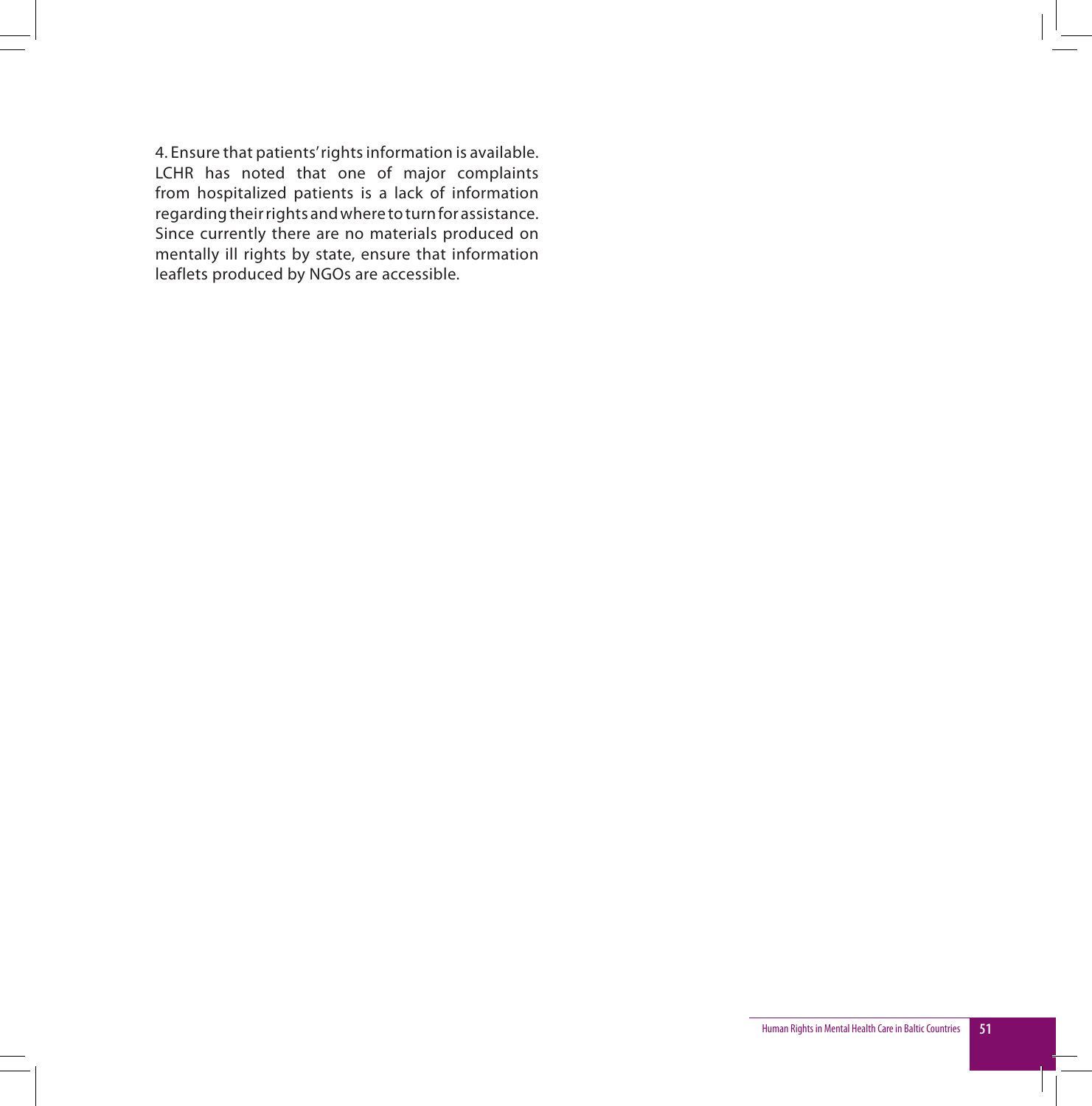4. Ensure that patients' rights information is available. LCHR has noted that one of major complaints from hospitalized patients is a lack of information regarding their rights and where to turn for assistance. Since currently there are no materials produced on mentally ill rights by state, ensure that information leaflets produced by NGOs are accessible.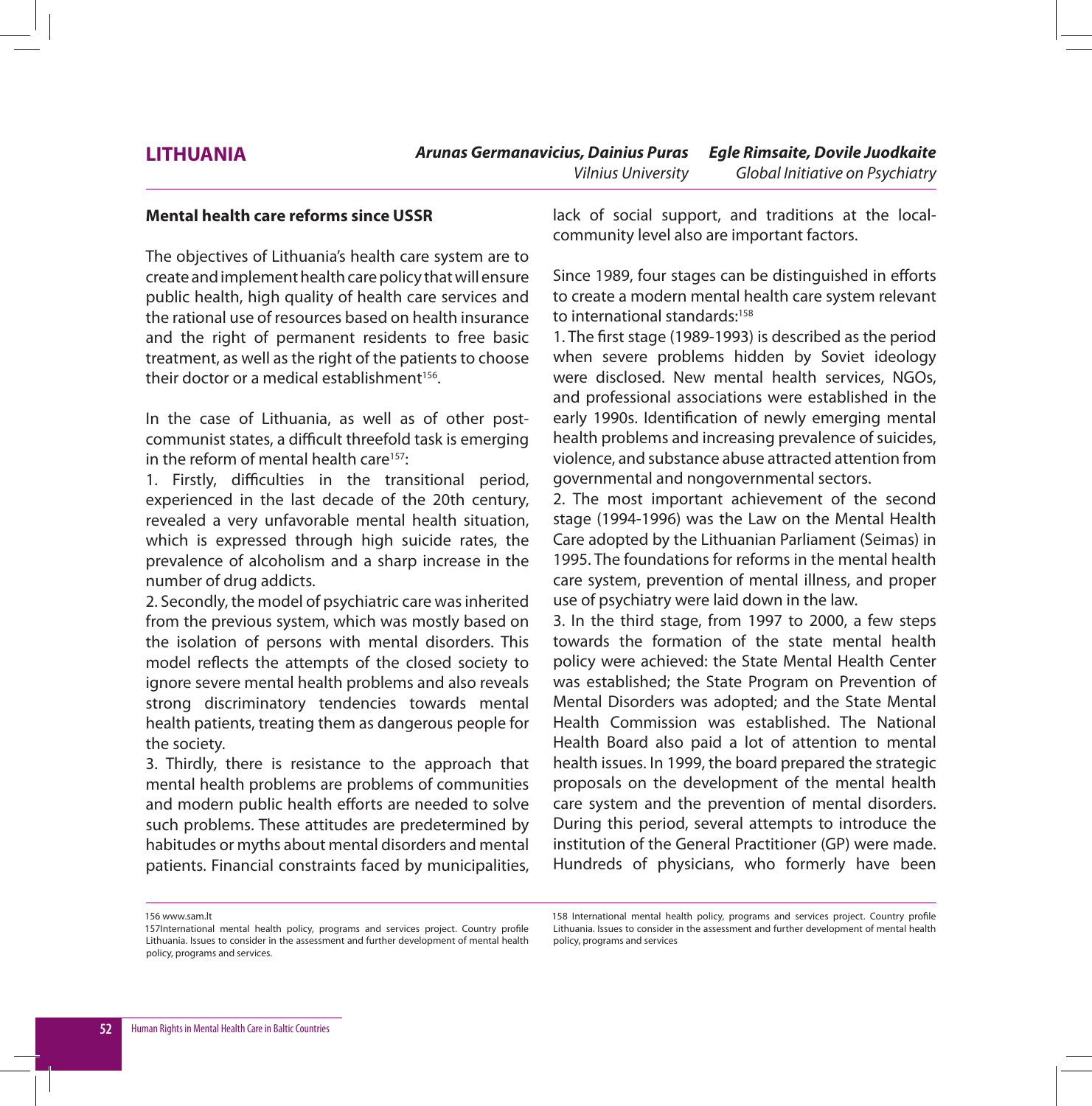# LITHUANIA

***Arunas Germanavicius, Dainius Puras***
*Vilnius University*

***Egle Rimsaite, Dovile Juodkaite***
*Global Initiative on Psychiatry*

## Mental health care reforms since USSR

The objectives of Lithuania's health care system are to create and implement health care policy that will ensure public health, high quality of health care services and the rational use of resources based on health insurance and the right of permanent residents to free basic treatment, as well as the right of the patients to choose their doctor or a medical establishment[156].

In the case of Lithuania, as well as of other post-communist states, a difficult threefold task is emerging in the reform of mental health care[157]:

1. Firstly, difficulties in the transitional period, experienced in the last decade of the 20th century, revealed a very unfavorable mental health situation, which is expressed through high suicide rates, the prevalence of alcoholism and a sharp increase in the number of drug addicts.
2. Secondly, the model of psychiatric care was inherited from the previous system, which was mostly based on the isolation of persons with mental disorders. This model reflects the attempts of the closed society to ignore severe mental health problems and also reveals strong discriminatory tendencies towards mental health patients, treating them as dangerous people for the society.
3. Thirdly, there is resistance to the approach that mental health problems are problems of communities and modern public health efforts are needed to solve such problems. These attitudes are predetermined by habitudes or myths about mental disorders and mental patients. Financial constraints faced by municipalities, lack of social support, and traditions at the local-community level also are important factors.

Since 1989, four stages can be distinguished in efforts to create a modern mental health care system relevant to international standards:[158]

1. The first stage (1989-1993) is described as the period when severe problems hidden by Soviet ideology were disclosed. New mental health services, NGOs, and professional associations were established in the early 1990s. Identification of newly emerging mental health problems and increasing prevalence of suicides, violence, and substance abuse attracted attention from governmental and nongovernmental sectors.
2. The most important achievement of the second stage (1994-1996) was the Law on the Mental Health Care adopted by the Lithuanian Parliament (Seimas) in 1995. The foundations for reforms in the mental health care system, prevention of mental illness, and proper use of psychiatry were laid down in the law.
3. In the third stage, from 1997 to 2000, a few steps towards the formation of the state mental health policy were achieved: the State Mental Health Center was established; the State Program on Prevention of Mental Disorders was adopted; and the State Mental Health Commission was established. The National Health Board also paid a lot of attention to mental health issues. In 1999, the board prepared the strategic proposals on the development of the mental health care system and the prevention of mental disorders. During this period, several attempts to introduce the institution of the General Practitioner (GP) were made. Hundreds of physicians, who formerly have been

---

156 www.sam.lt

157 International mental health policy, programs and services project. Country profile Lithuania. Issues to consider in the assessment and further development of mental health policy, programs and services.

158 International mental health policy, programs and services project. Country profile Lithuania. Issues to consider in the assessment and further development of mental health policy, programs and services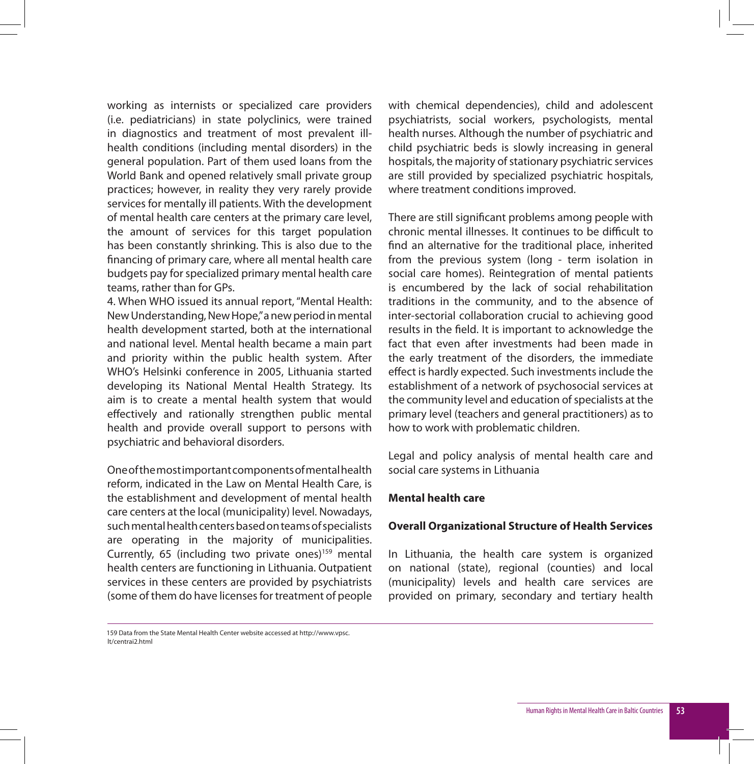working as internists or specialized care providers (i.e. pediatricians) in state polyclinics, were trained in diagnostics and treatment of most prevalent ill-health conditions (including mental disorders) in the general population. Part of them used loans from the World Bank and opened relatively small private group practices; however, in reality they very rarely provide services for mentally ill patients. With the development of mental health care centers at the primary care level, the amount of services for this target population has been constantly shrinking. This is also due to the financing of primary care, where all mental health care budgets pay for specialized primary mental health care teams, rather than for GPs.

4. When WHO issued its annual report, "Mental Health: New Understanding, New Hope," a new period in mental health development started, both at the international and national level. Mental health became a main part and priority within the public health system. After WHO's Helsinki conference in 2005, Lithuania started developing its National Mental Health Strategy. Its aim is to create a mental health system that would effectively and rationally strengthen public mental health and provide overall support to persons with psychiatric and behavioral disorders.

One of the most important components of mental health reform, indicated in the Law on Mental Health Care, is the establishment and development of mental health care centers at the local (municipality) level. Nowadays, such mental health centers based on teams of specialists are operating in the majority of municipalities. Currently, 65 (including two private ones)[159] mental health centers are functioning in Lithuania. Outpatient services in these centers are provided by psychiatrists (some of them do have licenses for treatment of people with chemical dependencies), child and adolescent psychiatrists, social workers, psychologists, mental health nurses. Although the number of psychiatric and child psychiatric beds is slowly increasing in general hospitals, the majority of stationary psychiatric services are still provided by specialized psychiatric hospitals, where treatment conditions improved.

There are still significant problems among people with chronic mental illnesses. It continues to be difficult to find an alternative for the traditional place, inherited from the previous system (long - term isolation in social care homes). Reintegration of mental patients is encumbered by the lack of social rehabilitation traditions in the community, and to the absence of inter-sectorial collaboration crucial to achieving good results in the field. It is important to acknowledge the fact that even after investments had been made in the early treatment of the disorders, the immediate effect is hardly expected. Such investments include the establishment of a network of psychosocial services at the community level and education of specialists at the primary level (teachers and general practitioners) as to how to work with problematic children.

Legal and policy analysis of mental health care and social care systems in Lithuania

**Mental health care**

**Overall Organizational Structure of Health Services**

In Lithuania, the health care system is organized on national (state), regional (counties) and local (municipality) levels and health care services are provided on primary, secondary and tertiary health

159 Data from the State Mental Health Center website accessed at http://www.vpsc.lt/centrai2.html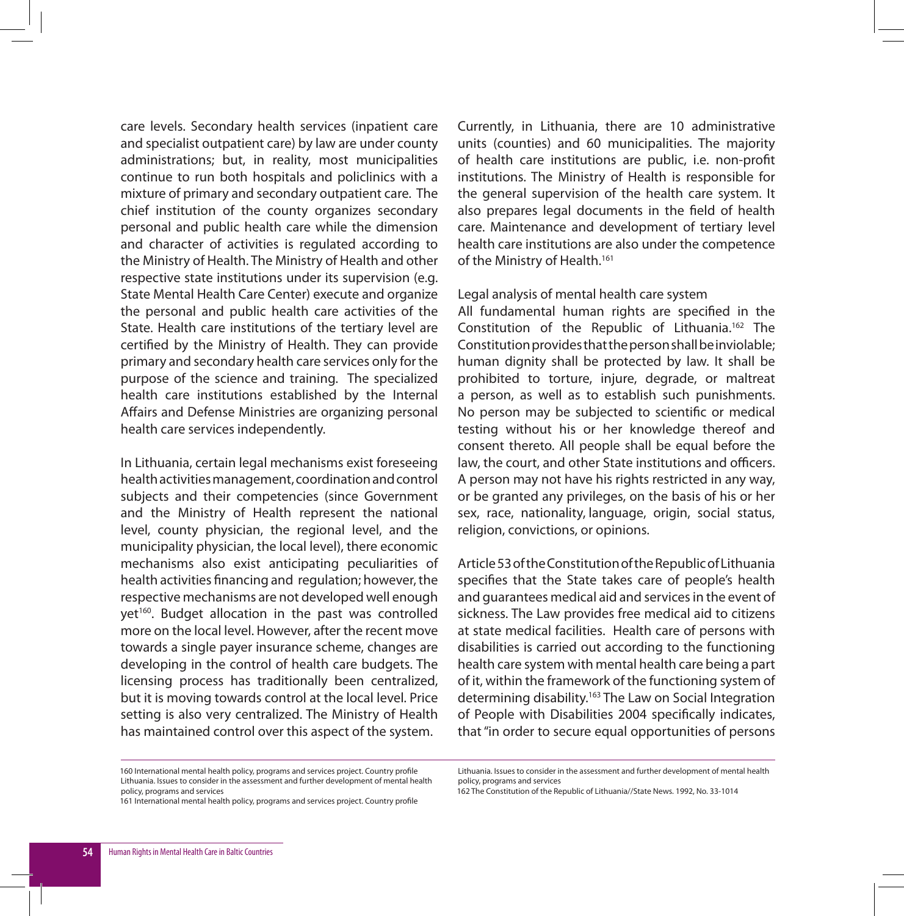care levels. Secondary health services (inpatient care and specialist outpatient care) by law are under county administrations; but, in reality, most municipalities continue to run both hospitals and policlinics with a mixture of primary and secondary outpatient care. The chief institution of the county organizes secondary personal and public health care while the dimension and character of activities is regulated according to the Ministry of Health. The Ministry of Health and other respective state institutions under its supervision (e.g. State Mental Health Care Center) execute and organize the personal and public health care activities of the State. Health care institutions of the tertiary level are certified by the Ministry of Health. They can provide primary and secondary health care services only for the purpose of the science and training. The specialized health care institutions established by the Internal Affairs and Defense Ministries are organizing personal health care services independently.

In Lithuania, certain legal mechanisms exist foreseeing health activities management, coordination and control subjects and their competencies (since Government and the Ministry of Health represent the national level, county physician, the regional level, and the municipality physician, the local level), there economic mechanisms also exist anticipating peculiarities of health activities financing and regulation; however, the respective mechanisms are not developed well enough yet[160]. Budget allocation in the past was controlled more on the local level. However, after the recent move towards a single payer insurance scheme, changes are developing in the control of health care budgets. The licensing process has traditionally been centralized, but it is moving towards control at the local level. Price setting is also very centralized. The Ministry of Health has maintained control over this aspect of the system.

Currently, in Lithuania, there are 10 administrative units (counties) and 60 municipalities. The majority of health care institutions are public, i.e. non-profit institutions. The Ministry of Health is responsible for the general supervision of the health care system. It also prepares legal documents in the field of health care. Maintenance and development of tertiary level health care institutions are also under the competence of the Ministry of Health.[161]

## Legal analysis of mental health care system

All fundamental human rights are specified in the Constitution of the Republic of Lithuania.[162] The Constitution provides that the person shall be inviolable; human dignity shall be protected by law. It shall be prohibited to torture, injure, degrade, or maltreat a person, as well as to establish such punishments. No person may be subjected to scientific or medical testing without his or her knowledge thereof and consent thereto. All people shall be equal before the law, the court, and other State institutions and officers. A person may not have his rights restricted in any way, or be granted any privileges, on the basis of his or her sex, race, nationality, language, origin, social status, religion, convictions, or opinions.

Article 53 of the Constitution of the Republic of Lithuania specifies that the State takes care of people's health and guarantees medical aid and services in the event of sickness. The Law provides free medical aid to citizens at state medical facilities. Health care of persons with disabilities is carried out according to the functioning health care system with mental health care being a part of it, within the framework of the functioning system of determining disability.[163] The Law on Social Integration of People with Disabilities 2004 specifically indicates, that "in order to secure equal opportunities of persons

---

160 International mental health policy, programs and services project. Country profile Lithuania. Issues to consider in the assessment and further development of mental health policy, programs and services

161 International mental health policy, programs and services project. Country profile Lithuania. Issues to consider in the assessment and further development of mental health policy, programs and services

162 The Constitution of the Republic of Lithuania//State News. 1992, No. 33-1014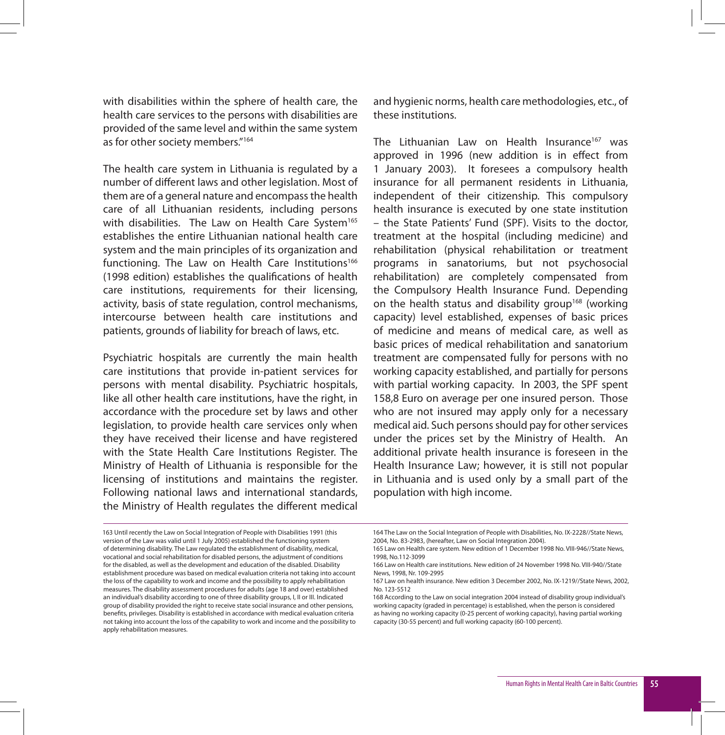with disabilities within the sphere of health care, the health care services to the persons with disabilities are provided of the same level and within the same system as for other society members."[164]

The health care system in Lithuania is regulated by a number of different laws and other legislation. Most of them are of a general nature and encompass the health care of all Lithuanian residents, including persons with disabilities. The Law on Health Care System[165] establishes the entire Lithuanian national health care system and the main principles of its organization and functioning. The Law on Health Care Institutions[166] (1998 edition) establishes the qualifications of health care institutions, requirements for their licensing, activity, basis of state regulation, control mechanisms, intercourse between health care institutions and patients, grounds of liability for breach of laws, etc.

Psychiatric hospitals are currently the main health care institutions that provide in-patient services for persons with mental disability. Psychiatric hospitals, like all other health care institutions, have the right, in accordance with the procedure set by laws and other legislation, to provide health care services only when they have received their license and have registered with the State Health Care Institutions Register. The Ministry of Health of Lithuania is responsible for the licensing of institutions and maintains the register. Following national laws and international standards, the Ministry of Health regulates the different medical and hygienic norms, health care methodologies, etc., of these institutions.

The Lithuanian Law on Health Insurance[167] was approved in 1996 (new addition is in effect from 1 January 2003). It foresees a compulsory health insurance for all permanent residents in Lithuania, independent of their citizenship. This compulsory health insurance is executed by one state institution – the State Patients' Fund (SPF). Visits to the doctor, treatment at the hospital (including medicine) and rehabilitation (physical rehabilitation or treatment programs in sanatoriums, but not psychosocial rehabilitation) are completely compensated from the Compulsory Health Insurance Fund. Depending on the health status and disability group[168] (working capacity) level established, expenses of basic prices of medicine and means of medical care, as well as basic prices of medical rehabilitation and sanatorium treatment are compensated fully for persons with no working capacity established, and partially for persons with partial working capacity. In 2003, the SPF spent 158,8 Euro on average per one insured person. Those who are not insured may apply only for a necessary medical aid. Such persons should pay for other services under the prices set by the Ministry of Health. An additional private health insurance is foreseen in the Health Insurance Law; however, it is still not popular in Lithuania and is used only by a small part of the population with high income.

---

163 Until recently the Law on Social Integration of People with Disabilities 1991 (this version of the Law was valid until 1 July 2005) established the functioning system of determining disability. The Law regulated the establishment of disability, medical, vocational and social rehabilitation for disabled persons, the adjustment of conditions for the disabled, as well as the development and education of the disabled. Disability establishment procedure was based on medical evaluation criteria not taking into account the loss of the capability to work and income and the possibility to apply rehabilitation measures. The disability assessment procedures for adults (age 18 and over) established an individual's disability according to one of three disability groups, I, II or III. Indicated group of disability provided the right to receive state social insurance and other pensions, benefits, privileges. Disability is established in accordance with medical evaluation criteria not taking into account the loss of the capability to work and income and the possibility to apply rehabilitation measures.

164 The Law on the Social Integration of People with Disabilities, No. IX-2228//State News, 2004, No. 83-2983, (hereafter, Law on Social Integration 2004).

165 Law on Health care system. New edition of 1 December 1998 No. VIII-946//State News, 1998, No.112-3099

166 Law on Health care institutions. New edition of 24 November 1998 No. VIII-940//State News, 1998, Nr. 109-2995

167 Law on health insurance. New edition 3 December 2002, No. IX-1219//State News, 2002, No. 123-5512

168 According to the Law on social integration 2004 instead of disability group individual's working capacity (graded in percentage) is established, when the person is considered as having no working capacity (0-25 percent of working capacity), having partial working capacity (30-55 percent) and full working capacity (60-100 percent).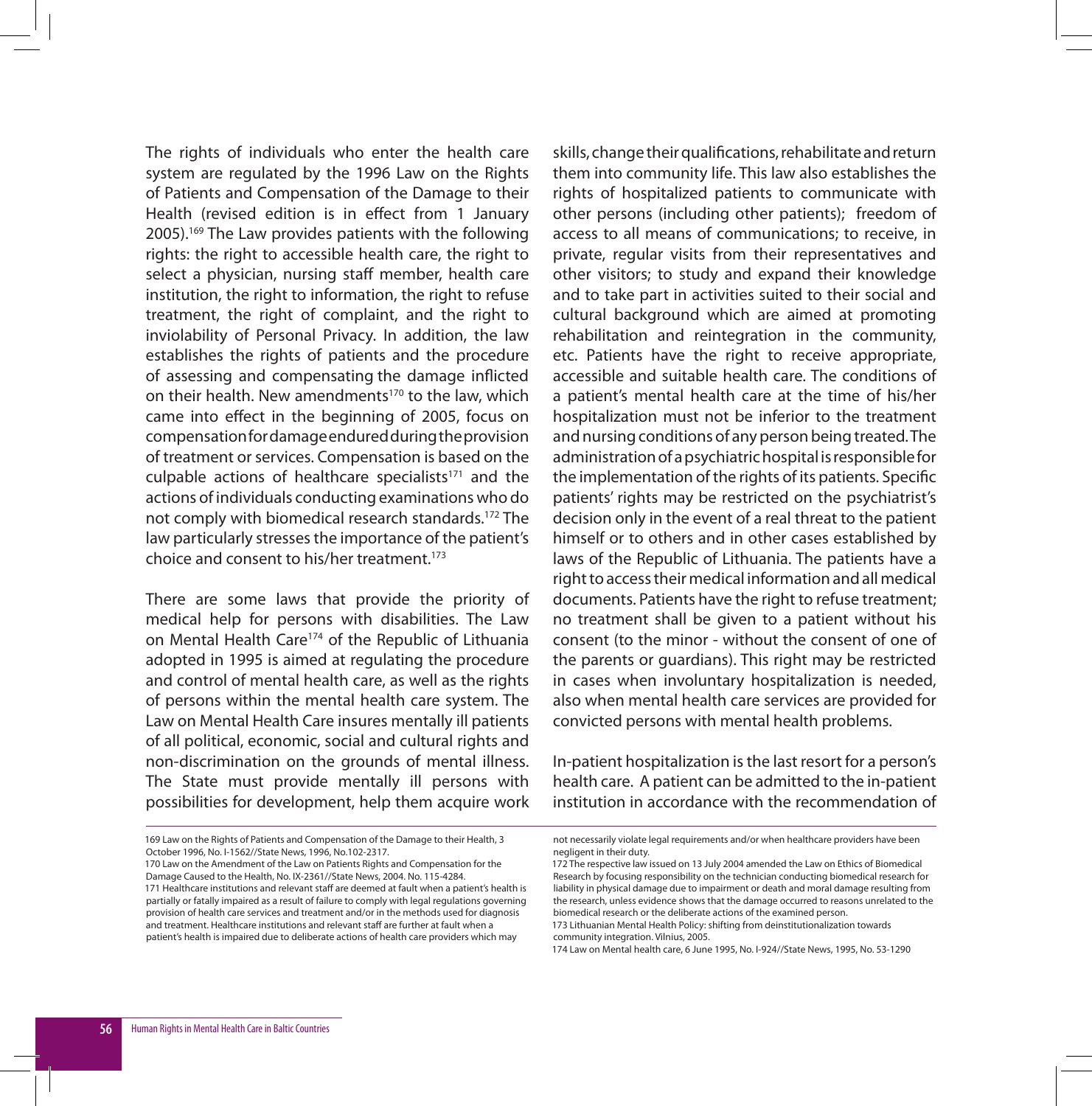The rights of individuals who enter the health care system are regulated by the 1996 Law on the Rights of Patients and Compensation of the Damage to their Health (revised edition is in effect from 1 January 2005).[169] The Law provides patients with the following rights: the right to accessible health care, the right to select a physician, nursing staff member, health care institution, the right to information, the right to refuse treatment, the right of complaint, and the right to inviolability of Personal Privacy. In addition, the law establishes the rights of patients and the procedure of assessing and compensating the damage inflicted on their health. New amendments[170] to the law, which came into effect in the beginning of 2005, focus on compensation for damage endured during the provision of treatment or services. Compensation is based on the culpable actions of healthcare specialists[171] and the actions of individuals conducting examinations who do not comply with biomedical research standards.[172] The law particularly stresses the importance of the patient's choice and consent to his/her treatment.[173]

There are some laws that provide the priority of medical help for persons with disabilities. The Law on Mental Health Care[174] of the Republic of Lithuania adopted in 1995 is aimed at regulating the procedure and control of mental health care, as well as the rights of persons within the mental health care system. The Law on Mental Health Care insures mentally ill patients of all political, economic, social and cultural rights and non-discrimination on the grounds of mental illness. The State must provide mentally ill persons with possibilities for development, help them acquire work skills, change their qualifications, rehabilitate and return them into community life. This law also establishes the rights of hospitalized patients to communicate with other persons (including other patients); freedom of access to all means of communications; to receive, in private, regular visits from their representatives and other visitors; to study and expand their knowledge and to take part in activities suited to their social and cultural background which are aimed at promoting rehabilitation and reintegration in the community, etc. Patients have the right to receive appropriate, accessible and suitable health care. The conditions of a patient's mental health care at the time of his/her hospitalization must not be inferior to the treatment and nursing conditions of any person being treated. The administration of a psychiatric hospital is responsible for the implementation of the rights of its patients. Specific patients' rights may be restricted on the psychiatrist's decision only in the event of a real threat to the patient himself or to others and in other cases established by laws of the Republic of Lithuania. The patients have a right to access their medical information and all medical documents. Patients have the right to refuse treatment; no treatment shall be given to a patient without his consent (to the minor - without the consent of one of the parents or guardians). This right may be restricted in cases when involuntary hospitalization is needed, also when mental health care services are provided for convicted persons with mental health problems.

In-patient hospitalization is the last resort for a person's health care. A patient can be admitted to the in-patient institution in accordance with the recommendation of

---

169 Law on the Rights of Patients and Compensation of the Damage to their Health, 3 October 1996, No. I-1562//State News, 1996, No.102-2317.

170 Law on the Amendment of the Law on Patients Rights and Compensation for the Damage Caused to the Health, No. IX-2361//State News, 2004. No. 115-4284.

171 Healthcare institutions and relevant staff are deemed at fault when a patient's health is partially or fatally impaired as a result of failure to comply with legal regulations governing provision of health care services and treatment and/or in the methods used for diagnosis and treatment. Healthcare institutions and relevant staff are further at fault when a patient's health is impaired due to deliberate actions of health care providers which may not necessarily violate legal requirements and/or when healthcare providers have been negligent in their duty.

172 The respective law issued on 13 July 2004 amended the Law on Ethics of Biomedical Research by focusing responsibility on the technician conducting biomedical research for liability in physical damage due to impairment or death and moral damage resulting from the research, unless evidence shows that the damage occurred to reasons unrelated to the biomedical research or the deliberate actions of the examined person.

173 Lithuanian Mental Health Policy: shifting from deinstitutionalization towards community integration. Vilnius, 2005.

174 Law on Mental health care, 6 June 1995, No. I-924//State News, 1995, No. 53-1290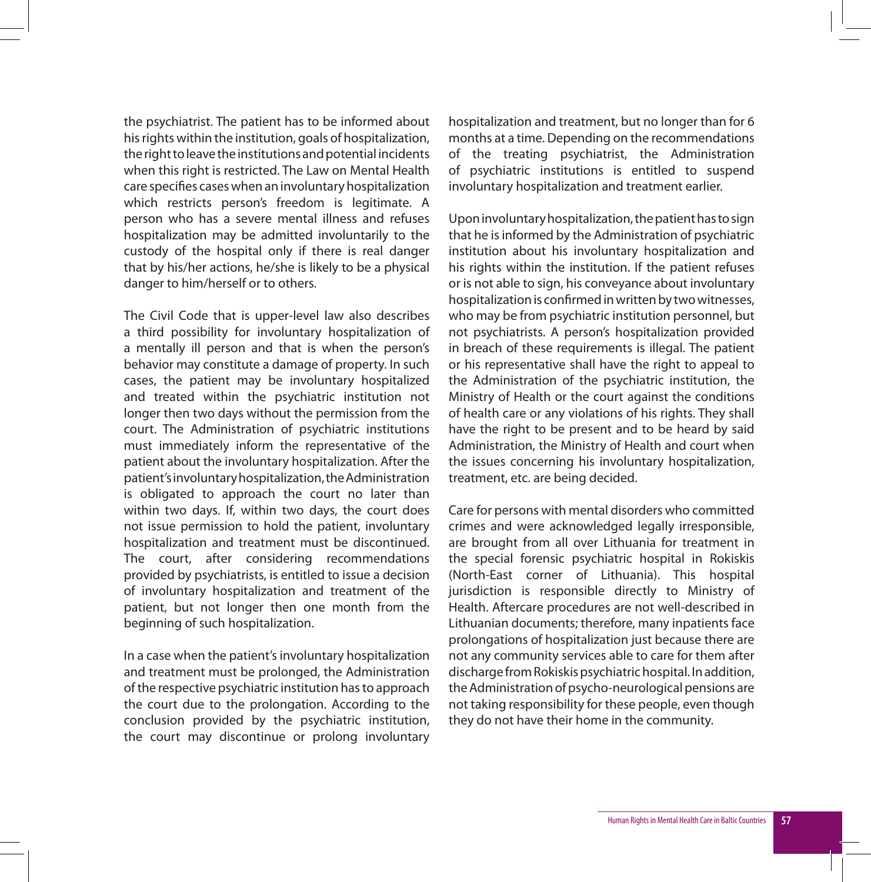the psychiatrist. The patient has to be informed about his rights within the institution, goals of hospitalization, the right to leave the institutions and potential incidents when this right is restricted. The Law on Mental Health care specifies cases when an involuntary hospitalization which restricts person's freedom is legitimate. A person who has a severe mental illness and refuses hospitalization may be admitted involuntarily to the custody of the hospital only if there is real danger that by his/her actions, he/she is likely to be a physical danger to him/herself or to others.

The Civil Code that is upper-level law also describes a third possibility for involuntary hospitalization of a mentally ill person and that is when the person's behavior may constitute a damage of property. In such cases, the patient may be involuntary hospitalized and treated within the psychiatric institution not longer then two days without the permission from the court. The Administration of psychiatric institutions must immediately inform the representative of the patient about the involuntary hospitalization. After the patient's involuntary hospitalization, the Administration is obligated to approach the court no later than within two days. If, within two days, the court does not issue permission to hold the patient, involuntary hospitalization and treatment must be discontinued. The court, after considering recommendations provided by psychiatrists, is entitled to issue a decision of involuntary hospitalization and treatment of the patient, but not longer then one month from the beginning of such hospitalization.

In a case when the patient's involuntary hospitalization and treatment must be prolonged, the Administration of the respective psychiatric institution has to approach the court due to the prolongation. According to the conclusion provided by the psychiatric institution, the court may discontinue or prolong involuntary hospitalization and treatment, but no longer than for 6 months at a time. Depending on the recommendations of the treating psychiatrist, the Administration of psychiatric institutions is entitled to suspend involuntary hospitalization and treatment earlier.

Upon involuntary hospitalization, the patient has to sign that he is informed by the Administration of psychiatric institution about his involuntary hospitalization and his rights within the institution. If the patient refuses or is not able to sign, his conveyance about involuntary hospitalization is confirmed in written by two witnesses, who may be from psychiatric institution personnel, but not psychiatrists. A person's hospitalization provided in breach of these requirements is illegal. The patient or his representative shall have the right to appeal to the Administration of the psychiatric institution, the Ministry of Health or the court against the conditions of health care or any violations of his rights. They shall have the right to be present and to be heard by said Administration, the Ministry of Health and court when the issues concerning his involuntary hospitalization, treatment, etc. are being decided.

Care for persons with mental disorders who committed crimes and were acknowledged legally irresponsible, are brought from all over Lithuania for treatment in the special forensic psychiatric hospital in Rokiskis (North-East corner of Lithuania). This hospital jurisdiction is responsible directly to Ministry of Health. Aftercare procedures are not well-described in Lithuanian documents; therefore, many inpatients face prolongations of hospitalization just because there are not any community services able to care for them after discharge from Rokiskis psychiatric hospital. In addition, the Administration of psycho-neurological pensions are not taking responsibility for these people, even though they do not have their home in the community.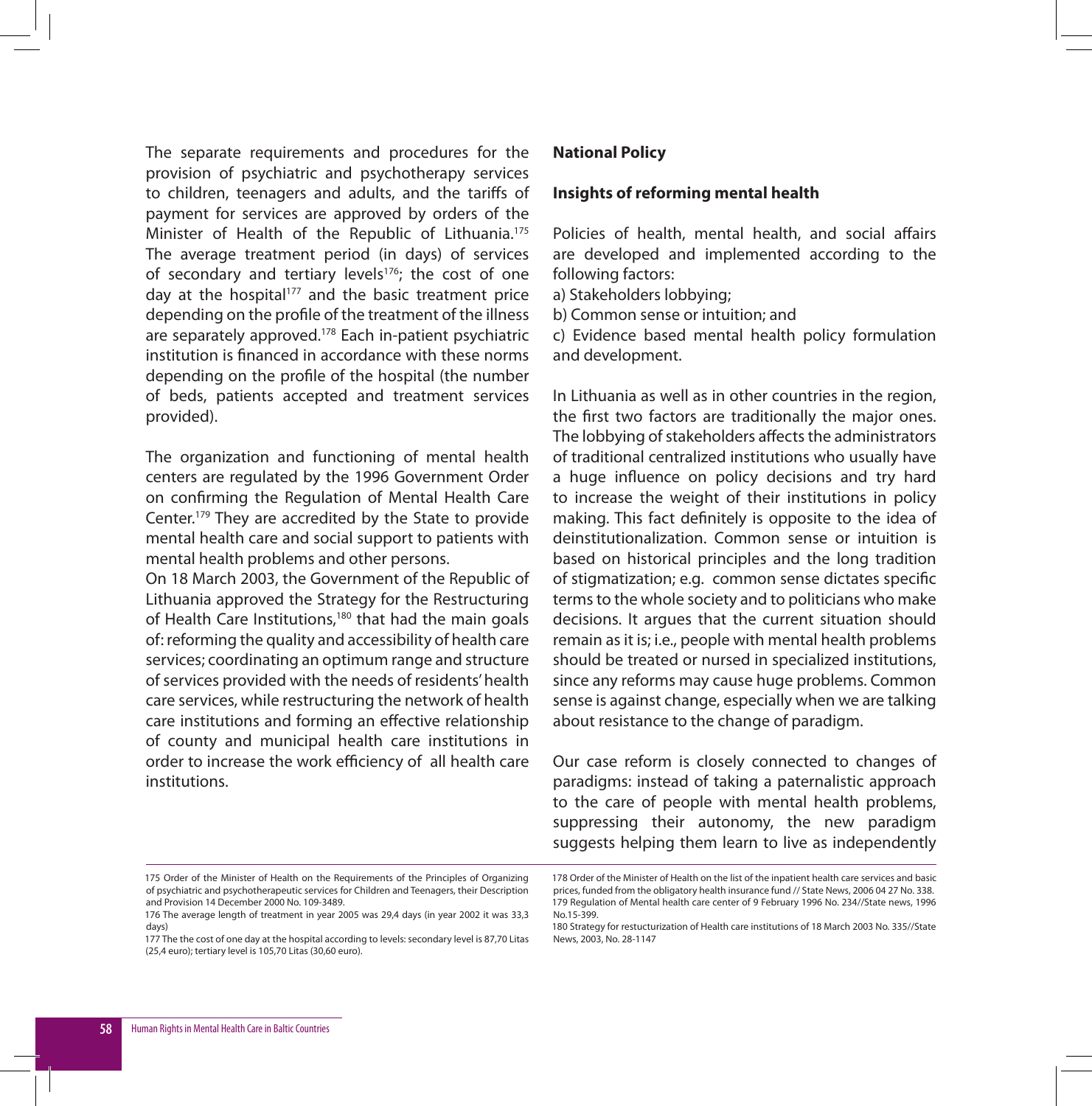The separate requirements and procedures for the provision of psychiatric and psychotherapy services to children, teenagers and adults, and the tariffs of payment for services are approved by orders of the Minister of Health of the Republic of Lithuania.[175] The average treatment period (in days) of services of secondary and tertiary levels[176]; the cost of one day at the hospital[177] and the basic treatment price depending on the profile of the treatment of the illness are separately approved.[178] Each in-patient psychiatric institution is financed in accordance with these norms depending on the profile of the hospital (the number of beds, patients accepted and treatment services provided).

The organization and functioning of mental health centers are regulated by the 1996 Government Order on confirming the Regulation of Mental Health Care Center.[179] They are accredited by the State to provide mental health care and social support to patients with mental health problems and other persons.

On 18 March 2003, the Government of the Republic of Lithuania approved the Strategy for the Restructuring of Health Care Institutions,[180] that had the main goals of: reforming the quality and accessibility of health care services; coordinating an optimum range and structure of services provided with the needs of residents' health care services, while restructuring the network of health care institutions and forming an effective relationship of county and municipal health care institutions in order to increase the work efficiency of all health care institutions.

**National Policy**

**Insights of reforming mental health**

Policies of health, mental health, and social affairs are developed and implemented according to the following factors:

a) Stakeholders lobbying;
b) Common sense or intuition; and
c) Evidence based mental health policy formulation and development.

In Lithuania as well as in other countries in the region, the first two factors are traditionally the major ones. The lobbying of stakeholders affects the administrators of traditional centralized institutions who usually have a huge influence on policy decisions and try hard to increase the weight of their institutions in policy making. This fact definitely is opposite to the idea of deinstitutionalization. Common sense or intuition is based on historical principles and the long tradition of stigmatization; e.g. common sense dictates specific terms to the whole society and to politicians who make decisions. It argues that the current situation should remain as it is; i.e., people with mental health problems should be treated or nursed in specialized institutions, since any reforms may cause huge problems. Common sense is against change, especially when we are talking about resistance to the change of paradigm.

Our case reform is closely connected to changes of paradigms: instead of taking a paternalistic approach to the care of people with mental health problems, suppressing their autonomy, the new paradigm suggests helping them learn to live as independently

---

175 Order of the Minister of Health on the Requirements of the Principles of Organizing of psychiatric and psychotherapeutic services for Children and Teenagers, their Description and Provision 14 December 2000 No. 109-3489.

176 The average length of treatment in year 2005 was 29,4 days (in year 2002 it was 33,3 days)

177 The the cost of one day at the hospital according to levels: secondary level is 87,70 Litas (25,4 euro); tertiary level is 105,70 Litas (30,60 euro).

178 Order of the Minister of Health on the list of the inpatient health care services and basic prices, funded from the obligatory health insurance fund // State News, 2006 04 27 No. 338.

179 Regulation of Mental health care center of 9 February 1996 No. 234//State news, 1996 No.15-399.

180 Strategy for restucturization of Health care institutions of 18 March 2003 No. 335//State News, 2003, No. 28-1147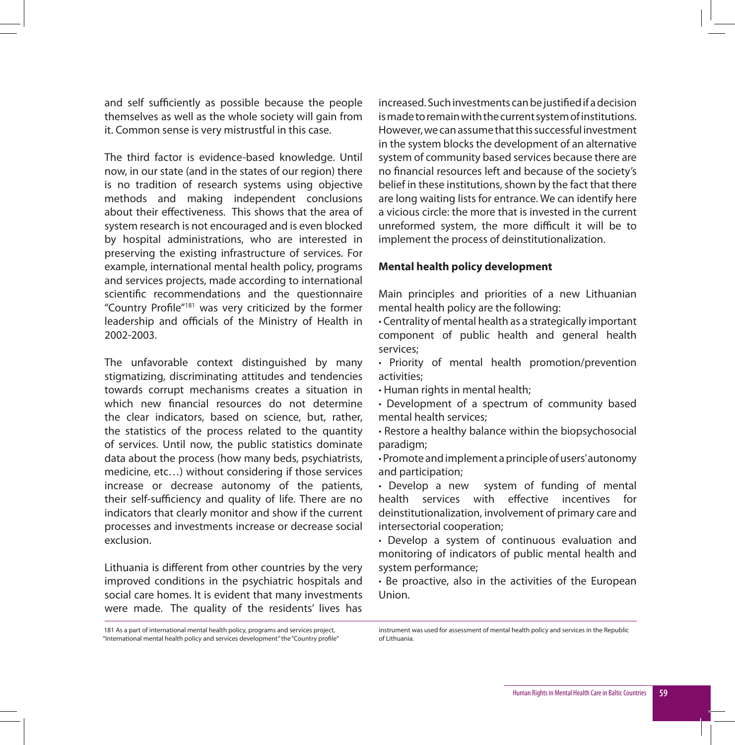and self sufficiently as possible because the people themselves as well as the whole society will gain from it. Common sense is very mistrustful in this case.

The third factor is evidence-based knowledge. Until now, in our state (and in the states of our region) there is no tradition of research systems using objective methods and making independent conclusions about their effectiveness. This shows that the area of system research is not encouraged and is even blocked by hospital administrations, who are interested in preserving the existing infrastructure of services. For example, international mental health policy, programs and services projects, made according to international scientific recommendations and the questionnaire "Country Profile"[181] was very criticized by the former leadership and officials of the Ministry of Health in 2002-2003.

The unfavorable context distinguished by many stigmatizing, discriminating attitudes and tendencies towards corrupt mechanisms creates a situation in which new financial resources do not determine the clear indicators, based on science, but, rather, the statistics of the process related to the quantity of services. Until now, the public statistics dominate data about the process (how many beds, psychiatrists, medicine, etc…) without considering if those services increase or decrease autonomy of the patients, their self-sufficiency and quality of life. There are no indicators that clearly monitor and show if the current processes and investments increase or decrease social exclusion.

Lithuania is different from other countries by the very improved conditions in the psychiatric hospitals and social care homes. It is evident that many investments were made. The quality of the residents' lives has increased. Such investments can be justified if a decision is made to remain with the current system of institutions. However, we can assume that this successful investment in the system blocks the development of an alternative system of community based services because there are no financial resources left and because of the society's belief in these institutions, shown by the fact that there are long waiting lists for entrance. We can identify here a vicious circle: the more that is invested in the current unreformed system, the more difficult it will be to implement the process of deinstitutionalization.

**Mental health policy development**

Main principles and priorities of a new Lithuanian mental health policy are the following:

- Centrality of mental health as a strategically important component of public health and general health services;
- Priority of mental health promotion/prevention activities;
- Human rights in mental health;
- Development of a spectrum of community based mental health services;
- Restore a healthy balance within the biopsychosocial paradigm;
- Promote and implement a principle of users' autonomy and participation;
- Develop a new system of funding of mental health services with effective incentives for deinstitutionalization, involvement of primary care and intersectorial cooperation;
- Develop a system of continuous evaluation and monitoring of indicators of public mental health and system performance;
- Be proactive, also in the activities of the European Union.

181 As a part of international mental health policy, programs and services project, "International mental health policy and services development" the "Country profile" instrument was used for assessment of mental health policy and services in the Republic of Lithuania.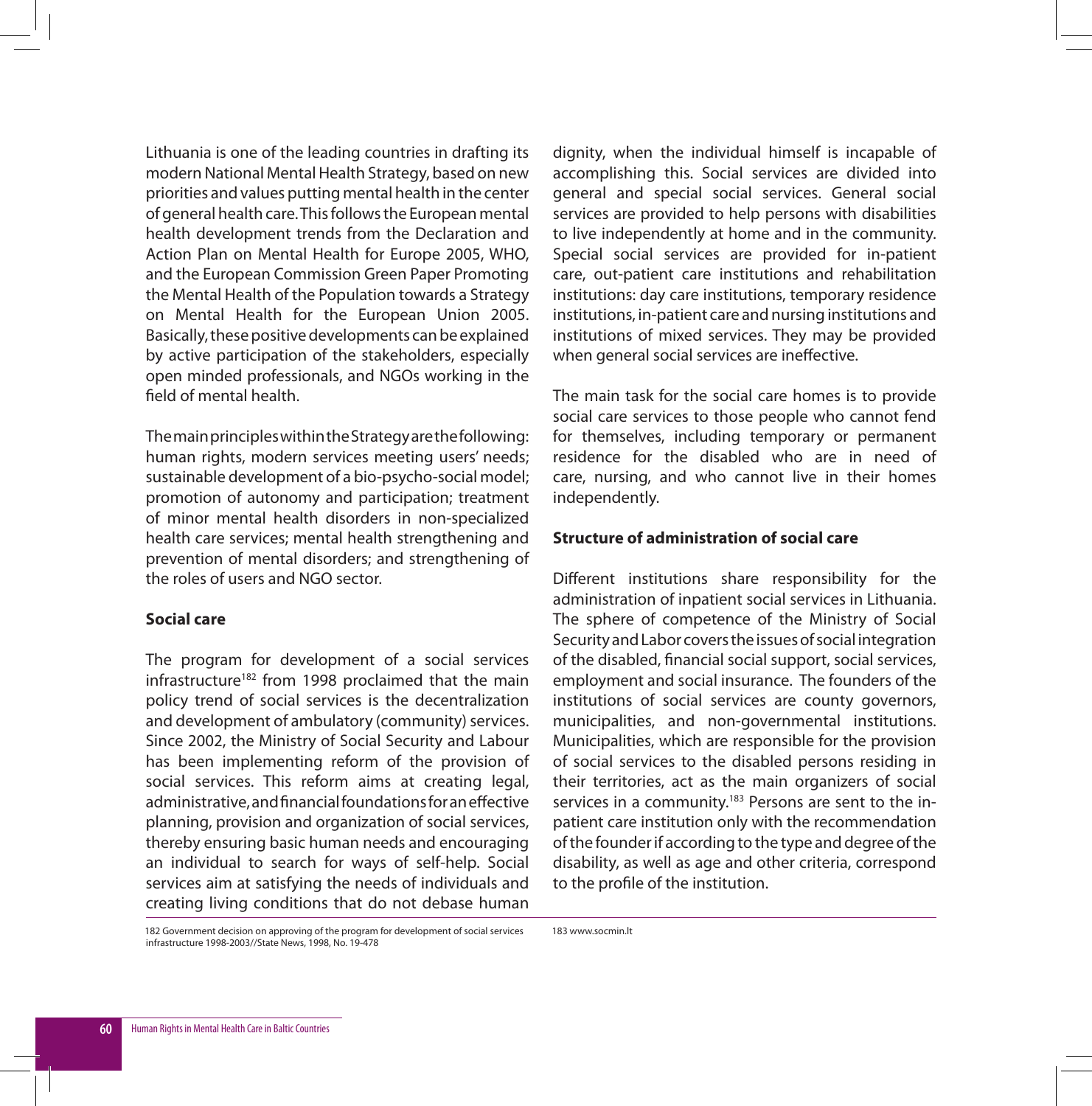Lithuania is one of the leading countries in drafting its modern National Mental Health Strategy, based on new priorities and values putting mental health in the center of general health care. This follows the European mental health development trends from the Declaration and Action Plan on Mental Health for Europe 2005, WHO, and the European Commission Green Paper Promoting the Mental Health of the Population towards a Strategy on Mental Health for the European Union 2005. Basically, these positive developments can be explained by active participation of the stakeholders, especially open minded professionals, and NGOs working in the field of mental health.

The main principles within the Strategy are the following: human rights, modern services meeting users' needs; sustainable development of a bio-psycho-social model; promotion of autonomy and participation; treatment of minor mental health disorders in non-specialized health care services; mental health strengthening and prevention of mental disorders; and strengthening of the roles of users and NGO sector.

## Social care

The program for development of a social services infrastructure[182] from 1998 proclaimed that the main policy trend of social services is the decentralization and development of ambulatory (community) services. Since 2002, the Ministry of Social Security and Labour has been implementing reform of the provision of social services. This reform aims at creating legal, administrative, and financial foundations for an effective planning, provision and organization of social services, thereby ensuring basic human needs and encouraging an individual to search for ways of self-help. Social services aim at satisfying the needs of individuals and creating living conditions that do not debase human dignity, when the individual himself is incapable of accomplishing this. Social services are divided into general and special social services. General social services are provided to help persons with disabilities to live independently at home and in the community. Special social services are provided for in-patient care, out-patient care institutions and rehabilitation institutions: day care institutions, temporary residence institutions, in-patient care and nursing institutions and institutions of mixed services. They may be provided when general social services are ineffective.

The main task for the social care homes is to provide social care services to those people who cannot fend for themselves, including temporary or permanent residence for the disabled who are in need of care, nursing, and who cannot live in their homes independently.

## Structure of administration of social care

Different institutions share responsibility for the administration of inpatient social services in Lithuania. The sphere of competence of the Ministry of Social Security and Labor covers the issues of social integration of the disabled, financial social support, social services, employment and social insurance. The founders of the institutions of social services are county governors, municipalities, and non-governmental institutions. Municipalities, which are responsible for the provision of social services to the disabled persons residing in their territories, act as the main organizers of social services in a community.[183] Persons are sent to the in-patient care institution only with the recommendation of the founder if according to the type and degree of the disability, as well as age and other criteria, correspond to the profile of the institution.

182 Government decision on approving of the program for development of social services infrastructure 1998-2003//State News, 1998, No. 19-478

183 www.socmin.lt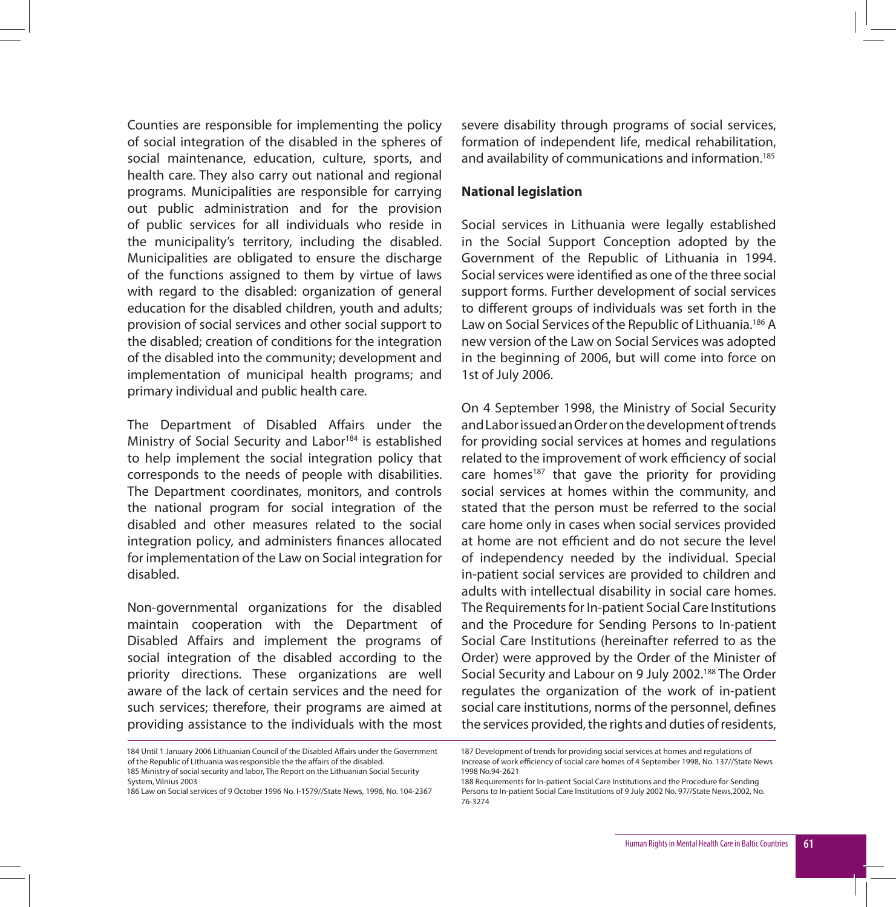Counties are responsible for implementing the policy of social integration of the disabled in the spheres of social maintenance, education, culture, sports, and health care. They also carry out national and regional programs. Municipalities are responsible for carrying out public administration and for the provision of public services for all individuals who reside in the municipality's territory, including the disabled. Municipalities are obligated to ensure the discharge of the functions assigned to them by virtue of laws with regard to the disabled: organization of general education for the disabled children, youth and adults; provision of social services and other social support to the disabled; creation of conditions for the integration of the disabled into the community; development and implementation of municipal health programs; and primary individual and public health care.

The Department of Disabled Affairs under the Ministry of Social Security and Labor[184] is established to help implement the social integration policy that corresponds to the needs of people with disabilities. The Department coordinates, monitors, and controls the national program for social integration of the disabled and other measures related to the social integration policy, and administers finances allocated for implementation of the Law on Social integration for disabled.

Non-governmental organizations for the disabled maintain cooperation with the Department of Disabled Affairs and implement the programs of social integration of the disabled according to the priority directions. These organizations are well aware of the lack of certain services and the need for such services; therefore, their programs are aimed at providing assistance to the individuals with the most severe disability through programs of social services, formation of independent life, medical rehabilitation, and availability of communications and information.[185]

**National legislation**

Social services in Lithuania were legally established in the Social Support Conception adopted by the Government of the Republic of Lithuania in 1994. Social services were identified as one of the three social support forms. Further development of social services to different groups of individuals was set forth in the Law on Social Services of the Republic of Lithuania.[186] A new version of the Law on Social Services was adopted in the beginning of 2006, but will come into force on 1st of July 2006.

On 4 September 1998, the Ministry of Social Security and Labor issued an Order on the development of trends for providing social services at homes and regulations related to the improvement of work efficiency of social care homes[187] that gave the priority for providing social services at homes within the community, and stated that the person must be referred to the social care home only in cases when social services provided at home are not efficient and do not secure the level of independency needed by the individual. Special in-patient social services are provided to children and adults with intellectual disability in social care homes. The Requirements for In-patient Social Care Institutions and the Procedure for Sending Persons to In-patient Social Care Institutions (hereinafter referred to as the Order) were approved by the Order of the Minister of Social Security and Labour on 9 July 2002.[188] The Order regulates the organization of the work of in-patient social care institutions, norms of the personnel, defines the services provided, the rights and duties of residents,

---

184 Until 1 January 2006 Lithuanian Council of the Disabled Affairs under the Government of the Republic of Lithuania was responsible the the affairs of the disabled.

185 Ministry of social security and labor, The Report on the Lithuanian Social Security System, Vilnius 2003

186 Law on Social services of 9 October 1996 No. I-1579//State News, 1996, No. 104-2367

187 Development of trends for providing social services at homes and regulations of increase of work efficiency of social care homes of 4 September 1998, No. 137//State News 1998 No.94-2621

188 Requirements for In-patient Social Care Institutions and the Procedure for Sending Persons to In-patient Social Care Institutions of 9 July 2002 No. 97//State News,2002, No. 76-3274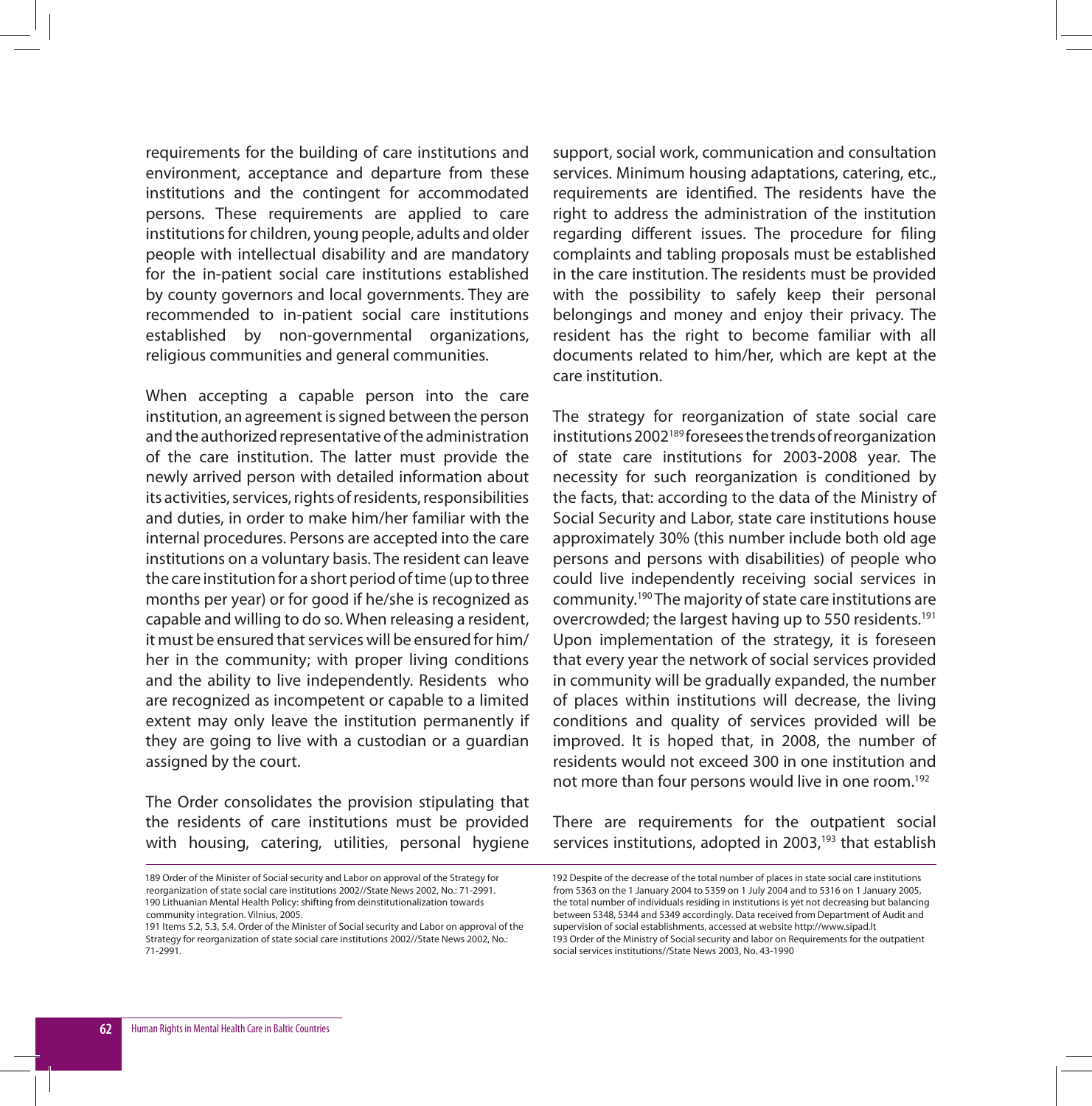requirements for the building of care institutions and environment, acceptance and departure from these institutions and the contingent for accommodated persons. These requirements are applied to care institutions for children, young people, adults and older people with intellectual disability and are mandatory for the in-patient social care institutions established by county governors and local governments. They are recommended to in-patient social care institutions established by non-governmental organizations, religious communities and general communities.

When accepting a capable person into the care institution, an agreement is signed between the person and the authorized representative of the administration of the care institution. The latter must provide the newly arrived person with detailed information about its activities, services, rights of residents, responsibilities and duties, in order to make him/her familiar with the internal procedures. Persons are accepted into the care institutions on a voluntary basis. The resident can leave the care institution for a short period of time (up to three months per year) or for good if he/she is recognized as capable and willing to do so. When releasing a resident, it must be ensured that services will be ensured for him/her in the community; with proper living conditions and the ability to live independently. Residents who are recognized as incompetent or capable to a limited extent may only leave the institution permanently if they are going to live with a custodian or a guardian assigned by the court.

The Order consolidates the provision stipulating that the residents of care institutions must be provided with housing, catering, utilities, personal hygiene support, social work, communication and consultation services. Minimum housing adaptations, catering, etc., requirements are identified. The residents have the right to address the administration of the institution regarding different issues. The procedure for filing complaints and tabling proposals must be established in the care institution. The residents must be provided with the possibility to safely keep their personal belongings and money and enjoy their privacy. The resident has the right to become familiar with all documents related to him/her, which are kept at the care institution.

The strategy for reorganization of state social care institutions 2002[189] foresees the trends of reorganization of state care institutions for 2003-2008 year. The necessity for such reorganization is conditioned by the facts, that: according to the data of the Ministry of Social Security and Labor, state care institutions house approximately 30% (this number include both old age persons and persons with disabilities) of people who could live independently receiving social services in community.[190] The majority of state care institutions are overcrowded; the largest having up to 550 residents.[191] Upon implementation of the strategy, it is foreseen that every year the network of social services provided in community will be gradually expanded, the number of places within institutions will decrease, the living conditions and quality of services provided will be improved. It is hoped that, in 2008, the number of residents would not exceed 300 in one institution and not more than four persons would live in one room.[192]

There are requirements for the outpatient social services institutions, adopted in 2003,[193] that establish

---

189 Order of the Minister of Social security and Labor on approval of the Strategy for reorganization of state social care institutions 2002//State News 2002, No.: 71-2991.

190 Lithuanian Mental Health Policy: shifting from deinstitutionalization towards community integration. Vilnius, 2005.

191 Items 5.2, 5.3, 5.4. Order of the Minister of Social security and Labor on approval of the Strategy for reorganization of state social care institutions 2002//State News 2002, No.: 71-2991.

192 Despite of the decrease of the total number of places in state social care institutions from 5363 on the 1 January 2004 to 5359 on 1 July 2004 and to 5316 on 1 January 2005, the total number of individuals residing in institutions is yet not decreasing but balancing between 5348, 5344 and 5349 accordingly. Data received from Department of Audit and supervision of social establishments, accessed at website http://www.sipad.lt

193 Order of the Ministry of Social security and labor on Requirements for the outpatient social services institutions//State News 2003, No. 43-1990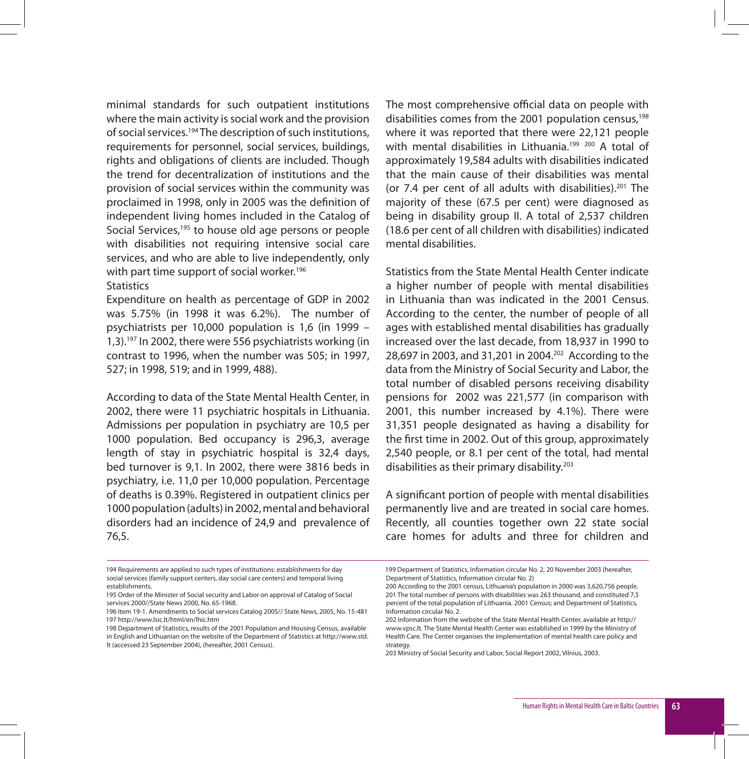minimal standards for such outpatient institutions where the main activity is social work and the provision of social services.[194] The description of such institutions, requirements for personnel, social services, buildings, rights and obligations of clients are included. Though the trend for decentralization of institutions and the provision of social services within the community was proclaimed in 1998, only in 2005 was the definition of independent living homes included in the Catalog of Social Services,[195] to house old age persons or people with disabilities not requiring intensive social care services, and who are able to live independently, only with part time support of social worker.[196]

Statistics

Expenditure on health as percentage of GDP in 2002 was 5.75% (in 1998 it was 6.2%). The number of psychiatrists per 10,000 population is 1,6 (in 1999 – 1,3).[197] In 2002, there were 556 psychiatrists working (in contrast to 1996, when the number was 505; in 1997, 527; in 1998, 519; and in 1999, 488).

According to data of the State Mental Health Center, in 2002, there were 11 psychiatric hospitals in Lithuania. Admissions per population in psychiatry are 10,5 per 1000 population. Bed occupancy is 296,3, average length of stay in psychiatric hospital is 32,4 days, bed turnover is 9,1. In 2002, there were 3816 beds in psychiatry, i.e. 11,0 per 10,000 population. Percentage of deaths is 0.39%. Registered in outpatient clinics per 1000 population (adults) in 2002, mental and behavioral disorders had an incidence of 24,9 and prevalence of 76,5.

The most comprehensive official data on people with disabilities comes from the 2001 population census,[198] where it was reported that there were 22,121 people with mental disabilities in Lithuania.[199] [200] A total of approximately 19,584 adults with disabilities indicated that the main cause of their disabilities was mental (or 7.4 per cent of all adults with disabilities).[201] The majority of these (67.5 per cent) were diagnosed as being in disability group II. A total of 2,537 children (18.6 per cent of all children with disabilities) indicated mental disabilities.

Statistics from the State Mental Health Center indicate a higher number of people with mental disabilities in Lithuania than was indicated in the 2001 Census. According to the center, the number of people of all ages with established mental disabilities has gradually increased over the last decade, from 18,937 in 1990 to 28,697 in 2003, and 31,201 in 2004.[202] According to the data from the Ministry of Social Security and Labor, the total number of disabled persons receiving disability pensions for 2002 was 221,577 (in comparison with 2001, this number increased by 4.1%). There were 31,351 people designated as having a disability for the first time in 2002. Out of this group, approximately 2,540 people, or 8.1 per cent of the total, had mental disabilities as their primary disability.[203]

A significant portion of people with mental disabilities permanently live and are treated in social care homes. Recently, all counties together own 22 state social care homes for adults and three for children and

---

194 Requirements are applied to such types of institutions: establishments for day social services (family support centers, day social care centers) and temporal living establishments.

195 Order of the Minister of Social security and Labor on approval of Catalog of Social services 2000//State News 2000, No. 65-1968.

196 Item 19-1. Amendments to Social services Catalog 2005// State News, 2005, No. 15-481

197 http://www.lsic.lt/html/en/lhic.htm

198 Department of Statistics, results of the 2001 Population and Housing Census, available in English and Lithuanian on the website of the Department of Statistics at http://www.std.lt (accessed 23 September 2004), (hereafter, 2001 Census).

199 Department of Statistics, Information circular No. 2, 20 November 2003 (hereafter, Department of Statistics, Information circular No. 2)

200 According to the 2001 census, Lithuania's population in 2000 was 3,620,756 people.

201 The total number of persons with disabilities was 263 thousand, and constituted 7,5 percent of the total population of Lithuania. 2001 Census; and Department of Statistics, Information circular No. 2.

202 Information from the website of the State Mental Health Center, available at http://www.vpsc.lt. The State Mental Health Center was established in 1999 by the Ministry of Health Care. The Center organises the implementation of mental health care policy and strategy.

203 Ministry of Social Security and Labor, Social Report 2002, Vilnius, 2003.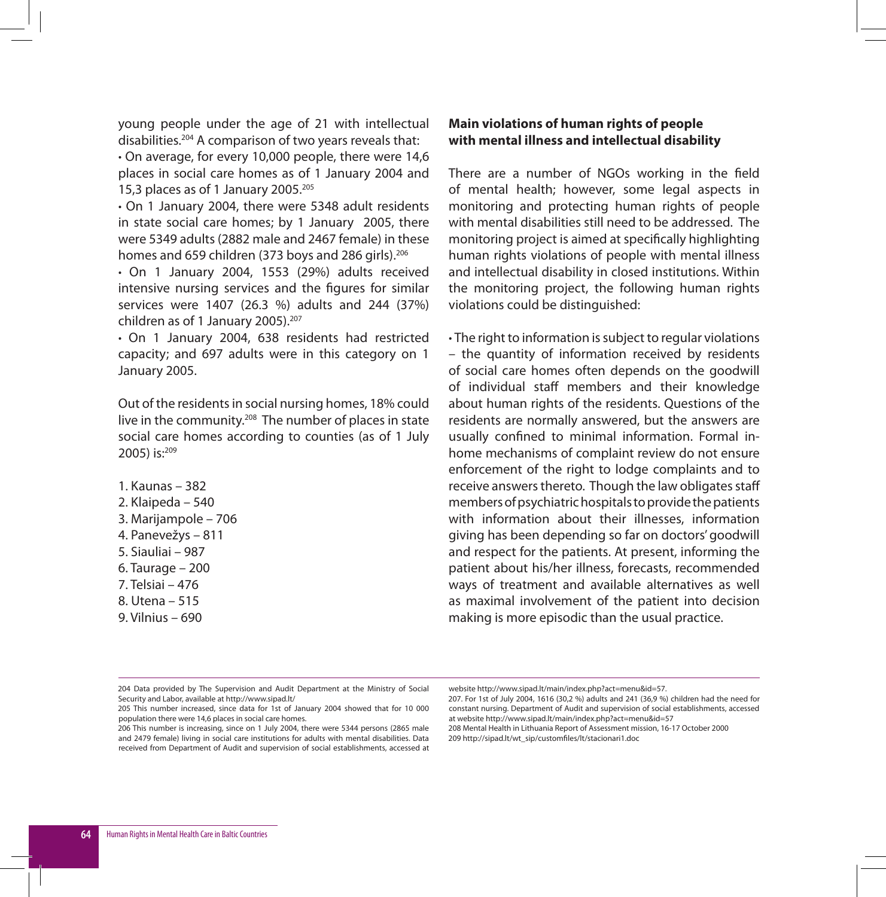young people under the age of 21 with intellectual disabilities.[204] A comparison of two years reveals that:

• On average, for every 10,000 people, there were 14,6 places in social care homes as of 1 January 2004 and 15,3 places as of 1 January 2005.[205]

• On 1 January 2004, there were 5348 adult residents in state social care homes; by 1 January 2005, there were 5349 adults (2882 male and 2467 female) in these homes and 659 children (373 boys and 286 girls).[206]

• On 1 January 2004, 1553 (29%) adults received intensive nursing services and the figures for similar services were 1407 (26.3 %) adults and 244 (37%) children as of 1 January 2005).[207]

• On 1 January 2004, 638 residents had restricted capacity; and 697 adults were in this category on 1 January 2005.

Out of the residents in social nursing homes, 18% could live in the community.[208] The number of places in state social care homes according to counties (as of 1 July 2005) is:[209]

1. Kaunas – 382
2. Klaipeda – 540
3. Marijampole – 706
4. Panevežys – 811
5. Siauliai – 987
6. Taurage – 200
7. Telsiai – 476
8. Utena – 515
9. Vilnius – 690

**Main violations of human rights of people with mental illness and intellectual disability**

There are a number of NGOs working in the field of mental health; however, some legal aspects in monitoring and protecting human rights of people with mental disabilities still need to be addressed. The monitoring project is aimed at specifically highlighting human rights violations of people with mental illness and intellectual disability in closed institutions. Within the monitoring project, the following human rights violations could be distinguished:

• The right to information is subject to regular violations – the quantity of information received by residents of social care homes often depends on the goodwill of individual staff members and their knowledge about human rights of the residents. Questions of the residents are normally answered, but the answers are usually confined to minimal information. Formal in-home mechanisms of complaint review do not ensure enforcement of the right to lodge complaints and to receive answers thereto. Though the law obligates staff members of psychiatric hospitals to provide the patients with information about their illnesses, information giving has been depending so far on doctors' goodwill and respect for the patients. At present, informing the patient about his/her illness, forecasts, recommended ways of treatment and available alternatives as well as maximal involvement of the patient into decision making is more episodic than the usual practice.

---

204 Data provided by The Supervision and Audit Department at the Ministry of Social Security and Labor, available at http://www.sipad.lt/

205 This number increased, since data for 1st of January 2004 showed that for 10 000 population there were 14,6 places in social care homes.

206 This number is increasing, since on 1 July 2004, there were 5344 persons (2865 male and 2479 female) living in social care institutions for adults with mental disabilities. Data received from Department of Audit and supervision of social establishments, accessed at website http://www.sipad.lt/main/index.php?act=menu&id=57.

207. For 1st of July 2004, 1616 (30,2 %) adults and 241 (36,9 %) children had the need for constant nursing. Department of Audit and supervision of social establishments, accessed at website http://www.sipad.lt/main/index.php?act=menu&id=57

208 Mental Health in Lithuania Report of Assessment mission, 16-17 October 2000

209 http://sipad.lt/wt_sip/customfiles/lt/stacionari1.doc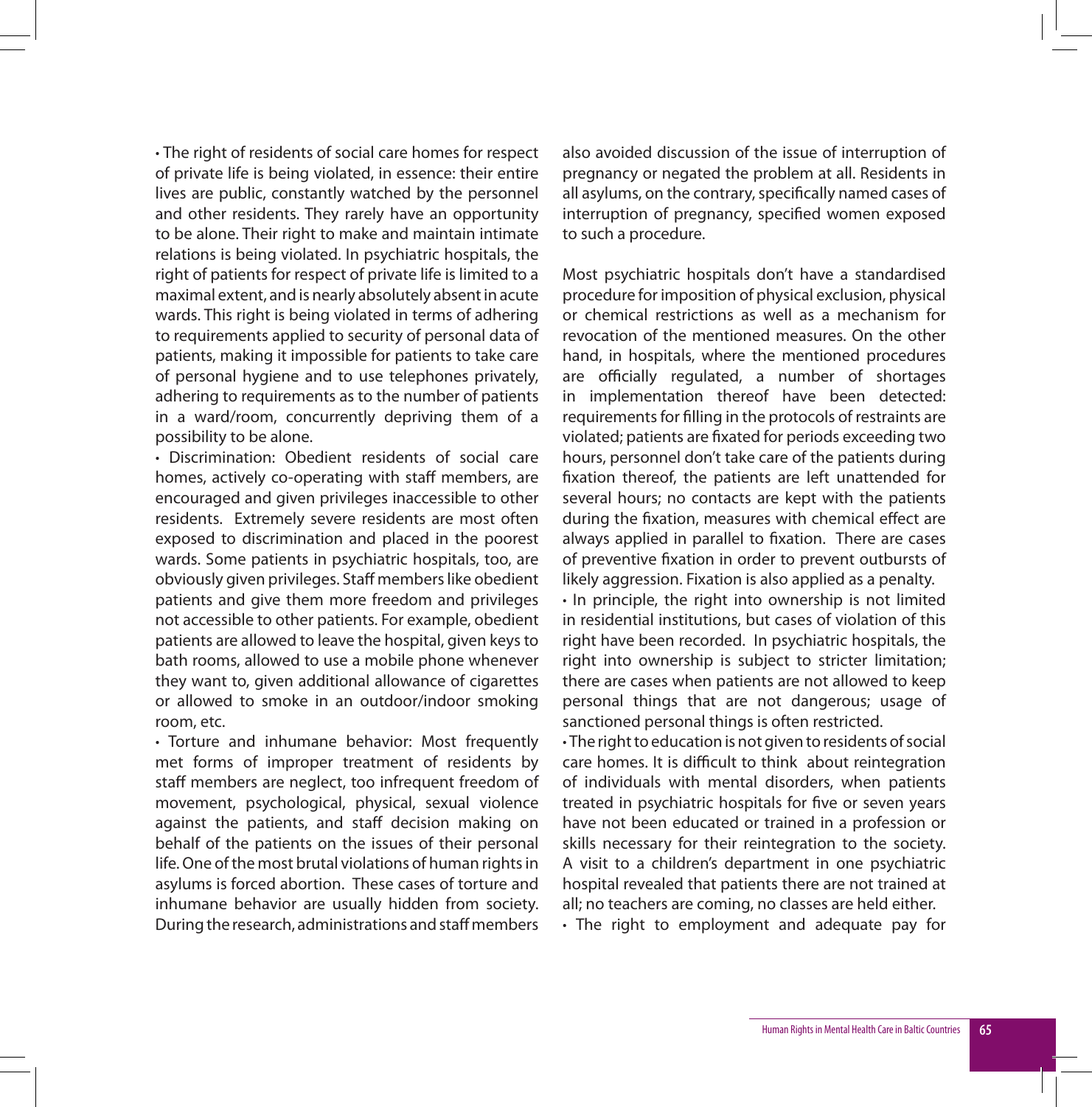• The right of residents of social care homes for respect of private life is being violated, in essence: their entire lives are public, constantly watched by the personnel and other residents. They rarely have an opportunity to be alone. Their right to make and maintain intimate relations is being violated. In psychiatric hospitals, the right of patients for respect of private life is limited to a maximal extent, and is nearly absolutely absent in acute wards. This right is being violated in terms of adhering to requirements applied to security of personal data of patients, making it impossible for patients to take care of personal hygiene and to use telephones privately, adhering to requirements as to the number of patients in a ward/room, concurrently depriving them of a possibility to be alone.

• Discrimination: Obedient residents of social care homes, actively co-operating with staff members, are encouraged and given privileges inaccessible to other residents. Extremely severe residents are most often exposed to discrimination and placed in the poorest wards. Some patients in psychiatric hospitals, too, are obviously given privileges. Staff members like obedient patients and give them more freedom and privileges not accessible to other patients. For example, obedient patients are allowed to leave the hospital, given keys to bath rooms, allowed to use a mobile phone whenever they want to, given additional allowance of cigarettes or allowed to smoke in an outdoor/indoor smoking room, etc.

• Torture and inhumane behavior: Most frequently met forms of improper treatment of residents by staff members are neglect, too infrequent freedom of movement, psychological, physical, sexual violence against the patients, and staff decision making on behalf of the patients on the issues of their personal life. One of the most brutal violations of human rights in asylums is forced abortion. These cases of torture and inhumane behavior are usually hidden from society. During the research, administrations and staff members also avoided discussion of the issue of interruption of pregnancy or negated the problem at all. Residents in all asylums, on the contrary, specifically named cases of interruption of pregnancy, specified women exposed to such a procedure.

Most psychiatric hospitals don't have a standardised procedure for imposition of physical exclusion, physical or chemical restrictions as well as a mechanism for revocation of the mentioned measures. On the other hand, in hospitals, where the mentioned procedures are officially regulated, a number of shortages in implementation thereof have been detected: requirements for filling in the protocols of restraints are violated; patients are fixated for periods exceeding two hours, personnel don't take care of the patients during fixation thereof, the patients are left unattended for several hours; no contacts are kept with the patients during the fixation, measures with chemical effect are always applied in parallel to fixation. There are cases of preventive fixation in order to prevent outbursts of likely aggression. Fixation is also applied as a penalty.

• In principle, the right into ownership is not limited in residential institutions, but cases of violation of this right have been recorded. In psychiatric hospitals, the right into ownership is subject to stricter limitation; there are cases when patients are not allowed to keep personal things that are not dangerous; usage of sanctioned personal things is often restricted.

• The right to education is not given to residents of social care homes. It is difficult to think about reintegration of individuals with mental disorders, when patients treated in psychiatric hospitals for five or seven years have not been educated or trained in a profession or skills necessary for their reintegration to the society. A visit to a children's department in one psychiatric hospital revealed that patients there are not trained at all; no teachers are coming, no classes are held either.

• The right to employment and adequate pay for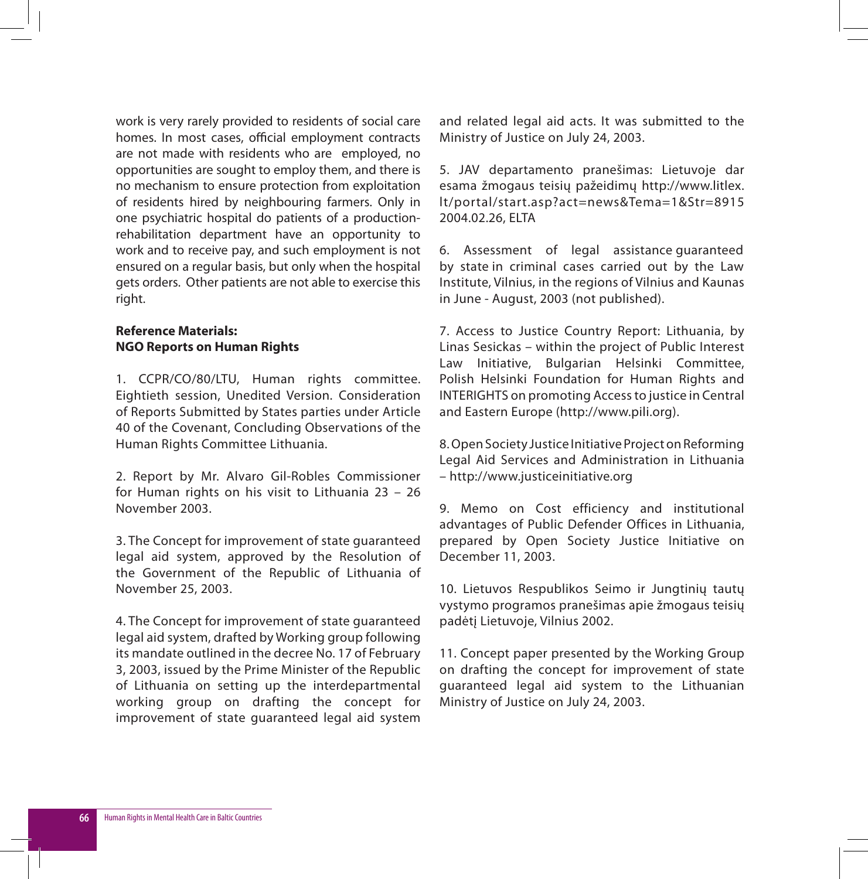work is very rarely provided to residents of social care homes. In most cases, official employment contracts are not made with residents who are employed, no opportunities are sought to employ them, and there is no mechanism to ensure protection from exploitation of residents hired by neighbouring farmers. Only in one psychiatric hospital do patients of a production-rehabilitation department have an opportunity to work and to receive pay, and such employment is not ensured on a regular basis, but only when the hospital gets orders. Other patients are not able to exercise this right.

**Reference Materials:**
**NGO Reports on Human Rights**

1. CCPR/CO/80/LTU, Human rights committee. Eightieth session, Unedited Version. Consideration of Reports Submitted by States parties under Article 40 of the Covenant, Concluding Observations of the Human Rights Committee Lithuania.

2. Report by Mr. Alvaro Gil-Robles Commissioner for Human rights on his visit to Lithuania 23 – 26 November 2003.

3. The Concept for improvement of state guaranteed legal aid system, approved by the Resolution of the Government of the Republic of Lithuania of November 25, 2003.

4. The Concept for improvement of state guaranteed legal aid system, drafted by Working group following its mandate outlined in the decree No. 17 of February 3, 2003, issued by the Prime Minister of the Republic of Lithuania on setting up the interdepartmental working group on drafting the concept for improvement of state guaranteed legal aid system and related legal aid acts. It was submitted to the Ministry of Justice on July 24, 2003.

5. JAV departamento pranešimas: Lietuvoje dar esama žmogaus teisių pažeidimų http://www.litlex.lt/portal/start.asp?act=news&Tema=1&Str=8915 2004.02.26, ELTA

6. Assessment of legal assistance guaranteed by state in criminal cases carried out by the Law Institute, Vilnius, in the regions of Vilnius and Kaunas in June - August, 2003 (not published).

7. Access to Justice Country Report: Lithuania, by Linas Sesickas – within the project of Public Interest Law Initiative, Bulgarian Helsinki Committee, Polish Helsinki Foundation for Human Rights and INTERIGHTS on promoting Access to justice in Central and Eastern Europe (http://www.pili.org).

8. Open Society Justice Initiative Project on Reforming Legal Aid Services and Administration in Lithuania – http://www.justiceinitiative.org

9. Memo on Cost efficiency and institutional advantages of Public Defender Offices in Lithuania, prepared by Open Society Justice Initiative on December 11, 2003.

10. Lietuvos Respublikos Seimo ir Jungtinių tautų vystymo programos pranešimas apie žmogaus teisių padėtį Lietuvoje, Vilnius 2002.

11. Concept paper presented by the Working Group on drafting the concept for improvement of state guaranteed legal aid system to the Lithuanian Ministry of Justice on July 24, 2003.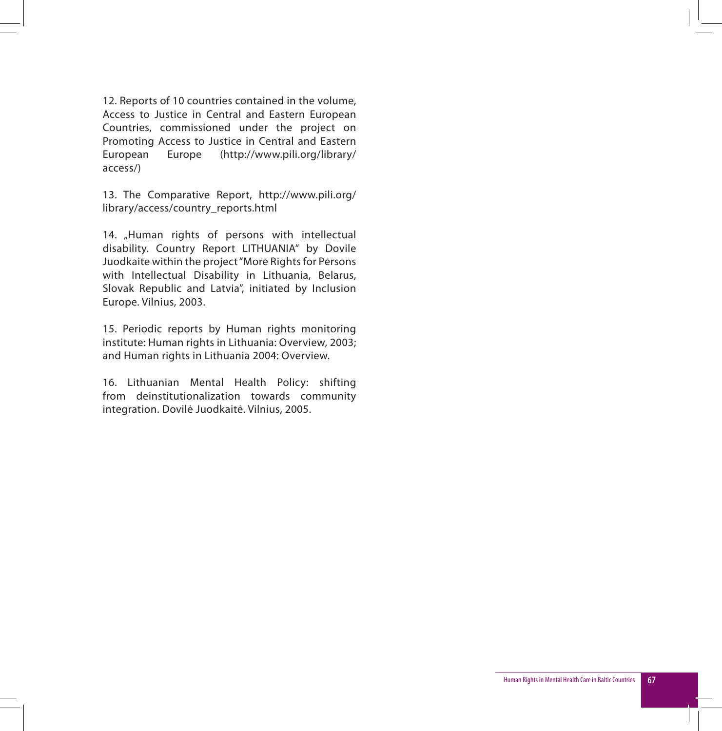12. Reports of 10 countries contained in the volume, Access to Justice in Central and Eastern European Countries, commissioned under the project on Promoting Access to Justice in Central and Eastern European Europe (http://www.pili.org/library/access/)

13. The Comparative Report, http://www.pili.org/library/access/country_reports.html

14. „Human rights of persons with intellectual disability. Country Report LITHUANIA" by Dovile Juodkaite within the project "More Rights for Persons with Intellectual Disability in Lithuania, Belarus, Slovak Republic and Latvia", initiated by Inclusion Europe. Vilnius, 2003.

15. Periodic reports by Human rights monitoring institute: Human rights in Lithuania: Overview, 2003; and Human rights in Lithuania 2004: Overview.

16. Lithuanian Mental Health Policy: shifting from deinstitutionalization towards community integration. Dovilė Juodkaitė. Vilnius, 2005.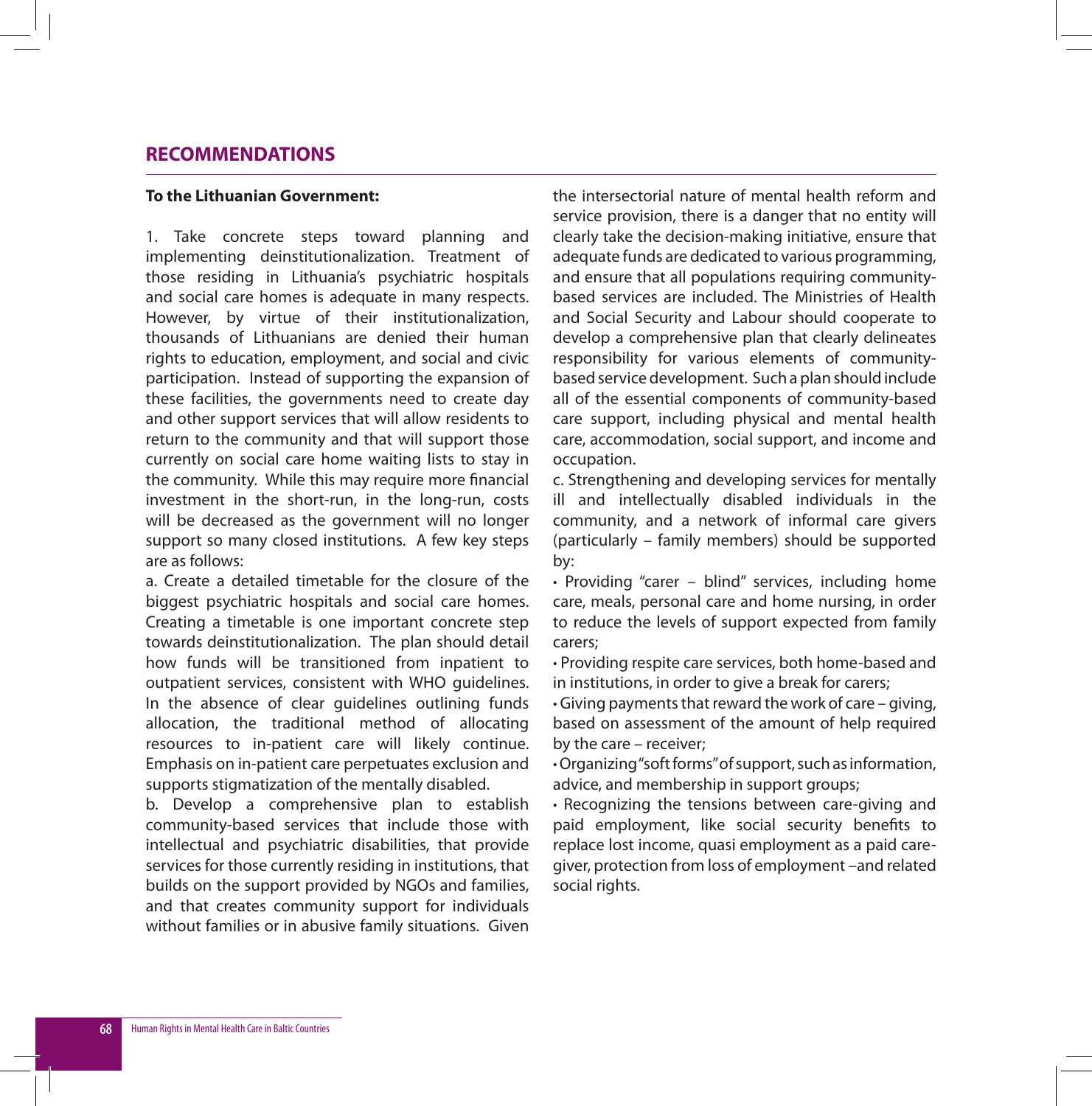## RECOMMENDATIONS

**To the Lithuanian Government:**

1. Take concrete steps toward planning and implementing deinstitutionalization. Treatment of those residing in Lithuania's psychiatric hospitals and social care homes is adequate in many respects. However, by virtue of their institutionalization, thousands of Lithuanians are denied their human rights to education, employment, and social and civic participation. Instead of supporting the expansion of these facilities, the governments need to create day and other support services that will allow residents to return to the community and that will support those currently on social care home waiting lists to stay in the community. While this may require more financial investment in the short-run, in the long-run, costs will be decreased as the government will no longer support so many closed institutions. A few key steps are as follows:

a. Create a detailed timetable for the closure of the biggest psychiatric hospitals and social care homes. Creating a timetable is one important concrete step towards deinstitutionalization. The plan should detail how funds will be transitioned from inpatient to outpatient services, consistent with WHO guidelines. In the absence of clear guidelines outlining funds allocation, the traditional method of allocating resources to in-patient care will likely continue. Emphasis on in-patient care perpetuates exclusion and supports stigmatization of the mentally disabled.

b. Develop a comprehensive plan to establish community-based services that include those with intellectual and psychiatric disabilities, that provide services for those currently residing in institutions, that builds on the support provided by NGOs and families, and that creates community support for individuals without families or in abusive family situations. Given the intersectorial nature of mental health reform and service provision, there is a danger that no entity will clearly take the decision-making initiative, ensure that adequate funds are dedicated to various programming, and ensure that all populations requiring community-based services are included. The Ministries of Health and Social Security and Labour should cooperate to develop a comprehensive plan that clearly delineates responsibility for various elements of community-based service development. Such a plan should include all of the essential components of community-based care support, including physical and mental health care, accommodation, social support, and income and occupation.

c. Strengthening and developing services for mentally ill and intellectually disabled individuals in the community, and a network of informal care givers (particularly – family members) should be supported by:

- Providing "carer – blind" services, including home care, meals, personal care and home nursing, in order to reduce the levels of support expected from family carers;
- Providing respite care services, both home-based and in institutions, in order to give a break for carers;
- Giving payments that reward the work of care – giving, based on assessment of the amount of help required by the care – receiver;
- Organizing "soft forms" of support, such as information, advice, and membership in support groups;
- Recognizing the tensions between care-giving and paid employment, like social security benefits to replace lost income, quasi employment as a paid care-giver, protection from loss of employment –and related social rights.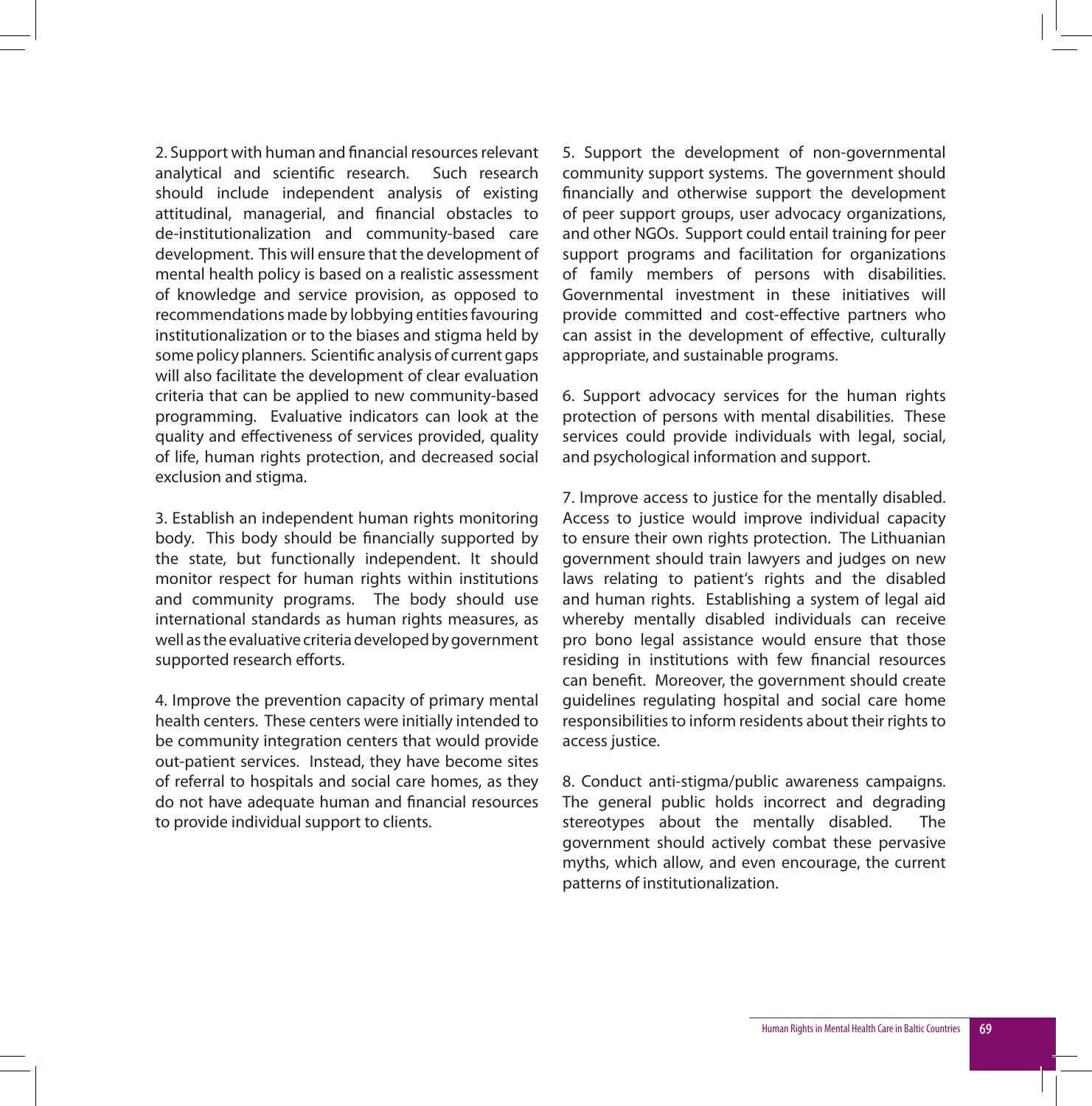2. Support with human and financial resources relevant analytical and scientific research. Such research should include independent analysis of existing attitudinal, managerial, and financial obstacles to de-institutionalization and community-based care development. This will ensure that the development of mental health policy is based on a realistic assessment of knowledge and service provision, as opposed to recommendations made by lobbying entities favouring institutionalization or to the biases and stigma held by some policy planners. Scientific analysis of current gaps will also facilitate the development of clear evaluation criteria that can be applied to new community-based programming. Evaluative indicators can look at the quality and effectiveness of services provided, quality of life, human rights protection, and decreased social exclusion and stigma.

3. Establish an independent human rights monitoring body. This body should be financially supported by the state, but functionally independent. It should monitor respect for human rights within institutions and community programs. The body should use international standards as human rights measures, as well as the evaluative criteria developed by government supported research efforts.

4. Improve the prevention capacity of primary mental health centers. These centers were initially intended to be community integration centers that would provide out-patient services. Instead, they have become sites of referral to hospitals and social care homes, as they do not have adequate human and financial resources to provide individual support to clients.

5. Support the development of non-governmental community support systems. The government should financially and otherwise support the development of peer support groups, user advocacy organizations, and other NGOs. Support could entail training for peer support programs and facilitation for organizations of family members of persons with disabilities. Governmental investment in these initiatives will provide committed and cost-effective partners who can assist in the development of effective, culturally appropriate, and sustainable programs.

6. Support advocacy services for the human rights protection of persons with mental disabilities. These services could provide individuals with legal, social, and psychological information and support.

7. Improve access to justice for the mentally disabled. Access to justice would improve individual capacity to ensure their own rights protection. The Lithuanian government should train lawyers and judges on new laws relating to patient's rights and the disabled and human rights. Establishing a system of legal aid whereby mentally disabled individuals can receive pro bono legal assistance would ensure that those residing in institutions with few financial resources can benefit. Moreover, the government should create guidelines regulating hospital and social care home responsibilities to inform residents about their rights to access justice.

8. Conduct anti-stigma/public awareness campaigns. The general public holds incorrect and degrading stereotypes about the mentally disabled. The government should actively combat these pervasive myths, which allow, and even encourage, the current patterns of institutionalization.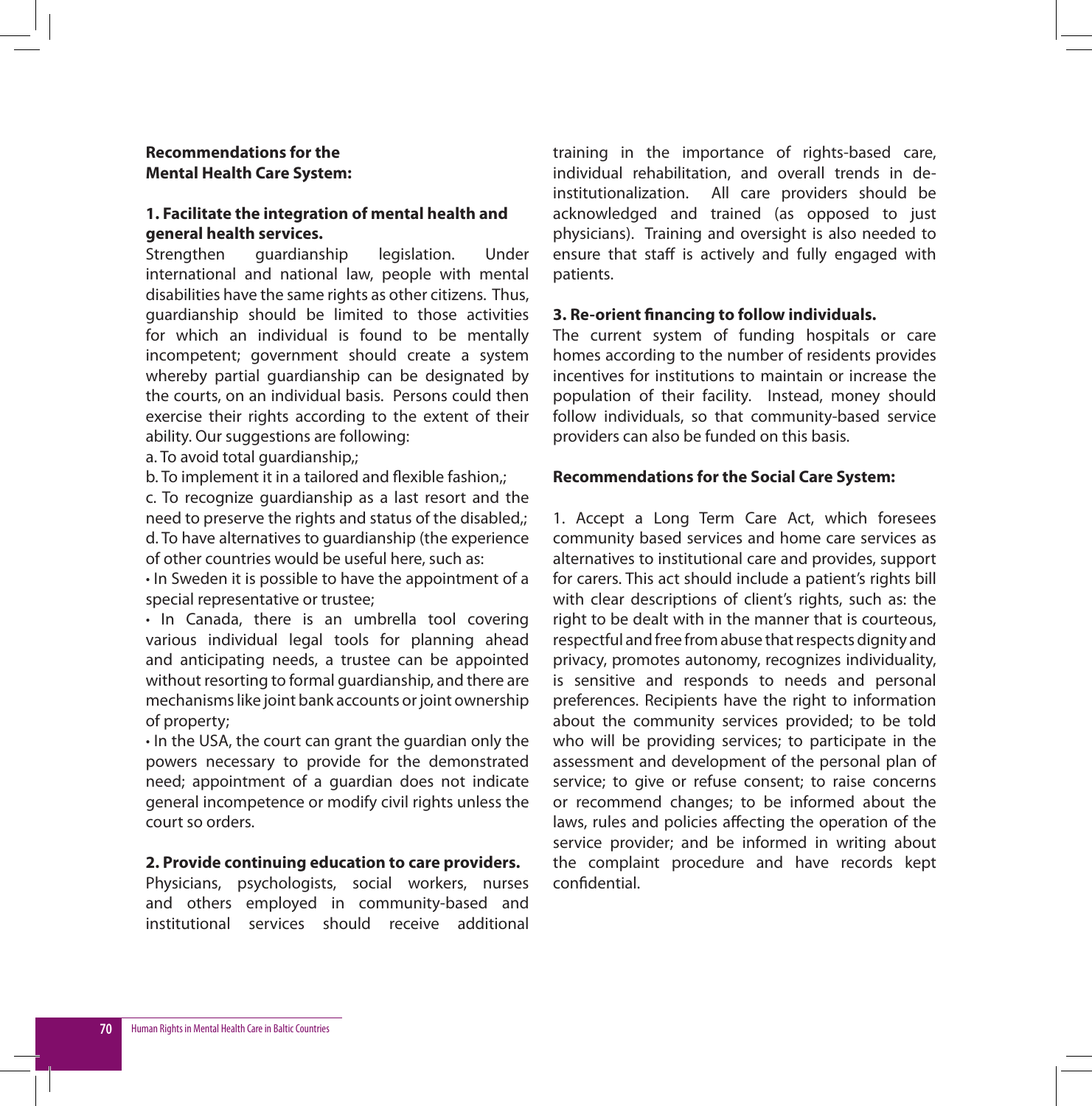**Recommendations for the Mental Health Care System:**

**1. Facilitate the integration of mental health and general health services.**

Strengthen guardianship legislation. Under international and national law, people with mental disabilities have the same rights as other citizens. Thus, guardianship should be limited to those activities for which an individual is found to be mentally incompetent; government should create a system whereby partial guardianship can be designated by the courts, on an individual basis. Persons could then exercise their rights according to the extent of their ability. Our suggestions are following:

a. To avoid total guardianship,;

b. To implement it in a tailored and flexible fashion,;

c. To recognize guardianship as a last resort and the need to preserve the rights and status of the disabled,;

d. To have alternatives to guardianship (the experience of other countries would be useful here, such as:

- In Sweden it is possible to have the appointment of a special representative or trustee;
- In Canada, there is an umbrella tool covering various individual legal tools for planning ahead and anticipating needs, a trustee can be appointed without resorting to formal guardianship, and there are mechanisms like joint bank accounts or joint ownership of property;
- In the USA, the court can grant the guardian only the powers necessary to provide for the demonstrated need; appointment of a guardian does not indicate general incompetence or modify civil rights unless the court so orders.

**2. Provide continuing education to care providers.**

Physicians, psychologists, social workers, nurses and others employed in community-based and institutional services should receive additional training in the importance of rights-based care, individual rehabilitation, and overall trends in de-institutionalization. All care providers should be acknowledged and trained (as opposed to just physicians). Training and oversight is also needed to ensure that staff is actively and fully engaged with patients.

**3. Re-orient financing to follow individuals.**

The current system of funding hospitals or care homes according to the number of residents provides incentives for institutions to maintain or increase the population of their facility. Instead, money should follow individuals, so that community-based service providers can also be funded on this basis.

**Recommendations for the Social Care System:**

1. Accept a Long Term Care Act, which foresees community based services and home care services as alternatives to institutional care and provides, support for carers. This act should include a patient's rights bill with clear descriptions of client's rights, such as: the right to be dealt with in the manner that is courteous, respectful and free from abuse that respects dignity and privacy, promotes autonomy, recognizes individuality, is sensitive and responds to needs and personal preferences. Recipients have the right to information about the community services provided; to be told who will be providing services; to participate in the assessment and development of the personal plan of service; to give or refuse consent; to raise concerns or recommend changes; to be informed about the laws, rules and policies affecting the operation of the service provider; and be informed in writing about the complaint procedure and have records kept confidential.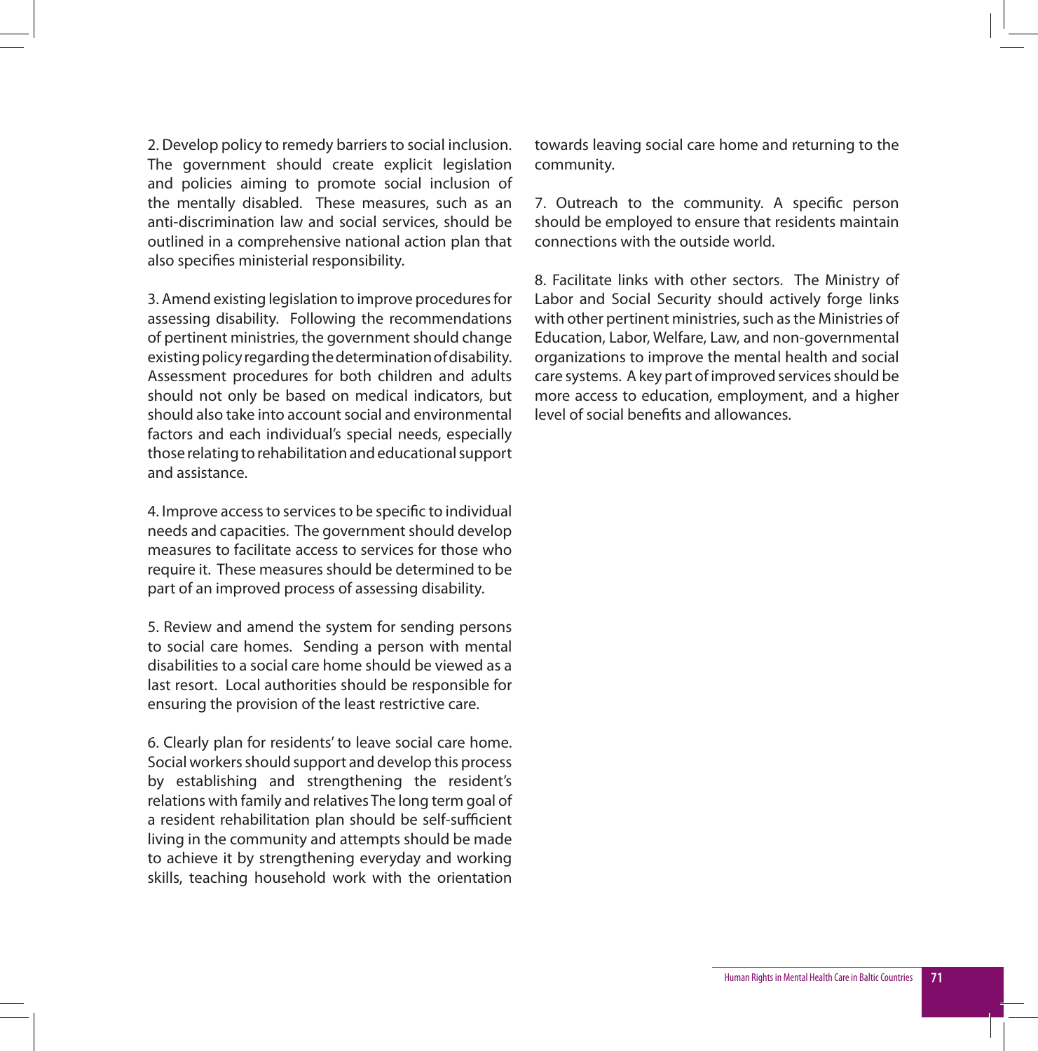2. Develop policy to remedy barriers to social inclusion. The government should create explicit legislation and policies aiming to promote social inclusion of the mentally disabled. These measures, such as an anti-discrimination law and social services, should be outlined in a comprehensive national action plan that also specifies ministerial responsibility.

3. Amend existing legislation to improve procedures for assessing disability. Following the recommendations of pertinent ministries, the government should change existing policy regarding the determination of disability. Assessment procedures for both children and adults should not only be based on medical indicators, but should also take into account social and environmental factors and each individual's special needs, especially those relating to rehabilitation and educational support and assistance.

4. Improve access to services to be specific to individual needs and capacities. The government should develop measures to facilitate access to services for those who require it. These measures should be determined to be part of an improved process of assessing disability.

5. Review and amend the system for sending persons to social care homes. Sending a person with mental disabilities to a social care home should be viewed as a last resort. Local authorities should be responsible for ensuring the provision of the least restrictive care.

6. Clearly plan for residents' to leave social care home. Social workers should support and develop this process by establishing and strengthening the resident's relations with family and relatives The long term goal of a resident rehabilitation plan should be self-sufficient living in the community and attempts should be made to achieve it by strengthening everyday and working skills, teaching household work with the orientation towards leaving social care home and returning to the community.

7. Outreach to the community. A specific person should be employed to ensure that residents maintain connections with the outside world.

8. Facilitate links with other sectors. The Ministry of Labor and Social Security should actively forge links with other pertinent ministries, such as the Ministries of Education, Labor, Welfare, Law, and non-governmental organizations to improve the mental health and social care systems. A key part of improved services should be more access to education, employment, and a higher level of social benefits and allowances.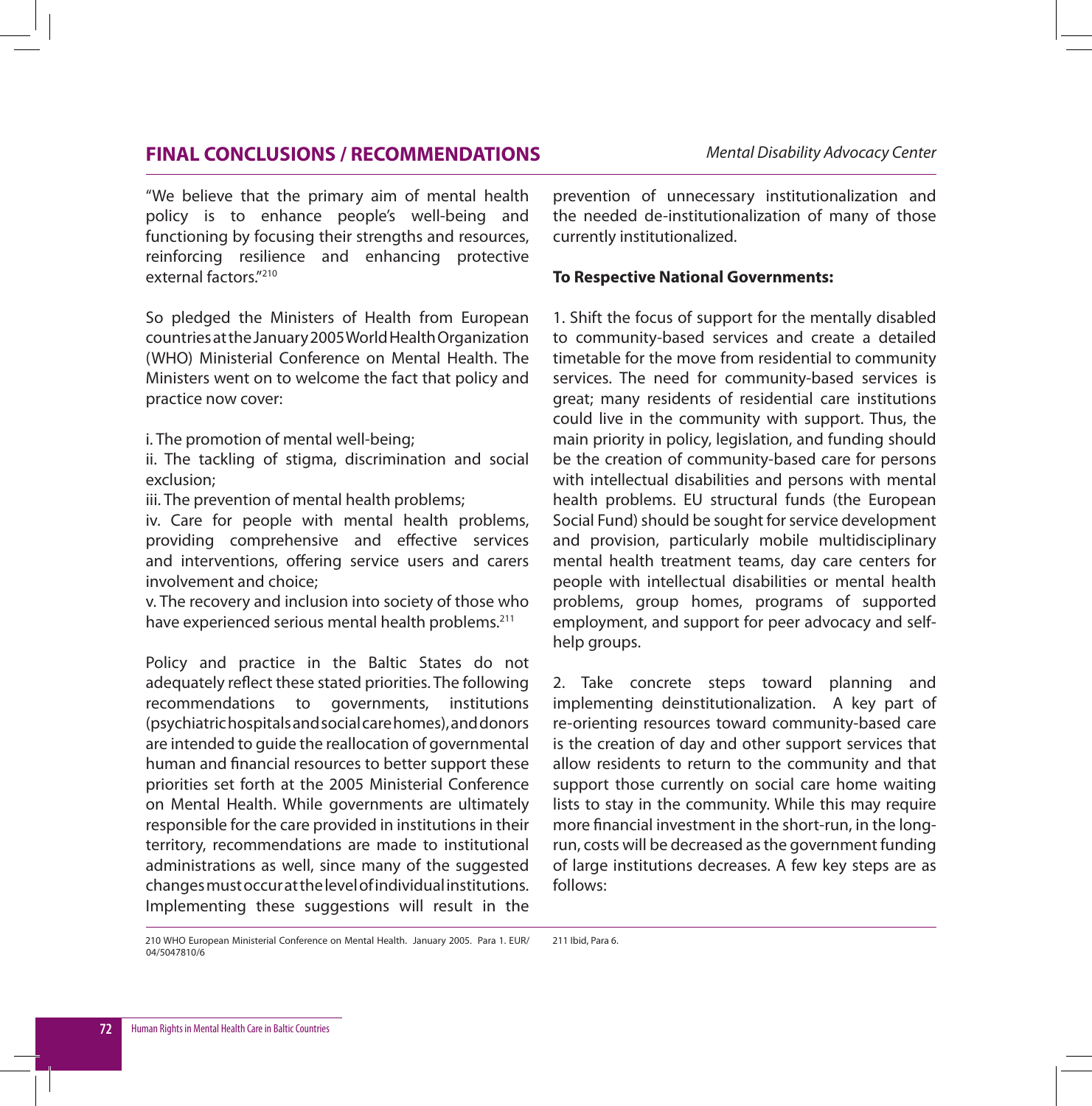## FINAL CONCLUSIONS / RECOMMENDATIONS

"We believe that the primary aim of mental health policy is to enhance people's well-being and functioning by focusing their strengths and resources, reinforcing resilience and enhancing protective external factors."[210]

So pledged the Ministers of Health from European countries at the January 2005 World Health Organization (WHO) Ministerial Conference on Mental Health. The Ministers went on to welcome the fact that policy and practice now cover:

i. The promotion of mental well-being;
ii. The tackling of stigma, discrimination and social exclusion;
iii. The prevention of mental health problems;
iv. Care for people with mental health problems, providing comprehensive and effective services and interventions, offering service users and carers involvement and choice;
v. The recovery and inclusion into society of those who have experienced serious mental health problems.[211]

Policy and practice in the Baltic States do not adequately reflect these stated priorities. The following recommendations to governments, institutions (psychiatric hospitals and social care homes), and donors are intended to guide the reallocation of governmental human and financial resources to better support these priorities set forth at the 2005 Ministerial Conference on Mental Health. While governments are ultimately responsible for the care provided in institutions in their territory, recommendations are made to institutional administrations as well, since many of the suggested changes must occur at the level of individual institutions. Implementing these suggestions will result in the prevention of unnecessary institutionalization and the needed de-institutionalization of many of those currently institutionalized.

**To Respective National Governments:**

1. Shift the focus of support for the mentally disabled to community-based services and create a detailed timetable for the move from residential to community services. The need for community-based services is great; many residents of residential care institutions could live in the community with support. Thus, the main priority in policy, legislation, and funding should be the creation of community-based care for persons with intellectual disabilities and persons with mental health problems. EU structural funds (the European Social Fund) should be sought for service development and provision, particularly mobile multidisciplinary mental health treatment teams, day care centers for people with intellectual disabilities or mental health problems, group homes, programs of supported employment, and support for peer advocacy and self-help groups.

2. Take concrete steps toward planning and implementing deinstitutionalization. A key part of re-orienting resources toward community-based care is the creation of day and other support services that allow residents to return to the community and that support those currently on social care home waiting lists to stay in the community. While this may require more financial investment in the short-run, in the long-run, costs will be decreased as the government funding of large institutions decreases. A few key steps are as follows:

---

210 WHO European Ministerial Conference on Mental Health. January 2005. Para 1. EUR/04/5047810/6

211 Ibid, Para 6.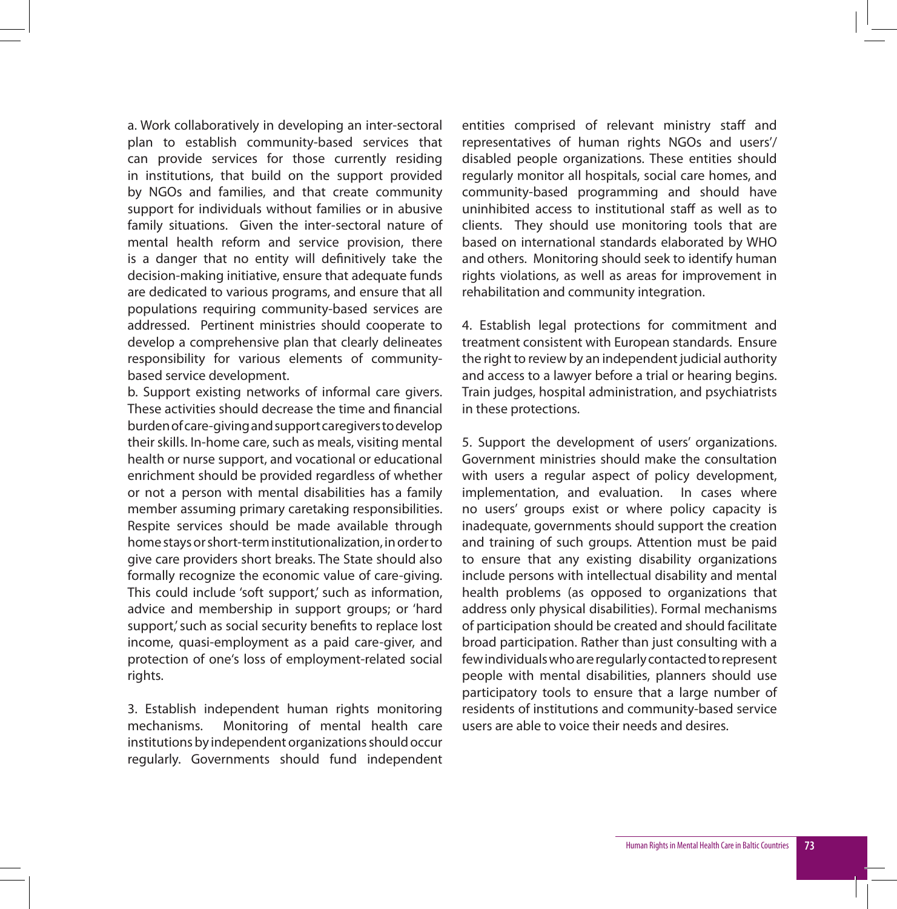a. Work collaboratively in developing an inter-sectoral plan to establish community-based services that can provide services for those currently residing in institutions, that build on the support provided by NGOs and families, and that create community support for individuals without families or in abusive family situations. Given the inter-sectoral nature of mental health reform and service provision, there is a danger that no entity will definitively take the decision-making initiative, ensure that adequate funds are dedicated to various programs, and ensure that all populations requiring community-based services are addressed. Pertinent ministries should cooperate to develop a comprehensive plan that clearly delineates responsibility for various elements of community-based service development.

b. Support existing networks of informal care givers. These activities should decrease the time and financial burden of care-giving and support caregivers to develop their skills. In-home care, such as meals, visiting mental health or nurse support, and vocational or educational enrichment should be provided regardless of whether or not a person with mental disabilities has a family member assuming primary caretaking responsibilities. Respite services should be made available through home stays or short-term institutionalization, in order to give care providers short breaks. The State should also formally recognize the economic value of care-giving. This could include 'soft support,' such as information, advice and membership in support groups; or 'hard support,' such as social security benefits to replace lost income, quasi-employment as a paid care-giver, and protection of one's loss of employment-related social rights.

3. Establish independent human rights monitoring mechanisms. Monitoring of mental health care institutions by independent organizations should occur regularly. Governments should fund independent entities comprised of relevant ministry staff and representatives of human rights NGOs and users'/disabled people organizations. These entities should regularly monitor all hospitals, social care homes, and community-based programming and should have uninhibited access to institutional staff as well as to clients. They should use monitoring tools that are based on international standards elaborated by WHO and others. Monitoring should seek to identify human rights violations, as well as areas for improvement in rehabilitation and community integration.

4. Establish legal protections for commitment and treatment consistent with European standards. Ensure the right to review by an independent judicial authority and access to a lawyer before a trial or hearing begins. Train judges, hospital administration, and psychiatrists in these protections.

5. Support the development of users' organizations. Government ministries should make the consultation with users a regular aspect of policy development, implementation, and evaluation. In cases where no users' groups exist or where policy capacity is inadequate, governments should support the creation and training of such groups. Attention must be paid to ensure that any existing disability organizations include persons with intellectual disability and mental health problems (as opposed to organizations that address only physical disabilities). Formal mechanisms of participation should be created and should facilitate broad participation. Rather than just consulting with a few individuals who are regularly contacted to represent people with mental disabilities, planners should use participatory tools to ensure that a large number of residents of institutions and community-based service users are able to voice their needs and desires.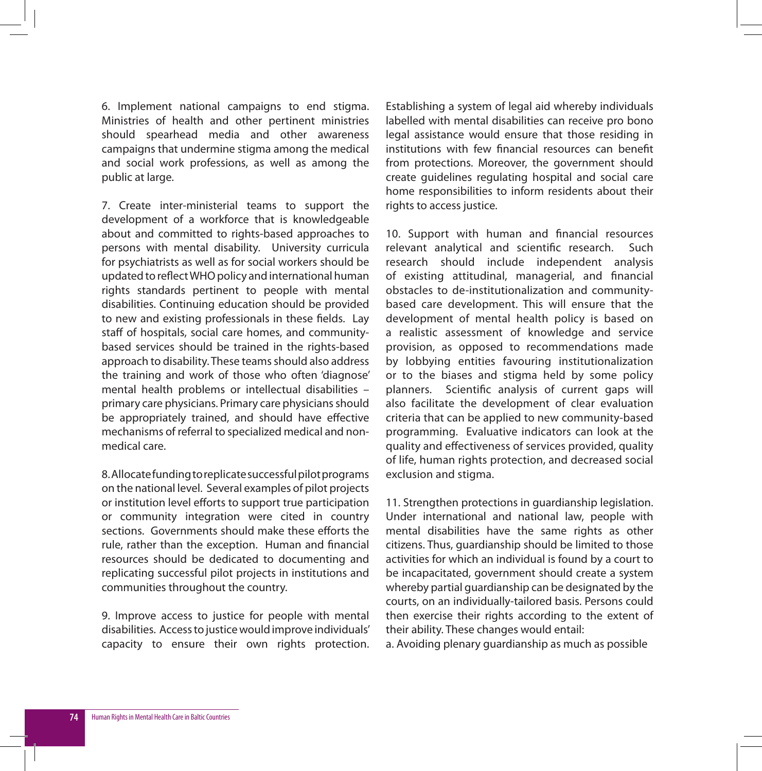6. Implement national campaigns to end stigma. Ministries of health and other pertinent ministries should spearhead media and other awareness campaigns that undermine stigma among the medical and social work professions, as well as among the public at large.

7. Create inter-ministerial teams to support the development of a workforce that is knowledgeable about and committed to rights-based approaches to persons with mental disability. University curricula for psychiatrists as well as for social workers should be updated to reflect WHO policy and international human rights standards pertinent to people with mental disabilities. Continuing education should be provided to new and existing professionals in these fields. Lay staff of hospitals, social care homes, and community-based services should be trained in the rights-based approach to disability. These teams should also address the training and work of those who often 'diagnose' mental health problems or intellectual disabilities – primary care physicians. Primary care physicians should be appropriately trained, and should have effective mechanisms of referral to specialized medical and non-medical care.

8. Allocate funding to replicate successful pilot programs on the national level. Several examples of pilot projects or institution level efforts to support true participation or community integration were cited in country sections. Governments should make these efforts the rule, rather than the exception. Human and financial resources should be dedicated to documenting and replicating successful pilot projects in institutions and communities throughout the country.

9. Improve access to justice for people with mental disabilities. Access to justice would improve individuals' capacity to ensure their own rights protection. Establishing a system of legal aid whereby individuals labelled with mental disabilities can receive pro bono legal assistance would ensure that those residing in institutions with few financial resources can benefit from protections. Moreover, the government should create guidelines regulating hospital and social care home responsibilities to inform residents about their rights to access justice.

10. Support with human and financial resources relevant analytical and scientific research. Such research should include independent analysis of existing attitudinal, managerial, and financial obstacles to de-institutionalization and community-based care development. This will ensure that the development of mental health policy is based on a realistic assessment of knowledge and service provision, as opposed to recommendations made by lobbying entities favouring institutionalization or to the biases and stigma held by some policy planners. Scientific analysis of current gaps will also facilitate the development of clear evaluation criteria that can be applied to new community-based programming. Evaluative indicators can look at the quality and effectiveness of services provided, quality of life, human rights protection, and decreased social exclusion and stigma.

11. Strengthen protections in guardianship legislation. Under international and national law, people with mental disabilities have the same rights as other citizens. Thus, guardianship should be limited to those activities for which an individual is found by a court to be incapacitated, government should create a system whereby partial guardianship can be designated by the courts, on an individually-tailored basis. Persons could then exercise their rights according to the extent of their ability. These changes would entail:

a. Avoiding plenary guardianship as much as possible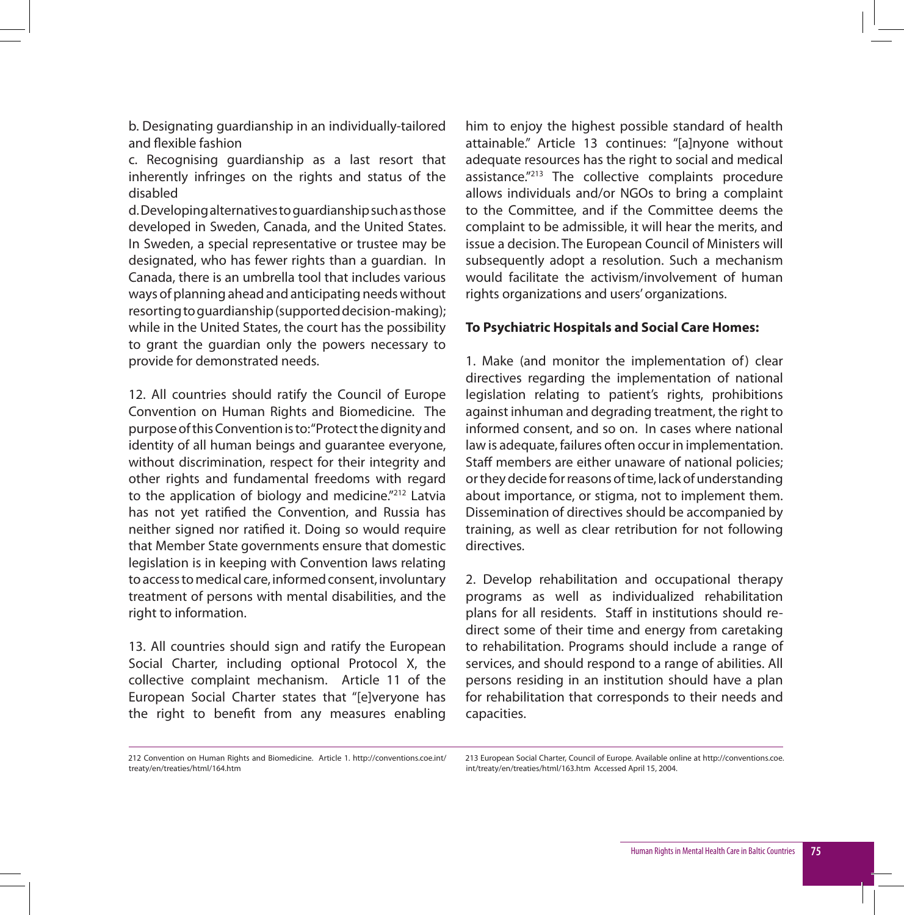b. Designating guardianship in an individually-tailored and flexible fashion

c. Recognising guardianship as a last resort that inherently infringes on the rights and status of the disabled

d. Developing alternatives to guardianship such as those developed in Sweden, Canada, and the United States. In Sweden, a special representative or trustee may be designated, who has fewer rights than a guardian. In Canada, there is an umbrella tool that includes various ways of planning ahead and anticipating needs without resorting to guardianship (supported decision-making); while in the United States, the court has the possibility to grant the guardian only the powers necessary to provide for demonstrated needs.

12. All countries should ratify the Council of Europe Convention on Human Rights and Biomedicine. The purpose of this Convention is to: "Protect the dignity and identity of all human beings and guarantee everyone, without discrimination, respect for their integrity and other rights and fundamental freedoms with regard to the application of biology and medicine."[212] Latvia has not yet ratified the Convention, and Russia has neither signed nor ratified it. Doing so would require that Member State governments ensure that domestic legislation is in keeping with Convention laws relating to access to medical care, informed consent, involuntary treatment of persons with mental disabilities, and the right to information.

13. All countries should sign and ratify the European Social Charter, including optional Protocol X, the collective complaint mechanism. Article 11 of the European Social Charter states that "[e]veryone has the right to benefit from any measures enabling him to enjoy the highest possible standard of health attainable." Article 13 continues: "[a]nyone without adequate resources has the right to social and medical assistance."[213] The collective complaints procedure allows individuals and/or NGOs to bring a complaint to the Committee, and if the Committee deems the complaint to be admissible, it will hear the merits, and issue a decision. The European Council of Ministers will subsequently adopt a resolution. Such a mechanism would facilitate the activism/involvement of human rights organizations and users' organizations.

**To Psychiatric Hospitals and Social Care Homes:**

1. Make (and monitor the implementation of) clear directives regarding the implementation of national legislation relating to patient's rights, prohibitions against inhuman and degrading treatment, the right to informed consent, and so on. In cases where national law is adequate, failures often occur in implementation. Staff members are either unaware of national policies; or they decide for reasons of time, lack of understanding about importance, or stigma, not to implement them. Dissemination of directives should be accompanied by training, as well as clear retribution for not following directives.

2. Develop rehabilitation and occupational therapy programs as well as individualized rehabilitation plans for all residents. Staff in institutions should re-direct some of their time and energy from caretaking to rehabilitation. Programs should include a range of services, and should respond to a range of abilities. All persons residing in an institution should have a plan for rehabilitation that corresponds to their needs and capacities.

---

212 Convention on Human Rights and Biomedicine. Article 1. http://conventions.coe.int/treaty/en/treaties/html/164.htm

213 European Social Charter, Council of Europe. Available online at http://conventions.coe.int/treaty/en/treaties/html/163.htm Accessed April 15, 2004.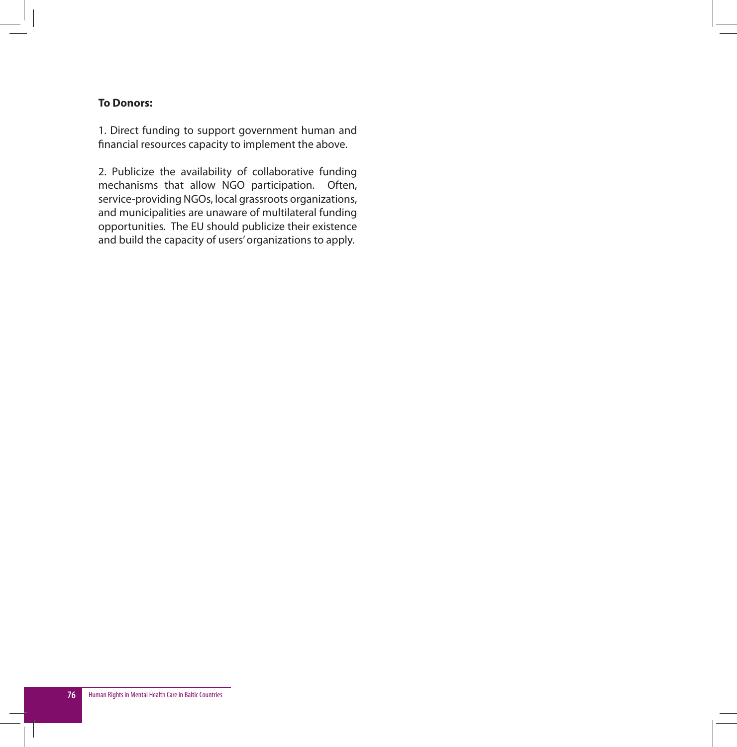**To Donors:**

1. Direct funding to support government human and financial resources capacity to implement the above.

2. Publicize the availability of collaborative funding mechanisms that allow NGO participation. Often, service-providing NGOs, local grassroots organizations, and municipalities are unaware of multilateral funding opportunities. The EU should publicize their existence and build the capacity of users' organizations to apply.